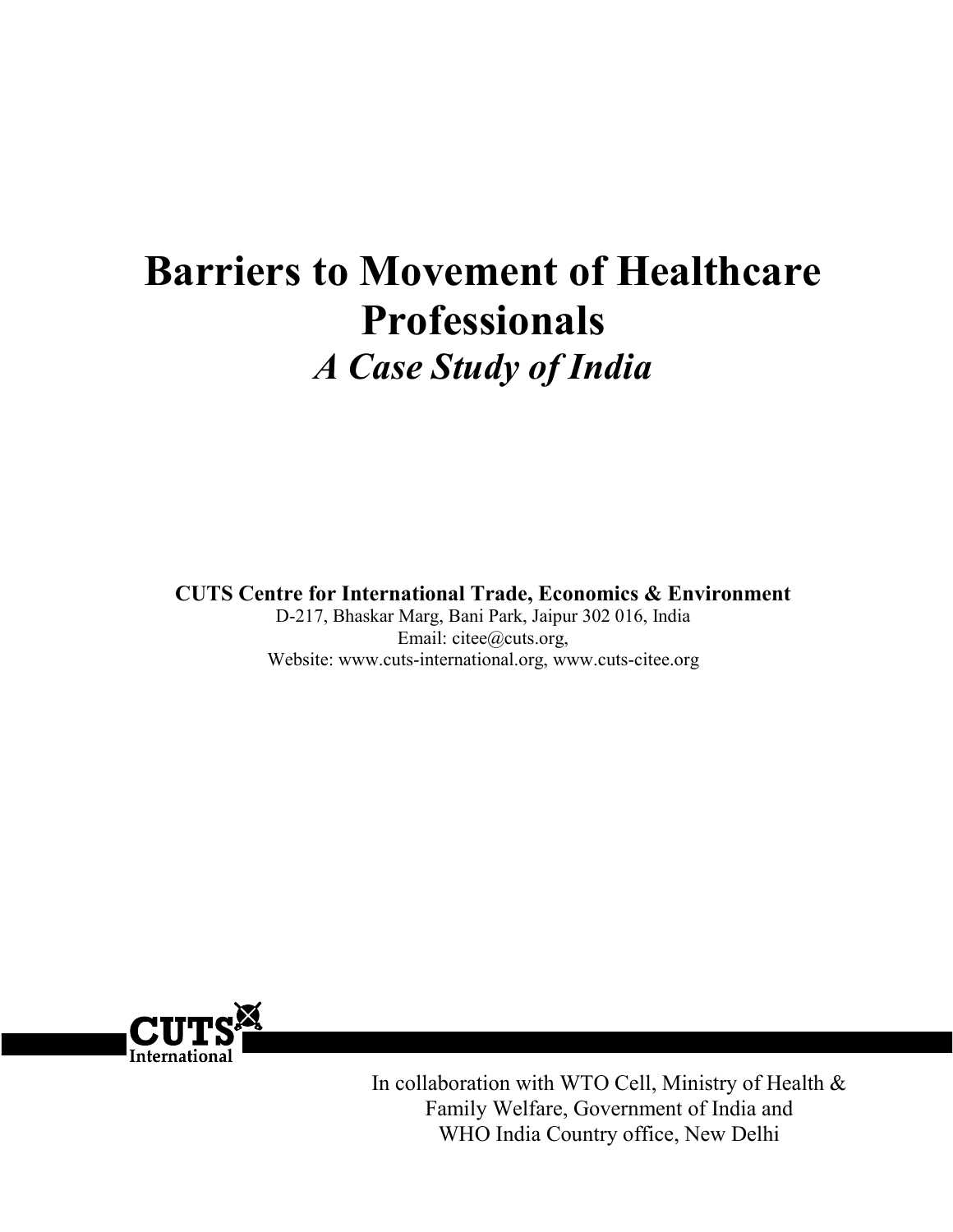# Barriers to Movement of Healthcare Professionals

## *A Case Study of India*

**CUTS Centre for International Trade, Economics & Environment**
D-217, Bhaskar Marg, Bani Park, Jaipur 302 016, India
Email: citee@cuts.org,
Website: www.cuts-international.org, www.cuts-citee.org

CUTS International

In collaboration with WTO Cell, Ministry of Health & Family Welfare, Government of India and WHO India Country office, New Delhi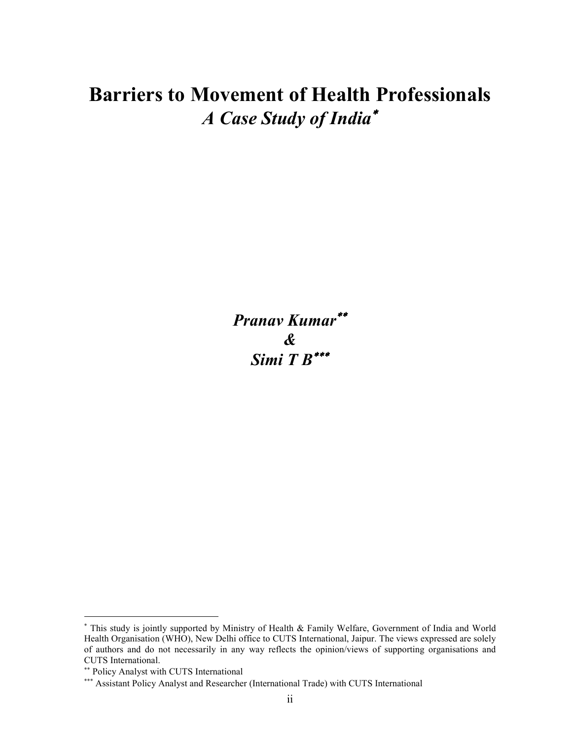# Barriers to Movement of Health Professionals

## *A Case Study of India*[*]

***Pranav Kumar*[**]**

***&***

***Simi T B*[***]**

---

[*] This study is jointly supported by Ministry of Health & Family Welfare, Government of India and World Health Organisation (WHO), New Delhi office to CUTS International, Jaipur. The views expressed are solely of authors and do not necessarily in any way reflects the opinion/views of supporting organisations and CUTS International.

[**] Policy Analyst with CUTS International

[***] Assistant Policy Analyst and Researcher (International Trade) with CUTS International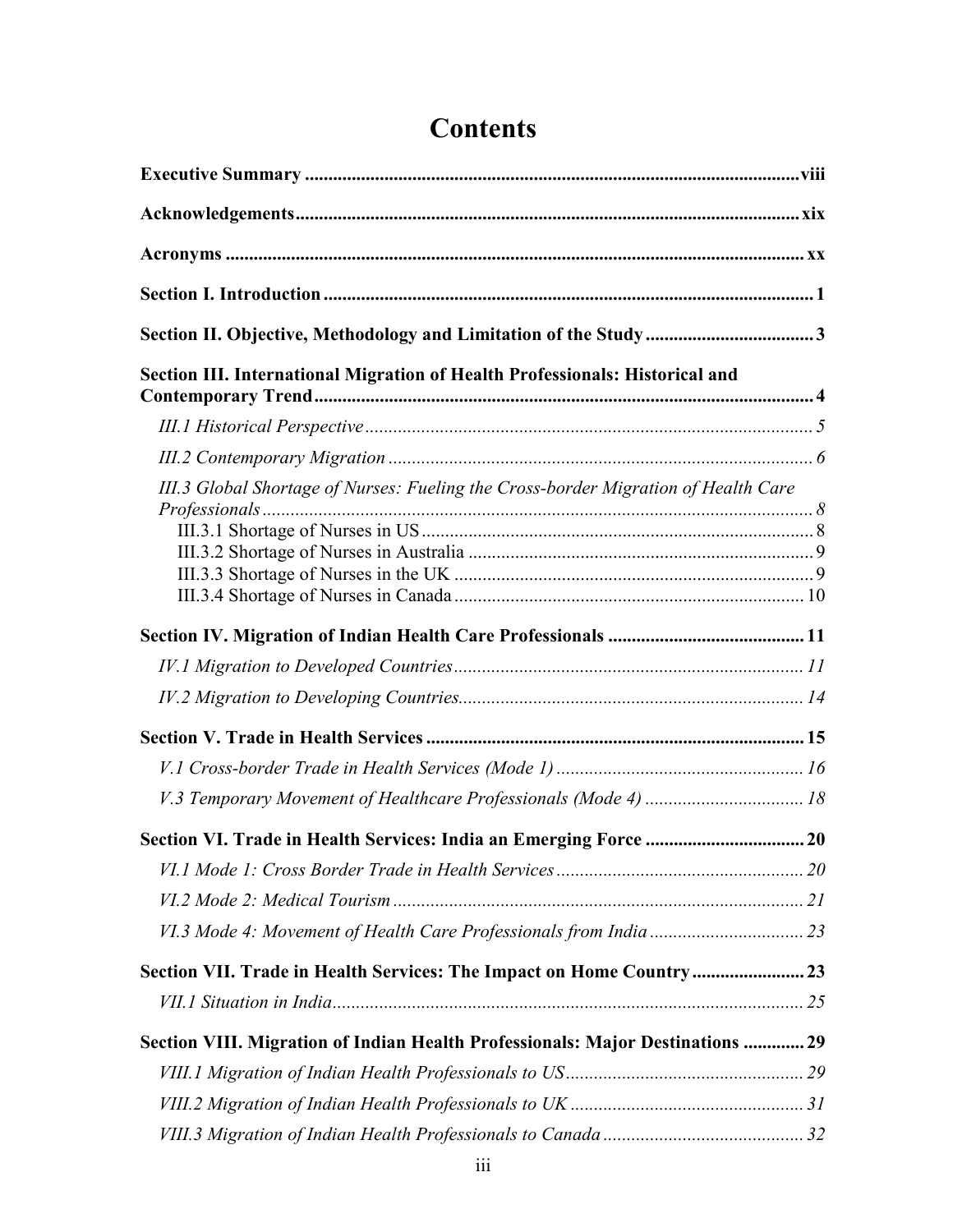# Contents

**Executive Summary** ......... viii

**Acknowledgements** ......... xix

**Acronyms** ......... xx

**Section I. Introduction** ......... 1

**Section II. Objective, Methodology and Limitation of the Study** ......... 3

**Section III. International Migration of Health Professionals: Historical and Contemporary Trend** ......... 4

- *III.1 Historical Perspective* ......... 5
- *III.2 Contemporary Migration* ......... 6
- *III.3 Global Shortage of Nurses: Fueling the Cross-border Migration of Health Care Professionals* ......... 8
  - III.3.1 Shortage of Nurses in US ......... 8
  - III.3.2 Shortage of Nurses in Australia ......... 9
  - III.3.3 Shortage of Nurses in the UK ......... 9
  - III.3.4 Shortage of Nurses in Canada ......... 10

**Section IV. Migration of Indian Health Care Professionals** ......... 11

- *IV.1 Migration to Developed Countries* ......... 11
- *IV.2 Migration to Developing Countries* ......... 14

**Section V. Trade in Health Services** ......... 15

- *V.1 Cross-border Trade in Health Services (Mode 1)* ......... 16
- *V.3 Temporary Movement of Healthcare Professionals (Mode 4)* ......... 18

**Section VI. Trade in Health Services: India an Emerging Force** ......... 20

- *VI.1 Mode 1: Cross Border Trade in Health Services* ......... 20
- *VI.2 Mode 2: Medical Tourism* ......... 21
- *VI.3 Mode 4: Movement of Health Care Professionals from India* ......... 23

**Section VII. Trade in Health Services: The Impact on Home Country** ......... 23

- *VII.1 Situation in India* ......... 25

**Section VIII. Migration of Indian Health Professionals: Major Destinations** ......... 29

- *VIII.1 Migration of Indian Health Professionals to US* ......... 29
- *VIII.2 Migration of Indian Health Professionals to UK* ......... 31
- *VIII.3 Migration of Indian Health Professionals to Canada* ......... 32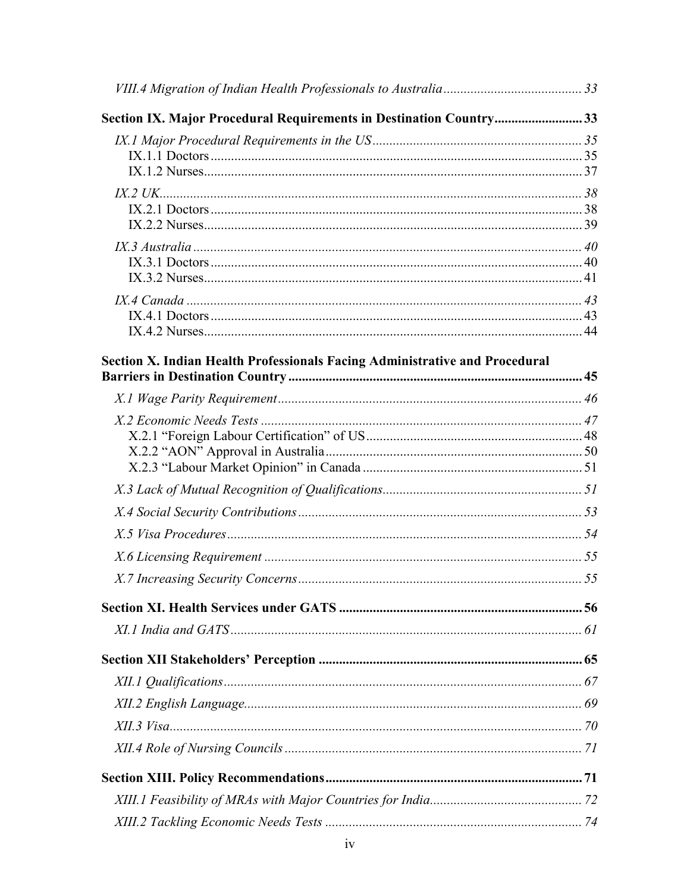*VIII.4 Migration of Indian Health Professionals to Australia* ........................................ 33

**Section IX. Major Procedural Requirements in Destination Country** ......................... 33

*IX.1 Major Procedural Requirements in the US* ............................................................ 35
IX.1.1 Doctors ............................................................................................................ 35
IX.1.2 Nurses.............................................................................................................. 37

*IX.2 UK*.......................................................................................................................... 38
IX.2.1 Doctors ............................................................................................................ 38
IX.2.2 Nurses.............................................................................................................. 39

*IX.3 Australia* ................................................................................................................. 40
IX.3.1 Doctors ............................................................................................................ 40
IX.3.2 Nurses.............................................................................................................. 41

*IX.4 Canada* ................................................................................................................... 43
IX.4.1 Doctors ............................................................................................................ 43
IX.4.2 Nurses.............................................................................................................. 44

**Section X. Indian Health Professionals Facing Administrative and Procedural Barriers in Destination Country** ..................................................................................... 45

*X.1 Wage Parity Requirement* ......................................................................................... 46

*X.2 Economic Needs Tests* .............................................................................................. 47
X.2.1 "Foreign Labour Certification" of US ............................................................... 48
X.2.2 "AON" Approval in Australia ........................................................................... 50
X.2.3 "Labour Market Opinion" in Canada ................................................................ 51

*X.3 Lack of Mutual Recognition of Qualifications*.......................................................... 51

*X.4 Social Security Contributions* ................................................................................... 53

*X.5 Visa Procedures* ........................................................................................................ 54

*X.6 Licensing Requirement* ............................................................................................ 55

*X.7 Increasing Security Concerns* ................................................................................... 55

**Section XI. Health Services under GATS** ...................................................................... 56

*XI.1 India and GATS* ....................................................................................................... 61

**Section XII Stakeholders' Perception** ............................................................................ 65

*XII.1 Qualifications* ......................................................................................................... 67

*XII.2 English Language*.................................................................................................... 69

*XII.3 Visa*.......................................................................................................................... 70

*XII.4 Role of Nursing Councils* ....................................................................................... 71

**Section XIII. Policy Recommendations** .......................................................................... 71

*XIII.1 Feasibility of MRAs with Major Countries for India* ............................................ 72

*XIII.2 Tackling Economic Needs Tests* ........................................................................... 74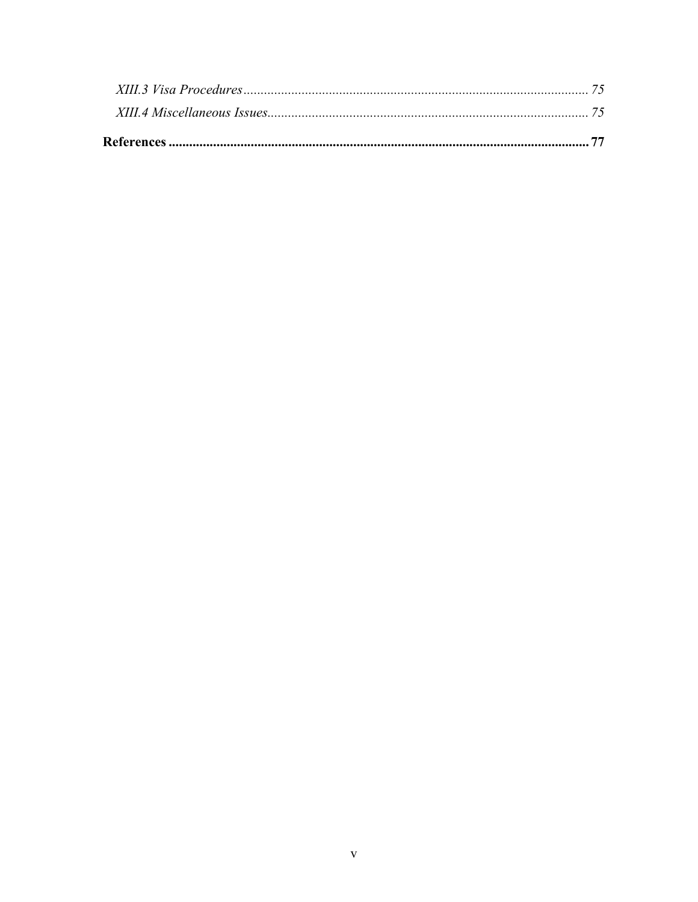*XIII.3 Visa Procedures* ........................................................................................................ 75

*XIII.4 Miscellaneous Issues* ................................................................................................ 75

**References** ............................................................................................................................ **77**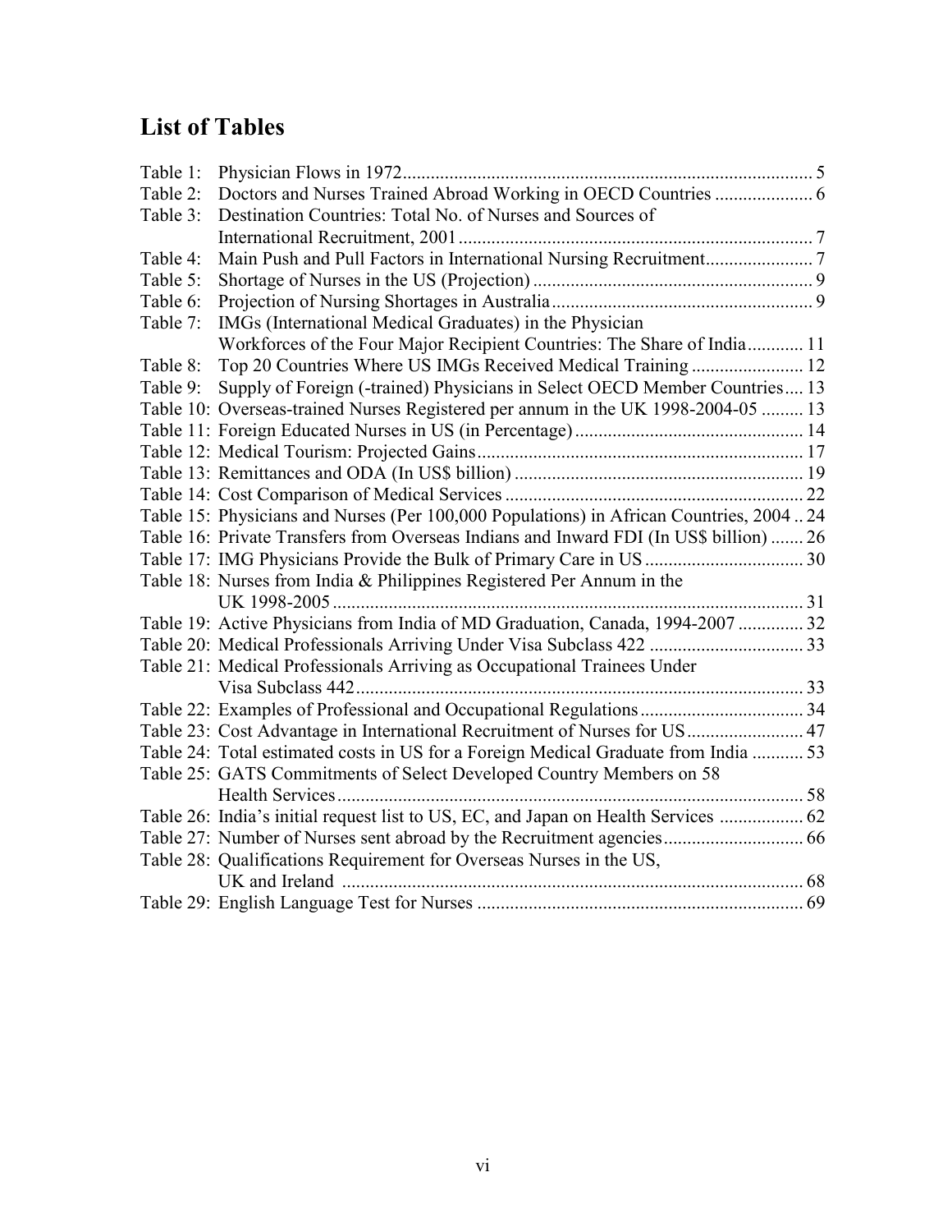## List of Tables

Table 1: Physician Flows in 1972 ........ 5
Table 2: Doctors and Nurses Trained Abroad Working in OECD Countries ........ 6
Table 3: Destination Countries: Total No. of Nurses and Sources of International Recruitment, 2001 ........ 7
Table 4: Main Push and Pull Factors in International Nursing Recruitment ........ 7
Table 5: Shortage of Nurses in the US (Projection) ........ 9
Table 6: Projection of Nursing Shortages in Australia ........ 9
Table 7: IMGs (International Medical Graduates) in the Physician Workforces of the Four Major Recipient Countries: The Share of India ........ 11
Table 8: Top 20 Countries Where US IMGs Received Medical Training ........ 12
Table 9: Supply of Foreign (-trained) Physicians in Select OECD Member Countries ........ 13
Table 10: Overseas-trained Nurses Registered per annum in the UK 1998-2004-05 ........ 13
Table 11: Foreign Educated Nurses in US (in Percentage) ........ 14
Table 12: Medical Tourism: Projected Gains ........ 17
Table 13: Remittances and ODA (In US$ billion) ........ 19
Table 14: Cost Comparison of Medical Services ........ 22
Table 15: Physicians and Nurses (Per 100,000 Populations) in African Countries, 2004 ........ 24
Table 16: Private Transfers from Overseas Indians and Inward FDI (In US$ billion) ........ 26
Table 17: IMG Physicians Provide the Bulk of Primary Care in US ........ 30
Table 18: Nurses from India & Philippines Registered Per Annum in the UK 1998-2005 ........ 31
Table 19: Active Physicians from India of MD Graduation, Canada, 1994-2007 ........ 32
Table 20: Medical Professionals Arriving Under Visa Subclass 422 ........ 33
Table 21: Medical Professionals Arriving as Occupational Trainees Under Visa Subclass 442 ........ 33
Table 22: Examples of Professional and Occupational Regulations ........ 34
Table 23: Cost Advantage in International Recruitment of Nurses for US ........ 47
Table 24: Total estimated costs in US for a Foreign Medical Graduate from India ........ 53
Table 25: GATS Commitments of Select Developed Country Members on 58 Health Services ........ 58
Table 26: India's initial request list to US, EC, and Japan on Health Services ........ 62
Table 27: Number of Nurses sent abroad by the Recruitment agencies ........ 66
Table 28: Qualifications Requirement for Overseas Nurses in the US, UK and Ireland ........ 68
Table 29: English Language Test for Nurses ........ 69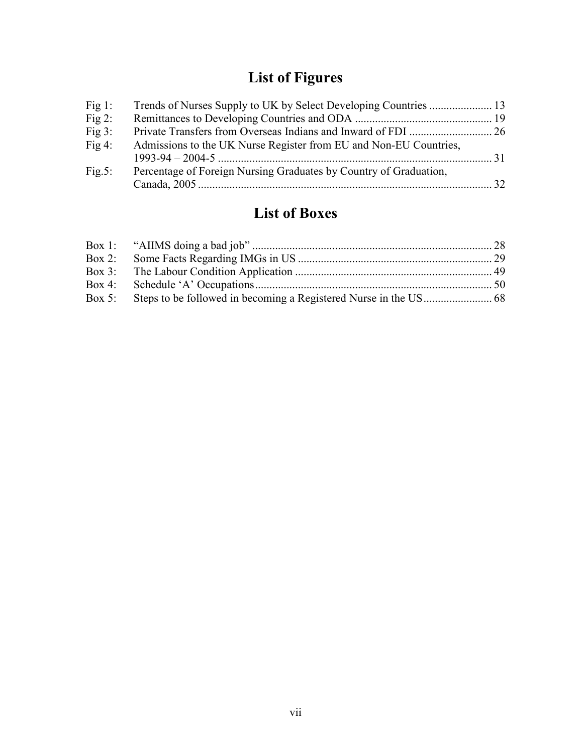# List of Figures

| | | |
|---|---|---|
| Fig 1: | Trends of Nurses Supply to UK by Select Developing Countries | 13 |
| Fig 2: | Remittances to Developing Countries and ODA | 19 |
| Fig 3: | Private Transfers from Overseas Indians and Inward of FDI | 26 |
| Fig 4: | Admissions to the UK Nurse Register from EU and Non-EU Countries, 1993-94 – 2004-5 | 31 |
| Fig.5: | Percentage of Foreign Nursing Graduates by Country of Graduation, Canada, 2005 | 32 |

# List of Boxes

| | | |
|---|---|---|
| Box 1: | "AIIMS doing a bad job" | 28 |
| Box 2: | Some Facts Regarding IMGs in US | 29 |
| Box 3: | The Labour Condition Application | 49 |
| Box 4: | Schedule 'A' Occupations | 50 |
| Box 5: | Steps to be followed in becoming a Registered Nurse in the US | 68 |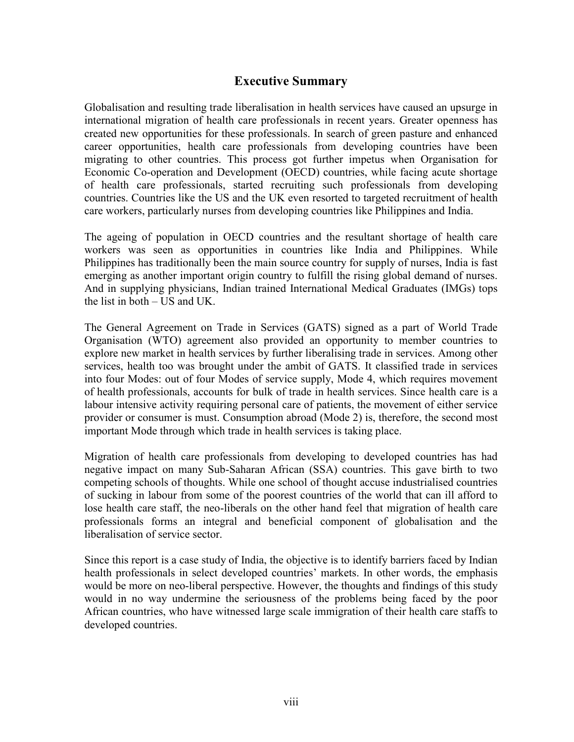# Executive Summary

Globalisation and resulting trade liberalisation in health services have caused an upsurge in international migration of health care professionals in recent years. Greater openness has created new opportunities for these professionals. In search of green pasture and enhanced career opportunities, health care professionals from developing countries have been migrating to other countries. This process got further impetus when Organisation for Economic Co-operation and Development (OECD) countries, while facing acute shortage of health care professionals, started recruiting such professionals from developing countries. Countries like the US and the UK even resorted to targeted recruitment of health care workers, particularly nurses from developing countries like Philippines and India.

The ageing of population in OECD countries and the resultant shortage of health care workers was seen as opportunities in countries like India and Philippines. While Philippines has traditionally been the main source country for supply of nurses, India is fast emerging as another important origin country to fulfill the rising global demand of nurses. And in supplying physicians, Indian trained International Medical Graduates (IMGs) tops the list in both – US and UK.

The General Agreement on Trade in Services (GATS) signed as a part of World Trade Organisation (WTO) agreement also provided an opportunity to member countries to explore new market in health services by further liberalising trade in services. Among other services, health too was brought under the ambit of GATS. It classified trade in services into four Modes: out of four Modes of service supply, Mode 4, which requires movement of health professionals, accounts for bulk of trade in health services. Since health care is a labour intensive activity requiring personal care of patients, the movement of either service provider or consumer is must. Consumption abroad (Mode 2) is, therefore, the second most important Mode through which trade in health services is taking place.

Migration of health care professionals from developing to developed countries has had negative impact on many Sub-Saharan African (SSA) countries. This gave birth to two competing schools of thoughts. While one school of thought accuse industrialised countries of sucking in labour from some of the poorest countries of the world that can ill afford to lose health care staff, the neo-liberals on the other hand feel that migration of health care professionals forms an integral and beneficial component of globalisation and the liberalisation of service sector.

Since this report is a case study of India, the objective is to identify barriers faced by Indian health professionals in select developed countries' markets. In other words, the emphasis would be more on neo-liberal perspective. However, the thoughts and findings of this study would in no way undermine the seriousness of the problems being faced by the poor African countries, who have witnessed large scale immigration of their health care staffs to developed countries.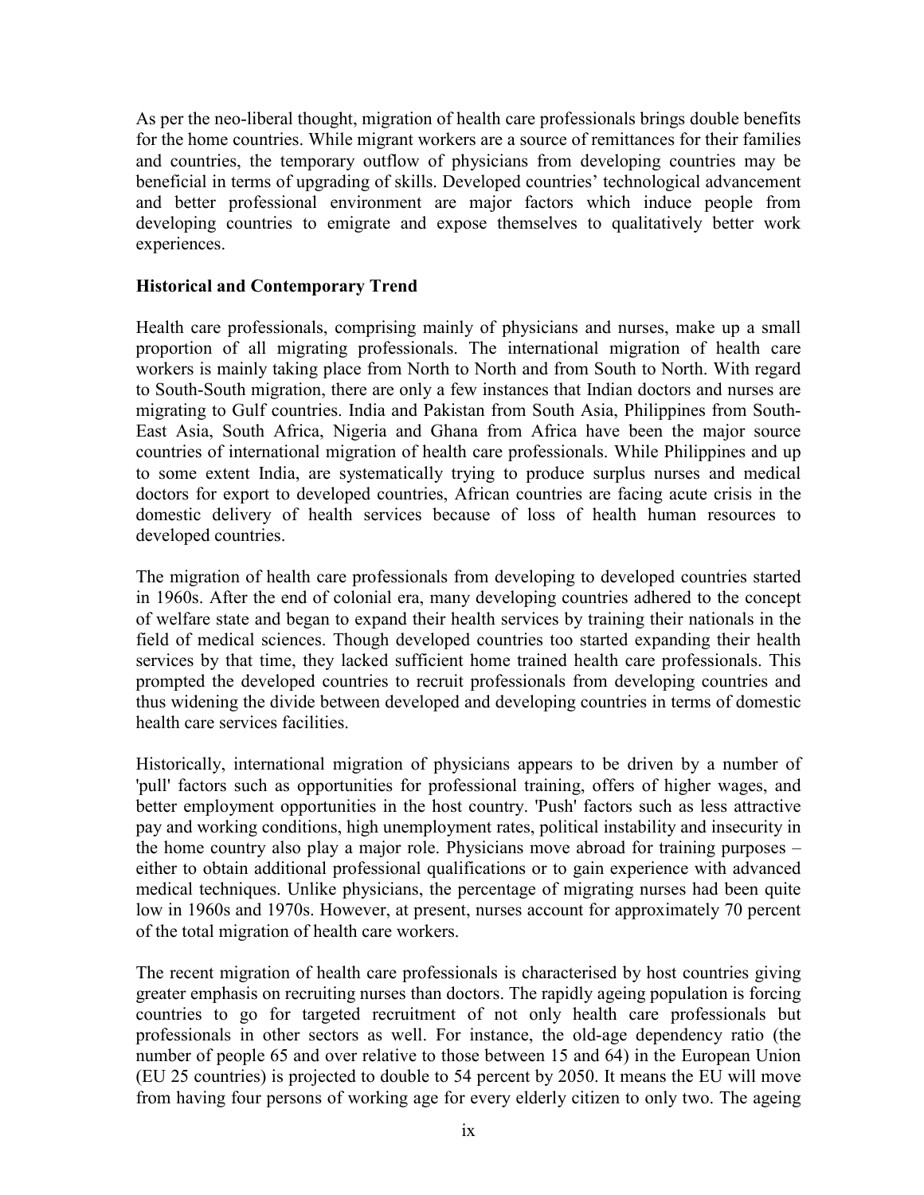As per the neo-liberal thought, migration of health care professionals brings double benefits for the home countries. While migrant workers are a source of remittances for their families and countries, the temporary outflow of physicians from developing countries may be beneficial in terms of upgrading of skills. Developed countries' technological advancement and better professional environment are major factors which induce people from developing countries to emigrate and expose themselves to qualitatively better work experiences.

## Historical and Contemporary Trend

Health care professionals, comprising mainly of physicians and nurses, make up a small proportion of all migrating professionals. The international migration of health care workers is mainly taking place from North to North and from South to North. With regard to South-South migration, there are only a few instances that Indian doctors and nurses are migrating to Gulf countries. India and Pakistan from South Asia, Philippines from South-East Asia, South Africa, Nigeria and Ghana from Africa have been the major source countries of international migration of health care professionals. While Philippines and up to some extent India, are systematically trying to produce surplus nurses and medical doctors for export to developed countries, African countries are facing acute crisis in the domestic delivery of health services because of loss of health human resources to developed countries.

The migration of health care professionals from developing to developed countries started in 1960s. After the end of colonial era, many developing countries adhered to the concept of welfare state and began to expand their health services by training their nationals in the field of medical sciences. Though developed countries too started expanding their health services by that time, they lacked sufficient home trained health care professionals. This prompted the developed countries to recruit professionals from developing countries and thus widening the divide between developed and developing countries in terms of domestic health care services facilities.

Historically, international migration of physicians appears to be driven by a number of 'pull' factors such as opportunities for professional training, offers of higher wages, and better employment opportunities in the host country. 'Push' factors such as less attractive pay and working conditions, high unemployment rates, political instability and insecurity in the home country also play a major role. Physicians move abroad for training purposes – either to obtain additional professional qualifications or to gain experience with advanced medical techniques. Unlike physicians, the percentage of migrating nurses had been quite low in 1960s and 1970s. However, at present, nurses account for approximately 70 percent of the total migration of health care workers.

The recent migration of health care professionals is characterised by host countries giving greater emphasis on recruiting nurses than doctors. The rapidly ageing population is forcing countries to go for targeted recruitment of not only health care professionals but professionals in other sectors as well. For instance, the old-age dependency ratio (the number of people 65 and over relative to those between 15 and 64) in the European Union (EU 25 countries) is projected to double to 54 percent by 2050. It means the EU will move from having four persons of working age for every elderly citizen to only two. The ageing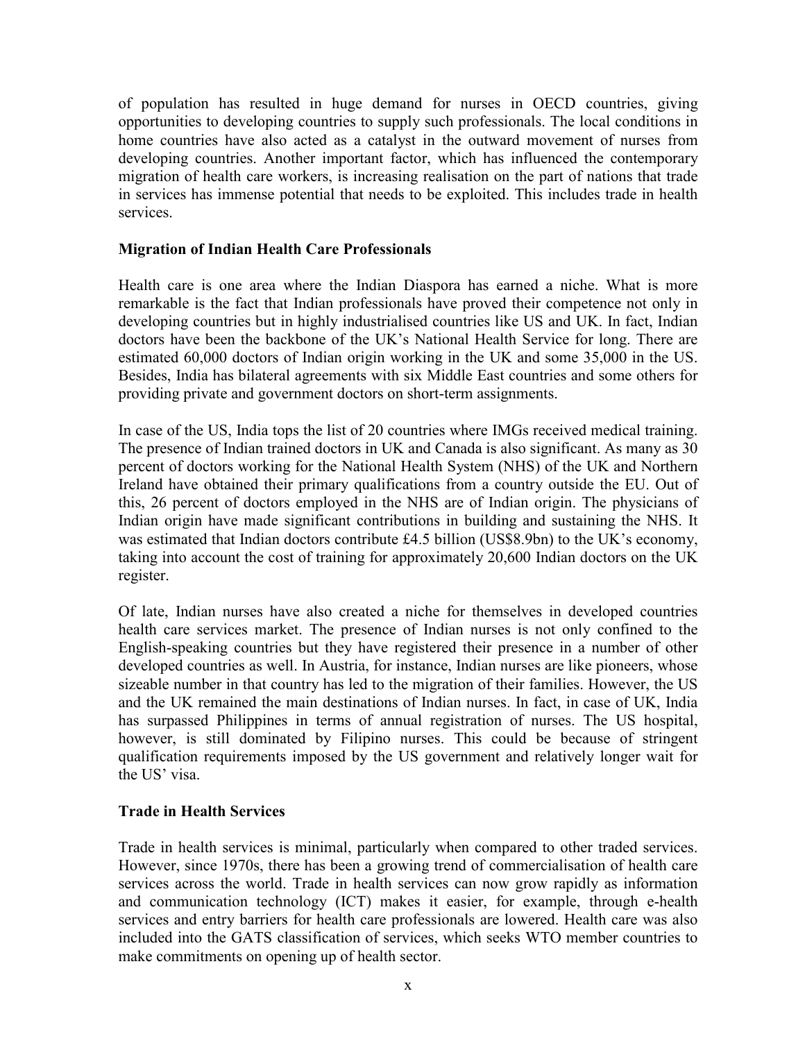of population has resulted in huge demand for nurses in OECD countries, giving opportunities to developing countries to supply such professionals. The local conditions in home countries have also acted as a catalyst in the outward movement of nurses from developing countries. Another important factor, which has influenced the contemporary migration of health care workers, is increasing realisation on the part of nations that trade in services has immense potential that needs to be exploited. This includes trade in health services.

**Migration of Indian Health Care Professionals**

Health care is one area where the Indian Diaspora has earned a niche. What is more remarkable is the fact that Indian professionals have proved their competence not only in developing countries but in highly industrialised countries like US and UK. In fact, Indian doctors have been the backbone of the UK's National Health Service for long. There are estimated 60,000 doctors of Indian origin working in the UK and some 35,000 in the US. Besides, India has bilateral agreements with six Middle East countries and some others for providing private and government doctors on short-term assignments.

In case of the US, India tops the list of 20 countries where IMGs received medical training. The presence of Indian trained doctors in UK and Canada is also significant. As many as 30 percent of doctors working for the National Health System (NHS) of the UK and Northern Ireland have obtained their primary qualifications from a country outside the EU. Out of this, 26 percent of doctors employed in the NHS are of Indian origin. The physicians of Indian origin have made significant contributions in building and sustaining the NHS. It was estimated that Indian doctors contribute £4.5 billion (US$8.9bn) to the UK's economy, taking into account the cost of training for approximately 20,600 Indian doctors on the UK register.

Of late, Indian nurses have also created a niche for themselves in developed countries health care services market. The presence of Indian nurses is not only confined to the English-speaking countries but they have registered their presence in a number of other developed countries as well. In Austria, for instance, Indian nurses are like pioneers, whose sizeable number in that country has led to the migration of their families. However, the US and the UK remained the main destinations of Indian nurses. In fact, in case of UK, India has surpassed Philippines in terms of annual registration of nurses. The US hospital, however, is still dominated by Filipino nurses. This could be because of stringent qualification requirements imposed by the US government and relatively longer wait for the US' visa.

**Trade in Health Services**

Trade in health services is minimal, particularly when compared to other traded services. However, since 1970s, there has been a growing trend of commercialisation of health care services across the world. Trade in health services can now grow rapidly as information and communication technology (ICT) makes it easier, for example, through e-health services and entry barriers for health care professionals are lowered. Health care was also included into the GATS classification of services, which seeks WTO member countries to make commitments on opening up of health sector.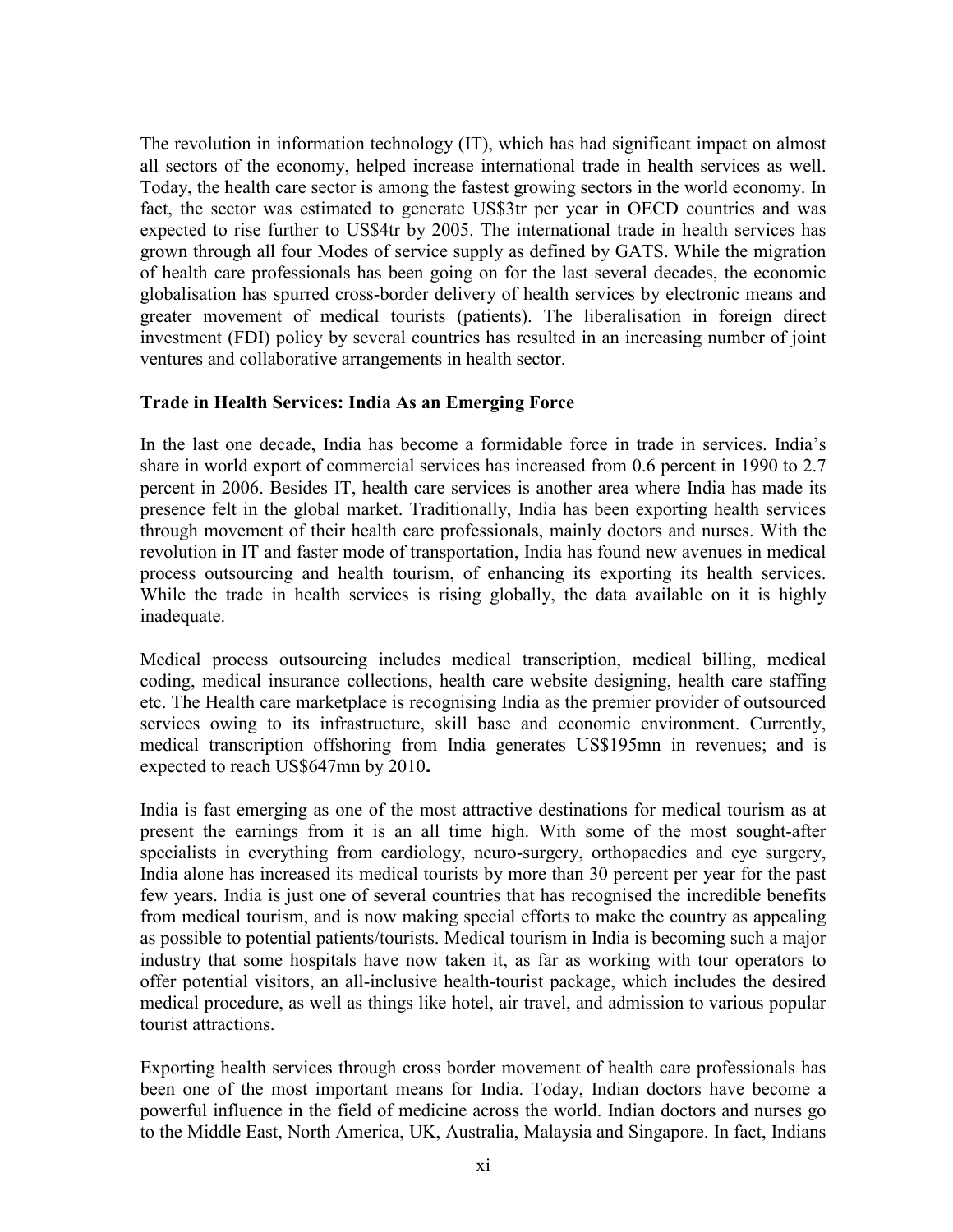The revolution in information technology (IT), which has had significant impact on almost all sectors of the economy, helped increase international trade in health services as well. Today, the health care sector is among the fastest growing sectors in the world economy. In fact, the sector was estimated to generate US$3tr per year in OECD countries and was expected to rise further to US$4tr by 2005. The international trade in health services has grown through all four Modes of service supply as defined by GATS. While the migration of health care professionals has been going on for the last several decades, the economic globalisation has spurred cross-border delivery of health services by electronic means and greater movement of medical tourists (patients). The liberalisation in foreign direct investment (FDI) policy by several countries has resulted in an increasing number of joint ventures and collaborative arrangements in health sector.

**Trade in Health Services: India As an Emerging Force**

In the last one decade, India has become a formidable force in trade in services. India's share in world export of commercial services has increased from 0.6 percent in 1990 to 2.7 percent in 2006. Besides IT, health care services is another area where India has made its presence felt in the global market. Traditionally, India has been exporting health services through movement of their health care professionals, mainly doctors and nurses. With the revolution in IT and faster mode of transportation, India has found new avenues in medical process outsourcing and health tourism, of enhancing its exporting its health services. While the trade in health services is rising globally, the data available on it is highly inadequate.

Medical process outsourcing includes medical transcription, medical billing, medical coding, medical insurance collections, health care website designing, health care staffing etc. The Health care marketplace is recognising India as the premier provider of outsourced services owing to its infrastructure, skill base and economic environment. Currently, medical transcription offshoring from India generates US$195mn in revenues; and is expected to reach US$647mn by 2010**.**

India is fast emerging as one of the most attractive destinations for medical tourism as at present the earnings from it is an all time high. With some of the most sought-after specialists in everything from cardiology, neuro-surgery, orthopaedics and eye surgery, India alone has increased its medical tourists by more than 30 percent per year for the past few years. India is just one of several countries that has recognised the incredible benefits from medical tourism, and is now making special efforts to make the country as appealing as possible to potential patients/tourists. Medical tourism in India is becoming such a major industry that some hospitals have now taken it, as far as working with tour operators to offer potential visitors, an all-inclusive health-tourist package, which includes the desired medical procedure, as well as things like hotel, air travel, and admission to various popular tourist attractions.

Exporting health services through cross border movement of health care professionals has been one of the most important means for India. Today, Indian doctors have become a powerful influence in the field of medicine across the world. Indian doctors and nurses go to the Middle East, North America, UK, Australia, Malaysia and Singapore. In fact, Indians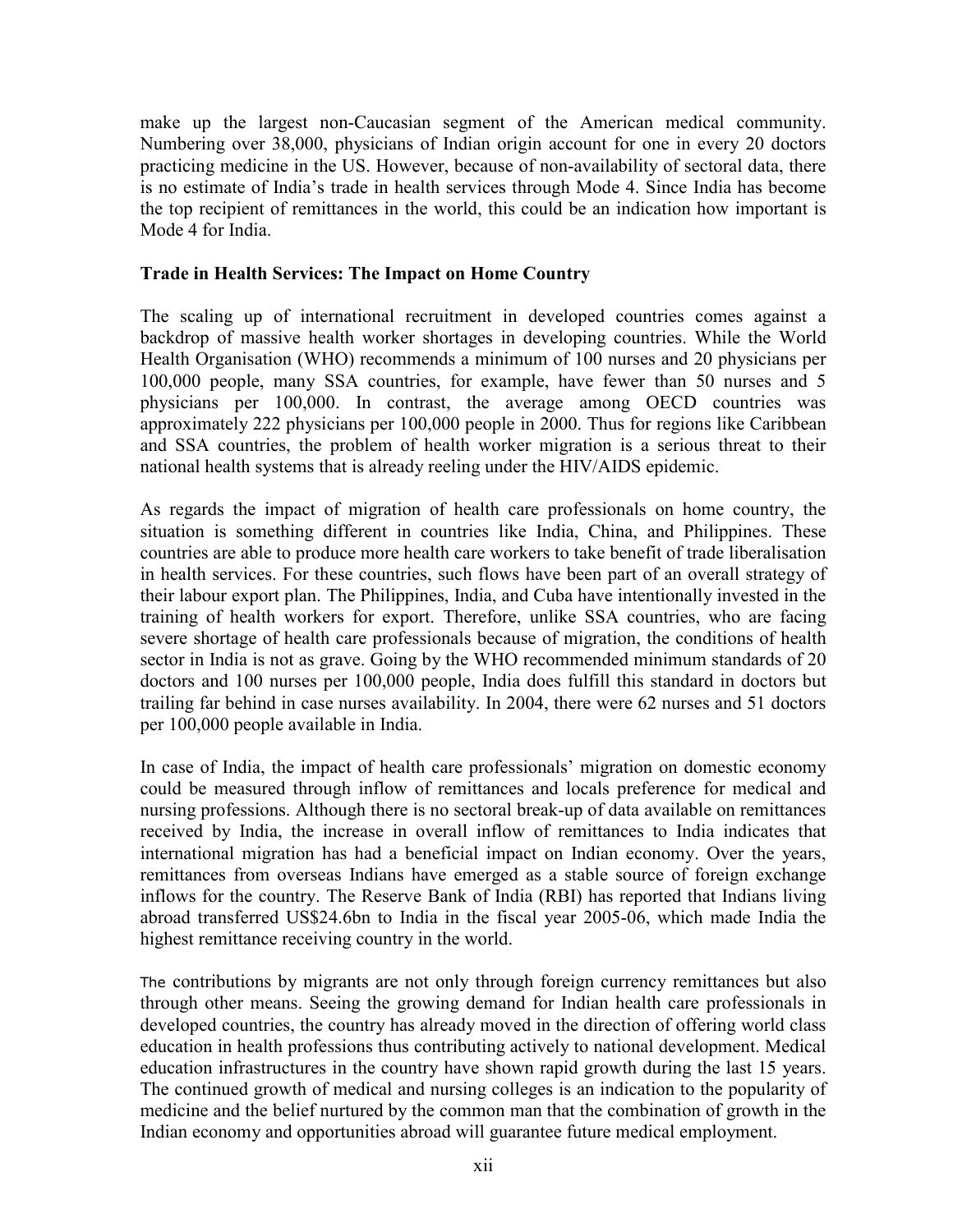make up the largest non-Caucasian segment of the American medical community. Numbering over 38,000, physicians of Indian origin account for one in every 20 doctors practicing medicine in the US. However, because of non-availability of sectoral data, there is no estimate of India's trade in health services through Mode 4. Since India has become the top recipient of remittances in the world, this could be an indication how important is Mode 4 for India.

**Trade in Health Services: The Impact on Home Country**

The scaling up of international recruitment in developed countries comes against a backdrop of massive health worker shortages in developing countries. While the World Health Organisation (WHO) recommends a minimum of 100 nurses and 20 physicians per 100,000 people, many SSA countries, for example, have fewer than 50 nurses and 5 physicians per 100,000. In contrast, the average among OECD countries was approximately 222 physicians per 100,000 people in 2000. Thus for regions like Caribbean and SSA countries, the problem of health worker migration is a serious threat to their national health systems that is already reeling under the HIV/AIDS epidemic.

As regards the impact of migration of health care professionals on home country, the situation is something different in countries like India, China, and Philippines. These countries are able to produce more health care workers to take benefit of trade liberalisation in health services. For these countries, such flows have been part of an overall strategy of their labour export plan. The Philippines, India, and Cuba have intentionally invested in the training of health workers for export. Therefore, unlike SSA countries, who are facing severe shortage of health care professionals because of migration, the conditions of health sector in India is not as grave. Going by the WHO recommended minimum standards of 20 doctors and 100 nurses per 100,000 people, India does fulfill this standard in doctors but trailing far behind in case nurses availability. In 2004, there were 62 nurses and 51 doctors per 100,000 people available in India.

In case of India, the impact of health care professionals' migration on domestic economy could be measured through inflow of remittances and locals preference for medical and nursing professions. Although there is no sectoral break-up of data available on remittances received by India, the increase in overall inflow of remittances to India indicates that international migration has had a beneficial impact on Indian economy. Over the years, remittances from overseas Indians have emerged as a stable source of foreign exchange inflows for the country. The Reserve Bank of India (RBI) has reported that Indians living abroad transferred US$24.6bn to India in the fiscal year 2005-06, which made India the highest remittance receiving country in the world.

The contributions by migrants are not only through foreign currency remittances but also through other means. Seeing the growing demand for Indian health care professionals in developed countries, the country has already moved in the direction of offering world class education in health professions thus contributing actively to national development. Medical education infrastructures in the country have shown rapid growth during the last 15 years. The continued growth of medical and nursing colleges is an indication to the popularity of medicine and the belief nurtured by the common man that the combination of growth in the Indian economy and opportunities abroad will guarantee future medical employment.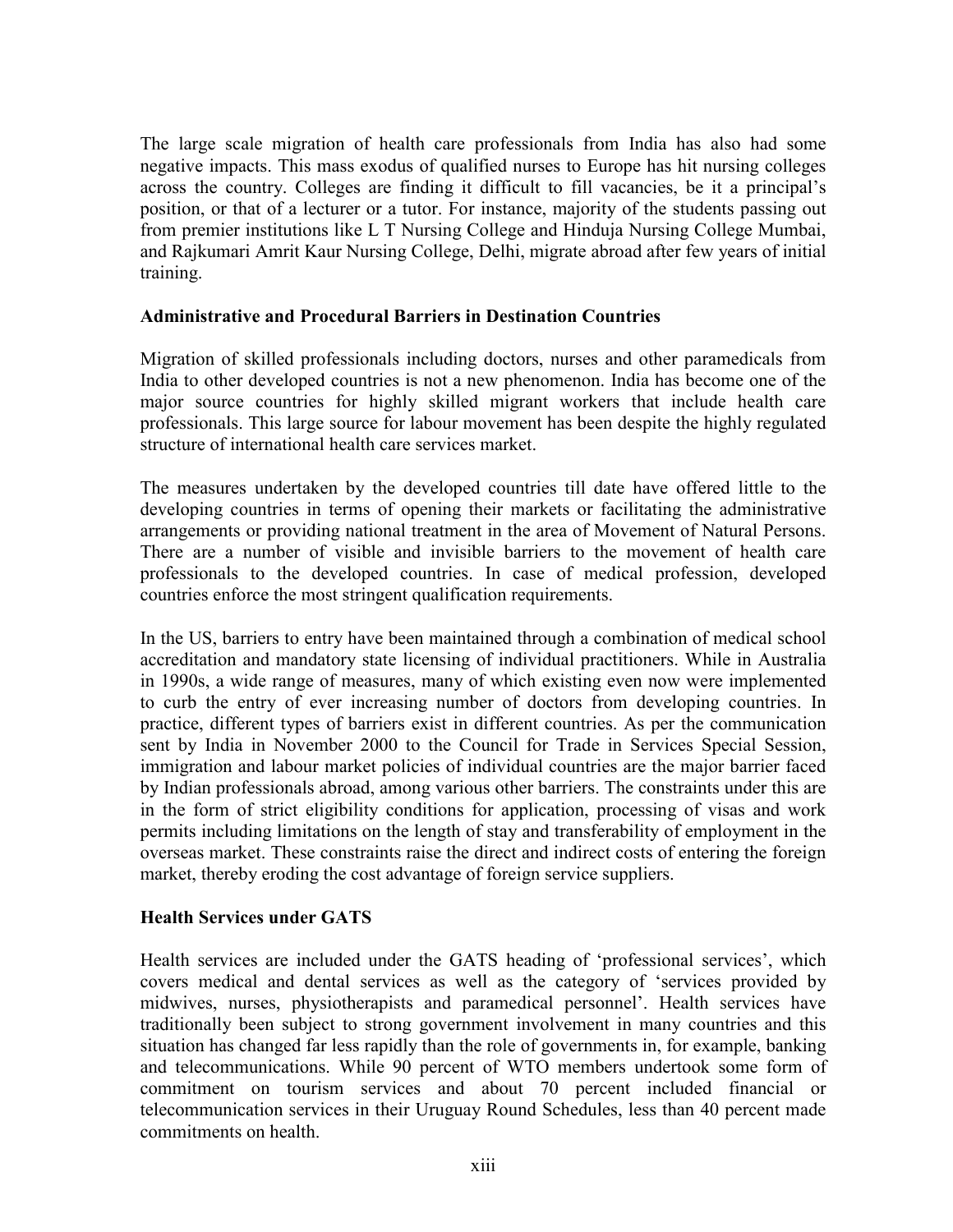The large scale migration of health care professionals from India has also had some negative impacts. This mass exodus of qualified nurses to Europe has hit nursing colleges across the country. Colleges are finding it difficult to fill vacancies, be it a principal's position, or that of a lecturer or a tutor. For instance, majority of the students passing out from premier institutions like L T Nursing College and Hinduja Nursing College Mumbai, and Rajkumari Amrit Kaur Nursing College, Delhi, migrate abroad after few years of initial training.

**Administrative and Procedural Barriers in Destination Countries**

Migration of skilled professionals including doctors, nurses and other paramedicals from India to other developed countries is not a new phenomenon. India has become one of the major source countries for highly skilled migrant workers that include health care professionals. This large source for labour movement has been despite the highly regulated structure of international health care services market.

The measures undertaken by the developed countries till date have offered little to the developing countries in terms of opening their markets or facilitating the administrative arrangements or providing national treatment in the area of Movement of Natural Persons. There are a number of visible and invisible barriers to the movement of health care professionals to the developed countries. In case of medical profession, developed countries enforce the most stringent qualification requirements.

In the US, barriers to entry have been maintained through a combination of medical school accreditation and mandatory state licensing of individual practitioners. While in Australia in 1990s, a wide range of measures, many of which existing even now were implemented to curb the entry of ever increasing number of doctors from developing countries. In practice, different types of barriers exist in different countries. As per the communication sent by India in November 2000 to the Council for Trade in Services Special Session, immigration and labour market policies of individual countries are the major barrier faced by Indian professionals abroad, among various other barriers. The constraints under this are in the form of strict eligibility conditions for application, processing of visas and work permits including limitations on the length of stay and transferability of employment in the overseas market. These constraints raise the direct and indirect costs of entering the foreign market, thereby eroding the cost advantage of foreign service suppliers.

**Health Services under GATS**

Health services are included under the GATS heading of 'professional services', which covers medical and dental services as well as the category of 'services provided by midwives, nurses, physiotherapists and paramedical personnel'. Health services have traditionally been subject to strong government involvement in many countries and this situation has changed far less rapidly than the role of governments in, for example, banking and telecommunications. While 90 percent of WTO members undertook some form of commitment on tourism services and about 70 percent included financial or telecommunication services in their Uruguay Round Schedules, less than 40 percent made commitments on health.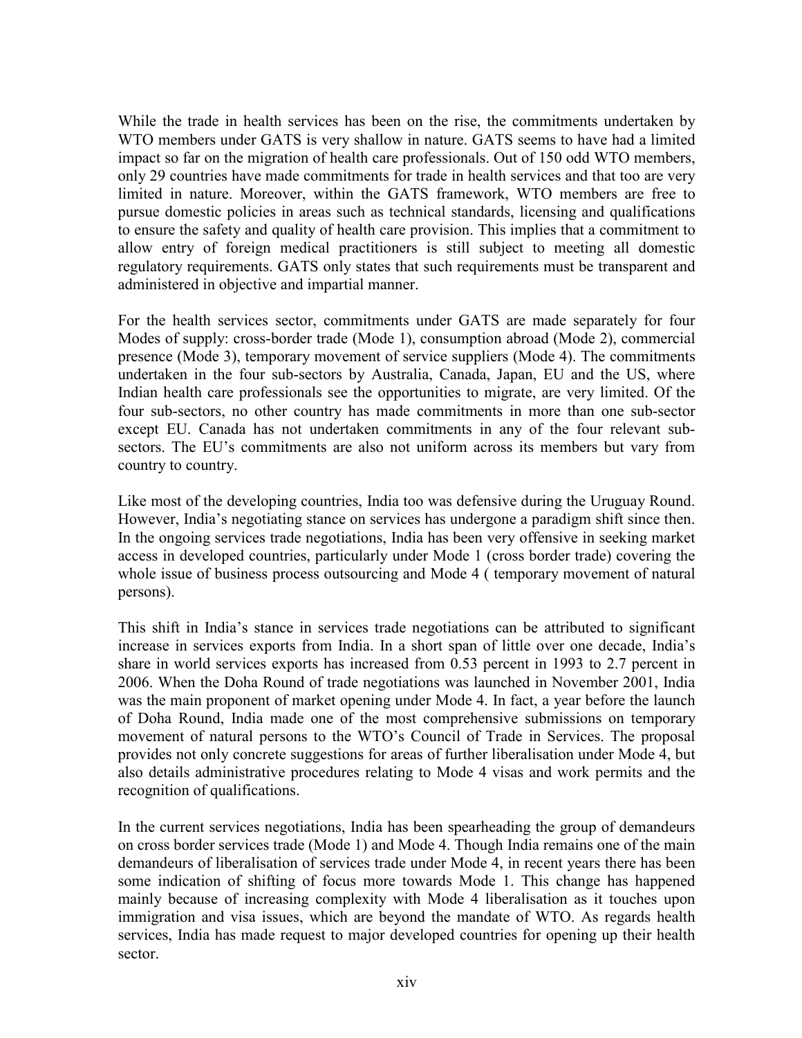While the trade in health services has been on the rise, the commitments undertaken by WTO members under GATS is very shallow in nature. GATS seems to have had a limited impact so far on the migration of health care professionals. Out of 150 odd WTO members, only 29 countries have made commitments for trade in health services and that too are very limited in nature. Moreover, within the GATS framework, WTO members are free to pursue domestic policies in areas such as technical standards, licensing and qualifications to ensure the safety and quality of health care provision. This implies that a commitment to allow entry of foreign medical practitioners is still subject to meeting all domestic regulatory requirements. GATS only states that such requirements must be transparent and administered in objective and impartial manner.

For the health services sector, commitments under GATS are made separately for four Modes of supply: cross-border trade (Mode 1), consumption abroad (Mode 2), commercial presence (Mode 3), temporary movement of service suppliers (Mode 4). The commitments undertaken in the four sub-sectors by Australia, Canada, Japan, EU and the US, where Indian health care professionals see the opportunities to migrate, are very limited. Of the four sub-sectors, no other country has made commitments in more than one sub-sector except EU. Canada has not undertaken commitments in any of the four relevant sub-sectors. The EU's commitments are also not uniform across its members but vary from country to country.

Like most of the developing countries, India too was defensive during the Uruguay Round. However, India's negotiating stance on services has undergone a paradigm shift since then. In the ongoing services trade negotiations, India has been very offensive in seeking market access in developed countries, particularly under Mode 1 (cross border trade) covering the whole issue of business process outsourcing and Mode 4 ( temporary movement of natural persons).

This shift in India's stance in services trade negotiations can be attributed to significant increase in services exports from India. In a short span of little over one decade, India's share in world services exports has increased from 0.53 percent in 1993 to 2.7 percent in 2006. When the Doha Round of trade negotiations was launched in November 2001, India was the main proponent of market opening under Mode 4. In fact, a year before the launch of Doha Round, India made one of the most comprehensive submissions on temporary movement of natural persons to the WTO's Council of Trade in Services. The proposal provides not only concrete suggestions for areas of further liberalisation under Mode 4, but also details administrative procedures relating to Mode 4 visas and work permits and the recognition of qualifications.

In the current services negotiations, India has been spearheading the group of demandeurs on cross border services trade (Mode 1) and Mode 4. Though India remains one of the main demandeurs of liberalisation of services trade under Mode 4, in recent years there has been some indication of shifting of focus more towards Mode 1. This change has happened mainly because of increasing complexity with Mode 4 liberalisation as it touches upon immigration and visa issues, which are beyond the mandate of WTO. As regards health services, India has made request to major developed countries for opening up their health sector.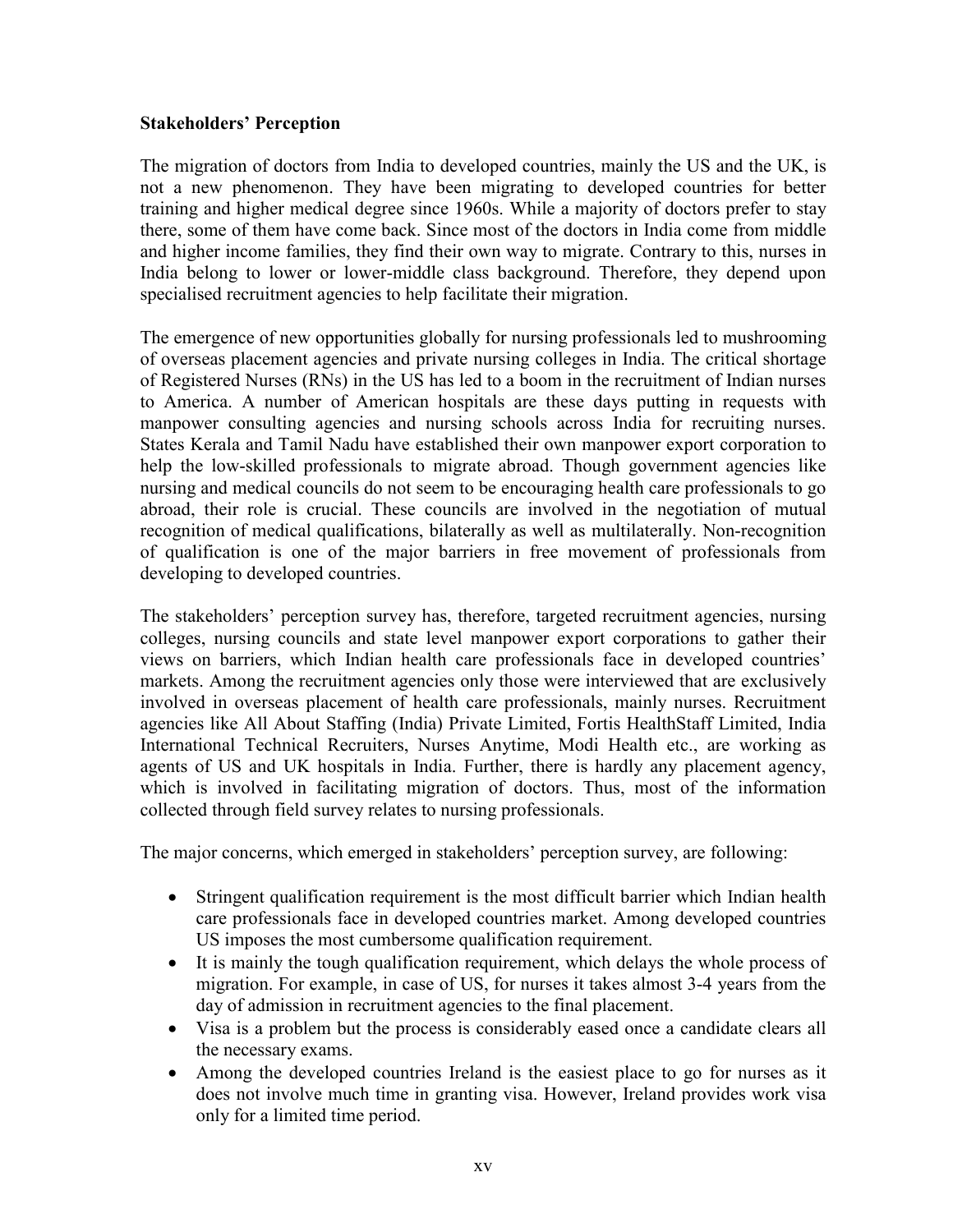**Stakeholders' Perception**

The migration of doctors from India to developed countries, mainly the US and the UK, is not a new phenomenon. They have been migrating to developed countries for better training and higher medical degree since 1960s. While a majority of doctors prefer to stay there, some of them have come back. Since most of the doctors in India come from middle and higher income families, they find their own way to migrate. Contrary to this, nurses in India belong to lower or lower-middle class background. Therefore, they depend upon specialised recruitment agencies to help facilitate their migration.

The emergence of new opportunities globally for nursing professionals led to mushrooming of overseas placement agencies and private nursing colleges in India. The critical shortage of Registered Nurses (RNs) in the US has led to a boom in the recruitment of Indian nurses to America. A number of American hospitals are these days putting in requests with manpower consulting agencies and nursing schools across India for recruiting nurses. States Kerala and Tamil Nadu have established their own manpower export corporation to help the low-skilled professionals to migrate abroad. Though government agencies like nursing and medical councils do not seem to be encouraging health care professionals to go abroad, their role is crucial. These councils are involved in the negotiation of mutual recognition of medical qualifications, bilaterally as well as multilaterally. Non-recognition of qualification is one of the major barriers in free movement of professionals from developing to developed countries.

The stakeholders' perception survey has, therefore, targeted recruitment agencies, nursing colleges, nursing councils and state level manpower export corporations to gather their views on barriers, which Indian health care professionals face in developed countries' markets. Among the recruitment agencies only those were interviewed that are exclusively involved in overseas placement of health care professionals, mainly nurses. Recruitment agencies like All About Staffing (India) Private Limited, Fortis HealthStaff Limited, India International Technical Recruiters, Nurses Anytime, Modi Health etc., are working as agents of US and UK hospitals in India. Further, there is hardly any placement agency, which is involved in facilitating migration of doctors. Thus, most of the information collected through field survey relates to nursing professionals.

The major concerns, which emerged in stakeholders' perception survey, are following:

- Stringent qualification requirement is the most difficult barrier which Indian health care professionals face in developed countries market. Among developed countries US imposes the most cumbersome qualification requirement.
- It is mainly the tough qualification requirement, which delays the whole process of migration. For example, in case of US, for nurses it takes almost 3-4 years from the day of admission in recruitment agencies to the final placement.
- Visa is a problem but the process is considerably eased once a candidate clears all the necessary exams.
- Among the developed countries Ireland is the easiest place to go for nurses as it does not involve much time in granting visa. However, Ireland provides work visa only for a limited time period.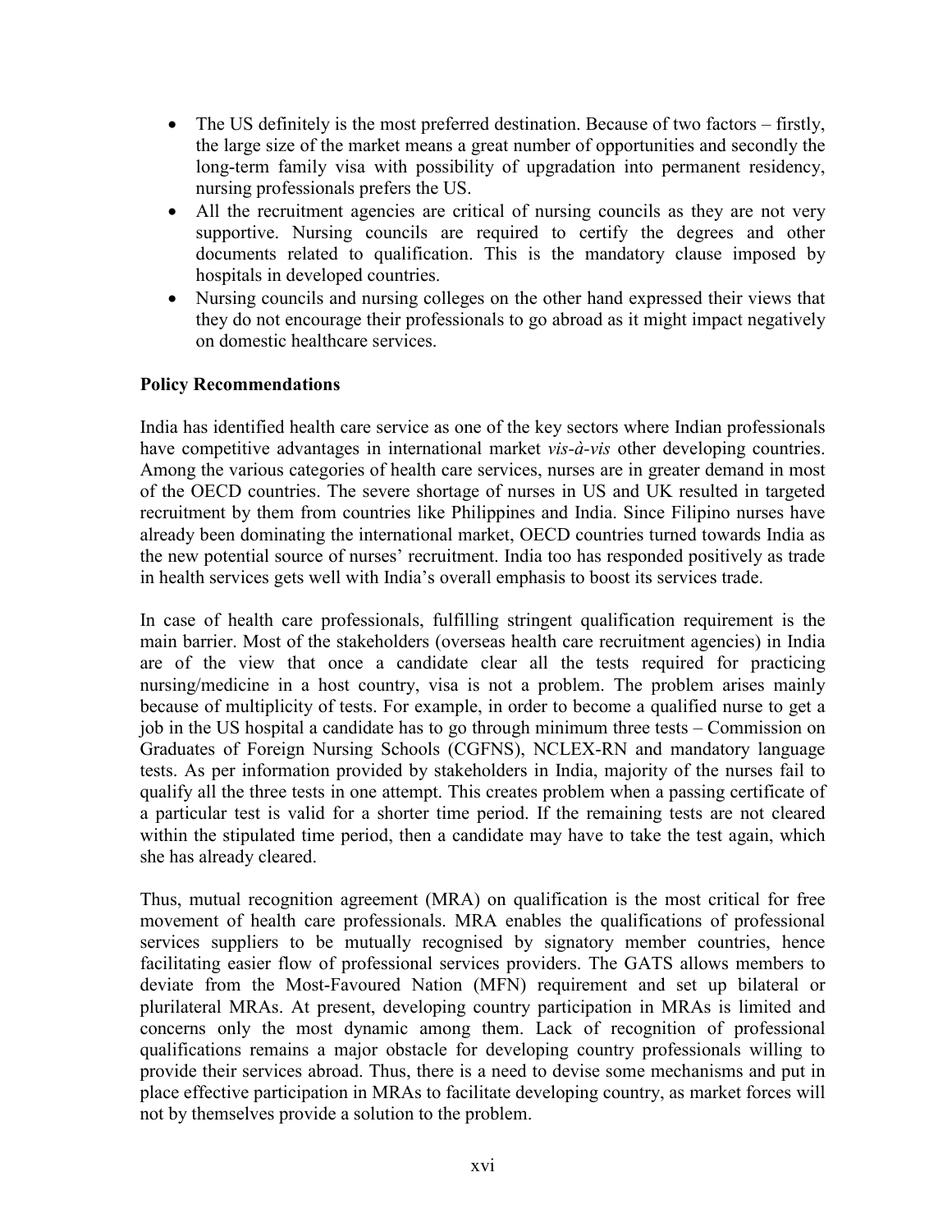- The US definitely is the most preferred destination. Because of two factors – firstly, the large size of the market means a great number of opportunities and secondly the long-term family visa with possibility of upgradation into permanent residency, nursing professionals prefers the US.
- All the recruitment agencies are critical of nursing councils as they are not very supportive. Nursing councils are required to certify the degrees and other documents related to qualification. This is the mandatory clause imposed by hospitals in developed countries.
- Nursing councils and nursing colleges on the other hand expressed their views that they do not encourage their professionals to go abroad as it might impact negatively on domestic healthcare services.

**Policy Recommendations**

India has identified health care service as one of the key sectors where Indian professionals have competitive advantages in international market *vis-à-vis* other developing countries. Among the various categories of health care services, nurses are in greater demand in most of the OECD countries. The severe shortage of nurses in US and UK resulted in targeted recruitment by them from countries like Philippines and India. Since Filipino nurses have already been dominating the international market, OECD countries turned towards India as the new potential source of nurses' recruitment. India too has responded positively as trade in health services gets well with India's overall emphasis to boost its services trade.

In case of health care professionals, fulfilling stringent qualification requirement is the main barrier. Most of the stakeholders (overseas health care recruitment agencies) in India are of the view that once a candidate clear all the tests required for practicing nursing/medicine in a host country, visa is not a problem. The problem arises mainly because of multiplicity of tests. For example, in order to become a qualified nurse to get a job in the US hospital a candidate has to go through minimum three tests – Commission on Graduates of Foreign Nursing Schools (CGFNS), NCLEX-RN and mandatory language tests. As per information provided by stakeholders in India, majority of the nurses fail to qualify all the three tests in one attempt. This creates problem when a passing certificate of a particular test is valid for a shorter time period. If the remaining tests are not cleared within the stipulated time period, then a candidate may have to take the test again, which she has already cleared.

Thus, mutual recognition agreement (MRA) on qualification is the most critical for free movement of health care professionals. MRA enables the qualifications of professional services suppliers to be mutually recognised by signatory member countries, hence facilitating easier flow of professional services providers. The GATS allows members to deviate from the Most-Favoured Nation (MFN) requirement and set up bilateral or plurilateral MRAs. At present, developing country participation in MRAs is limited and concerns only the most dynamic among them. Lack of recognition of professional qualifications remains a major obstacle for developing country professionals willing to provide their services abroad. Thus, there is a need to devise some mechanisms and put in place effective participation in MRAs to facilitate developing country, as market forces will not by themselves provide a solution to the problem.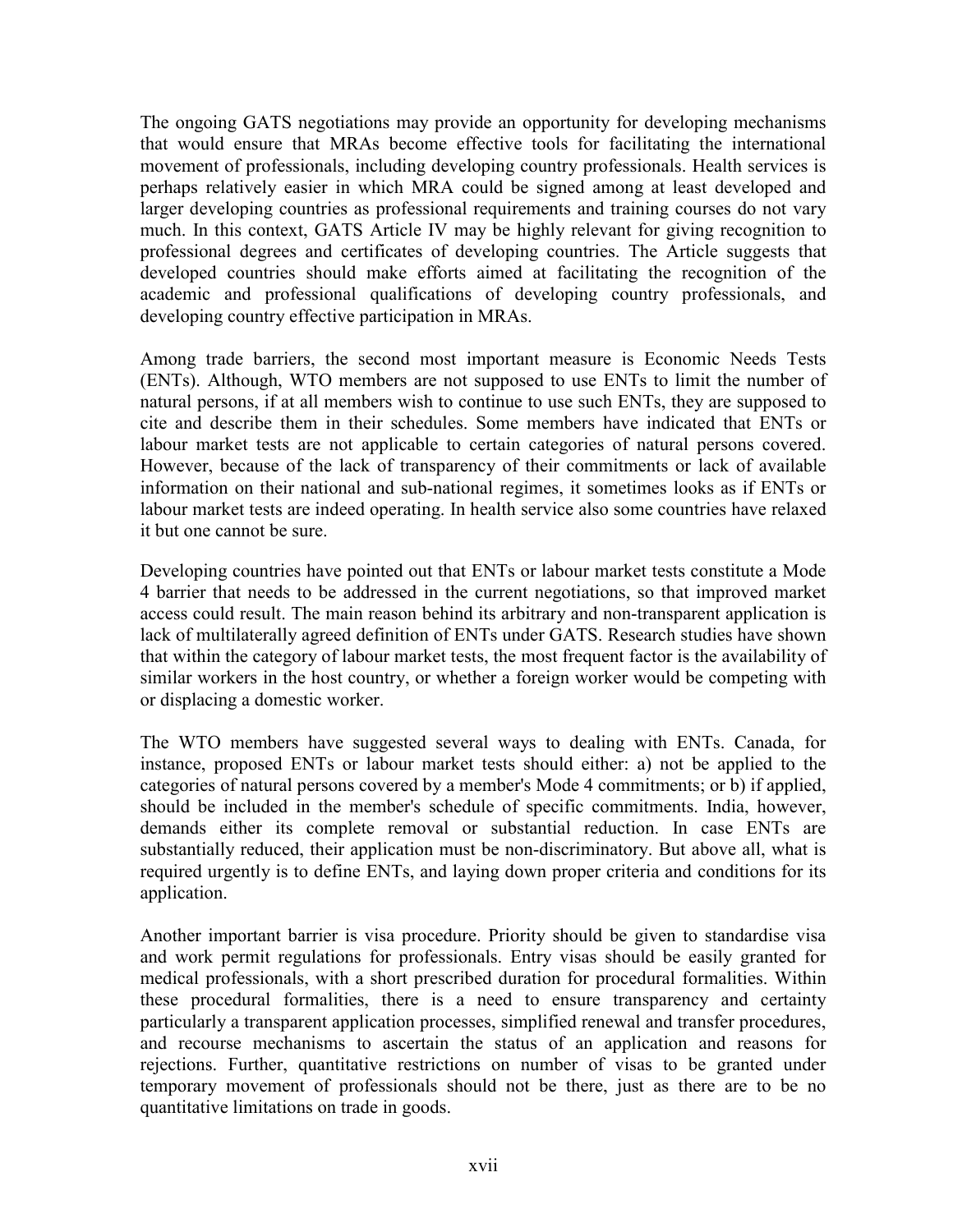The ongoing GATS negotiations may provide an opportunity for developing mechanisms that would ensure that MRAs become effective tools for facilitating the international movement of professionals, including developing country professionals. Health services is perhaps relatively easier in which MRA could be signed among at least developed and larger developing countries as professional requirements and training courses do not vary much. In this context, GATS Article IV may be highly relevant for giving recognition to professional degrees and certificates of developing countries. The Article suggests that developed countries should make efforts aimed at facilitating the recognition of the academic and professional qualifications of developing country professionals, and developing country effective participation in MRAs.

Among trade barriers, the second most important measure is Economic Needs Tests (ENTs). Although, WTO members are not supposed to use ENTs to limit the number of natural persons, if at all members wish to continue to use such ENTs, they are supposed to cite and describe them in their schedules. Some members have indicated that ENTs or labour market tests are not applicable to certain categories of natural persons covered. However, because of the lack of transparency of their commitments or lack of available information on their national and sub-national regimes, it sometimes looks as if ENTs or labour market tests are indeed operating. In health service also some countries have relaxed it but one cannot be sure.

Developing countries have pointed out that ENTs or labour market tests constitute a Mode 4 barrier that needs to be addressed in the current negotiations, so that improved market access could result. The main reason behind its arbitrary and non-transparent application is lack of multilaterally agreed definition of ENTs under GATS. Research studies have shown that within the category of labour market tests, the most frequent factor is the availability of similar workers in the host country, or whether a foreign worker would be competing with or displacing a domestic worker.

The WTO members have suggested several ways to dealing with ENTs. Canada, for instance, proposed ENTs or labour market tests should either: a) not be applied to the categories of natural persons covered by a member's Mode 4 commitments; or b) if applied, should be included in the member's schedule of specific commitments. India, however, demands either its complete removal or substantial reduction. In case ENTs are substantially reduced, their application must be non-discriminatory. But above all, what is required urgently is to define ENTs, and laying down proper criteria and conditions for its application.

Another important barrier is visa procedure. Priority should be given to standardise visa and work permit regulations for professionals. Entry visas should be easily granted for medical professionals, with a short prescribed duration for procedural formalities. Within these procedural formalities, there is a need to ensure transparency and certainty particularly a transparent application processes, simplified renewal and transfer procedures, and recourse mechanisms to ascertain the status of an application and reasons for rejections. Further, quantitative restrictions on number of visas to be granted under temporary movement of professionals should not be there, just as there are to be no quantitative limitations on trade in goods.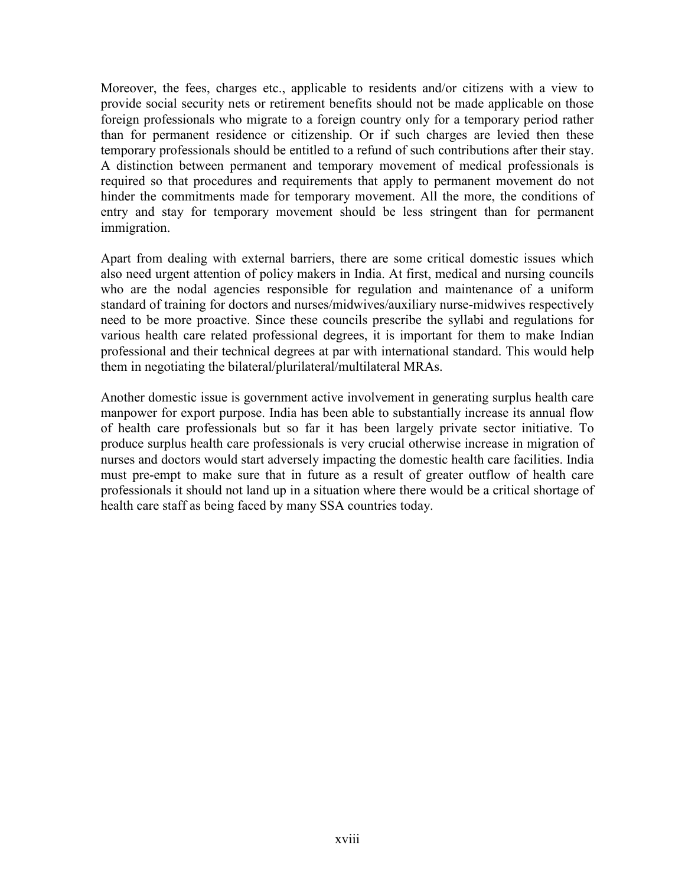Moreover, the fees, charges etc., applicable to residents and/or citizens with a view to provide social security nets or retirement benefits should not be made applicable on those foreign professionals who migrate to a foreign country only for a temporary period rather than for permanent residence or citizenship. Or if such charges are levied then these temporary professionals should be entitled to a refund of such contributions after their stay. A distinction between permanent and temporary movement of medical professionals is required so that procedures and requirements that apply to permanent movement do not hinder the commitments made for temporary movement. All the more, the conditions of entry and stay for temporary movement should be less stringent than for permanent immigration.

Apart from dealing with external barriers, there are some critical domestic issues which also need urgent attention of policy makers in India. At first, medical and nursing councils who are the nodal agencies responsible for regulation and maintenance of a uniform standard of training for doctors and nurses/midwives/auxiliary nurse-midwives respectively need to be more proactive. Since these councils prescribe the syllabi and regulations for various health care related professional degrees, it is important for them to make Indian professional and their technical degrees at par with international standard. This would help them in negotiating the bilateral/plurilateral/multilateral MRAs.

Another domestic issue is government active involvement in generating surplus health care manpower for export purpose. India has been able to substantially increase its annual flow of health care professionals but so far it has been largely private sector initiative. To produce surplus health care professionals is very crucial otherwise increase in migration of nurses and doctors would start adversely impacting the domestic health care facilities. India must pre-empt to make sure that in future as a result of greater outflow of health care professionals it should not land up in a situation where there would be a critical shortage of health care staff as being faced by many SSA countries today.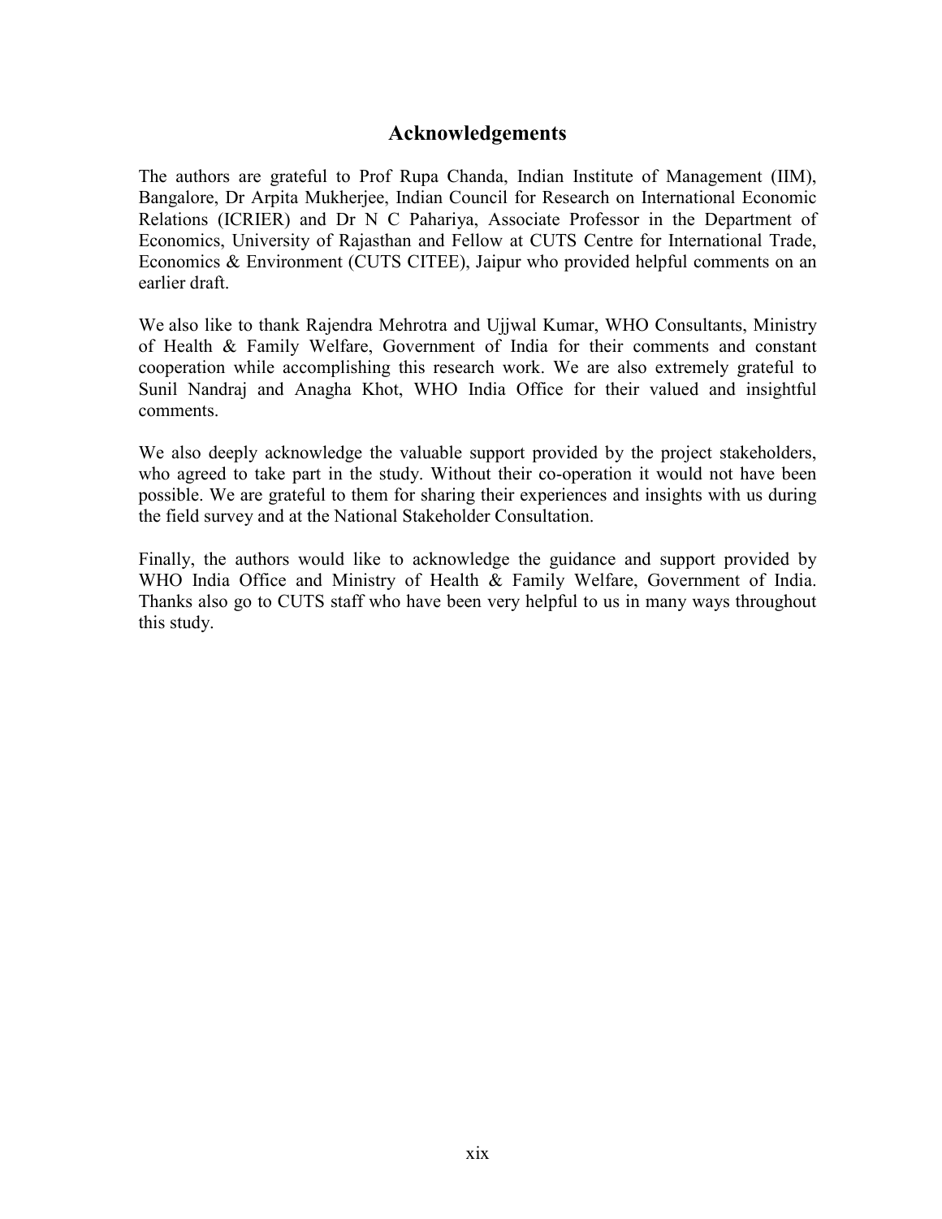## Acknowledgements

The authors are grateful to Prof Rupa Chanda, Indian Institute of Management (IIM), Bangalore, Dr Arpita Mukherjee, Indian Council for Research on International Economic Relations (ICRIER) and Dr N C Pahariya, Associate Professor in the Department of Economics, University of Rajasthan and Fellow at CUTS Centre for International Trade, Economics & Environment (CUTS CITEE), Jaipur who provided helpful comments on an earlier draft.

We also like to thank Rajendra Mehrotra and Ujjwal Kumar, WHO Consultants, Ministry of Health & Family Welfare, Government of India for their comments and constant cooperation while accomplishing this research work. We are also extremely grateful to Sunil Nandraj and Anagha Khot, WHO India Office for their valued and insightful comments.

We also deeply acknowledge the valuable support provided by the project stakeholders, who agreed to take part in the study. Without their co-operation it would not have been possible. We are grateful to them for sharing their experiences and insights with us during the field survey and at the National Stakeholder Consultation.

Finally, the authors would like to acknowledge the guidance and support provided by WHO India Office and Ministry of Health & Family Welfare, Government of India. Thanks also go to CUTS staff who have been very helpful to us in many ways throughout this study.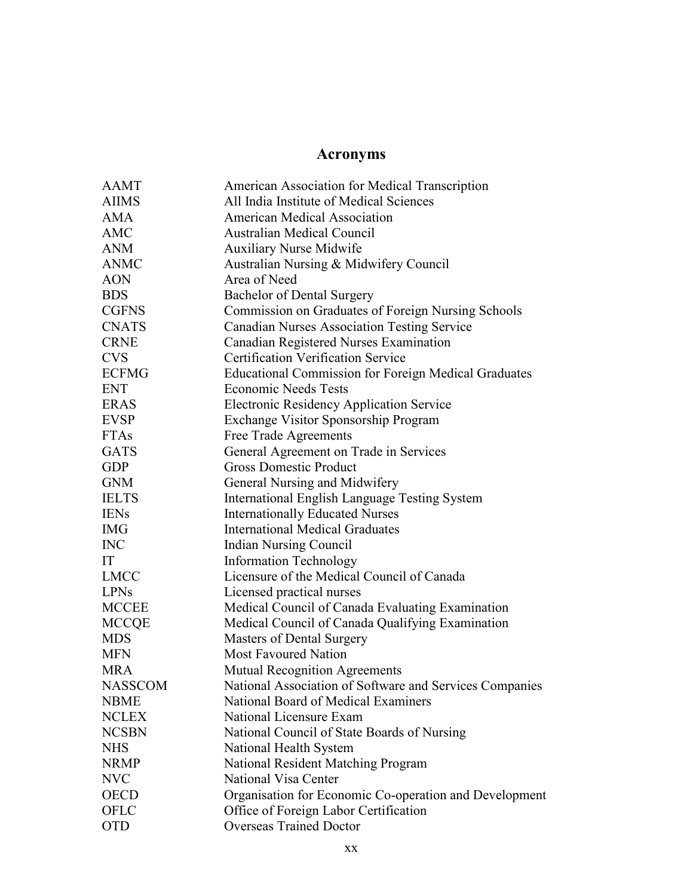# Acronyms

| | |
|---|---|
| AAMT | American Association for Medical Transcription |
| AIIMS | All India Institute of Medical Sciences |
| AMA | American Medical Association |
| AMC | Australian Medical Council |
| ANM | Auxiliary Nurse Midwife |
| ANMC | Australian Nursing & Midwifery Council |
| AON | Area of Need |
| BDS | Bachelor of Dental Surgery |
| CGFNS | Commission on Graduates of Foreign Nursing Schools |
| CNATS | Canadian Nurses Association Testing Service |
| CRNE | Canadian Registered Nurses Examination |
| CVS | Certification Verification Service |
| ECFMG | Educational Commission for Foreign Medical Graduates |
| ENT | Economic Needs Tests |
| ERAS | Electronic Residency Application Service |
| EVSP | Exchange Visitor Sponsorship Program |
| FTAs | Free Trade Agreements |
| GATS | General Agreement on Trade in Services |
| GDP | Gross Domestic Product |
| GNM | General Nursing and Midwifery |
| IELTS | International English Language Testing System |
| IENs | Internationally Educated Nurses |
| IMG | International Medical Graduates |
| INC | Indian Nursing Council |
| IT | Information Technology |
| LMCC | Licensure of the Medical Council of Canada |
| LPNs | Licensed practical nurses |
| MCCEE | Medical Council of Canada Evaluating Examination |
| MCCQE | Medical Council of Canada Qualifying Examination |
| MDS | Masters of Dental Surgery |
| MFN | Most Favoured Nation |
| MRA | Mutual Recognition Agreements |
| NASSCOM | National Association of Software and Services Companies |
| NBME | National Board of Medical Examiners |
| NCLEX | National Licensure Exam |
| NCSBN | National Council of State Boards of Nursing |
| NHS | National Health System |
| NRMP | National Resident Matching Program |
| NVC | National Visa Center |
| OECD | Organisation for Economic Co-operation and Development |
| OFLC | Office of Foreign Labor Certification |
| OTD | Overseas Trained Doctor |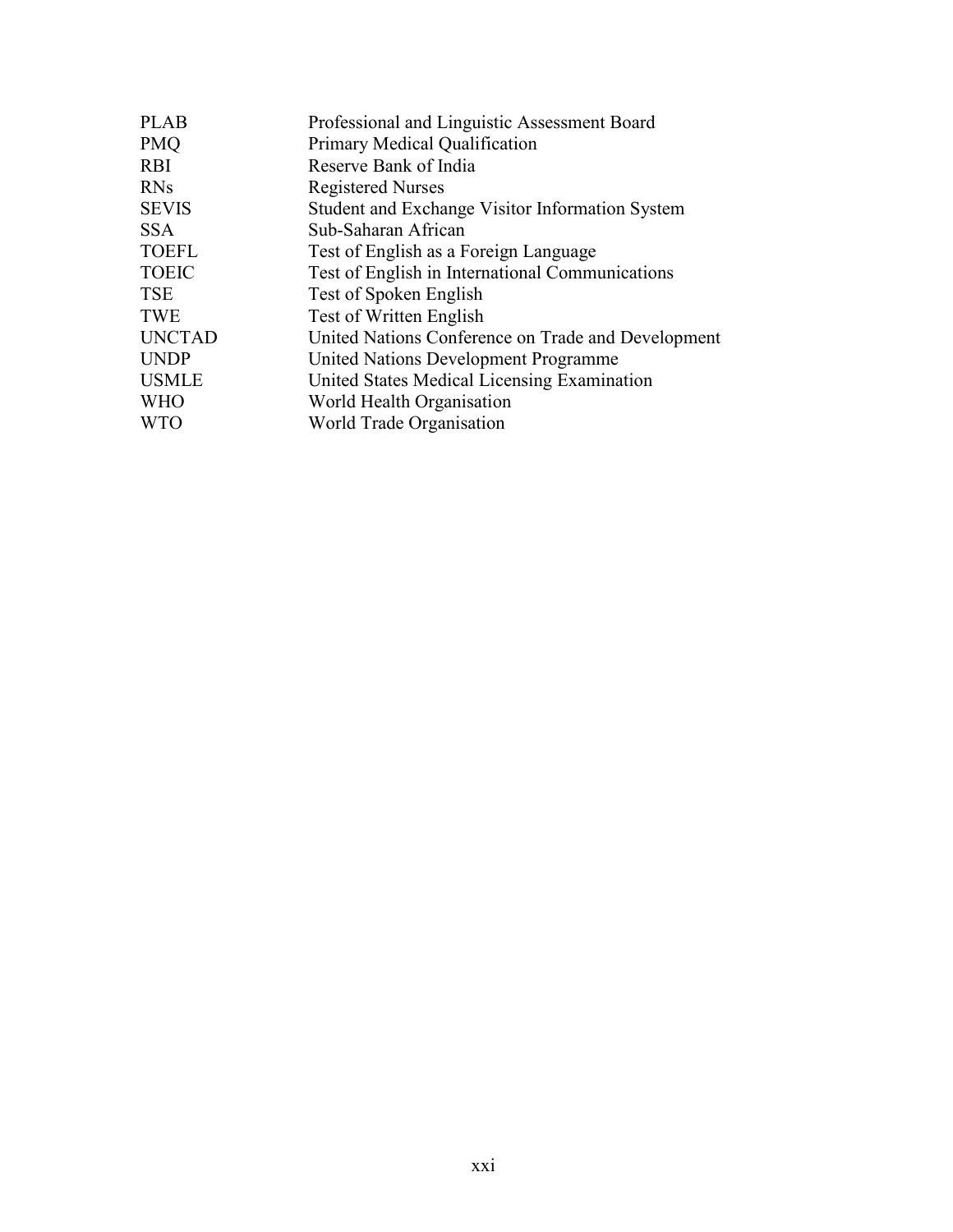| | |
|---|---|
| PLAB | Professional and Linguistic Assessment Board |
| PMQ | Primary Medical Qualification |
| RBI | Reserve Bank of India |
| RNs | Registered Nurses |
| SEVIS | Student and Exchange Visitor Information System |
| SSA | Sub-Saharan African |
| TOEFL | Test of English as a Foreign Language |
| TOEIC | Test of English in International Communications |
| TSE | Test of Spoken English |
| TWE | Test of Written English |
| UNCTAD | United Nations Conference on Trade and Development |
| UNDP | United Nations Development Programme |
| USMLE | United States Medical Licensing Examination |
| WHO | World Health Organisation |
| WTO | World Trade Organisation |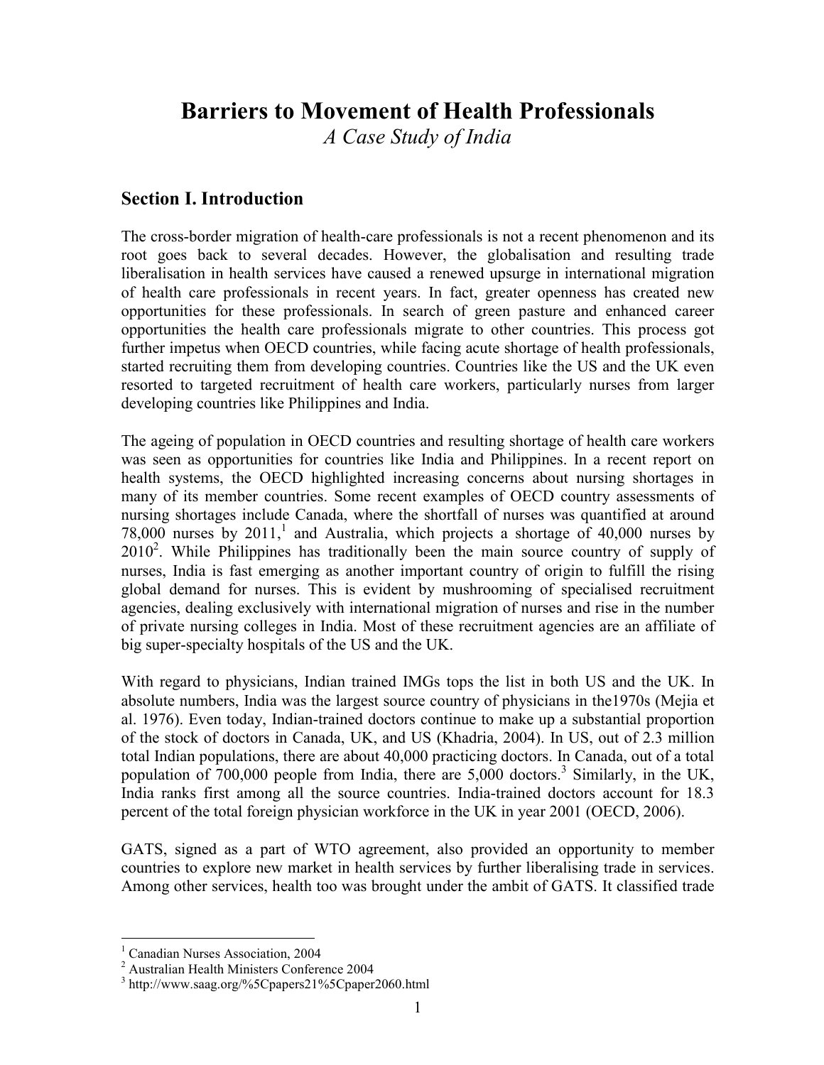# Barriers to Movement of Health Professionals

*A Case Study of India*

## Section I. Introduction

The cross-border migration of health-care professionals is not a recent phenomenon and its root goes back to several decades. However, the globalisation and resulting trade liberalisation in health services have caused a renewed upsurge in international migration of health care professionals in recent years. In fact, greater openness has created new opportunities for these professionals. In search of green pasture and enhanced career opportunities the health care professionals migrate to other countries. This process got further impetus when OECD countries, while facing acute shortage of health professionals, started recruiting them from developing countries. Countries like the US and the UK even resorted to targeted recruitment of health care workers, particularly nurses from larger developing countries like Philippines and India.

The ageing of population in OECD countries and resulting shortage of health care workers was seen as opportunities for countries like India and Philippines. In a recent report on health systems, the OECD highlighted increasing concerns about nursing shortages in many of its member countries. Some recent examples of OECD country assessments of nursing shortages include Canada, where the shortfall of nurses was quantified at around 78,000 nurses by 2011,[1] and Australia, which projects a shortage of 40,000 nurses by 2010[2]. While Philippines has traditionally been the main source country of supply of nurses, India is fast emerging as another important country of origin to fulfill the rising global demand for nurses. This is evident by mushrooming of specialised recruitment agencies, dealing exclusively with international migration of nurses and rise in the number of private nursing colleges in India. Most of these recruitment agencies are an affiliate of big super-specialty hospitals of the US and the UK.

With regard to physicians, Indian trained IMGs tops the list in both US and the UK. In absolute numbers, India was the largest source country of physicians in the1970s (Mejia et al. 1976). Even today, Indian-trained doctors continue to make up a substantial proportion of the stock of doctors in Canada, UK, and US (Khadria, 2004). In US, out of 2.3 million total Indian populations, there are about 40,000 practicing doctors. In Canada, out of a total population of 700,000 people from India, there are 5,000 doctors.[3] Similarly, in the UK, India ranks first among all the source countries. India-trained doctors account for 18.3 percent of the total foreign physician workforce in the UK in year 2001 (OECD, 2006).

GATS, signed as a part of WTO agreement, also provided an opportunity to member countries to explore new market in health services by further liberalising trade in services. Among other services, health too was brought under the ambit of GATS. It classified trade

[1] Canadian Nurses Association, 2004

[2] Australian Health Ministers Conference 2004

[3] http://www.saag.org/%5Cpapers21%5Cpaper2060.html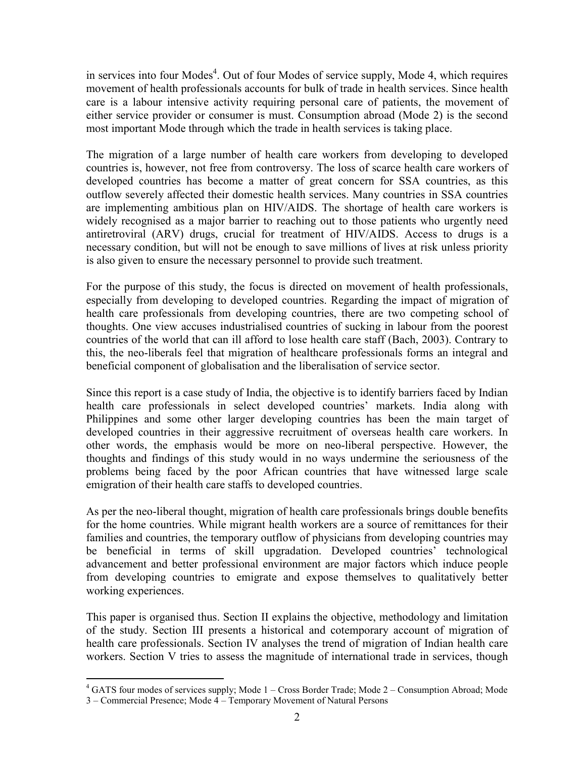in services into four Modes[4]. Out of four Modes of service supply, Mode 4, which requires movement of health professionals accounts for bulk of trade in health services. Since health care is a labour intensive activity requiring personal care of patients, the movement of either service provider or consumer is must. Consumption abroad (Mode 2) is the second most important Mode through which the trade in health services is taking place.

The migration of a large number of health care workers from developing to developed countries is, however, not free from controversy. The loss of scarce health care workers of developed countries has become a matter of great concern for SSA countries, as this outflow severely affected their domestic health services. Many countries in SSA countries are implementing ambitious plan on HIV/AIDS. The shortage of health care workers is widely recognised as a major barrier to reaching out to those patients who urgently need antiretroviral (ARV) drugs, crucial for treatment of HIV/AIDS. Access to drugs is a necessary condition, but will not be enough to save millions of lives at risk unless priority is also given to ensure the necessary personnel to provide such treatment.

For the purpose of this study, the focus is directed on movement of health professionals, especially from developing to developed countries. Regarding the impact of migration of health care professionals from developing countries, there are two competing school of thoughts. One view accuses industrialised countries of sucking in labour from the poorest countries of the world that can ill afford to lose health care staff (Bach, 2003). Contrary to this, the neo-liberals feel that migration of healthcare professionals forms an integral and beneficial component of globalisation and the liberalisation of service sector.

Since this report is a case study of India, the objective is to identify barriers faced by Indian health care professionals in select developed countries' markets. India along with Philippines and some other larger developing countries has been the main target of developed countries in their aggressive recruitment of overseas health care workers. In other words, the emphasis would be more on neo-liberal perspective. However, the thoughts and findings of this study would in no ways undermine the seriousness of the problems being faced by the poor African countries that have witnessed large scale emigration of their health care staffs to developed countries.

As per the neo-liberal thought, migration of health care professionals brings double benefits for the home countries. While migrant health workers are a source of remittances for their families and countries, the temporary outflow of physicians from developing countries may be beneficial in terms of skill upgradation. Developed countries' technological advancement and better professional environment are major factors which induce people from developing countries to emigrate and expose themselves to qualitatively better working experiences.

This paper is organised thus. Section II explains the objective, methodology and limitation of the study. Section III presents a historical and cotemporary account of migration of health care professionals. Section IV analyses the trend of migration of Indian health care workers. Section V tries to assess the magnitude of international trade in services, though

[4] GATS four modes of services supply; Mode 1 – Cross Border Trade; Mode 2 – Consumption Abroad; Mode 3 – Commercial Presence; Mode 4 – Temporary Movement of Natural Persons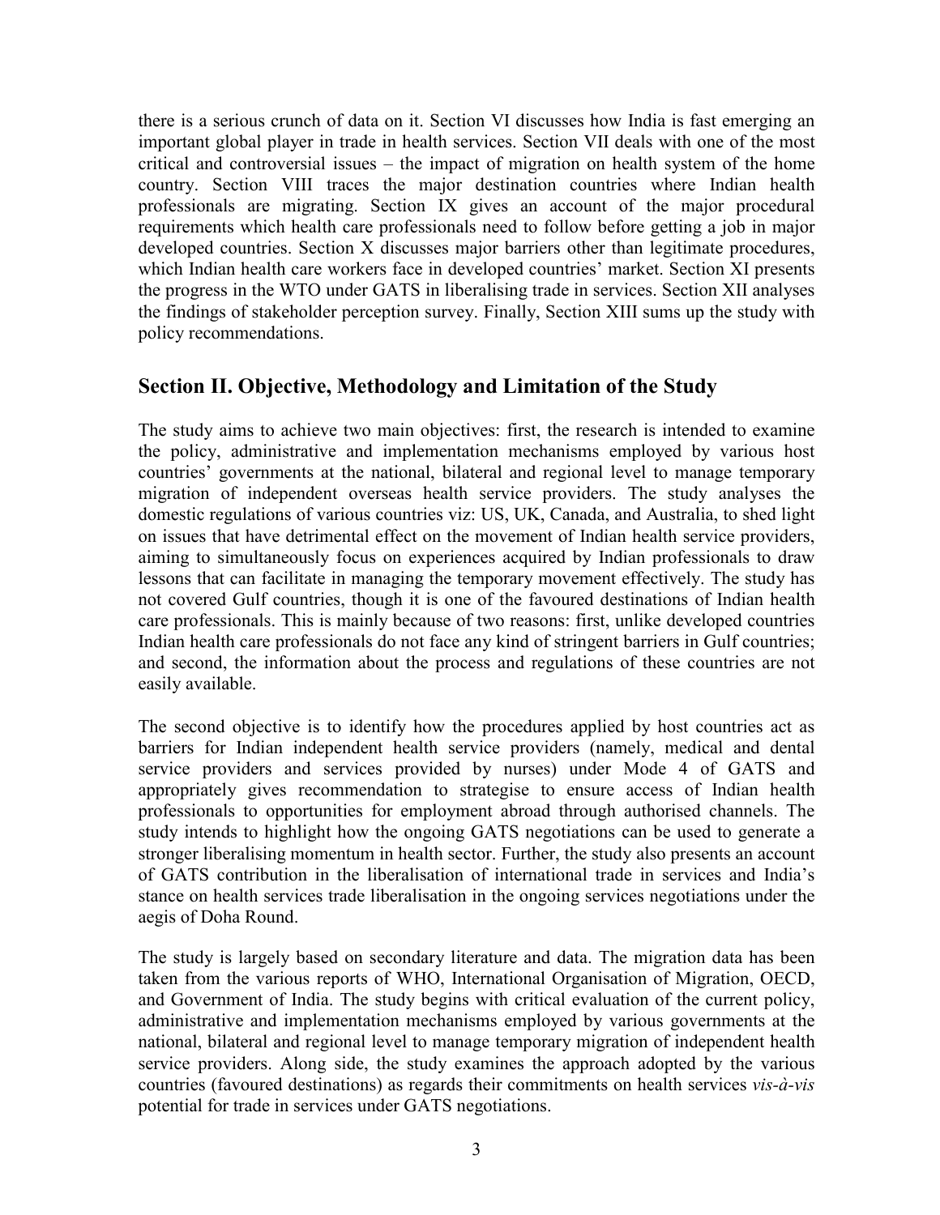there is a serious crunch of data on it. Section VI discusses how India is fast emerging an important global player in trade in health services. Section VII deals with one of the most critical and controversial issues – the impact of migration on health system of the home country. Section VIII traces the major destination countries where Indian health professionals are migrating. Section IX gives an account of the major procedural requirements which health care professionals need to follow before getting a job in major developed countries. Section X discusses major barriers other than legitimate procedures, which Indian health care workers face in developed countries' market. Section XI presents the progress in the WTO under GATS in liberalising trade in services. Section XII analyses the findings of stakeholder perception survey. Finally, Section XIII sums up the study with policy recommendations.

## Section II. Objective, Methodology and Limitation of the Study

The study aims to achieve two main objectives: first, the research is intended to examine the policy, administrative and implementation mechanisms employed by various host countries' governments at the national, bilateral and regional level to manage temporary migration of independent overseas health service providers. The study analyses the domestic regulations of various countries viz: US, UK, Canada, and Australia, to shed light on issues that have detrimental effect on the movement of Indian health service providers, aiming to simultaneously focus on experiences acquired by Indian professionals to draw lessons that can facilitate in managing the temporary movement effectively. The study has not covered Gulf countries, though it is one of the favoured destinations of Indian health care professionals. This is mainly because of two reasons: first, unlike developed countries Indian health care professionals do not face any kind of stringent barriers in Gulf countries; and second, the information about the process and regulations of these countries are not easily available.

The second objective is to identify how the procedures applied by host countries act as barriers for Indian independent health service providers (namely, medical and dental service providers and services provided by nurses) under Mode 4 of GATS and appropriately gives recommendation to strategise to ensure access of Indian health professionals to opportunities for employment abroad through authorised channels. The study intends to highlight how the ongoing GATS negotiations can be used to generate a stronger liberalising momentum in health sector. Further, the study also presents an account of GATS contribution in the liberalisation of international trade in services and India's stance on health services trade liberalisation in the ongoing services negotiations under the aegis of Doha Round.

The study is largely based on secondary literature and data. The migration data has been taken from the various reports of WHO, International Organisation of Migration, OECD, and Government of India. The study begins with critical evaluation of the current policy, administrative and implementation mechanisms employed by various governments at the national, bilateral and regional level to manage temporary migration of independent health service providers. Along side, the study examines the approach adopted by the various countries (favoured destinations) as regards their commitments on health services *vis-à-vis* potential for trade in services under GATS negotiations.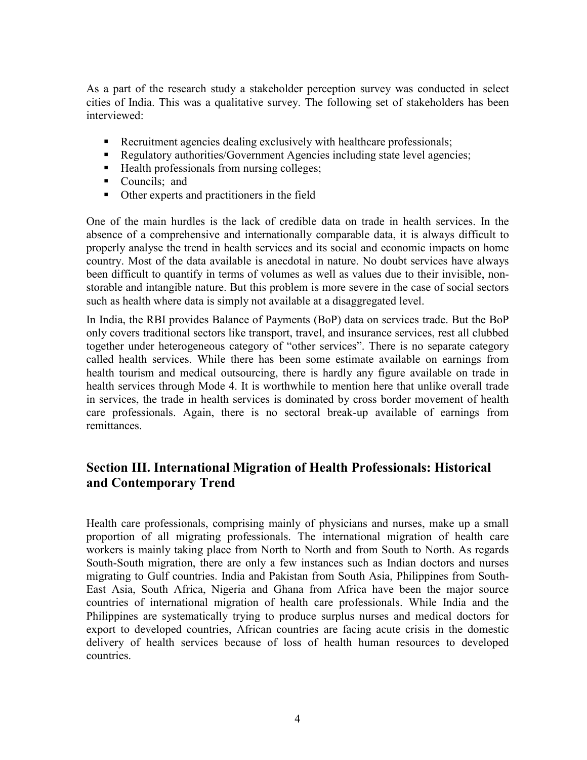As a part of the research study a stakeholder perception survey was conducted in select cities of India. This was a qualitative survey. The following set of stakeholders has been interviewed:

- Recruitment agencies dealing exclusively with healthcare professionals;
- Regulatory authorities/Government Agencies including state level agencies;
- Health professionals from nursing colleges;
- Councils; and
- Other experts and practitioners in the field

One of the main hurdles is the lack of credible data on trade in health services. In the absence of a comprehensive and internationally comparable data, it is always difficult to properly analyse the trend in health services and its social and economic impacts on home country. Most of the data available is anecdotal in nature. No doubt services have always been difficult to quantify in terms of volumes as well as values due to their invisible, non-storable and intangible nature. But this problem is more severe in the case of social sectors such as health where data is simply not available at a disaggregated level.

In India, the RBI provides Balance of Payments (BoP) data on services trade. But the BoP only covers traditional sectors like transport, travel, and insurance services, rest all clubbed together under heterogeneous category of "other services". There is no separate category called health services. While there has been some estimate available on earnings from health tourism and medical outsourcing, there is hardly any figure available on trade in health services through Mode 4. It is worthwhile to mention here that unlike overall trade in services, the trade in health services is dominated by cross border movement of health care professionals. Again, there is no sectoral break-up available of earnings from remittances.

## Section III. International Migration of Health Professionals: Historical and Contemporary Trend

Health care professionals, comprising mainly of physicians and nurses, make up a small proportion of all migrating professionals. The international migration of health care workers is mainly taking place from North to North and from South to North. As regards South-South migration, there are only a few instances such as Indian doctors and nurses migrating to Gulf countries. India and Pakistan from South Asia, Philippines from South-East Asia, South Africa, Nigeria and Ghana from Africa have been the major source countries of international migration of health care professionals. While India and the Philippines are systematically trying to produce surplus nurses and medical doctors for export to developed countries, African countries are facing acute crisis in the domestic delivery of health services because of loss of health human resources to developed countries.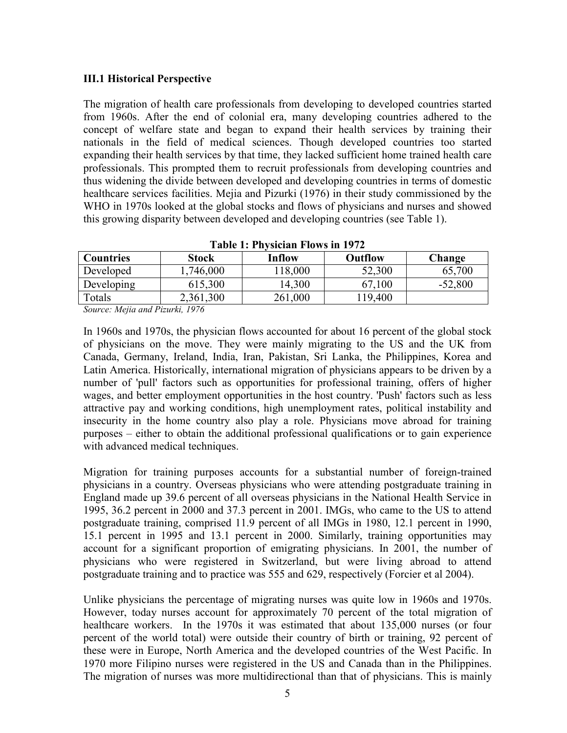### III.1 Historical Perspective

The migration of health care professionals from developing to developed countries started from 1960s. After the end of colonial era, many developing countries adhered to the concept of welfare state and began to expand their health services by training their nationals in the field of medical sciences. Though developed countries too started expanding their health services by that time, they lacked sufficient home trained health care professionals. This prompted them to recruit professionals from developing countries and thus widening the divide between developed and developing countries in terms of domestic healthcare services facilities. Mejia and Pizurki (1976) in their study commissioned by the WHO in 1970s looked at the global stocks and flows of physicians and nurses and showed this growing disparity between developed and developing countries (see Table 1).

**Table 1: Physician Flows in 1972**

| Countries | Stock | Inflow | Outflow | Change |
|---|---|---|---|---|
| Developed | 1,746,000 | 118,000 | 52,300 | 65,700 |
| Developing | 615,300 | 14,300 | 67,100 | -52,800 |
| Totals | 2,361,300 | 261,000 | 119,400 | |

*Source: Mejia and Pizurki, 1976*

In 1960s and 1970s, the physician flows accounted for about 16 percent of the global stock of physicians on the move. They were mainly migrating to the US and the UK from Canada, Germany, Ireland, India, Iran, Pakistan, Sri Lanka, the Philippines, Korea and Latin America. Historically, international migration of physicians appears to be driven by a number of 'pull' factors such as opportunities for professional training, offers of higher wages, and better employment opportunities in the host country. 'Push' factors such as less attractive pay and working conditions, high unemployment rates, political instability and insecurity in the home country also play a role. Physicians move abroad for training purposes – either to obtain the additional professional qualifications or to gain experience with advanced medical techniques.

Migration for training purposes accounts for a substantial number of foreign-trained physicians in a country. Overseas physicians who were attending postgraduate training in England made up 39.6 percent of all overseas physicians in the National Health Service in 1995, 36.2 percent in 2000 and 37.3 percent in 2001. IMGs, who came to the US to attend postgraduate training, comprised 11.9 percent of all IMGs in 1980, 12.1 percent in 1990, 15.1 percent in 1995 and 13.1 percent in 2000. Similarly, training opportunities may account for a significant proportion of emigrating physicians. In 2001, the number of physicians who were registered in Switzerland, but were living abroad to attend postgraduate training and to practice was 555 and 629, respectively (Forcier et al 2004).

Unlike physicians the percentage of migrating nurses was quite low in 1960s and 1970s. However, today nurses account for approximately 70 percent of the total migration of healthcare workers. In the 1970s it was estimated that about 135,000 nurses (or four percent of the world total) were outside their country of birth or training, 92 percent of these were in Europe, North America and the developed countries of the West Pacific. In 1970 more Filipino nurses were registered in the US and Canada than in the Philippines. The migration of nurses was more multidirectional than that of physicians. This is mainly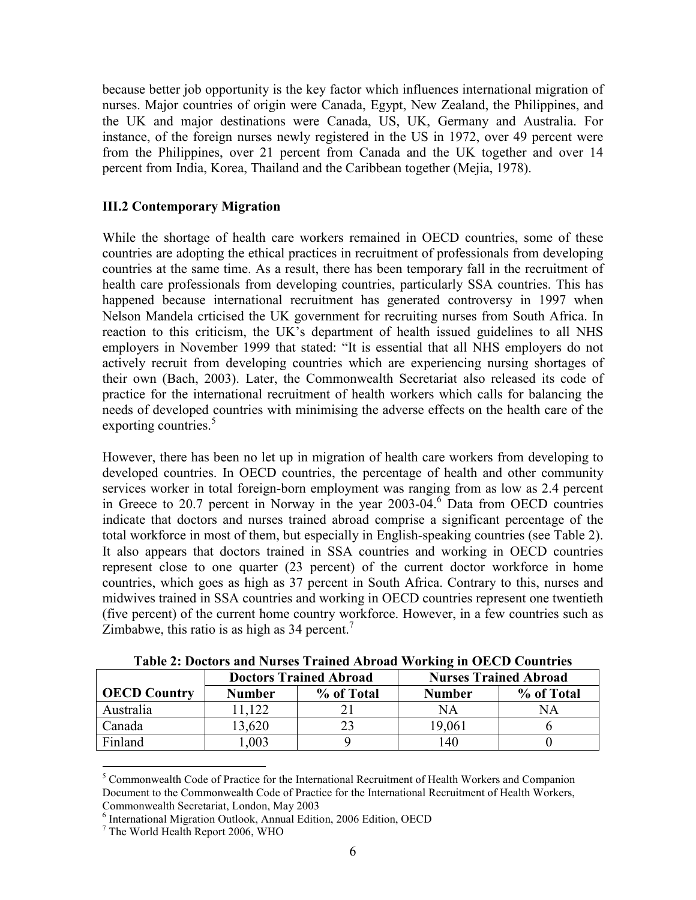because better job opportunity is the key factor which influences international migration of nurses. Major countries of origin were Canada, Egypt, New Zealand, the Philippines, and the UK and major destinations were Canada, US, UK, Germany and Australia. For instance, of the foreign nurses newly registered in the US in 1972, over 49 percent were from the Philippines, over 21 percent from Canada and the UK together and over 14 percent from India, Korea, Thailand and the Caribbean together (Mejia, 1978).

### III.2 Contemporary Migration

While the shortage of health care workers remained in OECD countries, some of these countries are adopting the ethical practices in recruitment of professionals from developing countries at the same time. As a result, there has been temporary fall in the recruitment of health care professionals from developing countries, particularly SSA countries. This has happened because international recruitment has generated controversy in 1997 when Nelson Mandela crticised the UK government for recruiting nurses from South Africa. In reaction to this criticism, the UK's department of health issued guidelines to all NHS employers in November 1999 that stated: "It is essential that all NHS employers do not actively recruit from developing countries which are experiencing nursing shortages of their own (Bach, 2003). Later, the Commonwealth Secretariat also released its code of practice for the international recruitment of health workers which calls for balancing the needs of developed countries with minimising the adverse effects on the health care of the exporting countries.[5]

However, there has been no let up in migration of health care workers from developing to developed countries. In OECD countries, the percentage of health and other community services worker in total foreign-born employment was ranging from as low as 2.4 percent in Greece to 20.7 percent in Norway in the year 2003-04.[6] Data from OECD countries indicate that doctors and nurses trained abroad comprise a significant percentage of the total workforce in most of them, but especially in English-speaking countries (see Table 2). It also appears that doctors trained in SSA countries and working in OECD countries represent close to one quarter (23 percent) of the current doctor workforce in home countries, which goes as high as 37 percent in South Africa. Contrary to this, nurses and midwives trained in SSA countries and working in OECD countries represent one twentieth (five percent) of the current home country workforce. However, in a few countries such as Zimbabwe, this ratio is as high as 34 percent.[7]

**Table 2: Doctors and Nurses Trained Abroad Working in OECD Countries**

| | Doctors Trained Abroad | | Nurses Trained Abroad | |
|---|---|---|---|---|
| **OECD Country** | **Number** | **% of Total** | **Number** | **% of Total** |
| Australia | 11,122 | 21 | NA | NA |
| Canada | 13,620 | 23 | 19,061 | 6 |
| Finland | 1,003 | 9 | 140 | 0 |

[5] Commonwealth Code of Practice for the International Recruitment of Health Workers and Companion Document to the Commonwealth Code of Practice for the International Recruitment of Health Workers, Commonwealth Secretariat, London, May 2003

[6] International Migration Outlook, Annual Edition, 2006 Edition, OECD

[7] The World Health Report 2006, WHO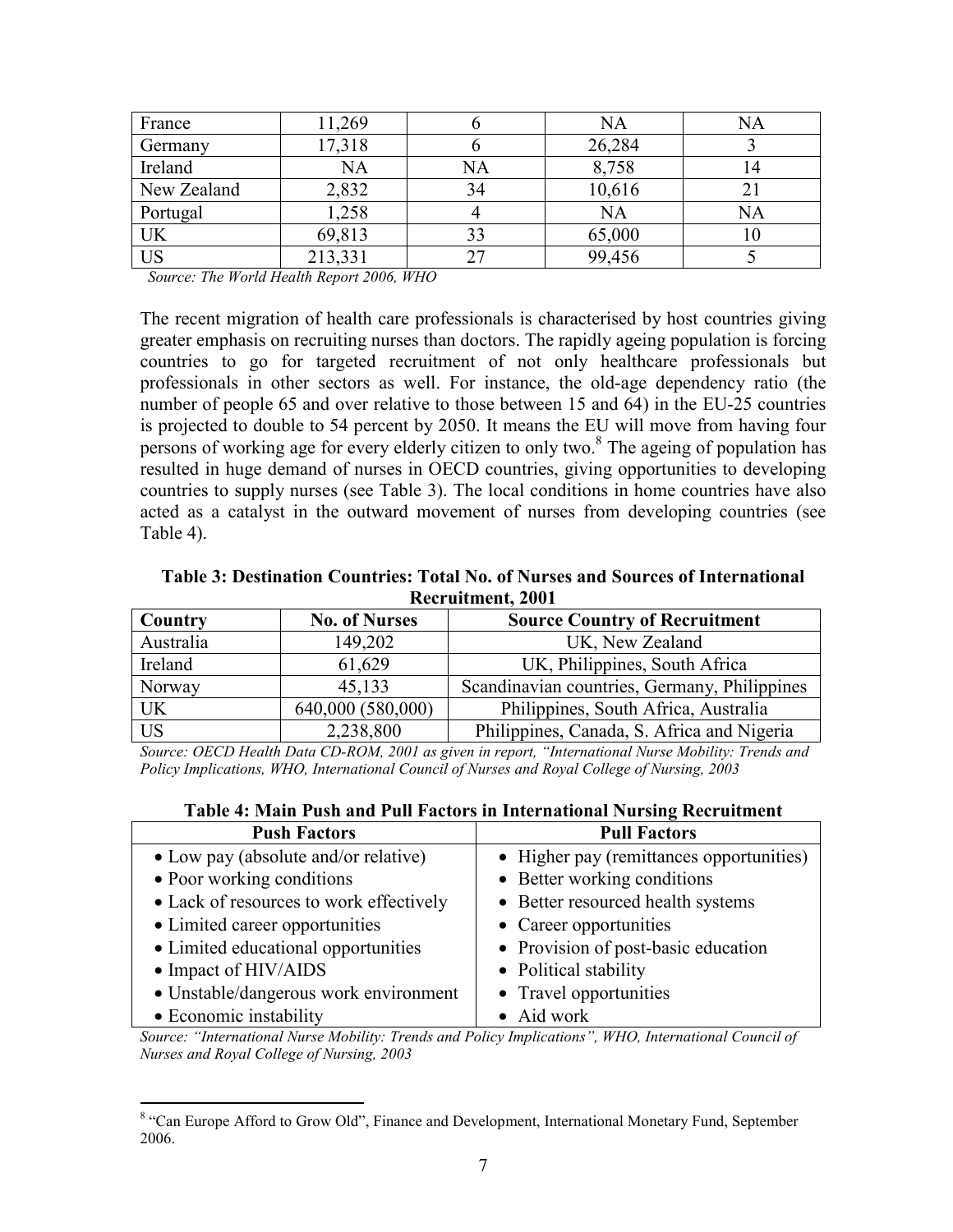| France | 11,269 | 6 | NA | NA |
|---|---|---|---|---|
| Germany | 17,318 | 6 | 26,284 | 3 |
| Ireland | NA | NA | 8,758 | 14 |
| New Zealand | 2,832 | 34 | 10,616 | 21 |
| Portugal | 1,258 | 4 | NA | NA |
| UK | 69,813 | 33 | 65,000 | 10 |
| US | 213,331 | 27 | 99,456 | 5 |

*Source: The World Health Report 2006, WHO*

The recent migration of health care professionals is characterised by host countries giving greater emphasis on recruiting nurses than doctors. The rapidly ageing population is forcing countries to go for targeted recruitment of not only healthcare professionals but professionals in other sectors as well. For instance, the old-age dependency ratio (the number of people 65 and over relative to those between 15 and 64) in the EU-25 countries is projected to double to 54 percent by 2050. It means the EU will move from having four persons of working age for every elderly citizen to only two.[8] The ageing of population has resulted in huge demand of nurses in OECD countries, giving opportunities to developing countries to supply nurses (see Table 3). The local conditions in home countries have also acted as a catalyst in the outward movement of nurses from developing countries (see Table 4).

**Table 3: Destination Countries: Total No. of Nurses and Sources of International Recruitment, 2001**

| Country | No. of Nurses | Source Country of Recruitment |
|---|---|---|
| Australia | 149,202 | UK, New Zealand |
| Ireland | 61,629 | UK, Philippines, South Africa |
| Norway | 45,133 | Scandinavian countries, Germany, Philippines |
| UK | 640,000 (580,000) | Philippines, South Africa, Australia |
| US | 2,238,800 | Philippines, Canada, S. Africa and Nigeria |

*Source: OECD Health Data CD-ROM, 2001 as given in report, "International Nurse Mobility: Trends and Policy Implications, WHO, International Council of Nurses and Royal College of Nursing, 2003*

**Table 4: Main Push and Pull Factors in International Nursing Recruitment**

| Push Factors | Pull Factors |
|---|---|
| • Low pay (absolute and/or relative)<br>• Poor working conditions<br>• Lack of resources to work effectively<br>• Limited career opportunities<br>• Limited educational opportunities<br>• Impact of HIV/AIDS<br>• Unstable/dangerous work environment<br>• Economic instability | • Higher pay (remittances opportunities)<br>• Better working conditions<br>• Better resourced health systems<br>• Career opportunities<br>• Provision of post-basic education<br>• Political stability<br>• Travel opportunities<br>• Aid work |

*Source: "International Nurse Mobility: Trends and Policy Implications", WHO, International Council of Nurses and Royal College of Nursing, 2003*

[8] "Can Europe Afford to Grow Old", Finance and Development, International Monetary Fund, September 2006.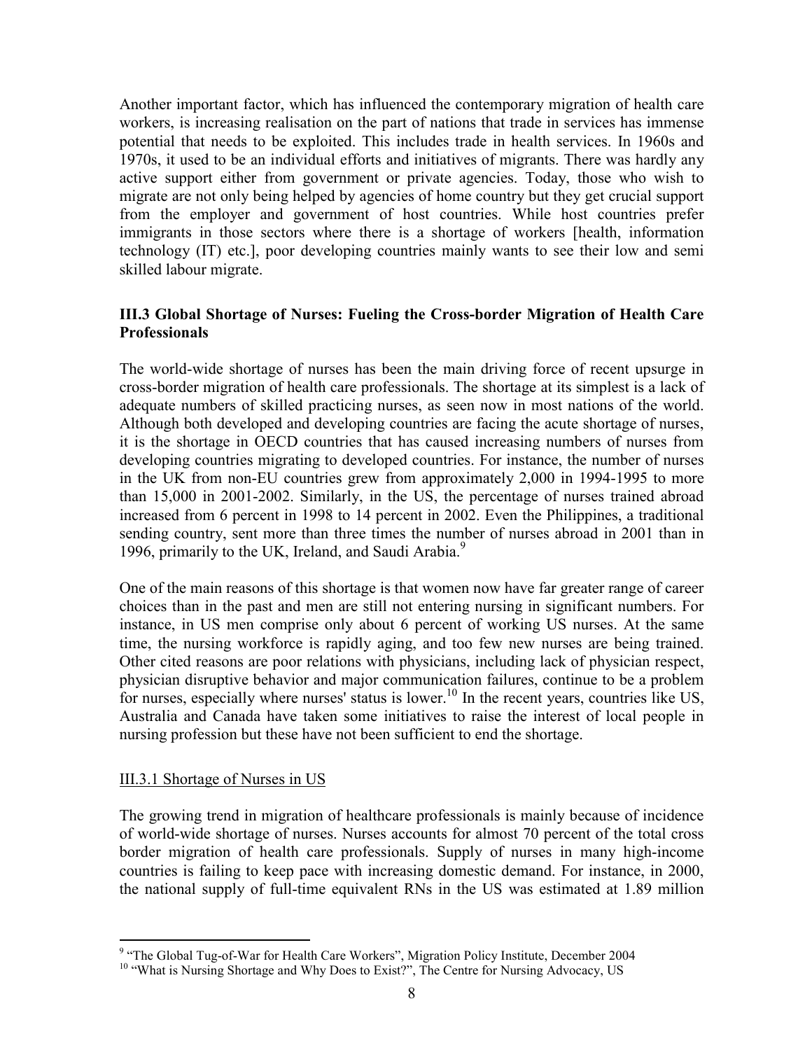Another important factor, which has influenced the contemporary migration of health care workers, is increasing realisation on the part of nations that trade in services has immense potential that needs to be exploited. This includes trade in health services. In 1960s and 1970s, it used to be an individual efforts and initiatives of migrants. There was hardly any active support either from government or private agencies. Today, those who wish to migrate are not only being helped by agencies of home country but they get crucial support from the employer and government of host countries. While host countries prefer immigrants in those sectors where there is a shortage of workers [health, information technology (IT) etc.], poor developing countries mainly wants to see their low and semi skilled labour migrate.

### III.3 Global Shortage of Nurses: Fueling the Cross-border Migration of Health Care Professionals

The world-wide shortage of nurses has been the main driving force of recent upsurge in cross-border migration of health care professionals. The shortage at its simplest is a lack of adequate numbers of skilled practicing nurses, as seen now in most nations of the world. Although both developed and developing countries are facing the acute shortage of nurses, it is the shortage in OECD countries that has caused increasing numbers of nurses from developing countries migrating to developed countries. For instance, the number of nurses in the UK from non-EU countries grew from approximately 2,000 in 1994-1995 to more than 15,000 in 2001-2002. Similarly, in the US, the percentage of nurses trained abroad increased from 6 percent in 1998 to 14 percent in 2002. Even the Philippines, a traditional sending country, sent more than three times the number of nurses abroad in 2001 than in 1996, primarily to the UK, Ireland, and Saudi Arabia.[9]

One of the main reasons of this shortage is that women now have far greater range of career choices than in the past and men are still not entering nursing in significant numbers. For instance, in US men comprise only about 6 percent of working US nurses. At the same time, the nursing workforce is rapidly aging, and too few new nurses are being trained. Other cited reasons are poor relations with physicians, including lack of physician respect, physician disruptive behavior and major communication failures, continue to be a problem for nurses, especially where nurses' status is lower.[10] In the recent years, countries like US, Australia and Canada have taken some initiatives to raise the interest of local people in nursing profession but these have not been sufficient to end the shortage.

#### III.3.1 Shortage of Nurses in US

The growing trend in migration of healthcare professionals is mainly because of incidence of world-wide shortage of nurses. Nurses accounts for almost 70 percent of the total cross border migration of health care professionals. Supply of nurses in many high-income countries is failing to keep pace with increasing domestic demand. For instance, in 2000, the national supply of full-time equivalent RNs in the US was estimated at 1.89 million

---

[9] "The Global Tug-of-War for Health Care Workers", Migration Policy Institute, December 2004

[10] "What is Nursing Shortage and Why Does to Exist?", The Centre for Nursing Advocacy, US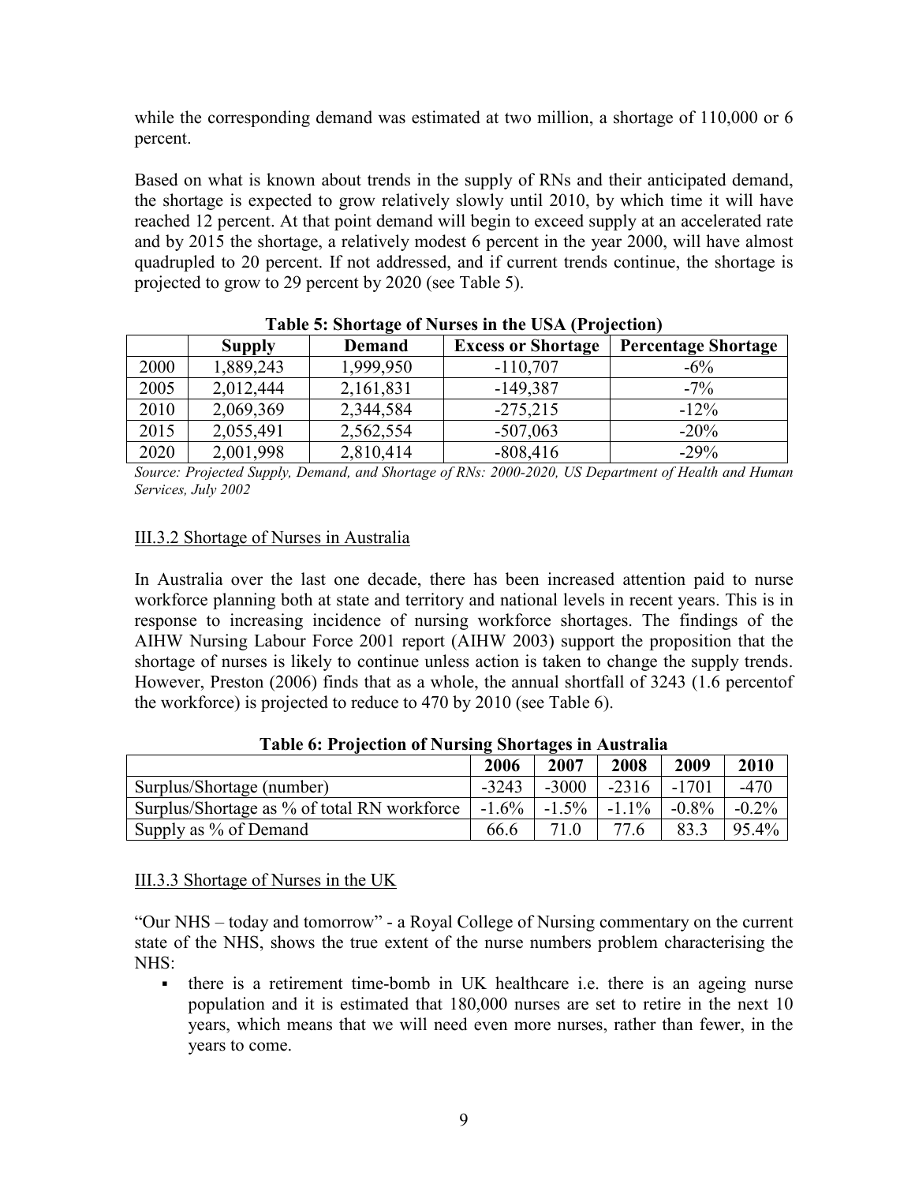while the corresponding demand was estimated at two million, a shortage of 110,000 or 6 percent.

Based on what is known about trends in the supply of RNs and their anticipated demand, the shortage is expected to grow relatively slowly until 2010, by which time it will have reached 12 percent. At that point demand will begin to exceed supply at an accelerated rate and by 2015 the shortage, a relatively modest 6 percent in the year 2000, will have almost quadrupled to 20 percent. If not addressed, and if current trends continue, the shortage is projected to grow to 29 percent by 2020 (see Table 5).

**Table 5: Shortage of Nurses in the USA (Projection)**

| | Supply | Demand | Excess or Shortage | Percentage Shortage |
|---|---|---|---|---|
| 2000 | 1,889,243 | 1,999,950 | -110,707 | -6% |
| 2005 | 2,012,444 | 2,161,831 | -149,387 | -7% |
| 2010 | 2,069,369 | 2,344,584 | -275,215 | -12% |
| 2015 | 2,055,491 | 2,562,554 | -507,063 | -20% |
| 2020 | 2,001,998 | 2,810,414 | -808,416 | -29% |

*Source: Projected Supply, Demand, and Shortage of RNs: 2000-2020, US Department of Health and Human Services, July 2002*

### III.3.2 Shortage of Nurses in Australia

In Australia over the last one decade, there has been increased attention paid to nurse workforce planning both at state and territory and national levels in recent years. This is in response to increasing incidence of nursing workforce shortages. The findings of the AIHW Nursing Labour Force 2001 report (AIHW 2003) support the proposition that the shortage of nurses is likely to continue unless action is taken to change the supply trends. However, Preston (2006) finds that as a whole, the annual shortfall of 3243 (1.6 percentof the workforce) is projected to reduce to 470 by 2010 (see Table 6).

**Table 6: Projection of Nursing Shortages in Australia**

| | 2006 | 2007 | 2008 | 2009 | 2010 |
|---|---|---|---|---|---|
| Surplus/Shortage (number) | -3243 | -3000 | -2316 | -1701 | -470 |
| Surplus/Shortage as % of total RN workforce | -1.6% | -1.5% | -1.1% | -0.8% | -0.2% |
| Supply as % of Demand | 66.6 | 71.0 | 77.6 | 83.3 | 95.4% |

### III.3.3 Shortage of Nurses in the UK

"Our NHS – today and tomorrow" - a Royal College of Nursing commentary on the current state of the NHS, shows the true extent of the nurse numbers problem characterising the NHS:

- there is a retirement time-bomb in UK healthcare i.e. there is an ageing nurse population and it is estimated that 180,000 nurses are set to retire in the next 10 years, which means that we will need even more nurses, rather than fewer, in the years to come.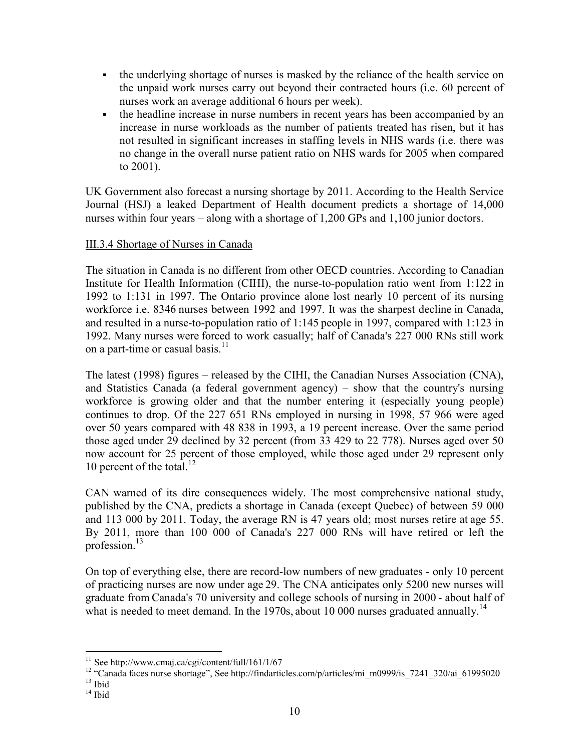- the underlying shortage of nurses is masked by the reliance of the health service on the unpaid work nurses carry out beyond their contracted hours (i.e. 60 percent of nurses work an average additional 6 hours per week).
- the headline increase in nurse numbers in recent years has been accompanied by an increase in nurse workloads as the number of patients treated has risen, but it has not resulted in significant increases in staffing levels in NHS wards (i.e. there was no change in the overall nurse patient ratio on NHS wards for 2005 when compared to 2001).

UK Government also forecast a nursing shortage by 2011. According to the Health Service Journal (HSJ) a leaked Department of Health document predicts a shortage of 14,000 nurses within four years – along with a shortage of 1,200 GPs and 1,100 junior doctors.

### III.3.4 Shortage of Nurses in Canada

The situation in Canada is no different from other OECD countries. According to Canadian Institute for Health Information (CIHI), the nurse-to-population ratio went from 1:122 in 1992 to 1:131 in 1997. The Ontario province alone lost nearly 10 percent of its nursing workforce i.e. 8346 nurses between 1992 and 1997. It was the sharpest decline in Canada, and resulted in a nurse-to-population ratio of 1:145 people in 1997, compared with 1:123 in 1992. Many nurses were forced to work casually; half of Canada's 227 000 RNs still work on a part-time or casual basis.[11]

The latest (1998) figures – released by the CIHI, the Canadian Nurses Association (CNA), and Statistics Canada (a federal government agency) – show that the country's nursing workforce is growing older and that the number entering it (especially young people) continues to drop. Of the 227 651 RNs employed in nursing in 1998, 57 966 were aged over 50 years compared with 48 838 in 1993, a 19 percent increase. Over the same period those aged under 29 declined by 32 percent (from 33 429 to 22 778). Nurses aged over 50 now account for 25 percent of those employed, while those aged under 29 represent only 10 percent of the total.[12]

CAN warned of its dire consequences widely. The most comprehensive national study, published by the CNA, predicts a shortage in Canada (except Quebec) of between 59 000 and 113 000 by 2011. Today, the average RN is 47 years old; most nurses retire at age 55. By 2011, more than 100 000 of Canada's 227 000 RNs will have retired or left the profession.[13]

On top of everything else, there are record-low numbers of new graduates - only 10 percent of practicing nurses are now under age 29. The CNA anticipates only 5200 new nurses will graduate from Canada's 70 university and college schools of nursing in 2000 - about half of what is needed to meet demand. In the 1970s, about 10 000 nurses graduated annually.[14]

---

[11] See http://www.cmaj.ca/cgi/content/full/161/1/67

[12] "Canada faces nurse shortage", See http://findarticles.com/p/articles/mi_m0999/is_7241_320/ai_61995020

[13] Ibid

[14] Ibid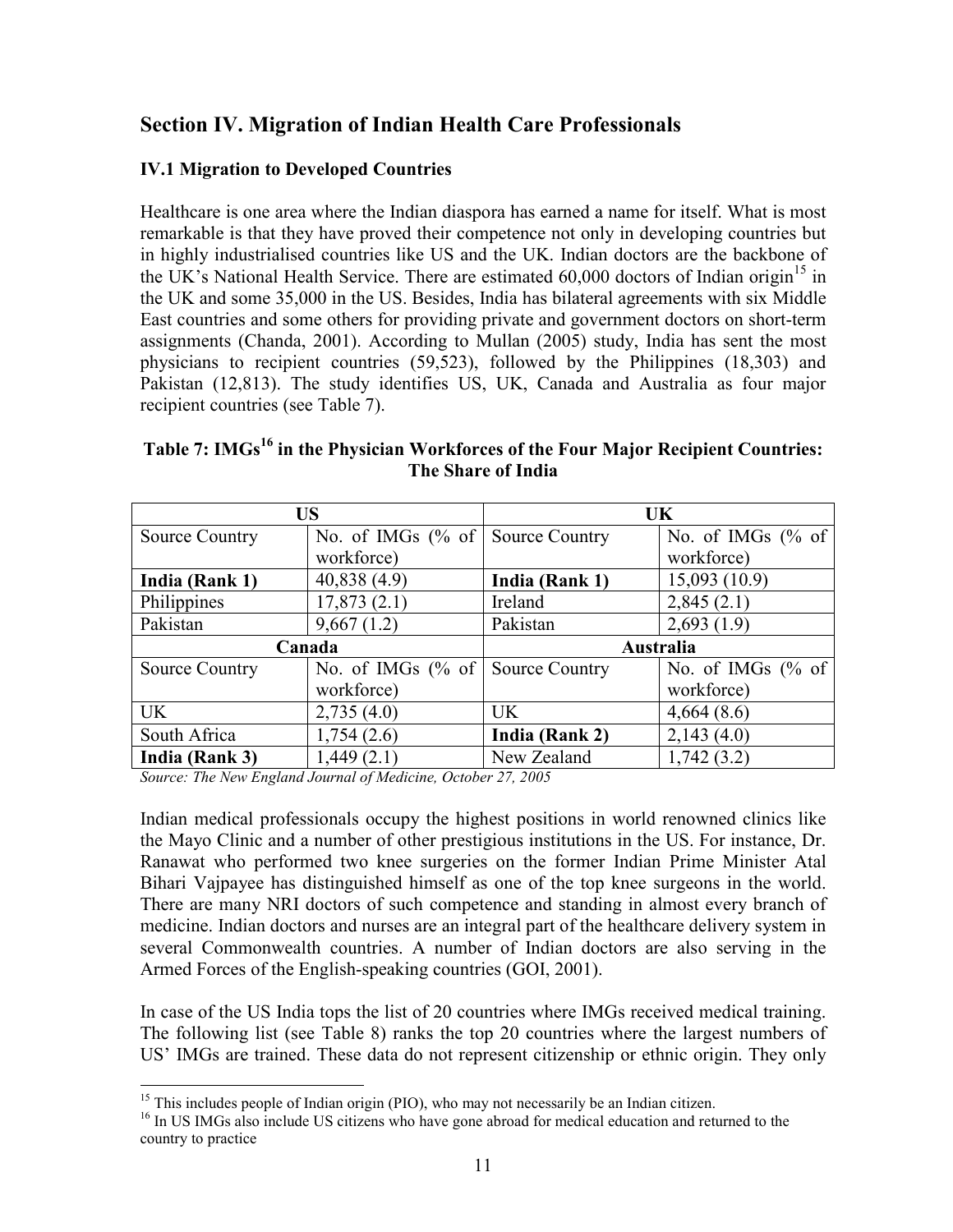## Section IV. Migration of Indian Health Care Professionals

### IV.1 Migration to Developed Countries

Healthcare is one area where the Indian diaspora has earned a name for itself. What is most remarkable is that they have proved their competence not only in developing countries but in highly industrialised countries like US and the UK. Indian doctors are the backbone of the UK's National Health Service. There are estimated 60,000 doctors of Indian origin[15] in the UK and some 35,000 in the US. Besides, India has bilateral agreements with six Middle East countries and some others for providing private and government doctors on short-term assignments (Chanda, 2001). According to Mullan (2005) study, India has sent the most physicians to recipient countries (59,523), followed by the Philippines (18,303) and Pakistan (12,813). The study identifies US, UK, Canada and Australia as four major recipient countries (see Table 7).

**Table 7: IMGs[16] in the Physician Workforces of the Four Major Recipient Countries: The Share of India**

| US | | UK | |
|---|---|---|---|
| Source Country | No. of IMGs (% of workforce) | Source Country | No. of IMGs (% of workforce) |
| **India (Rank 1)** | 40,838 (4.9) | **India (Rank 1)** | 15,093 (10.9) |
| Philippines | 17,873 (2.1) | Ireland | 2,845 (2.1) |
| Pakistan | 9,667 (1.2) | Pakistan | 2,693 (1.9) |
| **Canada** | | **Australia** | |
| Source Country | No. of IMGs (% of workforce) | Source Country | No. of IMGs (% of workforce) |
| UK | 2,735 (4.0) | UK | 4,664 (8.6) |
| South Africa | 1,754 (2.6) | **India (Rank 2)** | 2,143 (4.0) |
| **India (Rank 3)** | 1,449 (2.1) | New Zealand | 1,742 (3.2) |

*Source: The New England Journal of Medicine, October 27, 2005*

Indian medical professionals occupy the highest positions in world renowned clinics like the Mayo Clinic and a number of other prestigious institutions in the US. For instance, Dr. Ranawat who performed two knee surgeries on the former Indian Prime Minister Atal Bihari Vajpayee has distinguished himself as one of the top knee surgeons in the world. There are many NRI doctors of such competence and standing in almost every branch of medicine. Indian doctors and nurses are an integral part of the healthcare delivery system in several Commonwealth countries. A number of Indian doctors are also serving in the Armed Forces of the English-speaking countries (GOI, 2001).

In case of the US India tops the list of 20 countries where IMGs received medical training. The following list (see Table 8) ranks the top 20 countries where the largest numbers of US' IMGs are trained. These data do not represent citizenship or ethnic origin. They only

---

[15] This includes people of Indian origin (PIO), who may not necessarily be an Indian citizen.

[16] In US IMGs also include US citizens who have gone abroad for medical education and returned to the country to practice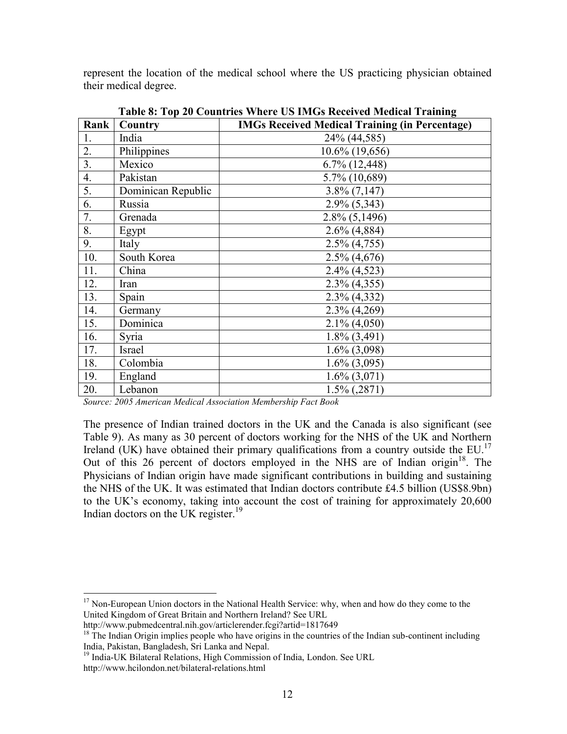represent the location of the medical school where the US practicing physician obtained their medical degree.

**Table 8: Top 20 Countries Where US IMGs Received Medical Training**

| Rank | Country | IMGs Received Medical Training (in Percentage) |
|---|---|---|
| 1. | India | 24% (44,585) |
| 2. | Philippines | 10.6% (19,656) |
| 3. | Mexico | 6.7% (12,448) |
| 4. | Pakistan | 5.7% (10,689) |
| 5. | Dominican Republic | 3.8% (7,147) |
| 6. | Russia | 2.9% (5,343) |
| 7. | Grenada | 2.8% (5,1496) |
| 8. | Egypt | 2.6% (4,884) |
| 9. | Italy | 2.5% (4,755) |
| 10. | South Korea | 2.5% (4,676) |
| 11. | China | 2.4% (4,523) |
| 12. | Iran | 2.3% (4,355) |
| 13. | Spain | 2.3% (4,332) |
| 14. | Germany | 2.3% (4,269) |
| 15. | Dominica | 2.1% (4,050) |
| 16. | Syria | 1.8% (3,491) |
| 17. | Israel | 1.6% (3,098) |
| 18. | Colombia | 1.6% (3,095) |
| 19. | England | 1.6% (3,071) |
| 20. | Lebanon | 1.5% (,2871) |

*Source: 2005 American Medical Association Membership Fact Book*

The presence of Indian trained doctors in the UK and the Canada is also significant (see Table 9). As many as 30 percent of doctors working for the NHS of the UK and Northern Ireland (UK) have obtained their primary qualifications from a country outside the EU.[17] Out of this 26 percent of doctors employed in the NHS are of Indian origin[18]. The Physicians of Indian origin have made significant contributions in building and sustaining the NHS of the UK. It was estimated that Indian doctors contribute £4.5 billion (US$8.9bn) to the UK's economy, taking into account the cost of training for approximately 20,600 Indian doctors on the UK register.[19]

---

[17] Non-European Union doctors in the National Health Service: why, when and how do they come to the United Kingdom of Great Britain and Northern Ireland? See URL http://www.pubmedcentral.nih.gov/articlerender.fcgi?artid=1817649

[18] The Indian Origin implies people who have origins in the countries of the Indian sub-continent including India, Pakistan, Bangladesh, Sri Lanka and Nepal.

[19] India-UK Bilateral Relations, High Commission of India, London. See URL http://www.hcilondon.net/bilateral-relations.html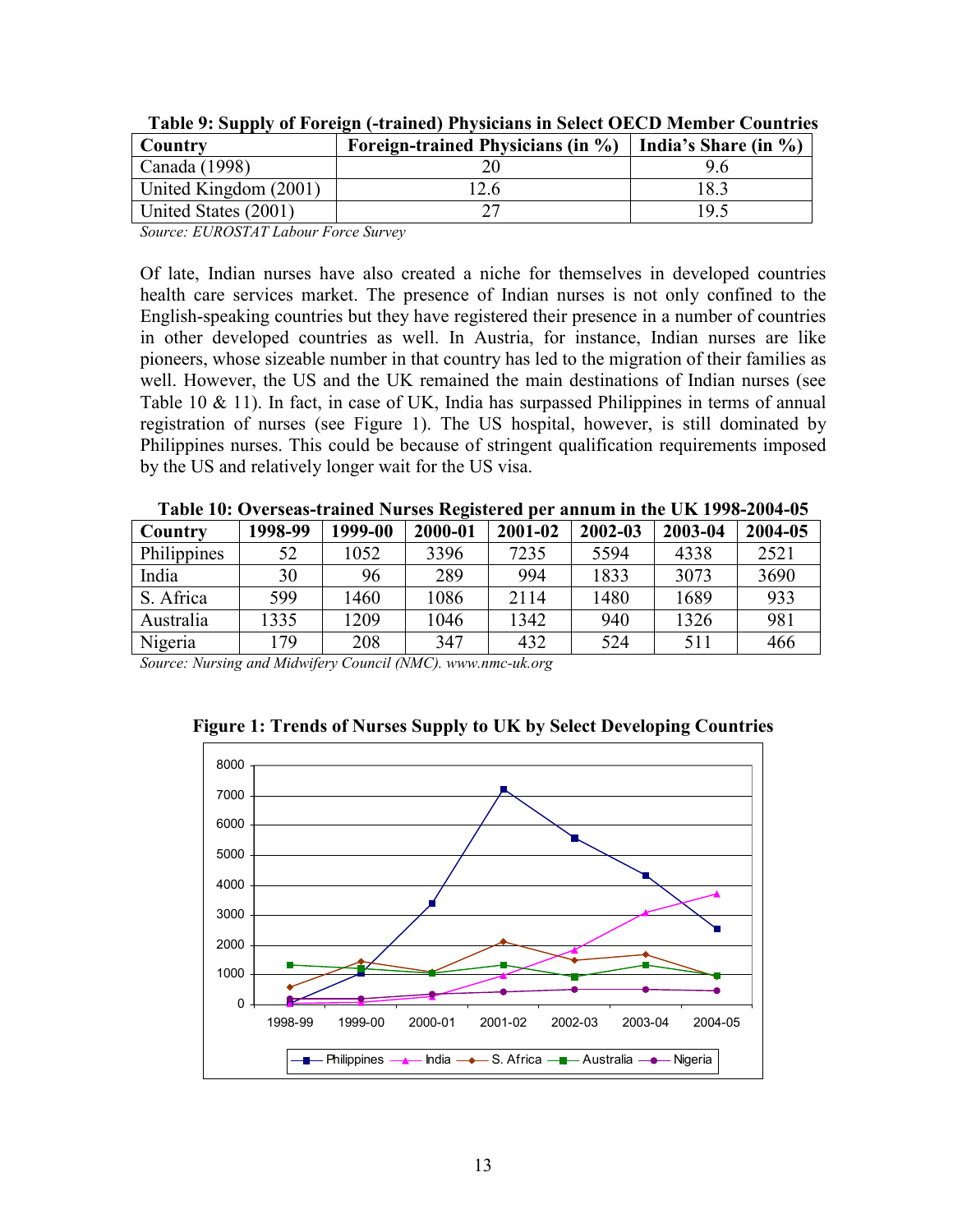**Table 9: Supply of Foreign (-trained) Physicians in Select OECD Member Countries**

| Country | Foreign-trained Physicians (in %) | India's Share (in %) |
|---|---|---|
| Canada (1998) | 20 | 9.6 |
| United Kingdom (2001) | 12.6 | 18.3 |
| United States (2001) | 27 | 19.5 |

*Source: EUROSTAT Labour Force Survey*

Of late, Indian nurses have also created a niche for themselves in developed countries health care services market. The presence of Indian nurses is not only confined to the English-speaking countries but they have registered their presence in a number of countries in other developed countries as well. In Austria, for instance, Indian nurses are like pioneers, whose sizeable number in that country has led to the migration of their families as well. However, the US and the UK remained the main destinations of Indian nurses (see Table 10 & 11). In fact, in case of UK, India has surpassed Philippines in terms of annual registration of nurses (see Figure 1). The US hospital, however, is still dominated by Philippines nurses. This could be because of stringent qualification requirements imposed by the US and relatively longer wait for the US visa.

**Table 10: Overseas-trained Nurses Registered per annum in the UK 1998-2004-05**

| Country | 1998-99 | 1999-00 | 2000-01 | 2001-02 | 2002-03 | 2003-04 | 2004-05 |
|---|---|---|---|---|---|---|---|
| Philippines | 52 | 1052 | 3396 | 7235 | 5594 | 4338 | 2521 |
| India | 30 | 96 | 289 | 994 | 1833 | 3073 | 3690 |
| S. Africa | 599 | 1460 | 1086 | 2114 | 1480 | 1689 | 933 |
| Australia | 1335 | 1209 | 1046 | 1342 | 940 | 1326 | 981 |
| Nigeria | 179 | 208 | 347 | 432 | 524 | 511 | 466 |

*Source: Nursing and Midwifery Council (NMC). www.nmc-uk.org*

**Figure 1: Trends of Nurses Supply to UK by Select Developing Countries**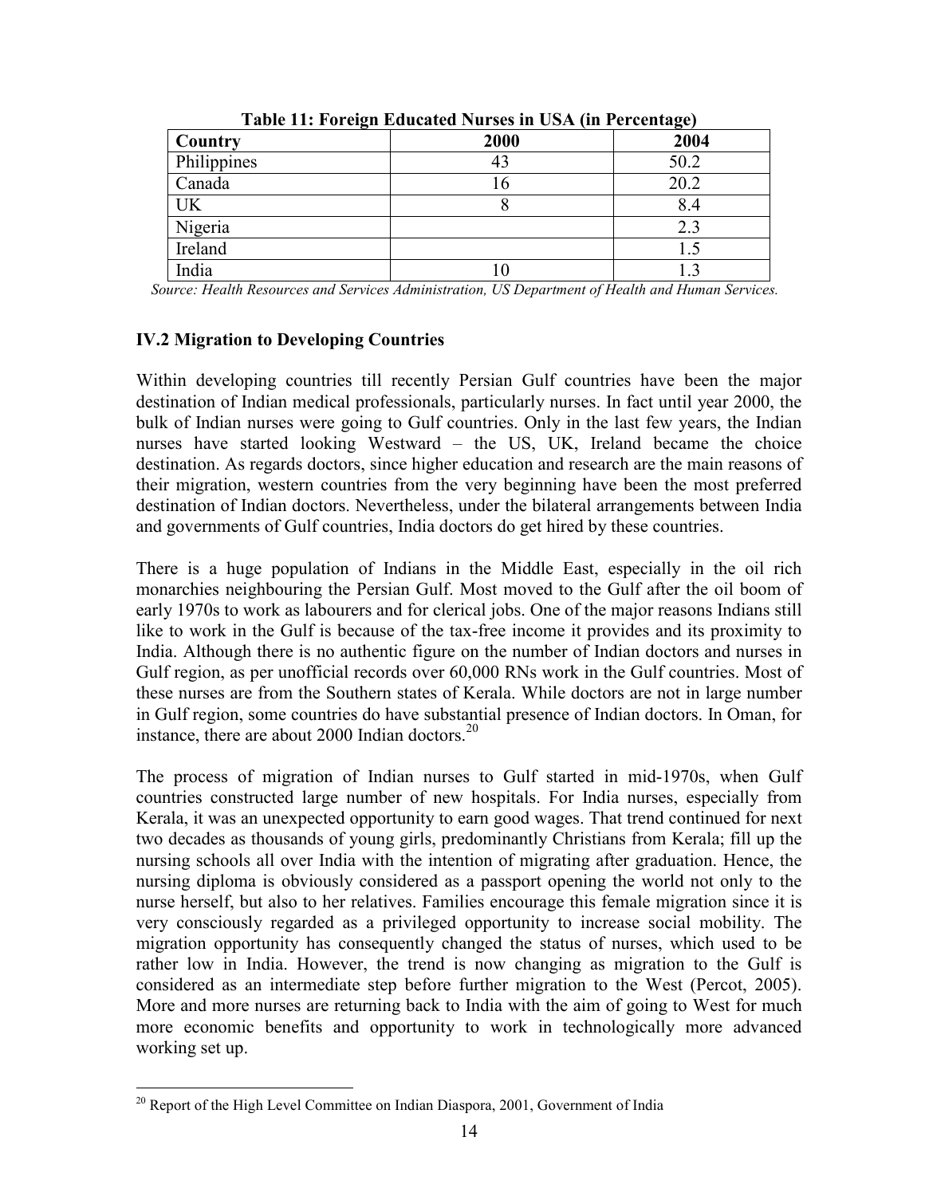**Table 11: Foreign Educated Nurses in USA (in Percentage)**

| Country | 2000 | 2004 |
|---|---|---|
| Philippines | 43 | 50.2 |
| Canada | 16 | 20.2 |
| UK | 8 | 8.4 |
| Nigeria | | 2.3 |
| Ireland | | 1.5 |
| India | 10 | 1.3 |

*Source: Health Resources and Services Administration, US Department of Health and Human Services.*

### IV.2 Migration to Developing Countries

Within developing countries till recently Persian Gulf countries have been the major destination of Indian medical professionals, particularly nurses. In fact until year 2000, the bulk of Indian nurses were going to Gulf countries. Only in the last few years, the Indian nurses have started looking Westward – the US, UK, Ireland became the choice destination. As regards doctors, since higher education and research are the main reasons of their migration, western countries from the very beginning have been the most preferred destination of Indian doctors. Nevertheless, under the bilateral arrangements between India and governments of Gulf countries, India doctors do get hired by these countries.

There is a huge population of Indians in the Middle East, especially in the oil rich monarchies neighbouring the Persian Gulf. Most moved to the Gulf after the oil boom of early 1970s to work as labourers and for clerical jobs. One of the major reasons Indians still like to work in the Gulf is because of the tax-free income it provides and its proximity to India. Although there is no authentic figure on the number of Indian doctors and nurses in Gulf region, as per unofficial records over 60,000 RNs work in the Gulf countries. Most of these nurses are from the Southern states of Kerala. While doctors are not in large number in Gulf region, some countries do have substantial presence of Indian doctors. In Oman, for instance, there are about 2000 Indian doctors.[20]

The process of migration of Indian nurses to Gulf started in mid-1970s, when Gulf countries constructed large number of new hospitals. For India nurses, especially from Kerala, it was an unexpected opportunity to earn good wages. That trend continued for next two decades as thousands of young girls, predominantly Christians from Kerala; fill up the nursing schools all over India with the intention of migrating after graduation. Hence, the nursing diploma is obviously considered as a passport opening the world not only to the nurse herself, but also to her relatives. Families encourage this female migration since it is very consciously regarded as a privileged opportunity to increase social mobility. The migration opportunity has consequently changed the status of nurses, which used to be rather low in India. However, the trend is now changing as migration to the Gulf is considered as an intermediate step before further migration to the West (Percot, 2005). More and more nurses are returning back to India with the aim of going to West for much more economic benefits and opportunity to work in technologically more advanced working set up.

---

[20] Report of the High Level Committee on Indian Diaspora, 2001, Government of India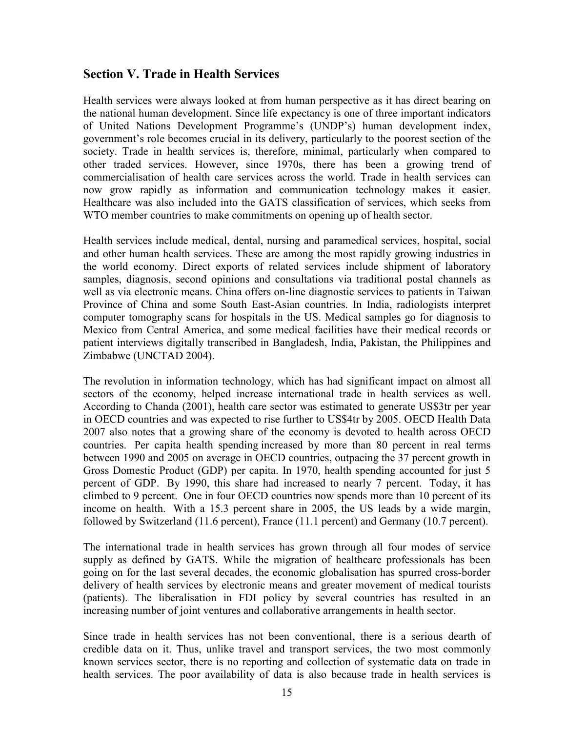## Section V. Trade in Health Services

Health services were always looked at from human perspective as it has direct bearing on the national human development. Since life expectancy is one of three important indicators of United Nations Development Programme's (UNDP's) human development index, government's role becomes crucial in its delivery, particularly to the poorest section of the society. Trade in health services is, therefore, minimal, particularly when compared to other traded services. However, since 1970s, there has been a growing trend of commercialisation of health care services across the world. Trade in health services can now grow rapidly as information and communication technology makes it easier. Healthcare was also included into the GATS classification of services, which seeks from WTO member countries to make commitments on opening up of health sector.

Health services include medical, dental, nursing and paramedical services, hospital, social and other human health services. These are among the most rapidly growing industries in the world economy. Direct exports of related services include shipment of laboratory samples, diagnosis, second opinions and consultations via traditional postal channels as well as via electronic means. China offers on-line diagnostic services to patients in Taiwan Province of China and some South East-Asian countries. In India, radiologists interpret computer tomography scans for hospitals in the US. Medical samples go for diagnosis to Mexico from Central America, and some medical facilities have their medical records or patient interviews digitally transcribed in Bangladesh, India, Pakistan, the Philippines and Zimbabwe (UNCTAD 2004).

The revolution in information technology, which has had significant impact on almost all sectors of the economy, helped increase international trade in health services as well. According to Chanda (2001), health care sector was estimated to generate US$3tr per year in OECD countries and was expected to rise further to US$4tr by 2005. OECD Health Data 2007 also notes that a growing share of the economy is devoted to health across OECD countries. Per capita health spending increased by more than 80 percent in real terms between 1990 and 2005 on average in OECD countries, outpacing the 37 percent growth in Gross Domestic Product (GDP) per capita. In 1970, health spending accounted for just 5 percent of GDP. By 1990, this share had increased to nearly 7 percent. Today, it has climbed to 9 percent. One in four OECD countries now spends more than 10 percent of its income on health. With a 15.3 percent share in 2005, the US leads by a wide margin, followed by Switzerland (11.6 percent), France (11.1 percent) and Germany (10.7 percent).

The international trade in health services has grown through all four modes of service supply as defined by GATS. While the migration of healthcare professionals has been going on for the last several decades, the economic globalisation has spurred cross-border delivery of health services by electronic means and greater movement of medical tourists (patients). The liberalisation in FDI policy by several countries has resulted in an increasing number of joint ventures and collaborative arrangements in health sector.

Since trade in health services has not been conventional, there is a serious dearth of credible data on it. Thus, unlike travel and transport services, the two most commonly known services sector, there is no reporting and collection of systematic data on trade in health services. The poor availability of data is also because trade in health services is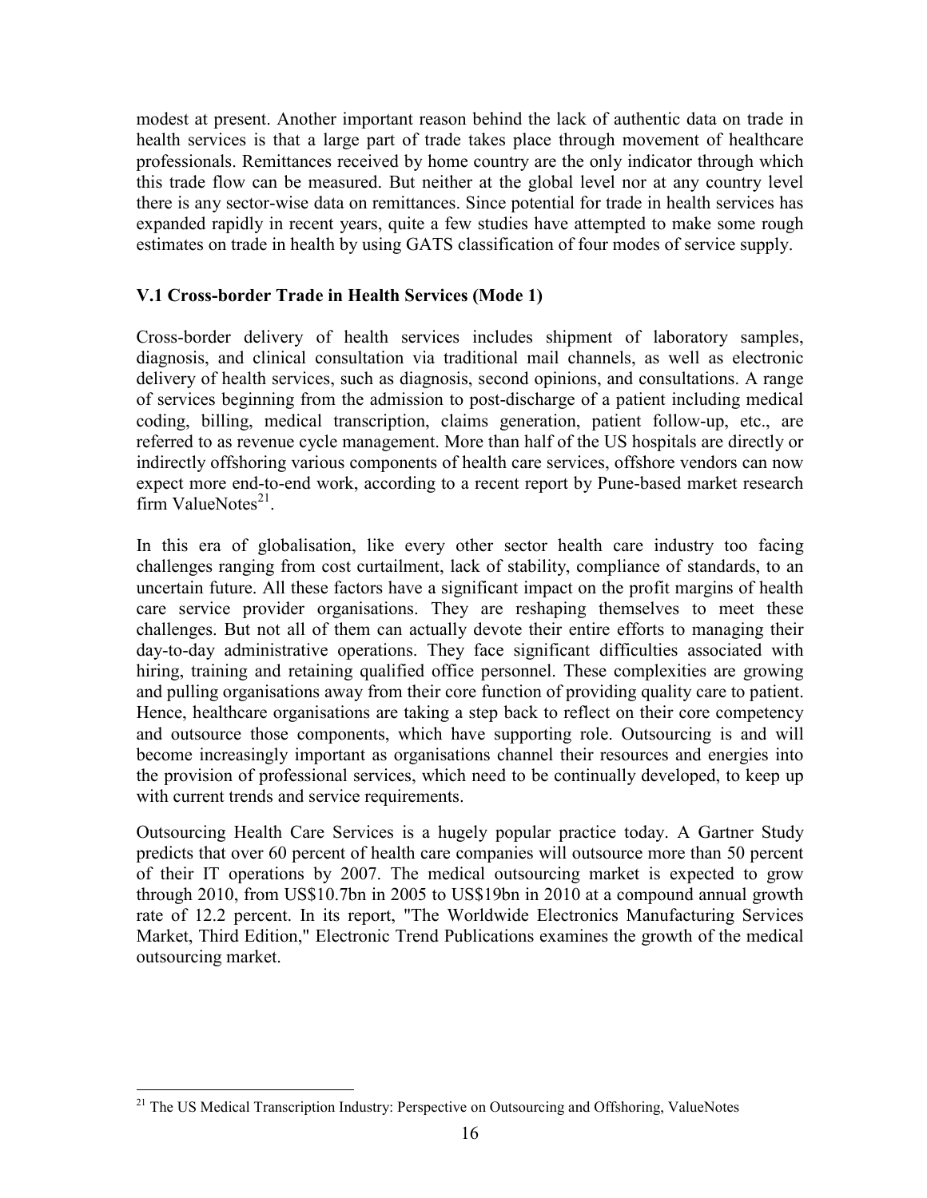modest at present. Another important reason behind the lack of authentic data on trade in health services is that a large part of trade takes place through movement of healthcare professionals. Remittances received by home country are the only indicator through which this trade flow can be measured. But neither at the global level nor at any country level there is any sector-wise data on remittances. Since potential for trade in health services has expanded rapidly in recent years, quite a few studies have attempted to make some rough estimates on trade in health by using GATS classification of four modes of service supply.

### V.1 Cross-border Trade in Health Services (Mode 1)

Cross-border delivery of health services includes shipment of laboratory samples, diagnosis, and clinical consultation via traditional mail channels, as well as electronic delivery of health services, such as diagnosis, second opinions, and consultations. A range of services beginning from the admission to post-discharge of a patient including medical coding, billing, medical transcription, claims generation, patient follow-up, etc., are referred to as revenue cycle management. More than half of the US hospitals are directly or indirectly offshoring various components of health care services, offshore vendors can now expect more end-to-end work, according to a recent report by Pune-based market research firm ValueNotes[21].

In this era of globalisation, like every other sector health care industry too facing challenges ranging from cost curtailment, lack of stability, compliance of standards, to an uncertain future. All these factors have a significant impact on the profit margins of health care service provider organisations. They are reshaping themselves to meet these challenges. But not all of them can actually devote their entire efforts to managing their day-to-day administrative operations. They face significant difficulties associated with hiring, training and retaining qualified office personnel. These complexities are growing and pulling organisations away from their core function of providing quality care to patient. Hence, healthcare organisations are taking a step back to reflect on their core competency and outsource those components, which have supporting role. Outsourcing is and will become increasingly important as organisations channel their resources and energies into the provision of professional services, which need to be continually developed, to keep up with current trends and service requirements.

Outsourcing Health Care Services is a hugely popular practice today. A Gartner Study predicts that over 60 percent of health care companies will outsource more than 50 percent of their IT operations by 2007. The medical outsourcing market is expected to grow through 2010, from US$10.7bn in 2005 to US$19bn in 2010 at a compound annual growth rate of 12.2 percent. In its report, "The Worldwide Electronics Manufacturing Services Market, Third Edition," Electronic Trend Publications examines the growth of the medical outsourcing market.

---

[21] The US Medical Transcription Industry: Perspective on Outsourcing and Offshoring, ValueNotes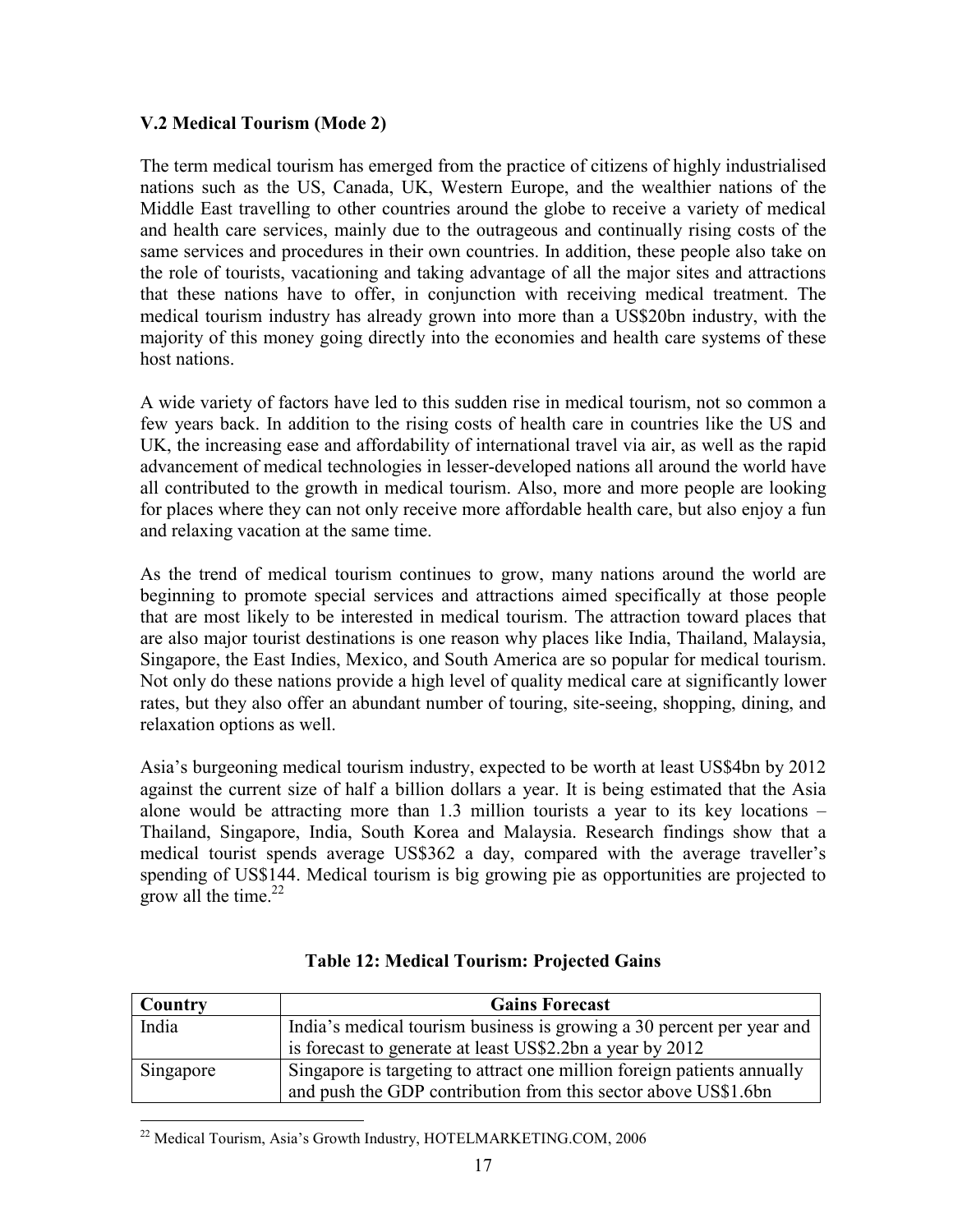### V.2 Medical Tourism (Mode 2)

The term medical tourism has emerged from the practice of citizens of highly industrialised nations such as the US, Canada, UK, Western Europe, and the wealthier nations of the Middle East travelling to other countries around the globe to receive a variety of medical and health care services, mainly due to the outrageous and continually rising costs of the same services and procedures in their own countries. In addition, these people also take on the role of tourists, vacationing and taking advantage of all the major sites and attractions that these nations have to offer, in conjunction with receiving medical treatment. The medical tourism industry has already grown into more than a US$20bn industry, with the majority of this money going directly into the economies and health care systems of these host nations.

A wide variety of factors have led to this sudden rise in medical tourism, not so common a few years back. In addition to the rising costs of health care in countries like the US and UK, the increasing ease and affordability of international travel via air, as well as the rapid advancement of medical technologies in lesser-developed nations all around the world have all contributed to the growth in medical tourism. Also, more and more people are looking for places where they can not only receive more affordable health care, but also enjoy a fun and relaxing vacation at the same time.

As the trend of medical tourism continues to grow, many nations around the world are beginning to promote special services and attractions aimed specifically at those people that are most likely to be interested in medical tourism. The attraction toward places that are also major tourist destinations is one reason why places like India, Thailand, Malaysia, Singapore, the East Indies, Mexico, and South America are so popular for medical tourism. Not only do these nations provide a high level of quality medical care at significantly lower rates, but they also offer an abundant number of touring, site-seeing, shopping, dining, and relaxation options as well.

Asia's burgeoning medical tourism industry, expected to be worth at least US$4bn by 2012 against the current size of half a billion dollars a year. It is being estimated that the Asia alone would be attracting more than 1.3 million tourists a year to its key locations – Thailand, Singapore, India, South Korea and Malaysia. Research findings show that a medical tourist spends average US$362 a day, compared with the average traveller's spending of US$144. Medical tourism is big growing pie as opportunities are projected to grow all the time.[22]

**Table 12: Medical Tourism: Projected Gains**

| Country | Gains Forecast |
|---|---|
| India | India's medical tourism business is growing a 30 percent per year and is forecast to generate at least US$2.2bn a year by 2012 |
| Singapore | Singapore is targeting to attract one million foreign patients annually and push the GDP contribution from this sector above US$1.6bn |

[22] Medical Tourism, Asia's Growth Industry, HOTELMARKETING.COM, 2006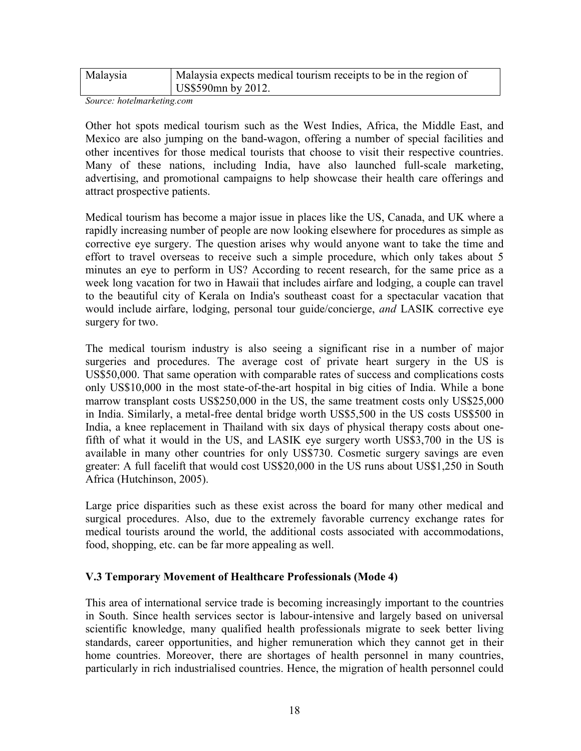| Malaysia | Malaysia expects medical tourism receipts to be in the region of US$590mn by 2012. |
|---|---|

*Source: hotelmarketing.com*

Other hot spots medical tourism such as the West Indies, Africa, the Middle East, and Mexico are also jumping on the band-wagon, offering a number of special facilities and other incentives for those medical tourists that choose to visit their respective countries. Many of these nations, including India, have also launched full-scale marketing, advertising, and promotional campaigns to help showcase their health care offerings and attract prospective patients.

Medical tourism has become a major issue in places like the US, Canada, and UK where a rapidly increasing number of people are now looking elsewhere for procedures as simple as corrective eye surgery. The question arises why would anyone want to take the time and effort to travel overseas to receive such a simple procedure, which only takes about 5 minutes an eye to perform in US? According to recent research, for the same price as a week long vacation for two in Hawaii that includes airfare and lodging, a couple can travel to the beautiful city of Kerala on India's southeast coast for a spectacular vacation that would include airfare, lodging, personal tour guide/concierge, *and* LASIK corrective eye surgery for two.

The medical tourism industry is also seeing a significant rise in a number of major surgeries and procedures. The average cost of private heart surgery in the US is US$50,000. That same operation with comparable rates of success and complications costs only US$10,000 in the most state-of-the-art hospital in big cities of India. While a bone marrow transplant costs US$250,000 in the US, the same treatment costs only US$25,000 in India. Similarly, a metal-free dental bridge worth US$5,500 in the US costs US$500 in India, a knee replacement in Thailand with six days of physical therapy costs about one-fifth of what it would in the US, and LASIK eye surgery worth US$3,700 in the US is available in many other countries for only US$730. Cosmetic surgery savings are even greater: A full facelift that would cost US$20,000 in the US runs about US$1,250 in South Africa (Hutchinson, 2005).

Large price disparities such as these exist across the board for many other medical and surgical procedures. Also, due to the extremely favorable currency exchange rates for medical tourists around the world, the additional costs associated with accommodations, food, shopping, etc. can be far more appealing as well.

### V.3 Temporary Movement of Healthcare Professionals (Mode 4)

This area of international service trade is becoming increasingly important to the countries in South. Since health services sector is labour-intensive and largely based on universal scientific knowledge, many qualified health professionals migrate to seek better living standards, career opportunities, and higher remuneration which they cannot get in their home countries. Moreover, there are shortages of health personnel in many countries, particularly in rich industrialised countries. Hence, the migration of health personnel could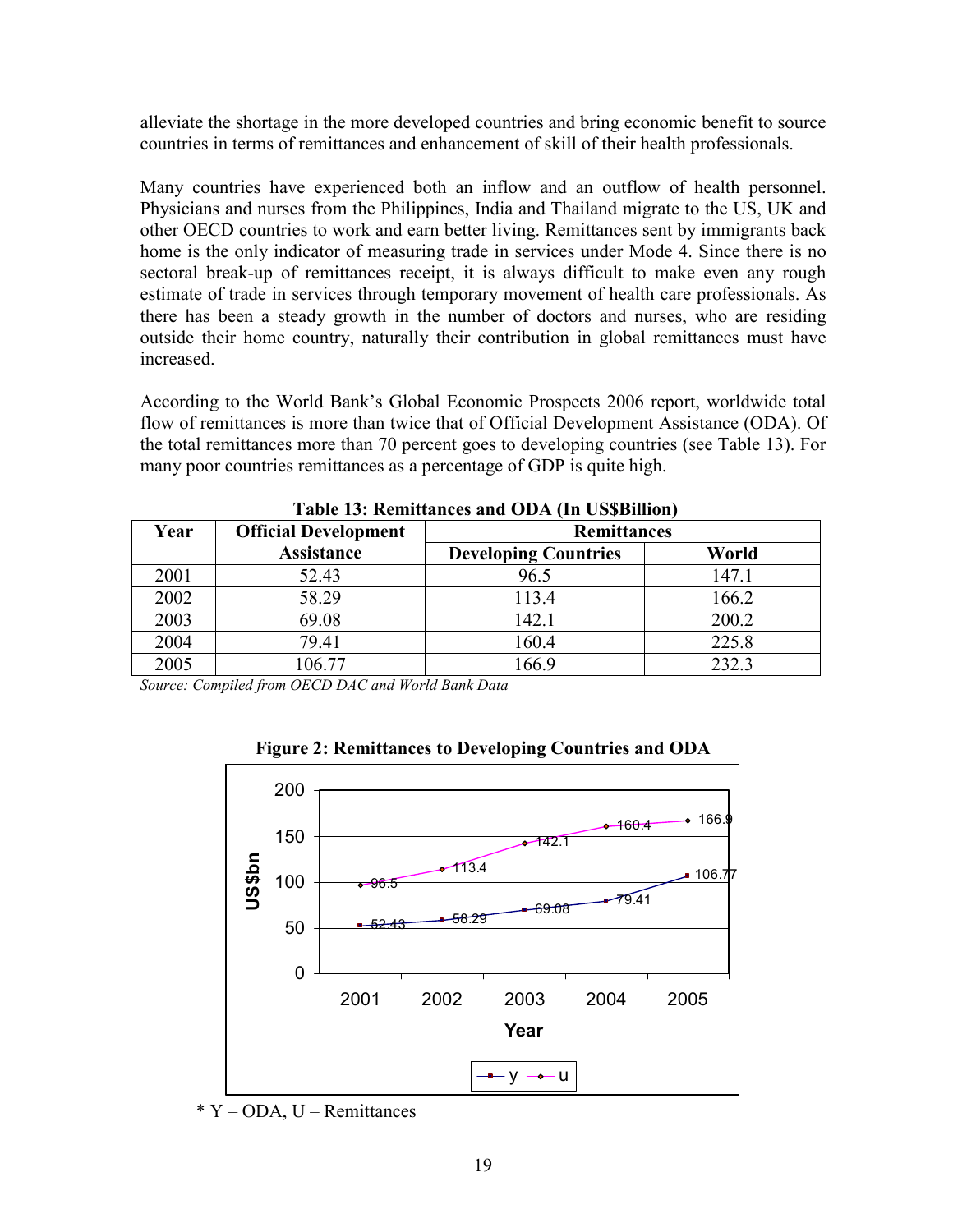alleviate the shortage in the more developed countries and bring economic benefit to source countries in terms of remittances and enhancement of skill of their health professionals.

Many countries have experienced both an inflow and an outflow of health personnel. Physicians and nurses from the Philippines, India and Thailand migrate to the US, UK and other OECD countries to work and earn better living. Remittances sent by immigrants back home is the only indicator of measuring trade in services under Mode 4. Since there is no sectoral break-up of remittances receipt, it is always difficult to make even any rough estimate of trade in services through temporary movement of health care professionals. As there has been a steady growth in the number of doctors and nurses, who are residing outside their home country, naturally their contribution in global remittances must have increased.

According to the World Bank's Global Economic Prospects 2006 report, worldwide total flow of remittances is more than twice that of Official Development Assistance (ODA). Of the total remittances more than 70 percent goes to developing countries (see Table 13). For many poor countries remittances as a percentage of GDP is quite high.

**Table 13: Remittances and ODA (In US$Billion)**

| Year | Official Development Assistance | Remittances | |
|---|---|---|---|
| | | Developing Countries | World |
| 2001 | 52.43 | 96.5 | 147.1 |
| 2002 | 58.29 | 113.4 | 166.2 |
| 2003 | 69.08 | 142.1 | 200.2 |
| 2004 | 79.41 | 160.4 | 225.8 |
| 2005 | 106.77 | 166.9 | 232.3 |

*Source: Compiled from OECD DAC and World Bank Data*

**Figure 2: Remittances to Developing Countries and ODA**

\* Y – ODA, U – Remittances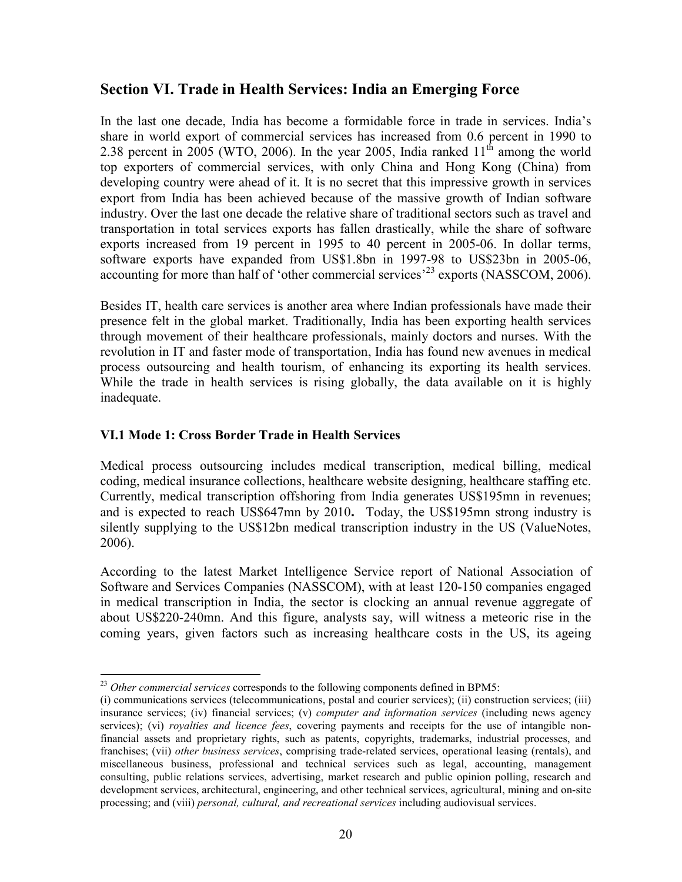## Section VI. Trade in Health Services: India an Emerging Force

In the last one decade, India has become a formidable force in trade in services. India's share in world export of commercial services has increased from 0.6 percent in 1990 to 2.38 percent in 2005 (WTO, 2006). In the year 2005, India ranked 11th among the world top exporters of commercial services, with only China and Hong Kong (China) from developing country were ahead of it. It is no secret that this impressive growth in services export from India has been achieved because of the massive growth of Indian software industry. Over the last one decade the relative share of traditional sectors such as travel and transportation in total services exports has fallen drastically, while the share of software exports increased from 19 percent in 1995 to 40 percent in 2005-06. In dollar terms, software exports have expanded from US$1.8bn in 1997-98 to US$23bn in 2005-06, accounting for more than half of 'other commercial services'[23] exports (NASSCOM, 2006).

Besides IT, health care services is another area where Indian professionals have made their presence felt in the global market. Traditionally, India has been exporting health services through movement of their healthcare professionals, mainly doctors and nurses. With the revolution in IT and faster mode of transportation, India has found new avenues in medical process outsourcing and health tourism, of enhancing its exporting its health services. While the trade in health services is rising globally, the data available on it is highly inadequate.

### VI.1 Mode 1: Cross Border Trade in Health Services

Medical process outsourcing includes medical transcription, medical billing, medical coding, medical insurance collections, healthcare website designing, healthcare staffing etc. Currently, medical transcription offshoring from India generates US$195mn in revenues; and is expected to reach US$647mn by 2010**.** Today, the US$195mn strong industry is silently supplying to the US$12bn medical transcription industry in the US (ValueNotes, 2006).

According to the latest Market Intelligence Service report of National Association of Software and Services Companies (NASSCOM), with at least 120-150 companies engaged in medical transcription in India, the sector is clocking an annual revenue aggregate of about US$220-240mn. And this figure, analysts say, will witness a meteoric rise in the coming years, given factors such as increasing healthcare costs in the US, its ageing

---

[23] *Other commercial services* corresponds to the following components defined in BPM5:
(i) communications services (telecommunications, postal and courier services); (ii) construction services; (iii) insurance services; (iv) financial services; (v) *computer and information services* (including news agency services); (vi) *royalties and licence fees*, covering payments and receipts for the use of intangible non-financial assets and proprietary rights, such as patents, copyrights, trademarks, industrial processes, and franchises; (vii) *other business services*, comprising trade-related services, operational leasing (rentals), and miscellaneous business, professional and technical services such as legal, accounting, management consulting, public relations services, advertising, market research and public opinion polling, research and development services, architectural, engineering, and other technical services, agricultural, mining and on-site processing; and (viii) *personal, cultural, and recreational services* including audiovisual services.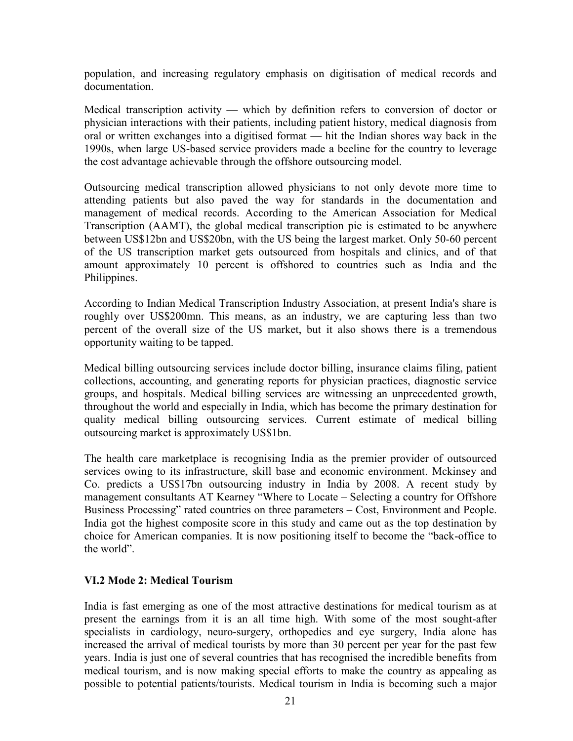population, and increasing regulatory emphasis on digitisation of medical records and documentation.

Medical transcription activity — which by definition refers to conversion of doctor or physician interactions with their patients, including patient history, medical diagnosis from oral or written exchanges into a digitised format — hit the Indian shores way back in the 1990s, when large US-based service providers made a beeline for the country to leverage the cost advantage achievable through the offshore outsourcing model.

Outsourcing medical transcription allowed physicians to not only devote more time to attending patients but also paved the way for standards in the documentation and management of medical records. According to the American Association for Medical Transcription (AAMT), the global medical transcription pie is estimated to be anywhere between US$12bn and US$20bn, with the US being the largest market. Only 50-60 percent of the US transcription market gets outsourced from hospitals and clinics, and of that amount approximately 10 percent is offshored to countries such as India and the Philippines.

According to Indian Medical Transcription Industry Association, at present India's share is roughly over US$200mn. This means, as an industry, we are capturing less than two percent of the overall size of the US market, but it also shows there is a tremendous opportunity waiting to be tapped.

Medical billing outsourcing services include doctor billing, insurance claims filing, patient collections, accounting, and generating reports for physician practices, diagnostic service groups, and hospitals. Medical billing services are witnessing an unprecedented growth, throughout the world and especially in India, which has become the primary destination for quality medical billing outsourcing services. Current estimate of medical billing outsourcing market is approximately US$1bn.

The health care marketplace is recognising India as the premier provider of outsourced services owing to its infrastructure, skill base and economic environment. Mckinsey and Co. predicts a US$17bn outsourcing industry in India by 2008. A recent study by management consultants AT Kearney "Where to Locate – Selecting a country for Offshore Business Processing" rated countries on three parameters – Cost, Environment and People. India got the highest composite score in this study and came out as the top destination by choice for American companies. It is now positioning itself to become the "back-office to the world".

### VI.2 Mode 2: Medical Tourism

India is fast emerging as one of the most attractive destinations for medical tourism as at present the earnings from it is an all time high. With some of the most sought-after specialists in cardiology, neuro-surgery, orthopedics and eye surgery, India alone has increased the arrival of medical tourists by more than 30 percent per year for the past few years. India is just one of several countries that has recognised the incredible benefits from medical tourism, and is now making special efforts to make the country as appealing as possible to potential patients/tourists. Medical tourism in India is becoming such a major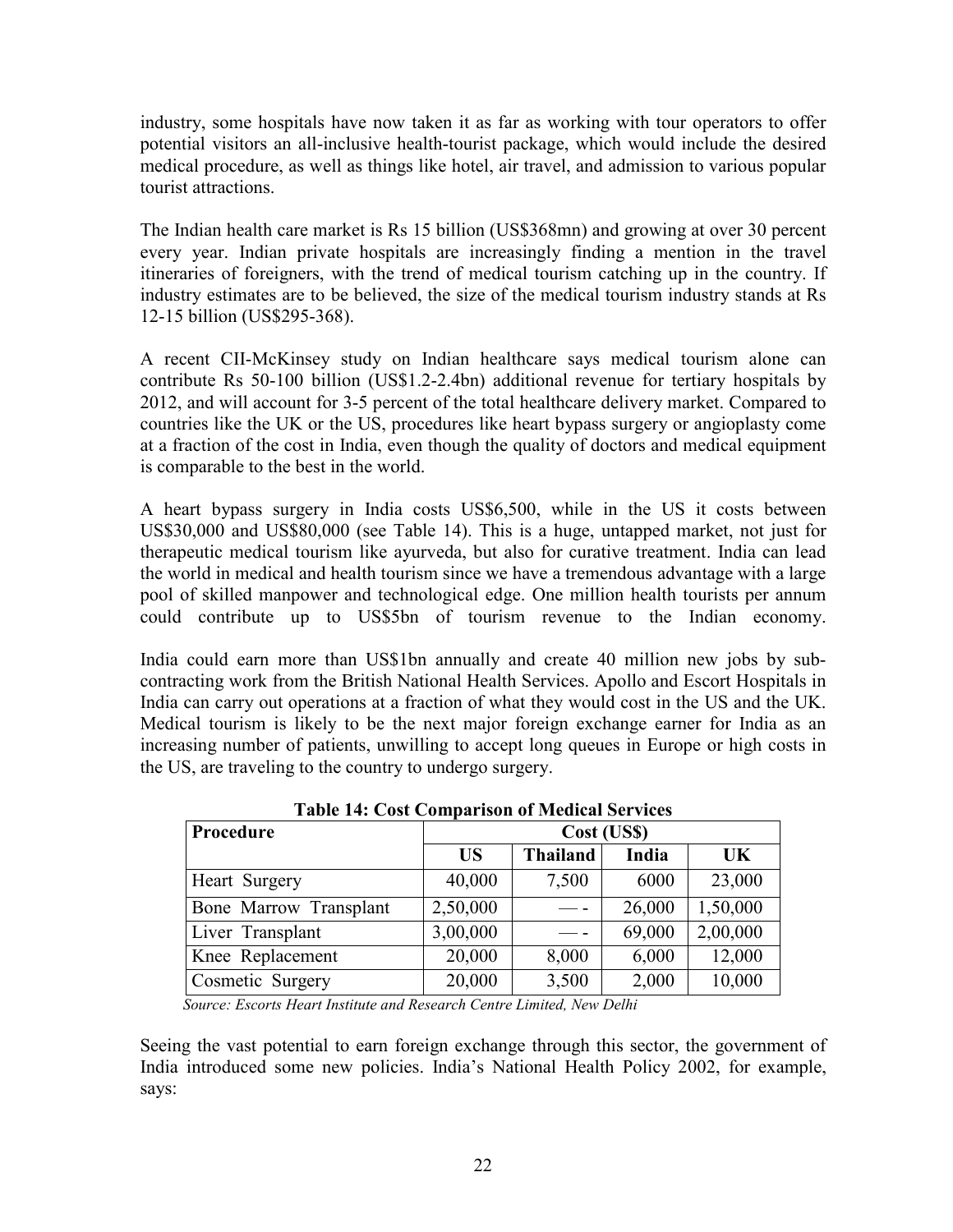industry, some hospitals have now taken it as far as working with tour operators to offer potential visitors an all-inclusive health-tourist package, which would include the desired medical procedure, as well as things like hotel, air travel, and admission to various popular tourist attractions.

The Indian health care market is Rs 15 billion (US$368mn) and growing at over 30 percent every year. Indian private hospitals are increasingly finding a mention in the travel itineraries of foreigners, with the trend of medical tourism catching up in the country. If industry estimates are to be believed, the size of the medical tourism industry stands at Rs 12-15 billion (US$295-368).

A recent CII-McKinsey study on Indian healthcare says medical tourism alone can contribute Rs 50-100 billion (US$1.2-2.4bn) additional revenue for tertiary hospitals by 2012, and will account for 3-5 percent of the total healthcare delivery market. Compared to countries like the UK or the US, procedures like heart bypass surgery or angioplasty come at a fraction of the cost in India, even though the quality of doctors and medical equipment is comparable to the best in the world.

A heart bypass surgery in India costs US$6,500, while in the US it costs between US$30,000 and US$80,000 (see Table 14). This is a huge, untapped market, not just for therapeutic medical tourism like ayurveda, but also for curative treatment. India can lead the world in medical and health tourism since we have a tremendous advantage with a large pool of skilled manpower and technological edge. One million health tourists per annum could contribute up to US$5bn of tourism revenue to the Indian economy.

India could earn more than US$1bn annually and create 40 million new jobs by sub-contracting work from the British National Health Services. Apollo and Escort Hospitals in India can carry out operations at a fraction of what they would cost in the US and the UK. Medical tourism is likely to be the next major foreign exchange earner for India as an increasing number of patients, unwilling to accept long queues in Europe or high costs in the US, are traveling to the country to undergo surgery.

**Table 14: Cost Comparison of Medical Services**

| Procedure | Cost (US$) | | | |
|---|---|---|---|---|
| | US | Thailand | India | UK |
| Heart Surgery | 40,000 | 7,500 | 6000 | 23,000 |
| Bone Marrow Transplant | 2,50,000 | — - | 26,000 | 1,50,000 |
| Liver Transplant | 3,00,000 | — - | 69,000 | 2,00,000 |
| Knee Replacement | 20,000 | 8,000 | 6,000 | 12,000 |
| Cosmetic Surgery | 20,000 | 3,500 | 2,000 | 10,000 |

*Source: Escorts Heart Institute and Research Centre Limited, New Delhi*

Seeing the vast potential to earn foreign exchange through this sector, the government of India introduced some new policies. India's National Health Policy 2002, for example, says: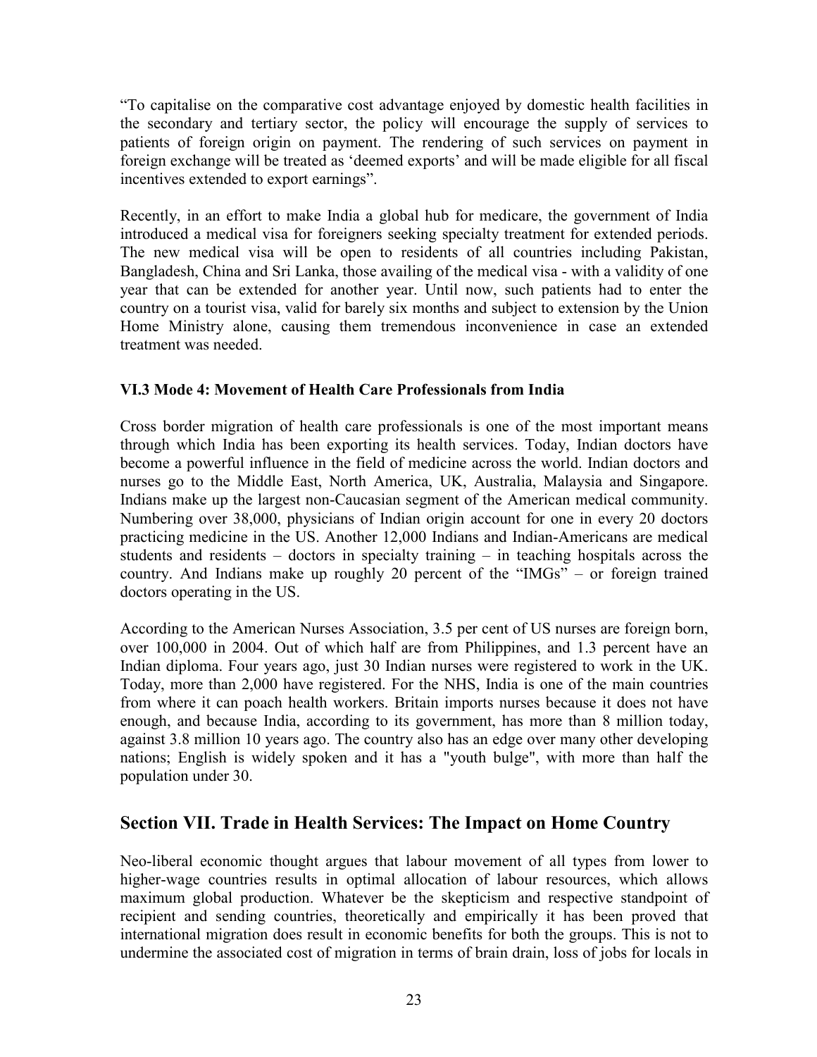"To capitalise on the comparative cost advantage enjoyed by domestic health facilities in the secondary and tertiary sector, the policy will encourage the supply of services to patients of foreign origin on payment. The rendering of such services on payment in foreign exchange will be treated as 'deemed exports' and will be made eligible for all fiscal incentives extended to export earnings".

Recently, in an effort to make India a global hub for medicare, the government of India introduced a medical visa for foreigners seeking specialty treatment for extended periods. The new medical visa will be open to residents of all countries including Pakistan, Bangladesh, China and Sri Lanka, those availing of the medical visa - with a validity of one year that can be extended for another year. Until now, such patients had to enter the country on a tourist visa, valid for barely six months and subject to extension by the Union Home Ministry alone, causing them tremendous inconvenience in case an extended treatment was needed.

### VI.3 Mode 4: Movement of Health Care Professionals from India

Cross border migration of health care professionals is one of the most important means through which India has been exporting its health services. Today, Indian doctors have become a powerful influence in the field of medicine across the world. Indian doctors and nurses go to the Middle East, North America, UK, Australia, Malaysia and Singapore. Indians make up the largest non-Caucasian segment of the American medical community. Numbering over 38,000, physicians of Indian origin account for one in every 20 doctors practicing medicine in the US. Another 12,000 Indians and Indian-Americans are medical students and residents – doctors in specialty training – in teaching hospitals across the country. And Indians make up roughly 20 percent of the "IMGs" – or foreign trained doctors operating in the US.

According to the American Nurses Association, 3.5 per cent of US nurses are foreign born, over 100,000 in 2004. Out of which half are from Philippines, and 1.3 percent have an Indian diploma. Four years ago, just 30 Indian nurses were registered to work in the UK. Today, more than 2,000 have registered. For the NHS, India is one of the main countries from where it can poach health workers. Britain imports nurses because it does not have enough, and because India, according to its government, has more than 8 million today, against 3.8 million 10 years ago. The country also has an edge over many other developing nations; English is widely spoken and it has a "youth bulge", with more than half the population under 30.

## Section VII. Trade in Health Services: The Impact on Home Country

Neo-liberal economic thought argues that labour movement of all types from lower to higher-wage countries results in optimal allocation of labour resources, which allows maximum global production. Whatever be the skepticism and respective standpoint of recipient and sending countries, theoretically and empirically it has been proved that international migration does result in economic benefits for both the groups. This is not to undermine the associated cost of migration in terms of brain drain, loss of jobs for locals in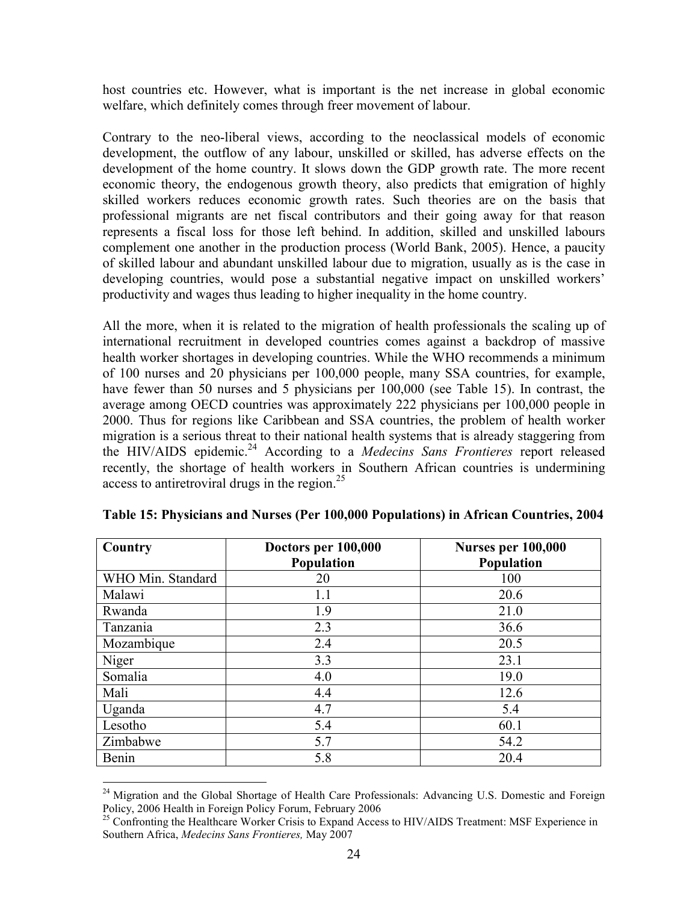host countries etc. However, what is important is the net increase in global economic welfare, which definitely comes through freer movement of labour.

Contrary to the neo-liberal views, according to the neoclassical models of economic development, the outflow of any labour, unskilled or skilled, has adverse effects on the development of the home country. It slows down the GDP growth rate. The more recent economic theory, the endogenous growth theory, also predicts that emigration of highly skilled workers reduces economic growth rates. Such theories are on the basis that professional migrants are net fiscal contributors and their going away for that reason represents a fiscal loss for those left behind. In addition, skilled and unskilled labours complement one another in the production process (World Bank, 2005). Hence, a paucity of skilled labour and abundant unskilled labour due to migration, usually as is the case in developing countries, would pose a substantial negative impact on unskilled workers' productivity and wages thus leading to higher inequality in the home country.

All the more, when it is related to the migration of health professionals the scaling up of international recruitment in developed countries comes against a backdrop of massive health worker shortages in developing countries. While the WHO recommends a minimum of 100 nurses and 20 physicians per 100,000 people, many SSA countries, for example, have fewer than 50 nurses and 5 physicians per 100,000 (see Table 15). In contrast, the average among OECD countries was approximately 222 physicians per 100,000 people in 2000. Thus for regions like Caribbean and SSA countries, the problem of health worker migration is a serious threat to their national health systems that is already staggering from the HIV/AIDS epidemic.[24] According to a *Medecins Sans Frontieres* report released recently, the shortage of health workers in Southern African countries is undermining access to antiretroviral drugs in the region.[25]

**Table 15: Physicians and Nurses (Per 100,000 Populations) in African Countries, 2004**

| Country | Doctors per 100,000 Population | Nurses per 100,000 Population |
|---|---|---|
| WHO Min. Standard | 20 | 100 |
| Malawi | 1.1 | 20.6 |
| Rwanda | 1.9 | 21.0 |
| Tanzania | 2.3 | 36.6 |
| Mozambique | 2.4 | 20.5 |
| Niger | 3.3 | 23.1 |
| Somalia | 4.0 | 19.0 |
| Mali | 4.4 | 12.6 |
| Uganda | 4.7 | 5.4 |
| Lesotho | 5.4 | 60.1 |
| Zimbabwe | 5.7 | 54.2 |
| Benin | 5.8 | 20.4 |

[24] Migration and the Global Shortage of Health Care Professionals: Advancing U.S. Domestic and Foreign Policy, 2006 Health in Foreign Policy Forum, February 2006

[25] Confronting the Healthcare Worker Crisis to Expand Access to HIV/AIDS Treatment: MSF Experience in Southern Africa, *Medecins Sans Frontieres,* May 2007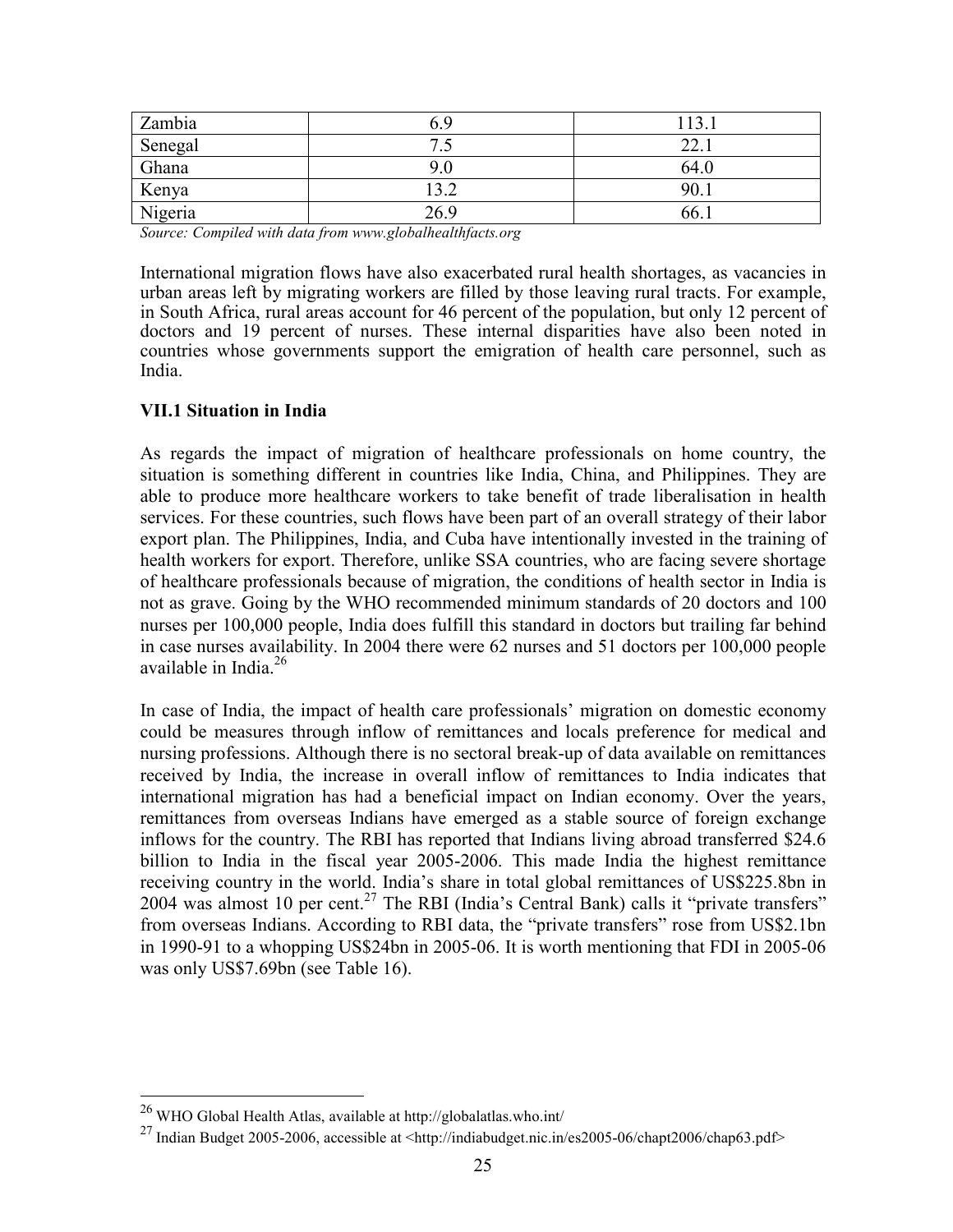| Zambia | 6.9 | 113.1 |
|---|---|---|
| Senegal | 7.5 | 22.1 |
| Ghana | 9.0 | 64.0 |
| Kenya | 13.2 | 90.1 |
| Nigeria | 26.9 | 66.1 |

*Source: Compiled with data from www.globalhealthfacts.org*

International migration flows have also exacerbated rural health shortages, as vacancies in urban areas left by migrating workers are filled by those leaving rural tracts. For example, in South Africa, rural areas account for 46 percent of the population, but only 12 percent of doctors and 19 percent of nurses. These internal disparities have also been noted in countries whose governments support the emigration of health care personnel, such as India.

### VII.1 Situation in India

As regards the impact of migration of healthcare professionals on home country, the situation is something different in countries like India, China, and Philippines. They are able to produce more healthcare workers to take benefit of trade liberalisation in health services. For these countries, such flows have been part of an overall strategy of their labor export plan. The Philippines, India, and Cuba have intentionally invested in the training of health workers for export. Therefore, unlike SSA countries, who are facing severe shortage of healthcare professionals because of migration, the conditions of health sector in India is not as grave. Going by the WHO recommended minimum standards of 20 doctors and 100 nurses per 100,000 people, India does fulfill this standard in doctors but trailing far behind in case nurses availability. In 2004 there were 62 nurses and 51 doctors per 100,000 people available in India.[26]

In case of India, the impact of health care professionals' migration on domestic economy could be measures through inflow of remittances and locals preference for medical and nursing professions. Although there is no sectoral break-up of data available on remittances received by India, the increase in overall inflow of remittances to India indicates that international migration has had a beneficial impact on Indian economy. Over the years, remittances from overseas Indians have emerged as a stable source of foreign exchange inflows for the country. The RBI has reported that Indians living abroad transferred $24.6 billion to India in the fiscal year 2005-2006. This made India the highest remittance receiving country in the world. India's share in total global remittances of US$225.8bn in 2004 was almost 10 per cent.[27] The RBI (India's Central Bank) calls it "private transfers" from overseas Indians. According to RBI data, the "private transfers" rose from US$2.1bn in 1990-91 to a whopping US$24bn in 2005-06. It is worth mentioning that FDI in 2005-06 was only US$7.69bn (see Table 16).

---

[26] WHO Global Health Atlas, available at http://globalatlas.who.int/

[27] Indian Budget 2005-2006, accessible at <http://indiabudget.nic.in/es2005-06/chapt2006/chap63.pdf>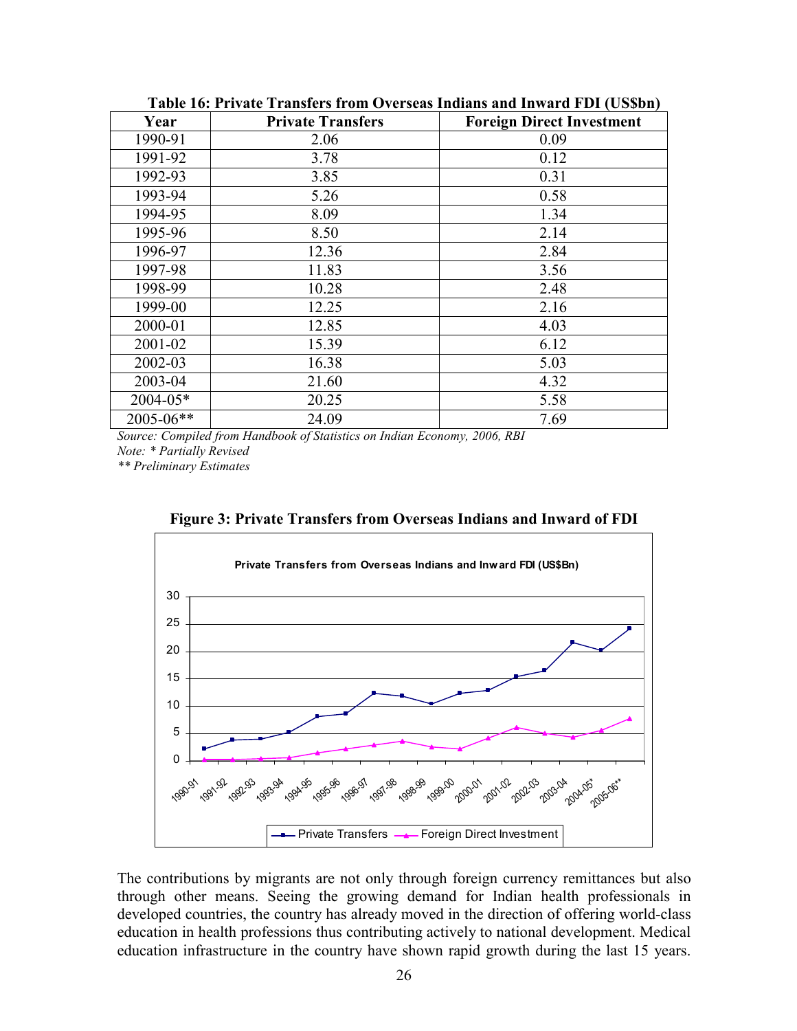**Table 16: Private Transfers from Overseas Indians and Inward FDI (US$bn)**

| Year | Private Transfers | Foreign Direct Investment |
|---|---|---|
| 1990-91 | 2.06 | 0.09 |
| 1991-92 | 3.78 | 0.12 |
| 1992-93 | 3.85 | 0.31 |
| 1993-94 | 5.26 | 0.58 |
| 1994-95 | 8.09 | 1.34 |
| 1995-96 | 8.50 | 2.14 |
| 1996-97 | 12.36 | 2.84 |
| 1997-98 | 11.83 | 3.56 |
| 1998-99 | 10.28 | 2.48 |
| 1999-00 | 12.25 | 2.16 |
| 2000-01 | 12.85 | 4.03 |
| 2001-02 | 15.39 | 6.12 |
| 2002-03 | 16.38 | 5.03 |
| 2003-04 | 21.60 | 4.32 |
| 2004-05* | 20.25 | 5.58 |
| 2005-06** | 24.09 | 7.69 |

*Source: Compiled from Handbook of Statistics on Indian Economy, 2006, RBI*
*Note: * Partially Revised*
*** Preliminary Estimates*

**Figure 3: Private Transfers from Overseas Indians and Inward of FDI**

The contributions by migrants are not only through foreign currency remittances but also through other means. Seeing the growing demand for Indian health professionals in developed countries, the country has already moved in the direction of offering world-class education in health professions thus contributing actively to national development. Medical education infrastructure in the country have shown rapid growth during the last 15 years.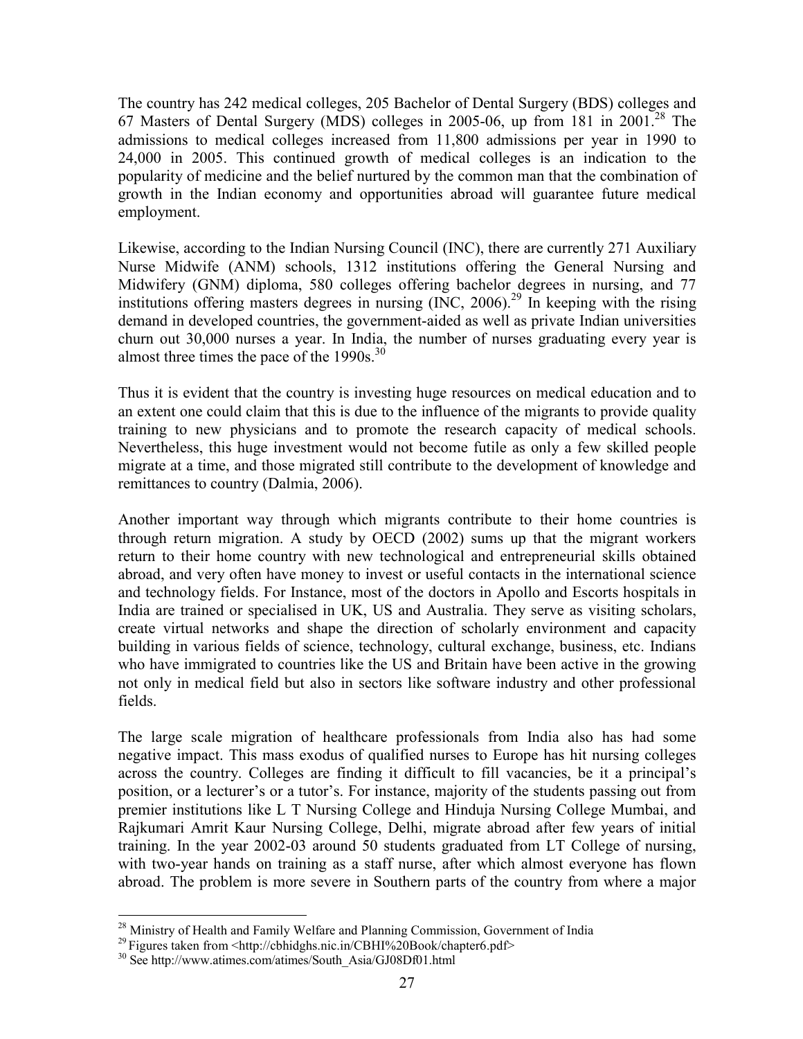The country has 242 medical colleges, 205 Bachelor of Dental Surgery (BDS) colleges and 67 Masters of Dental Surgery (MDS) colleges in 2005-06, up from 181 in 2001.[28] The admissions to medical colleges increased from 11,800 admissions per year in 1990 to 24,000 in 2005. This continued growth of medical colleges is an indication to the popularity of medicine and the belief nurtured by the common man that the combination of growth in the Indian economy and opportunities abroad will guarantee future medical employment.

Likewise, according to the Indian Nursing Council (INC), there are currently 271 Auxiliary Nurse Midwife (ANM) schools, 1312 institutions offering the General Nursing and Midwifery (GNM) diploma, 580 colleges offering bachelor degrees in nursing, and 77 institutions offering masters degrees in nursing (INC, 2006).[29] In keeping with the rising demand in developed countries, the government-aided as well as private Indian universities churn out 30,000 nurses a year. In India, the number of nurses graduating every year is almost three times the pace of the 1990s.[30]

Thus it is evident that the country is investing huge resources on medical education and to an extent one could claim that this is due to the influence of the migrants to provide quality training to new physicians and to promote the research capacity of medical schools. Nevertheless, this huge investment would not become futile as only a few skilled people migrate at a time, and those migrated still contribute to the development of knowledge and remittances to country (Dalmia, 2006).

Another important way through which migrants contribute to their home countries is through return migration. A study by OECD (2002) sums up that the migrant workers return to their home country with new technological and entrepreneurial skills obtained abroad, and very often have money to invest or useful contacts in the international science and technology fields. For Instance, most of the doctors in Apollo and Escorts hospitals in India are trained or specialised in UK, US and Australia. They serve as visiting scholars, create virtual networks and shape the direction of scholarly environment and capacity building in various fields of science, technology, cultural exchange, business, etc. Indians who have immigrated to countries like the US and Britain have been active in the growing not only in medical field but also in sectors like software industry and other professional fields.

The large scale migration of healthcare professionals from India also has had some negative impact. This mass exodus of qualified nurses to Europe has hit nursing colleges across the country. Colleges are finding it difficult to fill vacancies, be it a principal's position, or a lecturer's or a tutor's. For instance, majority of the students passing out from premier institutions like L T Nursing College and Hinduja Nursing College Mumbai, and Rajkumari Amrit Kaur Nursing College, Delhi, migrate abroad after few years of initial training. In the year 2002-03 around 50 students graduated from LT College of nursing, with two-year hands on training as a staff nurse, after which almost everyone has flown abroad. The problem is more severe in Southern parts of the country from where a major

---

[28] Ministry of Health and Family Welfare and Planning Commission, Government of India

[29] Figures taken from <http://cbhidghs.nic.in/CBHI%20Book/chapter6.pdf>

[30] See http://www.atimes.com/atimes/South_Asia/GJ08Df01.html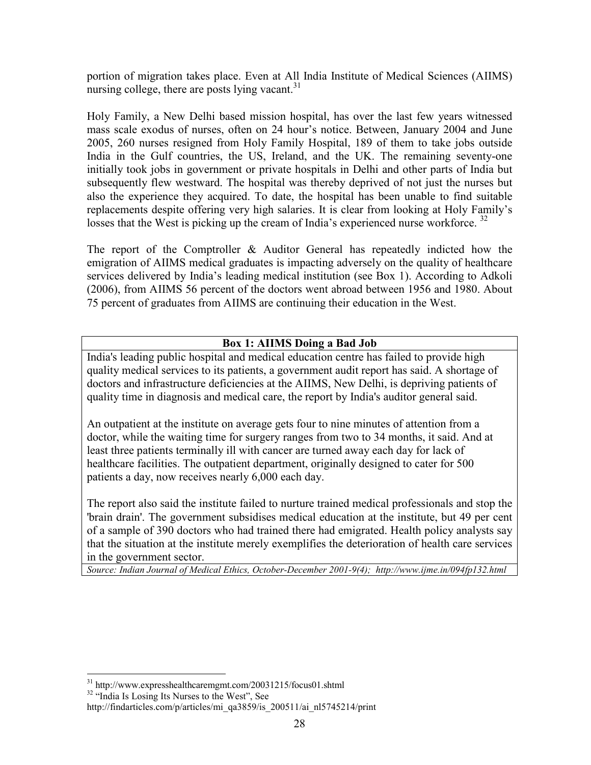portion of migration takes place. Even at All India Institute of Medical Sciences (AIIMS) nursing college, there are posts lying vacant.[31]

Holy Family, a New Delhi based mission hospital, has over the last few years witnessed mass scale exodus of nurses, often on 24 hour's notice. Between, January 2004 and June 2005, 260 nurses resigned from Holy Family Hospital, 189 of them to take jobs outside India in the Gulf countries, the US, Ireland, and the UK. The remaining seventy-one initially took jobs in government or private hospitals in Delhi and other parts of India but subsequently flew westward. The hospital was thereby deprived of not just the nurses but also the experience they acquired. To date, the hospital has been unable to find suitable replacements despite offering very high salaries. It is clear from looking at Holy Family's losses that the West is picking up the cream of India's experienced nurse workforce. [32]

The report of the Comptroller & Auditor General has repeatedly indicted how the emigration of AIIMS medical graduates is impacting adversely on the quality of healthcare services delivered by India's leading medical institution (see Box 1). According to Adkoli (2006), from AIIMS 56 percent of the doctors went abroad between 1956 and 1980. About 75 percent of graduates from AIIMS are continuing their education in the West.

**Box 1: AIIMS Doing a Bad Job**

India's leading public hospital and medical education centre has failed to provide high quality medical services to its patients, a government audit report has said. A shortage of doctors and infrastructure deficiencies at the AIIMS, New Delhi, is depriving patients of quality time in diagnosis and medical care, the report by India's auditor general said.

An outpatient at the institute on average gets four to nine minutes of attention from a doctor, while the waiting time for surgery ranges from two to 34 months, it said. And at least three patients terminally ill with cancer are turned away each day for lack of healthcare facilities. The outpatient department, originally designed to cater for 500 patients a day, now receives nearly 6,000 each day.

The report also said the institute failed to nurture trained medical professionals and stop the 'brain drain'. The government subsidises medical education at the institute, but 49 per cent of a sample of 390 doctors who had trained there had emigrated. Health policy analysts say that the situation at the institute merely exemplifies the deterioration of health care services in the government sector.

*Source: Indian Journal of Medical Ethics, October-December 2001-9(4); http://www.ijme.in/094fp132.html*

---

[31] http://www.expresshealthcaremgmt.com/20031215/focus01.shtml

[32] "India Is Losing Its Nurses to the West", See http://findarticles.com/p/articles/mi_qa3859/is_200511/ai_nl5745214/print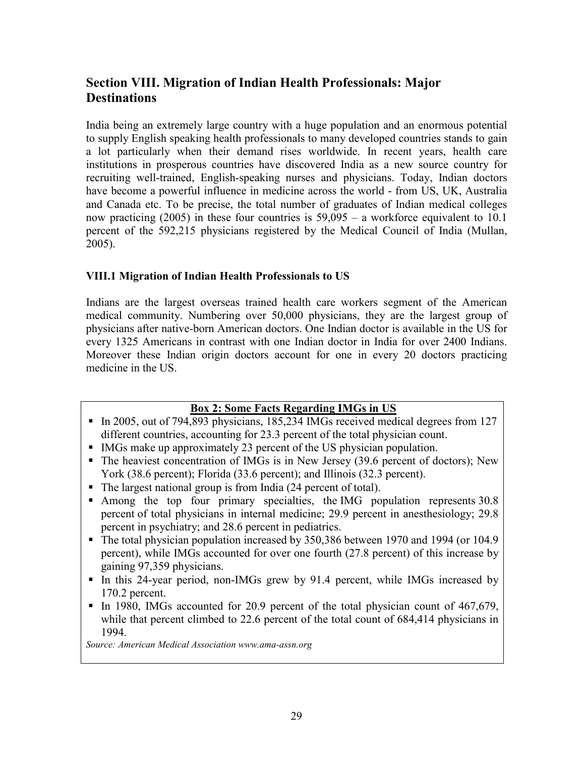## Section VIII. Migration of Indian Health Professionals: Major Destinations

India being an extremely large country with a huge population and an enormous potential to supply English speaking health professionals to many developed countries stands to gain a lot particularly when their demand rises worldwide. In recent years, health care institutions in prosperous countries have discovered India as a new source country for recruiting well-trained, English-speaking nurses and physicians. Today, Indian doctors have become a powerful influence in medicine across the world - from US, UK, Australia and Canada etc. To be precise, the total number of graduates of Indian medical colleges now practicing (2005) in these four countries is 59,095 – a workforce equivalent to 10.1 percent of the 592,215 physicians registered by the Medical Council of India (Mullan, 2005).

### VIII.1 Migration of Indian Health Professionals to US

Indians are the largest overseas trained health care workers segment of the American medical community. Numbering over 50,000 physicians, they are the largest group of physicians after native-born American doctors. One Indian doctor is available in the US for every 1325 Americans in contrast with one Indian doctor in India for over 2400 Indians. Moreover these Indian origin doctors account for one in every 20 doctors practicing medicine in the US.

**Box 2: Some Facts Regarding IMGs in US**

- In 2005, out of 794,893 physicians, 185,234 IMGs received medical degrees from 127 different countries, accounting for 23.3 percent of the total physician count.
- IMGs make up approximately 23 percent of the US physician population.
- The heaviest concentration of IMGs is in New Jersey (39.6 percent of doctors); New York (38.6 percent); Florida (33.6 percent); and Illinois (32.3 percent).
- The largest national group is from India (24 percent of total).
- Among the top four primary specialties, the IMG population represents 30.8 percent of total physicians in internal medicine; 29.9 percent in anesthesiology; 29.8 percent in psychiatry; and 28.6 percent in pediatrics.
- The total physician population increased by 350,386 between 1970 and 1994 (or 104.9 percent), while IMGs accounted for over one fourth (27.8 percent) of this increase by gaining 97,359 physicians.
- In this 24-year period, non-IMGs grew by 91.4 percent, while IMGs increased by 170.2 percent.
- In 1980, IMGs accounted for 20.9 percent of the total physician count of 467,679, while that percent climbed to 22.6 percent of the total count of 684,414 physicians in 1994.

*Source: American Medical Association www.ama-assn.org*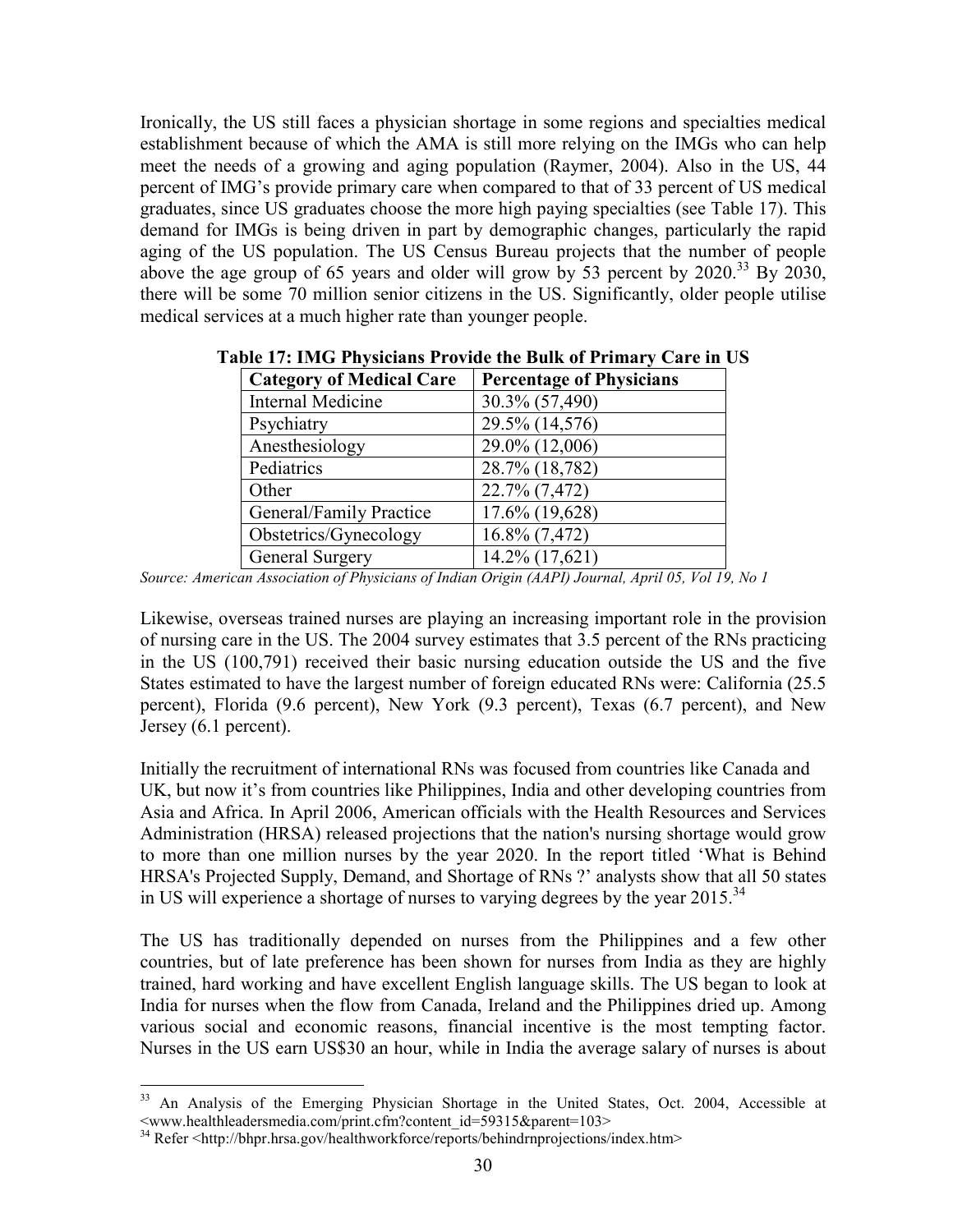Ironically, the US still faces a physician shortage in some regions and specialties medical establishment because of which the AMA is still more relying on the IMGs who can help meet the needs of a growing and aging population (Raymer, 2004). Also in the US, 44 percent of IMG's provide primary care when compared to that of 33 percent of US medical graduates, since US graduates choose the more high paying specialties (see Table 17). This demand for IMGs is being driven in part by demographic changes, particularly the rapid aging of the US population. The US Census Bureau projects that the number of people above the age group of 65 years and older will grow by 53 percent by 2020.[33] By 2030, there will be some 70 million senior citizens in the US. Significantly, older people utilise medical services at a much higher rate than younger people.

**Table 17: IMG Physicians Provide the Bulk of Primary Care in US**

| Category of Medical Care | Percentage of Physicians |
| --- | --- |
| Internal Medicine | 30.3% (57,490) |
| Psychiatry | 29.5% (14,576) |
| Anesthesiology | 29.0% (12,006) |
| Pediatrics | 28.7% (18,782) |
| Other | 22.7% (7,472) |
| General/Family Practice | 17.6% (19,628) |
| Obstetrics/Gynecology | 16.8% (7,472) |
| General Surgery | 14.2% (17,621) |

*Source: American Association of Physicians of Indian Origin (AAPI) Journal, April 05, Vol 19, No 1*

Likewise, overseas trained nurses are playing an increasing important role in the provision of nursing care in the US. The 2004 survey estimates that 3.5 percent of the RNs practicing in the US (100,791) received their basic nursing education outside the US and the five States estimated to have the largest number of foreign educated RNs were: California (25.5 percent), Florida (9.6 percent), New York (9.3 percent), Texas (6.7 percent), and New Jersey (6.1 percent).

Initially the recruitment of international RNs was focused from countries like Canada and UK, but now it's from countries like Philippines, India and other developing countries from Asia and Africa. In April 2006, American officials with the Health Resources and Services Administration (HRSA) released projections that the nation's nursing shortage would grow to more than one million nurses by the year 2020. In the report titled 'What is Behind HRSA's Projected Supply, Demand, and Shortage of RNs ?' analysts show that all 50 states in US will experience a shortage of nurses to varying degrees by the year 2015.[34]

The US has traditionally depended on nurses from the Philippines and a few other countries, but of late preference has been shown for nurses from India as they are highly trained, hard working and have excellent English language skills. The US began to look at India for nurses when the flow from Canada, Ireland and the Philippines dried up. Among various social and economic reasons, financial incentive is the most tempting factor. Nurses in the US earn US$30 an hour, while in India the average salary of nurses is about

---

[33] An Analysis of the Emerging Physician Shortage in the United States, Oct. 2004, Accessible at <www.healthleadersmedia.com/print.cfm?content_id=59315&parent=103>

[34] Refer <http://bhpr.hrsa.gov/healthworkforce/reports/behindrnprojections/index.htm>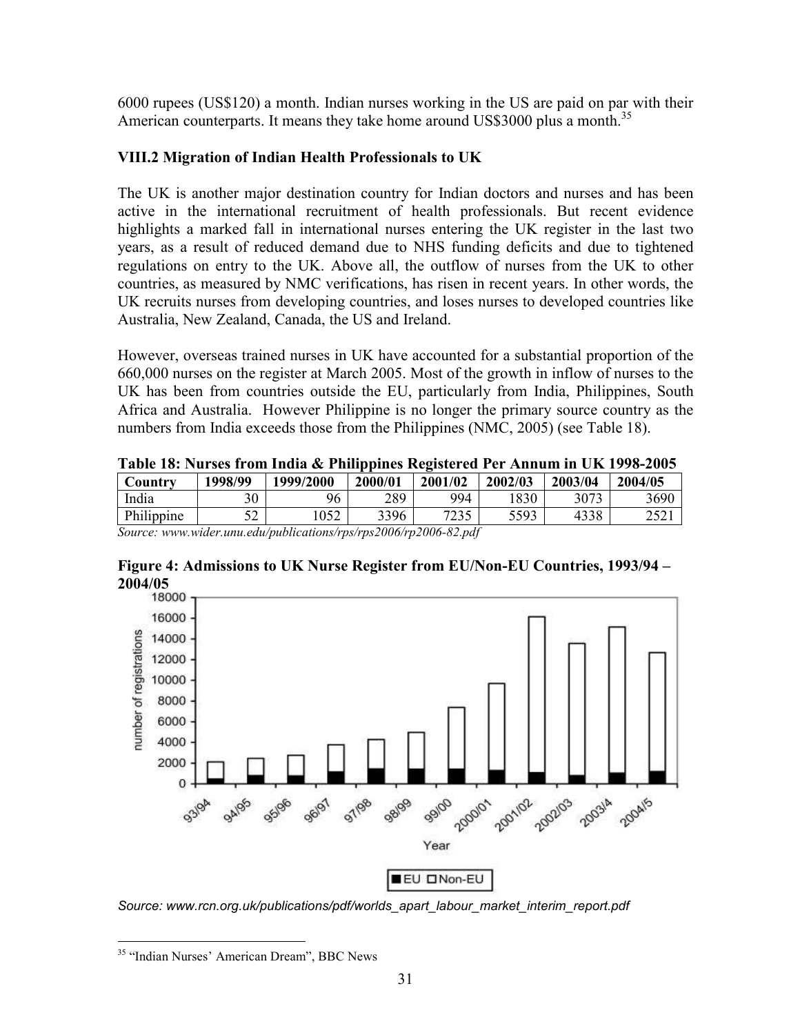6000 rupees (US$120) a month. Indian nurses working in the US are paid on par with their American counterparts. It means they take home around US$3000 plus a month.[35]

### VIII.2 Migration of Indian Health Professionals to UK

The UK is another major destination country for Indian doctors and nurses and has been active in the international recruitment of health professionals. But recent evidence highlights a marked fall in international nurses entering the UK register in the last two years, as a result of reduced demand due to NHS funding deficits and due to tightened regulations on entry to the UK. Above all, the outflow of nurses from the UK to other countries, as measured by NMC verifications, has risen in recent years. In other words, the UK recruits nurses from developing countries, and loses nurses to developed countries like Australia, New Zealand, Canada, the US and Ireland.

However, overseas trained nurses in UK have accounted for a substantial proportion of the 660,000 nurses on the register at March 2005. Most of the growth in inflow of nurses to the UK has been from countries outside the EU, particularly from India, Philippines, South Africa and Australia. However Philippine is no longer the primary source country as the numbers from India exceeds those from the Philippines (NMC, 2005) (see Table 18).

**Table 18: Nurses from India & Philippines Registered Per Annum in UK 1998-2005**

| Country | 1998/99 | 1999/2000 | 2000/01 | 2001/02 | 2002/03 | 2003/04 | 2004/05 |
|---|---|---|---|---|---|---|---|
| India | 30 | 96 | 289 | 994 | 1830 | 3073 | 3690 |
| Philippine | 52 | 1052 | 3396 | 7235 | 5593 | 4338 | 2521 |

*Source: www.wider.unu.edu/publications/rps/rps2006/rp2006-82.pdf*

**Figure 4: Admissions to UK Nurse Register from EU/Non-EU Countries, 1993/94 – 2004/05**

*Source: www.rcn.org.uk/publications/pdf/worlds_apart_labour_market_interim_report.pdf*

---

[35] "Indian Nurses' American Dream", BBC News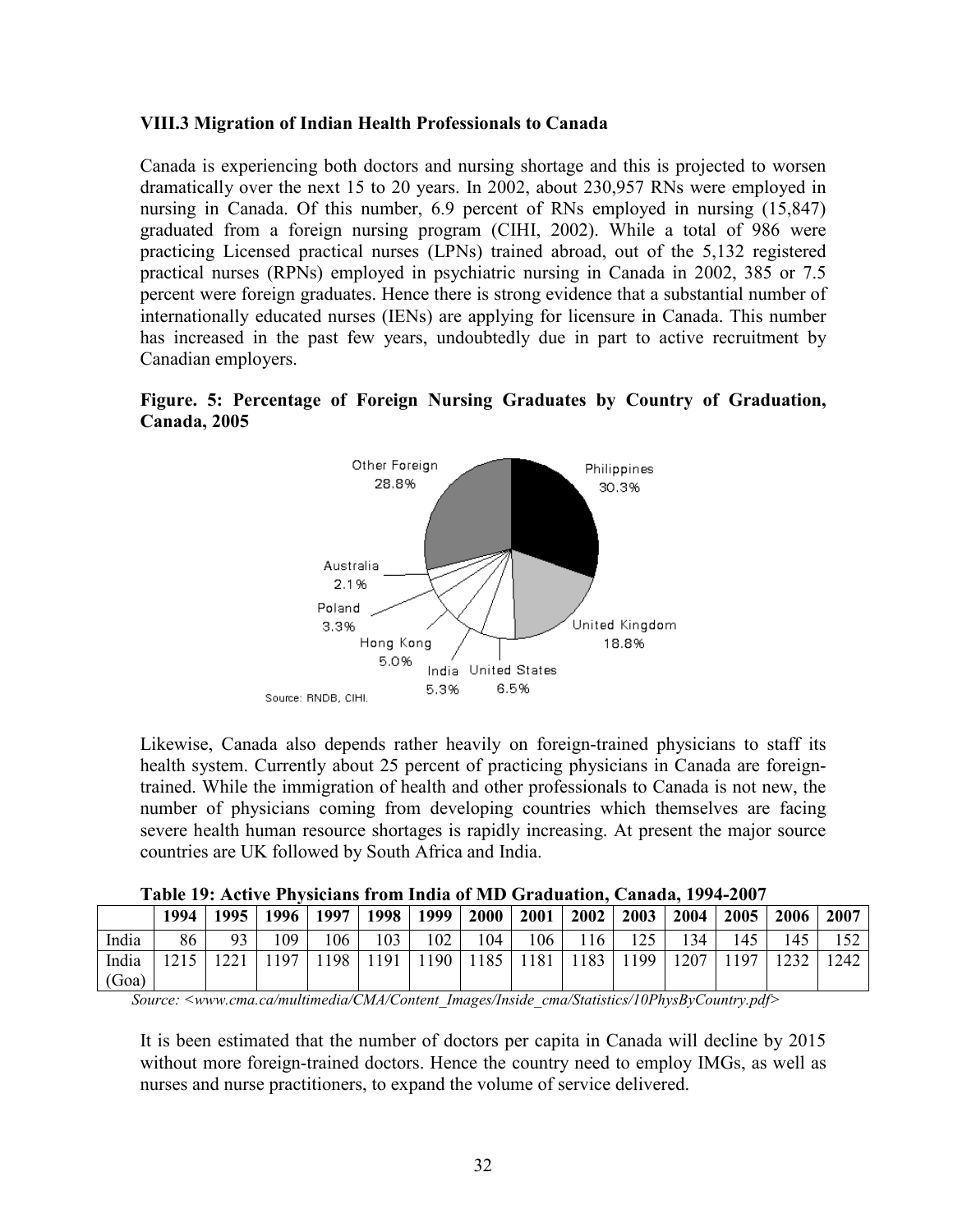### VIII.3 Migration of Indian Health Professionals to Canada

Canada is experiencing both doctors and nursing shortage and this is projected to worsen dramatically over the next 15 to 20 years. In 2002, about 230,957 RNs were employed in nursing in Canada. Of this number, 6.9 percent of RNs employed in nursing (15,847) graduated from a foreign nursing program (CIHI, 2002). While a total of 986 were practicing Licensed practical nurses (LPNs) trained abroad, out of the 5,132 registered practical nurses (RPNs) employed in psychiatric nursing in Canada in 2002, 385 or 7.5 percent were foreign graduates. Hence there is strong evidence that a substantial number of internationally educated nurses (IENs) are applying for licensure in Canada. This number has increased in the past few years, undoubtedly due in part to active recruitment by Canadian employers.

**Figure. 5: Percentage of Foreign Nursing Graduates by Country of Graduation, Canada, 2005**

Other Foreign 28.8%, Philippines 30.3%, United Kingdom 18.8%, United States 6.5%, India 5.3%, Hong Kong 5.0%, Poland 3.3%, Australia 2.1%

Source: RNDB, CIHI.

Likewise, Canada also depends rather heavily on foreign-trained physicians to staff its health system. Currently about 25 percent of practicing physicians in Canada are foreign-trained. While the immigration of health and other professionals to Canada is not new, the number of physicians coming from developing countries which themselves are facing severe health human resource shortages is rapidly increasing. At present the major source countries are UK followed by South Africa and India.

**Table 19: Active Physicians from India of MD Graduation, Canada, 1994-2007**

| | 1994 | 1995 | 1996 | 1997 | 1998 | 1999 | 2000 | 2001 | 2002 | 2003 | 2004 | 2005 | 2006 | 2007 |
|---|---|---|---|---|---|---|---|---|---|---|---|---|---|---|
| India | 86 | 93 | 109 | 106 | 103 | 102 | 104 | 106 | 116 | 125 | 134 | 145 | 145 | 152 |
| India (Goa) | 1215 | 1221 | 1197 | 1198 | 1191 | 1190 | 1185 | 1181 | 1183 | 1199 | 1207 | 1197 | 1232 | 1242 |

*Source: <www.cma.ca/multimedia/CMA/Content_Images/Inside_cma/Statistics/10PhysByCountry.pdf>*

It is been estimated that the number of doctors per capita in Canada will decline by 2015 without more foreign-trained doctors. Hence the country need to employ IMGs, as well as nurses and nurse practitioners, to expand the volume of service delivered.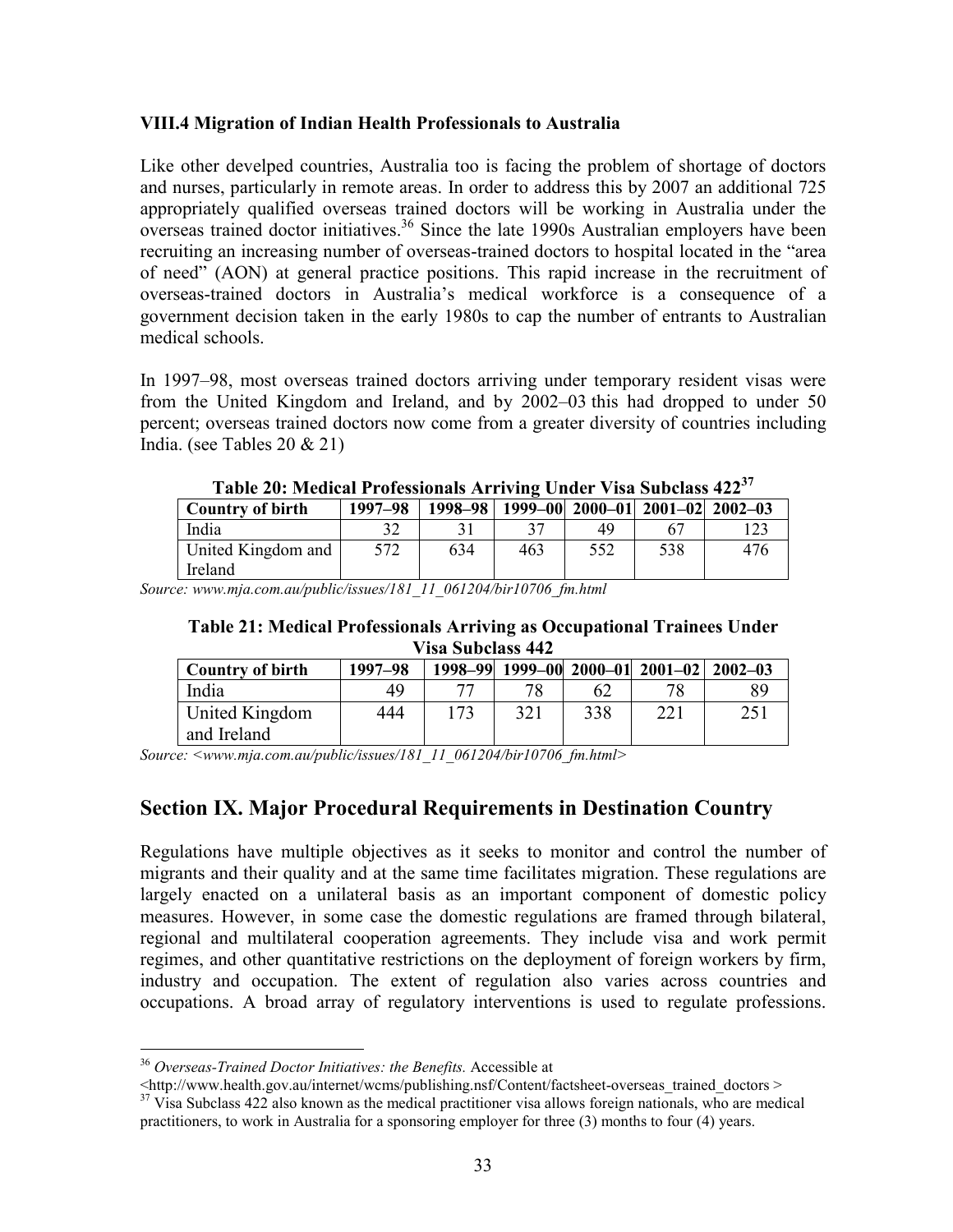### VIII.4 Migration of Indian Health Professionals to Australia

Like other develped countries, Australia too is facing the problem of shortage of doctors and nurses, particularly in remote areas. In order to address this by 2007 an additional 725 appropriately qualified overseas trained doctors will be working in Australia under the overseas trained doctor initiatives.[36] Since the late 1990s Australian employers have been recruiting an increasing number of overseas-trained doctors to hospital located in the "area of need" (AON) at general practice positions. This rapid increase in the recruitment of overseas-trained doctors in Australia's medical workforce is a consequence of a government decision taken in the early 1980s to cap the number of entrants to Australian medical schools.

In 1997–98, most overseas trained doctors arriving under temporary resident visas were from the United Kingdom and Ireland, and by 2002–03 this had dropped to under 50 percent; overseas trained doctors now come from a greater diversity of countries including India. (see Tables 20 & 21)

**Table 20: Medical Professionals Arriving Under Visa Subclass 422[37]**

| Country of birth | 1997–98 | 1998–98 | 1999–00 | 2000–01 | 2001–02 | 2002–03 |
|---|---|---|---|---|---|---|
| India | 32 | 31 | 37 | 49 | 67 | 123 |
| United Kingdom and Ireland | 572 | 634 | 463 | 552 | 538 | 476 |

*Source: www.mja.com.au/public/issues/181_11_061204/bir10706_fm.html*

**Table 21: Medical Professionals Arriving as Occupational Trainees Under Visa Subclass 442**

| Country of birth | 1997–98 | 1998–99 | 1999–00 | 2000–01 | 2001–02 | 2002–03 |
|---|---|---|---|---|---|---|
| India | 49 | 77 | 78 | 62 | 78 | 89 |
| United Kingdom and Ireland | 444 | 173 | 321 | 338 | 221 | 251 |

*Source: <www.mja.com.au/public/issues/181_11_061204/bir10706_fm.html>*

## Section IX. Major Procedural Requirements in Destination Country

Regulations have multiple objectives as it seeks to monitor and control the number of migrants and their quality and at the same time facilitates migration. These regulations are largely enacted on a unilateral basis as an important component of domestic policy measures. However, in some case the domestic regulations are framed through bilateral, regional and multilateral cooperation agreements. They include visa and work permit regimes, and other quantitative restrictions on the deployment of foreign workers by firm, industry and occupation. The extent of regulation also varies across countries and occupations. A broad array of regulatory interventions is used to regulate professions.

---

[36] *Overseas-Trained Doctor Initiatives: the Benefits.* Accessible at <http://www.health.gov.au/internet/wcms/publishing.nsf/Content/factsheet-overseas_trained_doctors >

[37] Visa Subclass 422 also known as the medical practitioner visa allows foreign nationals, who are medical practitioners, to work in Australia for a sponsoring employer for three (3) months to four (4) years.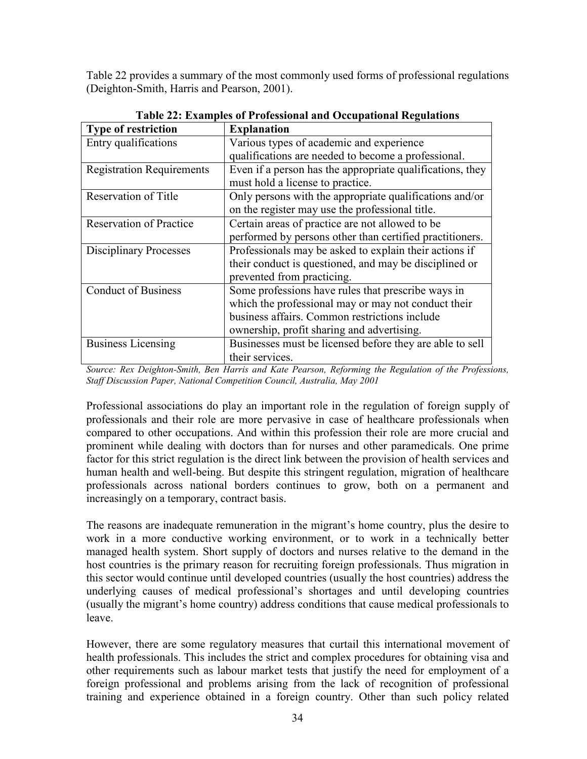Table 22 provides a summary of the most commonly used forms of professional regulations (Deighton-Smith, Harris and Pearson, 2001).

**Table 22: Examples of Professional and Occupational Regulations**

| Type of restriction | Explanation |
|---|---|
| Entry qualifications | Various types of academic and experience qualifications are needed to become a professional. |
| Registration Requirements | Even if a person has the appropriate qualifications, they must hold a license to practice. |
| Reservation of Title | Only persons with the appropriate qualifications and/or on the register may use the professional title. |
| Reservation of Practice | Certain areas of practice are not allowed to be performed by persons other than certified practitioners. |
| Disciplinary Processes | Professionals may be asked to explain their actions if their conduct is questioned, and may be disciplined or prevented from practicing. |
| Conduct of Business | Some professions have rules that prescribe ways in which the professional may or may not conduct their business affairs. Common restrictions include ownership, profit sharing and advertising. |
| Business Licensing | Businesses must be licensed before they are able to sell their services. |

*Source: Rex Deighton-Smith, Ben Harris and Kate Pearson, Reforming the Regulation of the Professions, Staff Discussion Paper, National Competition Council, Australia, May 2001*

Professional associations do play an important role in the regulation of foreign supply of professionals and their role are more pervasive in case of healthcare professionals when compared to other occupations. And within this profession their role are more crucial and prominent while dealing with doctors than for nurses and other paramedicals. One prime factor for this strict regulation is the direct link between the provision of health services and human health and well-being. But despite this stringent regulation, migration of healthcare professionals across national borders continues to grow, both on a permanent and increasingly on a temporary, contract basis.

The reasons are inadequate remuneration in the migrant's home country, plus the desire to work in a more conductive working environment, or to work in a technically better managed health system. Short supply of doctors and nurses relative to the demand in the host countries is the primary reason for recruiting foreign professionals. Thus migration in this sector would continue until developed countries (usually the host countries) address the underlying causes of medical professional's shortages and until developing countries (usually the migrant's home country) address conditions that cause medical professionals to leave.

However, there are some regulatory measures that curtail this international movement of health professionals. This includes the strict and complex procedures for obtaining visa and other requirements such as labour market tests that justify the need for employment of a foreign professional and problems arising from the lack of recognition of professional training and experience obtained in a foreign country. Other than such policy related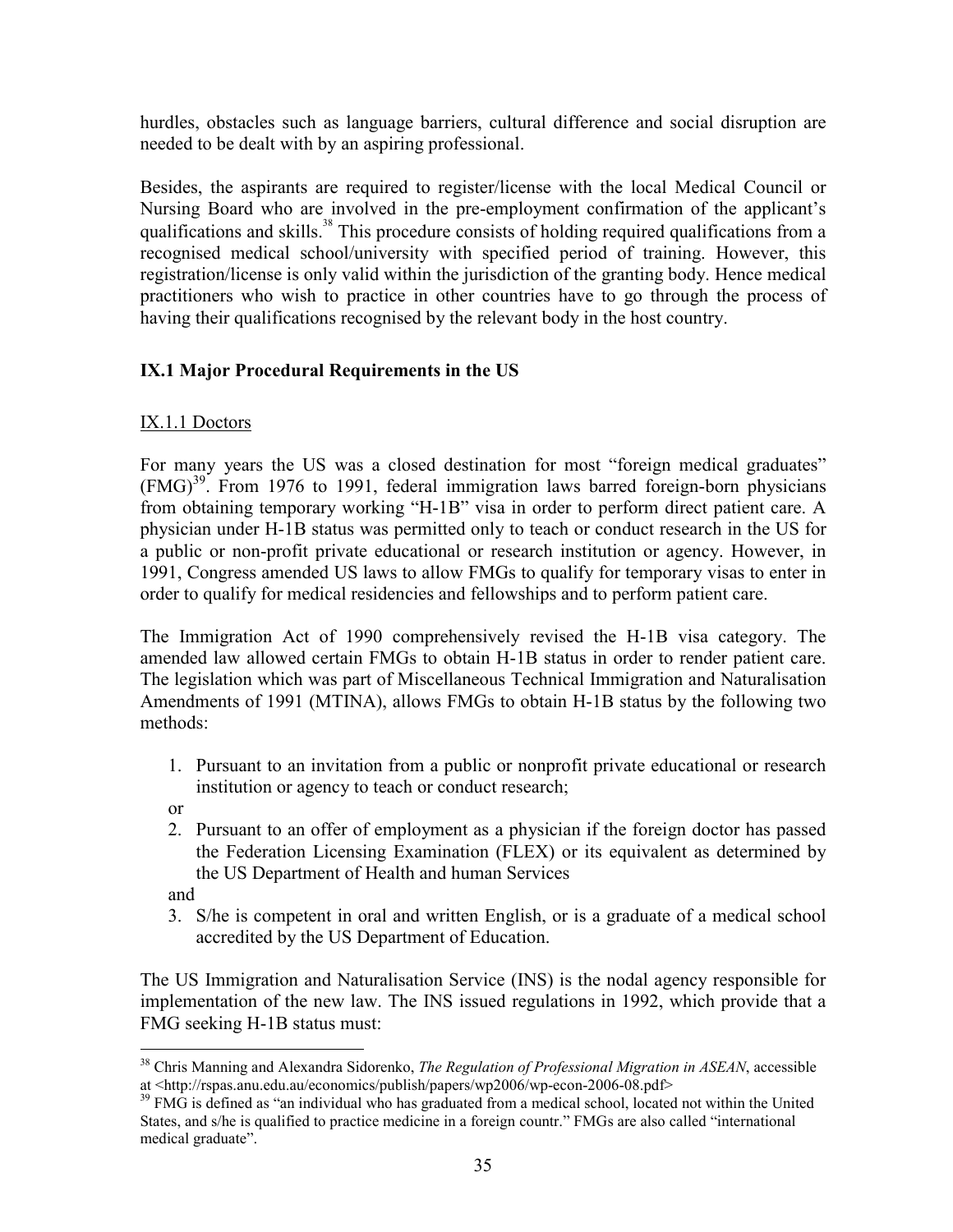hurdles, obstacles such as language barriers, cultural difference and social disruption are needed to be dealt with by an aspiring professional.

Besides, the aspirants are required to register/license with the local Medical Council or Nursing Board who are involved in the pre-employment confirmation of the applicant's qualifications and skills.[38] This procedure consists of holding required qualifications from a recognised medical school/university with specified period of training. However, this registration/license is only valid within the jurisdiction of the granting body. Hence medical practitioners who wish to practice in other countries have to go through the process of having their qualifications recognised by the relevant body in the host country.

## IX.1 Major Procedural Requirements in the US

### IX.1.1 Doctors

For many years the US was a closed destination for most "foreign medical graduates" (FMG)[39]. From 1976 to 1991, federal immigration laws barred foreign-born physicians from obtaining temporary working "H-1B" visa in order to perform direct patient care. A physician under H-1B status was permitted only to teach or conduct research in the US for a public or non-profit private educational or research institution or agency. However, in 1991, Congress amended US laws to allow FMGs to qualify for temporary visas to enter in order to qualify for medical residencies and fellowships and to perform patient care.

The Immigration Act of 1990 comprehensively revised the H-1B visa category. The amended law allowed certain FMGs to obtain H-1B status in order to render patient care. The legislation which was part of Miscellaneous Technical Immigration and Naturalisation Amendments of 1991 (MTINA), allows FMGs to obtain H-1B status by the following two methods:

1. Pursuant to an invitation from a public or nonprofit private educational or research institution or agency to teach or conduct research;

   or

2. Pursuant to an offer of employment as a physician if the foreign doctor has passed the Federation Licensing Examination (FLEX) or its equivalent as determined by the US Department of Health and human Services

   and

3. S/he is competent in oral and written English, or is a graduate of a medical school accredited by the US Department of Education.

The US Immigration and Naturalisation Service (INS) is the nodal agency responsible for implementation of the new law. The INS issued regulations in 1992, which provide that a FMG seeking H-1B status must:

---

[38] Chris Manning and Alexandra Sidorenko, *The Regulation of Professional Migration in ASEAN*, accessible at <http://rspas.anu.edu.au/economics/publish/papers/wp2006/wp-econ-2006-08.pdf>

[39] FMG is defined as "an individual who has graduated from a medical school, located not within the United States, and s/he is qualified to practice medicine in a foreign countr." FMGs are also called "international medical graduate".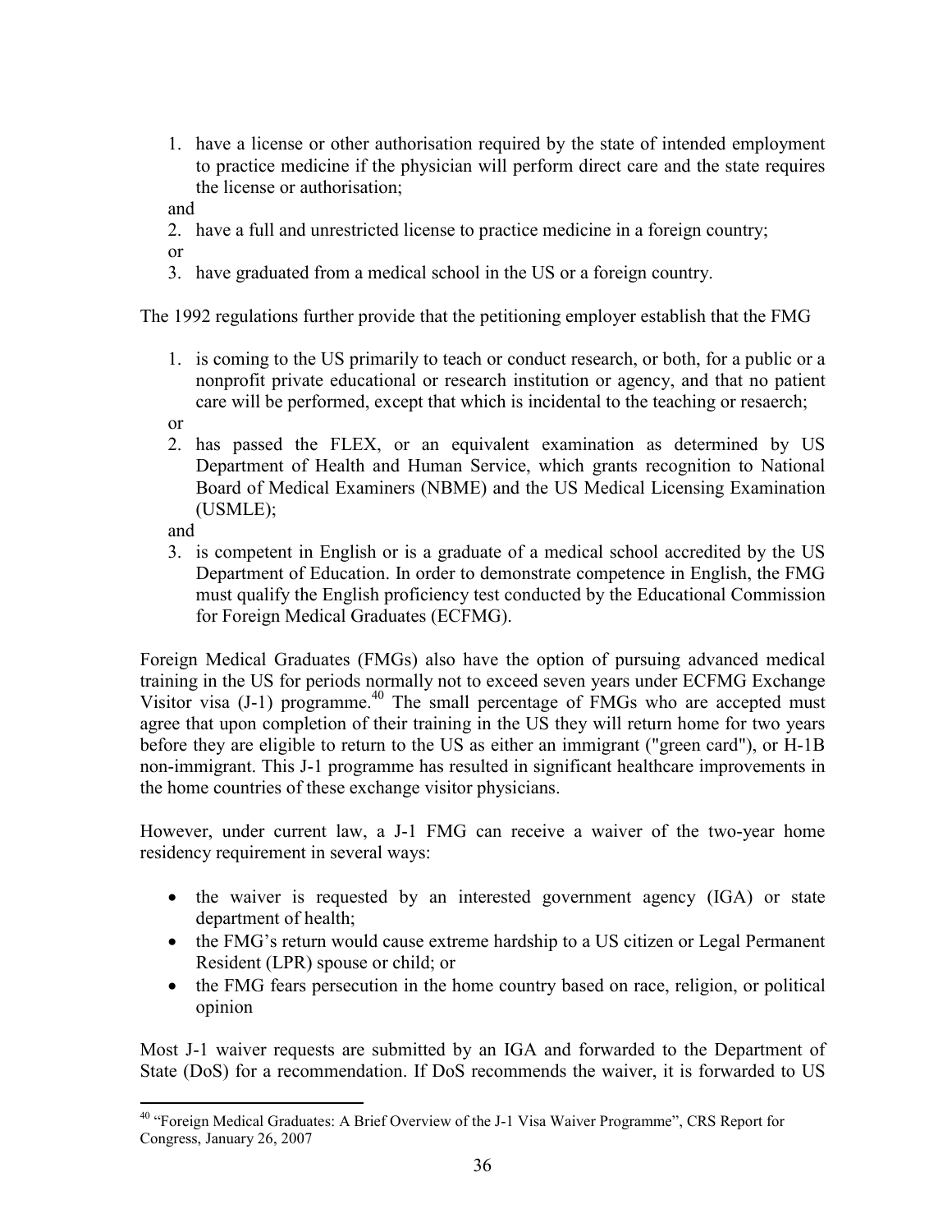1. have a license or other authorisation required by the state of intended employment to practice medicine if the physician will perform direct care and the state requires the license or authorisation;

and

2. have a full and unrestricted license to practice medicine in a foreign country;

or

3. have graduated from a medical school in the US or a foreign country.

The 1992 regulations further provide that the petitioning employer establish that the FMG

1. is coming to the US primarily to teach or conduct research, or both, for a public or a nonprofit private educational or research institution or agency, and that no patient care will be performed, except that which is incidental to the teaching or resaerch;

or

2. has passed the FLEX, or an equivalent examination as determined by US Department of Health and Human Service, which grants recognition to National Board of Medical Examiners (NBME) and the US Medical Licensing Examination (USMLE);

and

3. is competent in English or is a graduate of a medical school accredited by the US Department of Education. In order to demonstrate competence in English, the FMG must qualify the English proficiency test conducted by the Educational Commission for Foreign Medical Graduates (ECFMG).

Foreign Medical Graduates (FMGs) also have the option of pursuing advanced medical training in the US for periods normally not to exceed seven years under ECFMG Exchange Visitor visa (J-1) programme.[40] The small percentage of FMGs who are accepted must agree that upon completion of their training in the US they will return home for two years before they are eligible to return to the US as either an immigrant ("green card"), or H-1B non-immigrant. This J-1 programme has resulted in significant healthcare improvements in the home countries of these exchange visitor physicians.

However, under current law, a J-1 FMG can receive a waiver of the two-year home residency requirement in several ways:

- the waiver is requested by an interested government agency (IGA) or state department of health;
- the FMG's return would cause extreme hardship to a US citizen or Legal Permanent Resident (LPR) spouse or child; or
- the FMG fears persecution in the home country based on race, religion, or political opinion

Most J-1 waiver requests are submitted by an IGA and forwarded to the Department of State (DoS) for a recommendation. If DoS recommends the waiver, it is forwarded to US

[40] "Foreign Medical Graduates: A Brief Overview of the J-1 Visa Waiver Programme", CRS Report for Congress, January 26, 2007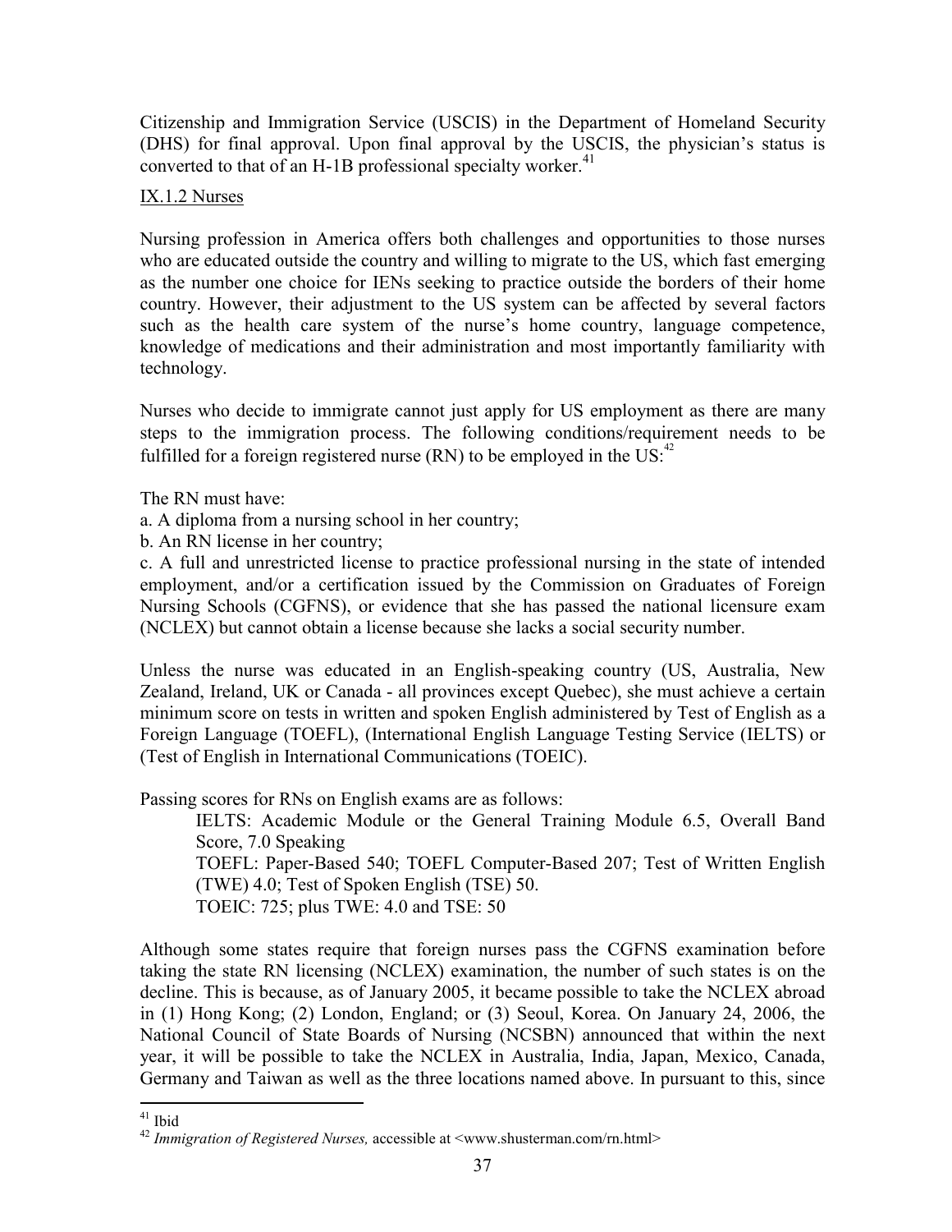Citizenship and Immigration Service (USCIS) in the Department of Homeland Security (DHS) for final approval. Upon final approval by the USCIS, the physician's status is converted to that of an H-1B professional specialty worker.[41]

IX.1.2 Nurses

Nursing profession in America offers both challenges and opportunities to those nurses who are educated outside the country and willing to migrate to the US, which fast emerging as the number one choice for IENs seeking to practice outside the borders of their home country. However, their adjustment to the US system can be affected by several factors such as the health care system of the nurse's home country, language competence, knowledge of medications and their administration and most importantly familiarity with technology.

Nurses who decide to immigrate cannot just apply for US employment as there are many steps to the immigration process. The following conditions/requirement needs to be fulfilled for a foreign registered nurse (RN) to be employed in the US:[42]

The RN must have:

a. A diploma from a nursing school in her country;  
b. An RN license in her country;  
c. A full and unrestricted license to practice professional nursing in the state of intended employment, and/or a certification issued by the Commission on Graduates of Foreign Nursing Schools (CGFNS), or evidence that she has passed the national licensure exam (NCLEX) but cannot obtain a license because she lacks a social security number.

Unless the nurse was educated in an English-speaking country (US, Australia, New Zealand, Ireland, UK or Canada - all provinces except Quebec), she must achieve a certain minimum score on tests in written and spoken English administered by Test of English as a Foreign Language (TOEFL), (International English Language Testing Service (IELTS) or (Test of English in International Communications (TOEIC).

Passing scores for RNs on English exams are as follows:

> IELTS: Academic Module or the General Training Module 6.5, Overall Band Score, 7.0 Speaking  
> TOEFL: Paper-Based 540; TOEFL Computer-Based 207; Test of Written English (TWE) 4.0; Test of Spoken English (TSE) 50.  
> TOEIC: 725; plus TWE: 4.0 and TSE: 50

Although some states require that foreign nurses pass the CGFNS examination before taking the state RN licensing (NCLEX) examination, the number of such states is on the decline. This is because, as of January 2005, it became possible to take the NCLEX abroad in (1) Hong Kong; (2) London, England; or (3) Seoul, Korea. On January 24, 2006, the National Council of State Boards of Nursing (NCSBN) announced that within the next year, it will be possible to take the NCLEX in Australia, India, Japan, Mexico, Canada, Germany and Taiwan as well as the three locations named above. In pursuant to this, since

---

[41] Ibid

[42] *Immigration of Registered Nurses,* accessible at <www.shusterman.com/rn.html>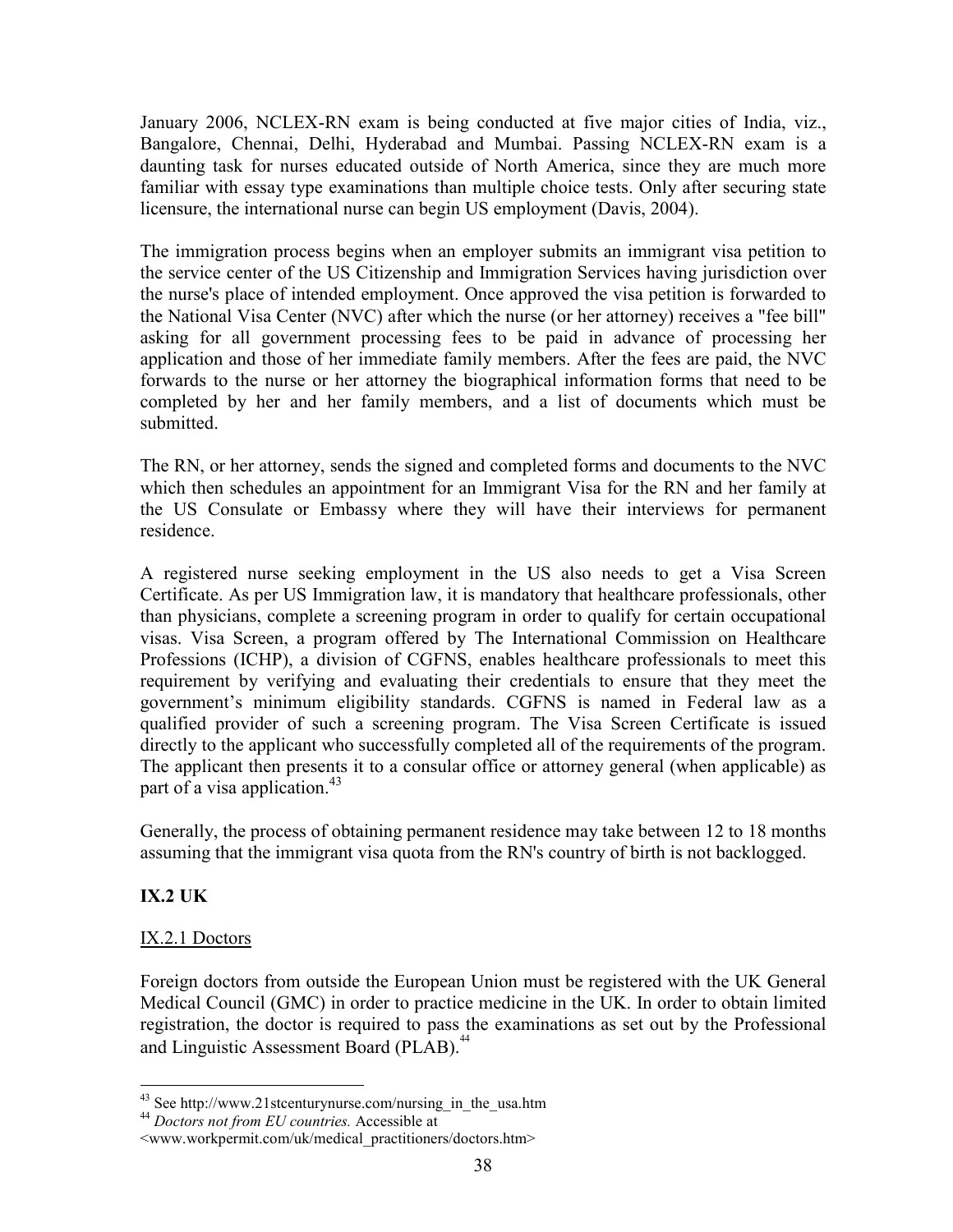January 2006, NCLEX-RN exam is being conducted at five major cities of India, viz., Bangalore, Chennai, Delhi, Hyderabad and Mumbai. Passing NCLEX-RN exam is a daunting task for nurses educated outside of North America, since they are much more familiar with essay type examinations than multiple choice tests. Only after securing state licensure, the international nurse can begin US employment (Davis, 2004).

The immigration process begins when an employer submits an immigrant visa petition to the service center of the US Citizenship and Immigration Services having jurisdiction over the nurse's place of intended employment. Once approved the visa petition is forwarded to the National Visa Center (NVC) after which the nurse (or her attorney) receives a "fee bill" asking for all government processing fees to be paid in advance of processing her application and those of her immediate family members. After the fees are paid, the NVC forwards to the nurse or her attorney the biographical information forms that need to be completed by her and her family members, and a list of documents which must be submitted.

The RN, or her attorney, sends the signed and completed forms and documents to the NVC which then schedules an appointment for an Immigrant Visa for the RN and her family at the US Consulate or Embassy where they will have their interviews for permanent residence.

A registered nurse seeking employment in the US also needs to get a Visa Screen Certificate. As per US Immigration law, it is mandatory that healthcare professionals, other than physicians, complete a screening program in order to qualify for certain occupational visas. Visa Screen, a program offered by The International Commission on Healthcare Professions (ICHP), a division of CGFNS, enables healthcare professionals to meet this requirement by verifying and evaluating their credentials to ensure that they meet the government's minimum eligibility standards. CGFNS is named in Federal law as a qualified provider of such a screening program. The Visa Screen Certificate is issued directly to the applicant who successfully completed all of the requirements of the program. The applicant then presents it to a consular office or attorney general (when applicable) as part of a visa application.[43]

Generally, the process of obtaining permanent residence may take between 12 to 18 months assuming that the immigrant visa quota from the RN's country of birth is not backlogged.

### IX.2 UK

#### IX.2.1 Doctors

Foreign doctors from outside the European Union must be registered with the UK General Medical Council (GMC) in order to practice medicine in the UK. In order to obtain limited registration, the doctor is required to pass the examinations as set out by the Professional and Linguistic Assessment Board (PLAB).[44]

---

[43] See http://www.21stcenturynurse.com/nursing_in_the_usa.htm

[44] *Doctors not from EU countries.* Accessible at <www.workpermit.com/uk/medical_practitioners/doctors.htm>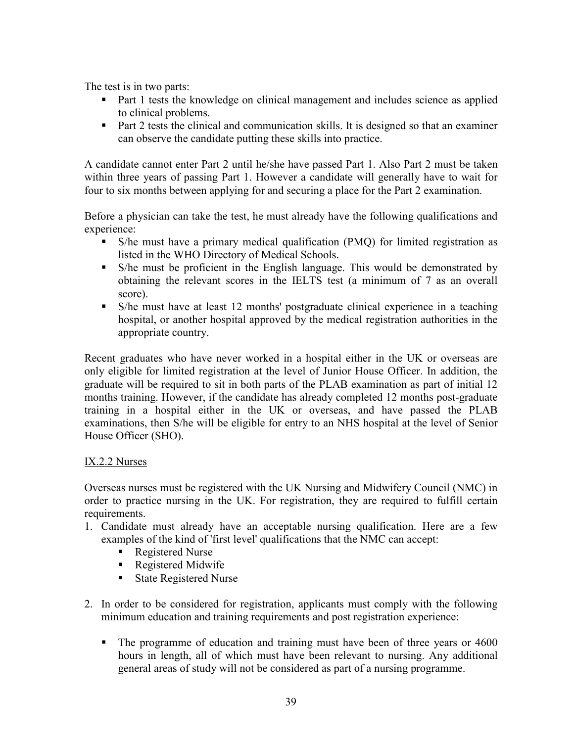The test is in two parts:

- Part 1 tests the knowledge on clinical management and includes science as applied to clinical problems.
- Part 2 tests the clinical and communication skills. It is designed so that an examiner can observe the candidate putting these skills into practice.

A candidate cannot enter Part 2 until he/she have passed Part 1. Also Part 2 must be taken within three years of passing Part 1. However a candidate will generally have to wait for four to six months between applying for and securing a place for the Part 2 examination.

Before a physician can take the test, he must already have the following qualifications and experience:

- S/he must have a primary medical qualification (PMQ) for limited registration as listed in the WHO Directory of Medical Schools.
- S/he must be proficient in the English language. This would be demonstrated by obtaining the relevant scores in the IELTS test (a minimum of 7 as an overall score).
- S/he must have at least 12 months' postgraduate clinical experience in a teaching hospital, or another hospital approved by the medical registration authorities in the appropriate country.

Recent graduates who have never worked in a hospital either in the UK or overseas are only eligible for limited registration at the level of Junior House Officer. In addition, the graduate will be required to sit in both parts of the PLAB examination as part of initial 12 months training. However, if the candidate has already completed 12 months post-graduate training in a hospital either in the UK or overseas, and have passed the PLAB examinations, then S/he will be eligible for entry to an NHS hospital at the level of Senior House Officer (SHO).

### IX.2.2 Nurses

Overseas nurses must be registered with the UK Nursing and Midwifery Council (NMC) in order to practice nursing in the UK. For registration, they are required to fulfill certain requirements.

1. Candidate must already have an acceptable nursing qualification. Here are a few examples of the kind of 'first level' qualifications that the NMC can accept:
   - Registered Nurse
   - Registered Midwife
   - State Registered Nurse

2. In order to be considered for registration, applicants must comply with the following minimum education and training requirements and post registration experience:

   - The programme of education and training must have been of three years or 4600 hours in length, all of which must have been relevant to nursing. Any additional general areas of study will not be considered as part of a nursing programme.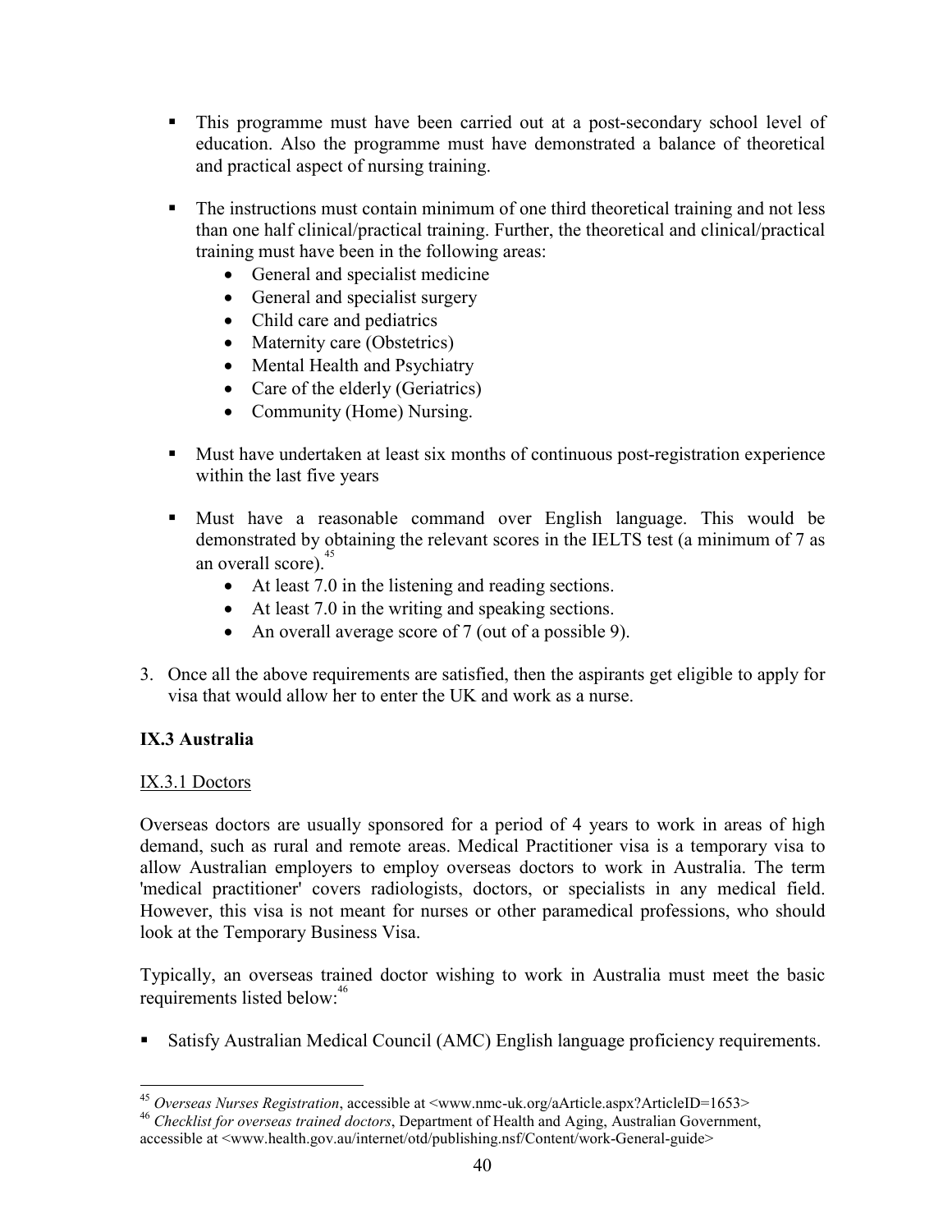- This programme must have been carried out at a post-secondary school level of education. Also the programme must have demonstrated a balance of theoretical and practical aspect of nursing training.

- The instructions must contain minimum of one third theoretical training and not less than one half clinical/practical training. Further, the theoretical and clinical/practical training must have been in the following areas:
    - General and specialist medicine
    - General and specialist surgery
    - Child care and pediatrics
    - Maternity care (Obstetrics)
    - Mental Health and Psychiatry
    - Care of the elderly (Geriatrics)
    - Community (Home) Nursing.

- Must have undertaken at least six months of continuous post-registration experience within the last five years

- Must have a reasonable command over English language. This would be demonstrated by obtaining the relevant scores in the IELTS test (a minimum of 7 as an overall score).[45]
    - At least 7.0 in the listening and reading sections.
    - At least 7.0 in the writing and speaking sections.
    - An overall average score of 7 (out of a possible 9).

3. Once all the above requirements are satisfied, then the aspirants get eligible to apply for visa that would allow her to enter the UK and work as a nurse.

### IX.3 Australia

#### IX.3.1 Doctors

Overseas doctors are usually sponsored for a period of 4 years to work in areas of high demand, such as rural and remote areas. Medical Practitioner visa is a temporary visa to allow Australian employers to employ overseas doctors to work in Australia. The term 'medical practitioner' covers radiologists, doctors, or specialists in any medical field. However, this visa is not meant for nurses or other paramedical professions, who should look at the Temporary Business Visa.

Typically, an overseas trained doctor wishing to work in Australia must meet the basic requirements listed below:[46]

- Satisfy Australian Medical Council (AMC) English language proficiency requirements.

---

[45] *Overseas Nurses Registration*, accessible at <www.nmc-uk.org/aArticle.aspx?ArticleID=1653>

[46] *Checklist for overseas trained doctors*, Department of Health and Aging, Australian Government, accessible at <www.health.gov.au/internet/otd/publishing.nsf/Content/work-General-guide>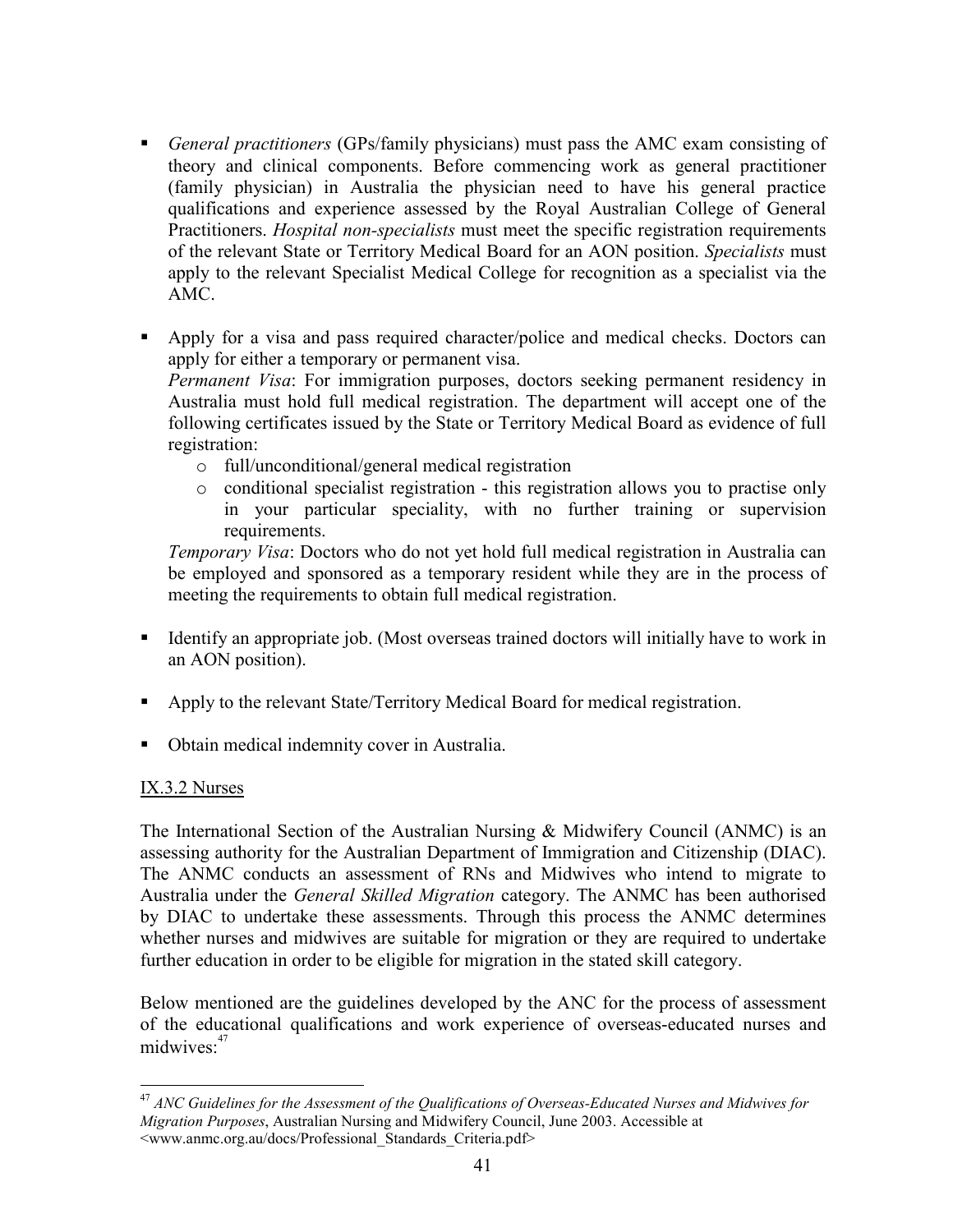- *General practitioners* (GPs/family physicians) must pass the AMC exam consisting of theory and clinical components. Before commencing work as general practitioner (family physician) in Australia the physician need to have his general practice qualifications and experience assessed by the Royal Australian College of General Practitioners. *Hospital non-specialists* must meet the specific registration requirements of the relevant State or Territory Medical Board for an AON position. *Specialists* must apply to the relevant Specialist Medical College for recognition as a specialist via the AMC.

- Apply for a visa and pass required character/police and medical checks. Doctors can apply for either a temporary or permanent visa.
  *Permanent Visa*: For immigration purposes, doctors seeking permanent residency in Australia must hold full medical registration. The department will accept one of the following certificates issued by the State or Territory Medical Board as evidence of full registration:
    - full/unconditional/general medical registration
    - conditional specialist registration - this registration allows you to practise only in your particular speciality, with no further training or supervision requirements.

  *Temporary Visa*: Doctors who do not yet hold full medical registration in Australia can be employed and sponsored as a temporary resident while they are in the process of meeting the requirements to obtain full medical registration.

- Identify an appropriate job. (Most overseas trained doctors will initially have to work in an AON position).

- Apply to the relevant State/Territory Medical Board for medical registration.

- Obtain medical indemnity cover in Australia.

IX.3.2 Nurses

The International Section of the Australian Nursing & Midwifery Council (ANMC) is an assessing authority for the Australian Department of Immigration and Citizenship (DIAC). The ANMC conducts an assessment of RNs and Midwives who intend to migrate to Australia under the *General Skilled Migration* category. The ANMC has been authorised by DIAC to undertake these assessments. Through this process the ANMC determines whether nurses and midwives are suitable for migration or they are required to undertake further education in order to be eligible for migration in the stated skill category.

Below mentioned are the guidelines developed by the ANC for the process of assessment of the educational qualifications and work experience of overseas-educated nurses and midwives:[47]

---

[47] *ANC Guidelines for the Assessment of the Qualifications of Overseas-Educated Nurses and Midwives for Migration Purposes*, Australian Nursing and Midwifery Council, June 2003. Accessible at <www.anmc.org.au/docs/Professional_Standards_Criteria.pdf>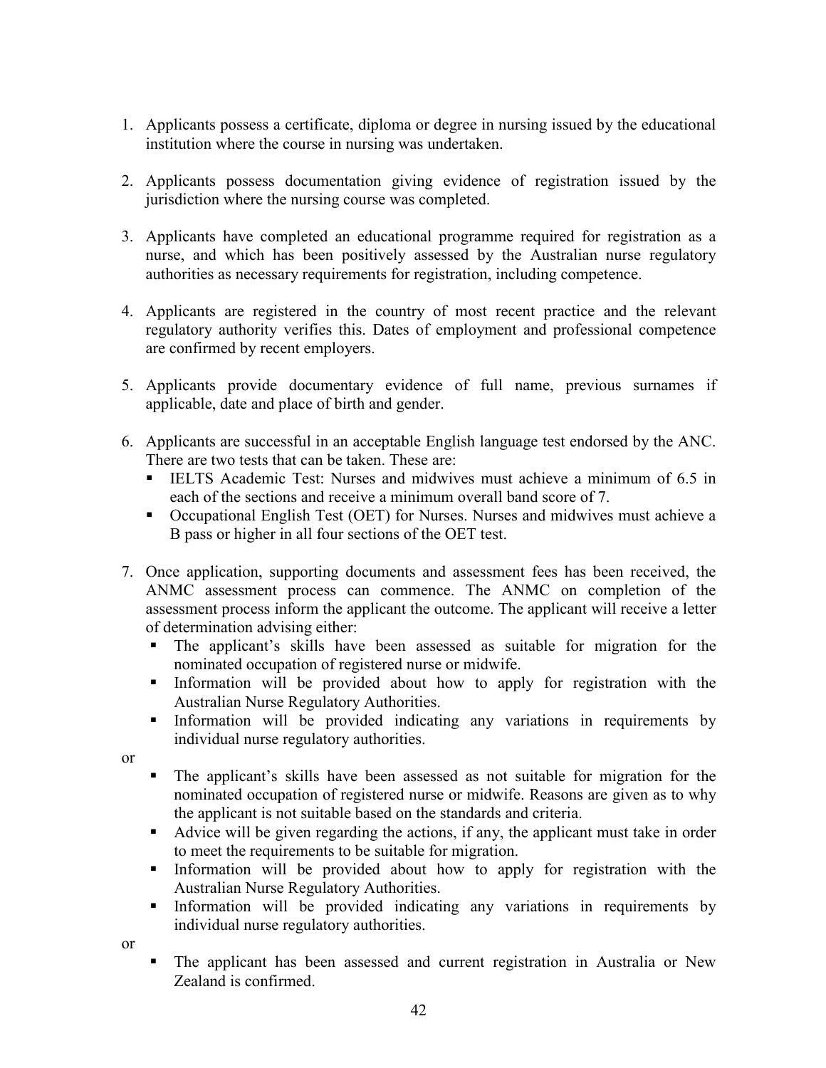1. Applicants possess a certificate, diploma or degree in nursing issued by the educational institution where the course in nursing was undertaken.

2. Applicants possess documentation giving evidence of registration issued by the jurisdiction where the nursing course was completed.

3. Applicants have completed an educational programme required for registration as a nurse, and which has been positively assessed by the Australian nurse regulatory authorities as necessary requirements for registration, including competence.

4. Applicants are registered in the country of most recent practice and the relevant regulatory authority verifies this. Dates of employment and professional competence are confirmed by recent employers.

5. Applicants provide documentary evidence of full name, previous surnames if applicable, date and place of birth and gender.

6. Applicants are successful in an acceptable English language test endorsed by the ANC. There are two tests that can be taken. These are:
   - IELTS Academic Test: Nurses and midwives must achieve a minimum of 6.5 in each of the sections and receive a minimum overall band score of 7.
   - Occupational English Test (OET) for Nurses. Nurses and midwives must achieve a B pass or higher in all four sections of the OET test.

7. Once application, supporting documents and assessment fees has been received, the ANMC assessment process can commence. The ANMC on completion of the assessment process inform the applicant the outcome. The applicant will receive a letter of determination advising either:
   - The applicant's skills have been assessed as suitable for migration for the nominated occupation of registered nurse or midwife.
   - Information will be provided about how to apply for registration with the Australian Nurse Regulatory Authorities.
   - Information will be provided indicating any variations in requirements by individual nurse regulatory authorities.

or

   - The applicant's skills have been assessed as not suitable for migration for the nominated occupation of registered nurse or midwife. Reasons are given as to why the applicant is not suitable based on the standards and criteria.
   - Advice will be given regarding the actions, if any, the applicant must take in order to meet the requirements to be suitable for migration.
   - Information will be provided about how to apply for registration with the Australian Nurse Regulatory Authorities.
   - Information will be provided indicating any variations in requirements by individual nurse regulatory authorities.

or

   - The applicant has been assessed and current registration in Australia or New Zealand is confirmed.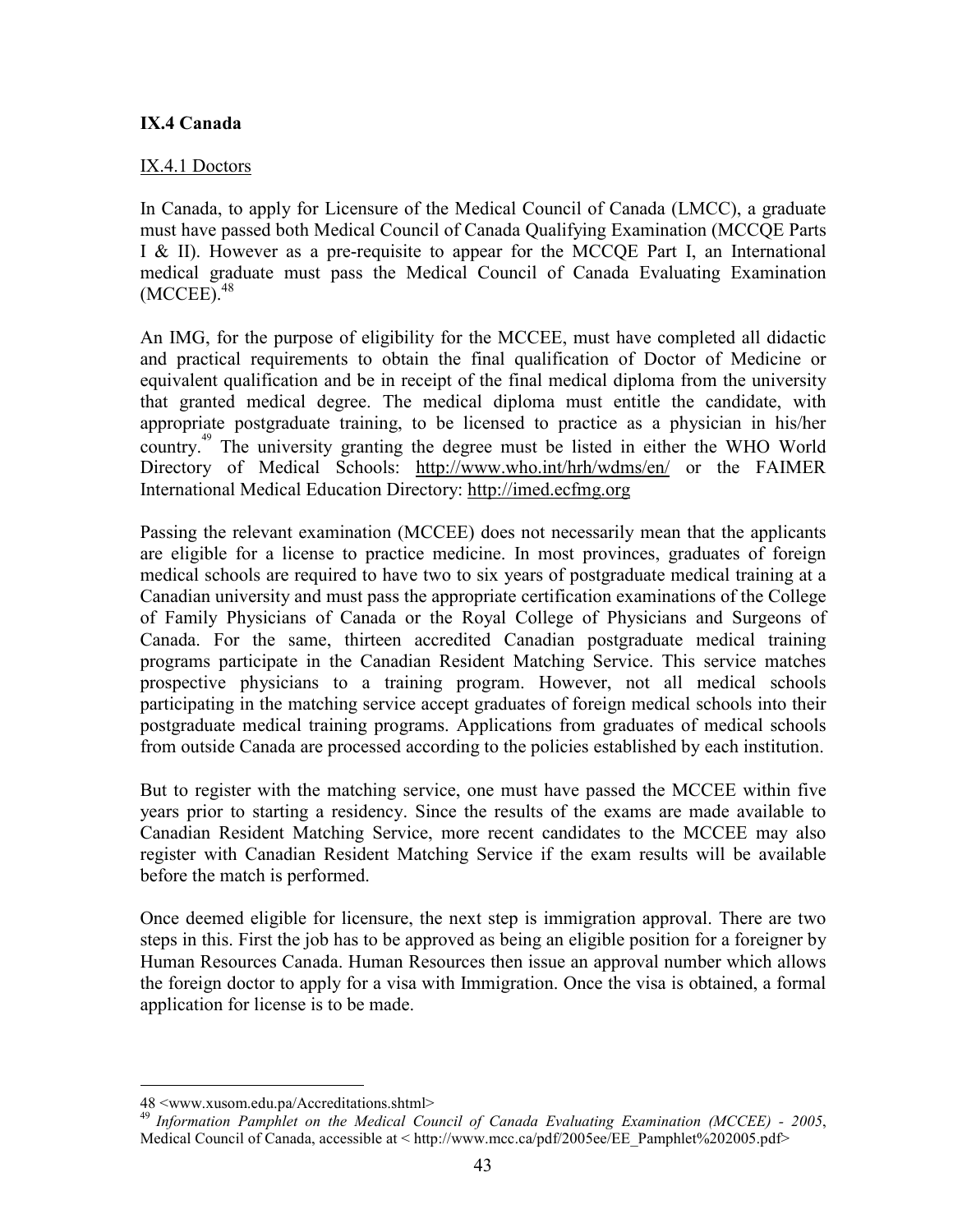## IX.4 Canada

### IX.4.1 Doctors

In Canada, to apply for Licensure of the Medical Council of Canada (LMCC), a graduate must have passed both Medical Council of Canada Qualifying Examination (MCCQE Parts I & II). However as a pre-requisite to appear for the MCCQE Part I, an International medical graduate must pass the Medical Council of Canada Evaluating Examination (MCCEE).[48]

An IMG, for the purpose of eligibility for the MCCEE, must have completed all didactic and practical requirements to obtain the final qualification of Doctor of Medicine or equivalent qualification and be in receipt of the final medical diploma from the university that granted medical degree. The medical diploma must entitle the candidate, with appropriate postgraduate training, to be licensed to practice as a physician in his/her country.[49] The university granting the degree must be listed in either the WHO World Directory of Medical Schools: http://www.who.int/hrh/wdms/en/ or the FAIMER International Medical Education Directory: http://imed.ecfmg.org

Passing the relevant examination (MCCEE) does not necessarily mean that the applicants are eligible for a license to practice medicine. In most provinces, graduates of foreign medical schools are required to have two to six years of postgraduate medical training at a Canadian university and must pass the appropriate certification examinations of the College of Family Physicians of Canada or the Royal College of Physicians and Surgeons of Canada. For the same, thirteen accredited Canadian postgraduate medical training programs participate in the Canadian Resident Matching Service. This service matches prospective physicians to a training program. However, not all medical schools participating in the matching service accept graduates of foreign medical schools into their postgraduate medical training programs. Applications from graduates of medical schools from outside Canada are processed according to the policies established by each institution.

But to register with the matching service, one must have passed the MCCEE within five years prior to starting a residency. Since the results of the exams are made available to Canadian Resident Matching Service, more recent candidates to the MCCEE may also register with Canadian Resident Matching Service if the exam results will be available before the match is performed.

Once deemed eligible for licensure, the next step is immigration approval. There are two steps in this. First the job has to be approved as being an eligible position for a foreigner by Human Resources Canada. Human Resources then issue an approval number which allows the foreign doctor to apply for a visa with Immigration. Once the visa is obtained, a formal application for license is to be made.

---

48 <www.xusom.edu.pa/Accreditations.shtml>

49 *Information Pamphlet on the Medical Council of Canada Evaluating Examination (MCCEE) - 2005*, Medical Council of Canada, accessible at < http://www.mcc.ca/pdf/2005ee/EE_Pamphlet%202005.pdf>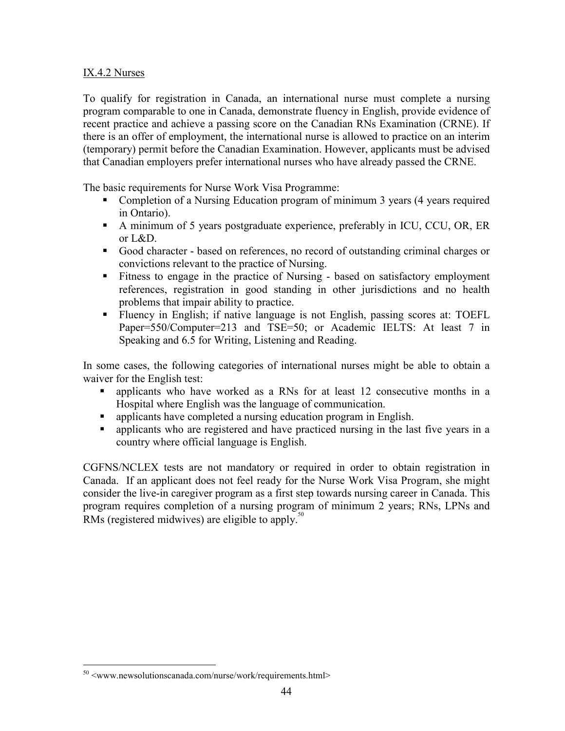IX.4.2 Nurses

To qualify for registration in Canada, an international nurse must complete a nursing program comparable to one in Canada, demonstrate fluency in English, provide evidence of recent practice and achieve a passing score on the Canadian RNs Examination (CRNE). If there is an offer of employment, the international nurse is allowed to practice on an interim (temporary) permit before the Canadian Examination. However, applicants must be advised that Canadian employers prefer international nurses who have already passed the CRNE.

The basic requirements for Nurse Work Visa Programme:

- Completion of a Nursing Education program of minimum 3 years (4 years required in Ontario).
- A minimum of 5 years postgraduate experience, preferably in ICU, CCU, OR, ER or L&D.
- Good character - based on references, no record of outstanding criminal charges or convictions relevant to the practice of Nursing.
- Fitness to engage in the practice of Nursing - based on satisfactory employment references, registration in good standing in other jurisdictions and no health problems that impair ability to practice.
- Fluency in English; if native language is not English, passing scores at: TOEFL Paper=550/Computer=213 and TSE=50; or Academic IELTS: At least 7 in Speaking and 6.5 for Writing, Listening and Reading.

In some cases, the following categories of international nurses might be able to obtain a waiver for the English test:

- applicants who have worked as a RNs for at least 12 consecutive months in a Hospital where English was the language of communication.
- applicants have completed a nursing education program in English.
- applicants who are registered and have practiced nursing in the last five years in a country where official language is English.

CGFNS/NCLEX tests are not mandatory or required in order to obtain registration in Canada. If an applicant does not feel ready for the Nurse Work Visa Program, she might consider the live-in caregiver program as a first step towards nursing career in Canada. This program requires completion of a nursing program of minimum 2 years; RNs, LPNs and RMs (registered midwives) are eligible to apply.[50]

---

[50] <www.newsolutionscanada.com/nurse/work/requirements.html>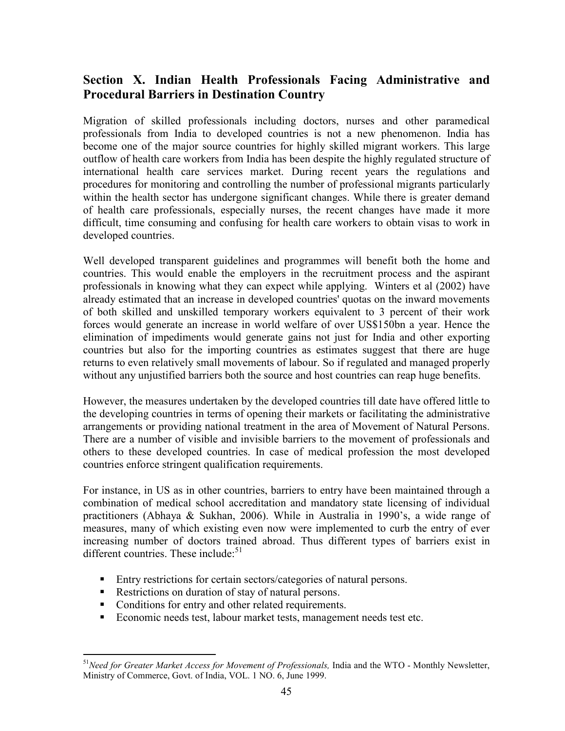## Section X. Indian Health Professionals Facing Administrative and Procedural Barriers in Destination Country

Migration of skilled professionals including doctors, nurses and other paramedical professionals from India to developed countries is not a new phenomenon. India has become one of the major source countries for highly skilled migrant workers. This large outflow of health care workers from India has been despite the highly regulated structure of international health care services market. During recent years the regulations and procedures for monitoring and controlling the number of professional migrants particularly within the health sector has undergone significant changes. While there is greater demand of health care professionals, especially nurses, the recent changes have made it more difficult, time consuming and confusing for health care workers to obtain visas to work in developed countries.

Well developed transparent guidelines and programmes will benefit both the home and countries. This would enable the employers in the recruitment process and the aspirant professionals in knowing what they can expect while applying. Winters et al (2002) have already estimated that an increase in developed countries' quotas on the inward movements of both skilled and unskilled temporary workers equivalent to 3 percent of their work forces would generate an increase in world welfare of over US$150bn a year. Hence the elimination of impediments would generate gains not just for India and other exporting countries but also for the importing countries as estimates suggest that there are huge returns to even relatively small movements of labour. So if regulated and managed properly without any unjustified barriers both the source and host countries can reap huge benefits.

However, the measures undertaken by the developed countries till date have offered little to the developing countries in terms of opening their markets or facilitating the administrative arrangements or providing national treatment in the area of Movement of Natural Persons. There are a number of visible and invisible barriers to the movement of professionals and others to these developed countries. In case of medical profession the most developed countries enforce stringent qualification requirements.

For instance, in US as in other countries, barriers to entry have been maintained through a combination of medical school accreditation and mandatory state licensing of individual practitioners (Abhaya & Sukhan, 2006). While in Australia in 1990's, a wide range of measures, many of which existing even now were implemented to curb the entry of ever increasing number of doctors trained abroad. Thus different types of barriers exist in different countries. These include:[51]

- Entry restrictions for certain sectors/categories of natural persons.
- Restrictions on duration of stay of natural persons.
- Conditions for entry and other related requirements.
- Economic needs test, labour market tests, management needs test etc.

---

[51] *Need for Greater Market Access for Movement of Professionals,* India and the WTO - Monthly Newsletter, Ministry of Commerce, Govt. of India, VOL. 1 NO. 6, June 1999.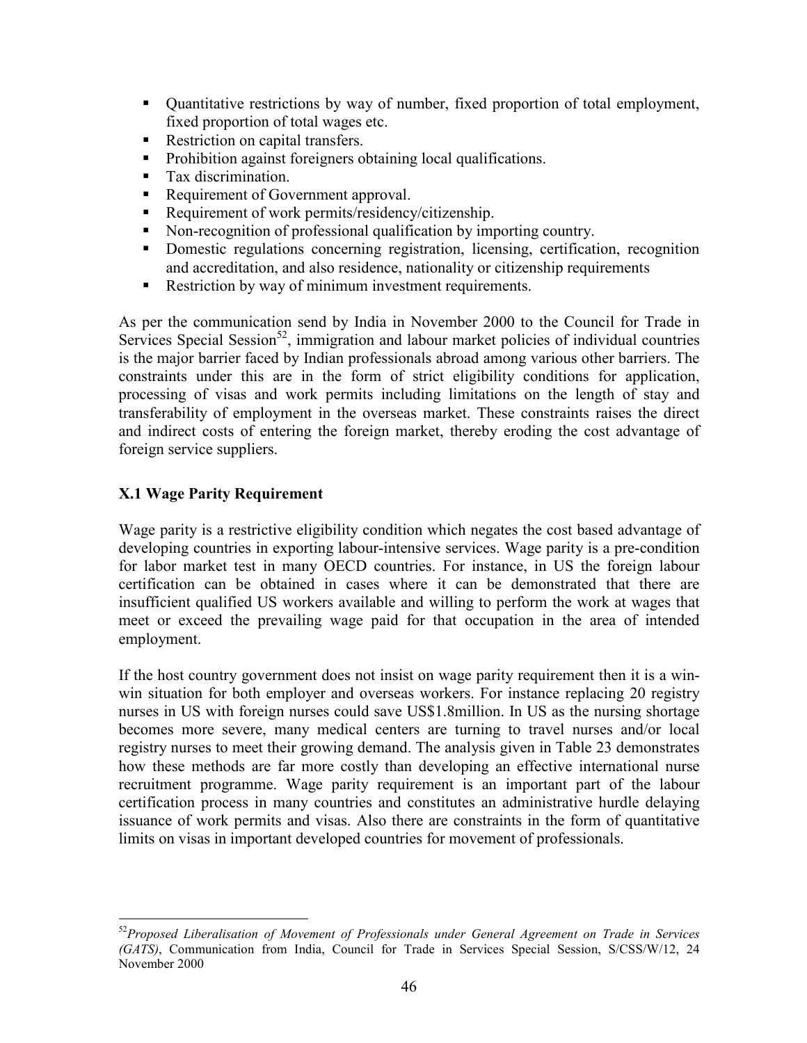- Quantitative restrictions by way of number, fixed proportion of total employment, fixed proportion of total wages etc.
- Restriction on capital transfers.
- Prohibition against foreigners obtaining local qualifications.
- Tax discrimination.
- Requirement of Government approval.
- Requirement of work permits/residency/citizenship.
- Non-recognition of professional qualification by importing country.
- Domestic regulations concerning registration, licensing, certification, recognition and accreditation, and also residence, nationality or citizenship requirements
- Restriction by way of minimum investment requirements.

As per the communication send by India in November 2000 to the Council for Trade in Services Special Session[52], immigration and labour market policies of individual countries is the major barrier faced by Indian professionals abroad among various other barriers. The constraints under this are in the form of strict eligibility conditions for application, processing of visas and work permits including limitations on the length of stay and transferability of employment in the overseas market. These constraints raises the direct and indirect costs of entering the foreign market, thereby eroding the cost advantage of foreign service suppliers.

### X.1 Wage Parity Requirement

Wage parity is a restrictive eligibility condition which negates the cost based advantage of developing countries in exporting labour-intensive services. Wage parity is a pre-condition for labor market test in many OECD countries. For instance, in US the foreign labour certification can be obtained in cases where it can be demonstrated that there are insufficient qualified US workers available and willing to perform the work at wages that meet or exceed the prevailing wage paid for that occupation in the area of intended employment.

If the host country government does not insist on wage parity requirement then it is a win-win situation for both employer and overseas workers. For instance replacing 20 registry nurses in US with foreign nurses could save US$1.8million. In US as the nursing shortage becomes more severe, many medical centers are turning to travel nurses and/or local registry nurses to meet their growing demand. The analysis given in Table 23 demonstrates how these methods are far more costly than developing an effective international nurse recruitment programme. Wage parity requirement is an important part of the labour certification process in many countries and constitutes an administrative hurdle delaying issuance of work permits and visas. Also there are constraints in the form of quantitative limits on visas in important developed countries for movement of professionals.

---

[52] *Proposed Liberalisation of Movement of Professionals under General Agreement on Trade in Services (GATS)*, Communication from India, Council for Trade in Services Special Session, S/CSS/W/12, 24 November 2000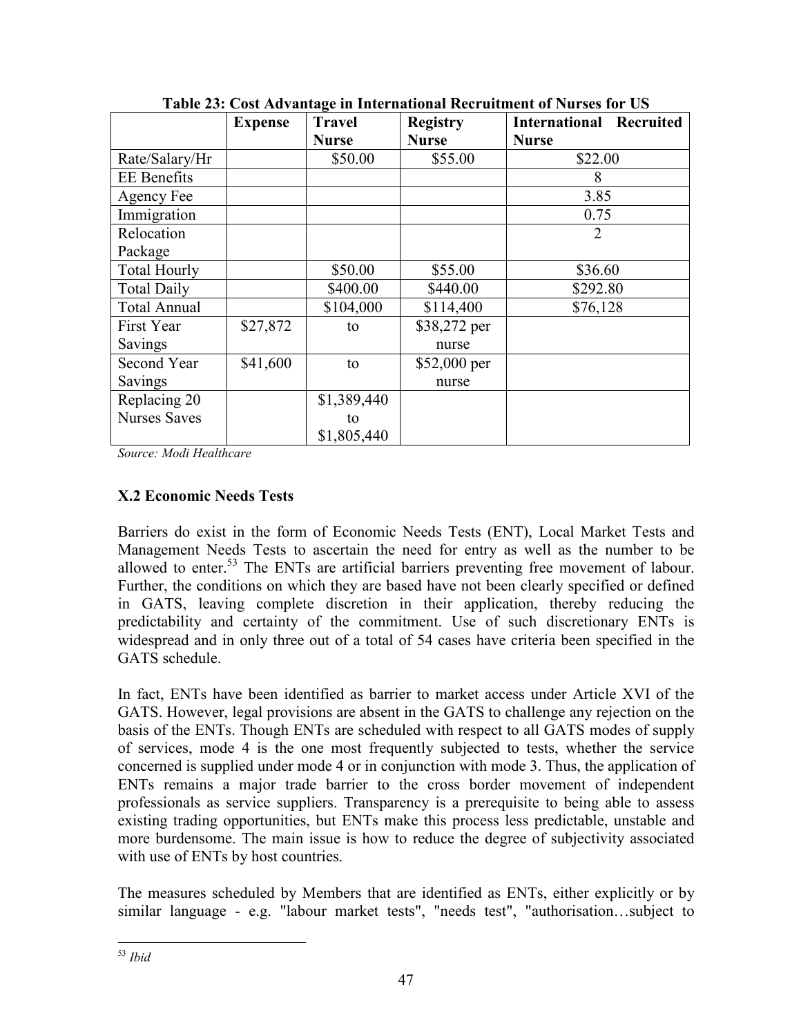**Table 23: Cost Advantage in International Recruitment of Nurses for US**

| | Expense | Travel Nurse | Registry Nurse | International Recruited Nurse |
|---|---|---|---|---|
| Rate/Salary/Hr | | \$50.00 | \$55.00 | \$22.00 |
| EE Benefits | | | | 8 |
| Agency Fee | | | | 3.85 |
| Immigration | | | | 0.75 |
| Relocation Package | | | | 2 |
| Total Hourly | | \$50.00 | \$55.00 | \$36.60 |
| Total Daily | | \$400.00 | \$440.00 | \$292.80 |
| Total Annual | | \$104,000 | \$114,400 | \$76,128 |
| First Year Savings | \$27,872 | to | \$38,272 per nurse | |
| Second Year Savings | \$41,600 | to | \$52,000 per nurse | |
| Replacing 20 Nurses Saves | | \$1,389,440 to \$1,805,440 | | |

*Source: Modi Healthcare*

### X.2 Economic Needs Tests

Barriers do exist in the form of Economic Needs Tests (ENT), Local Market Tests and Management Needs Tests to ascertain the need for entry as well as the number to be allowed to enter.[53] The ENTs are artificial barriers preventing free movement of labour. Further, the conditions on which they are based have not been clearly specified or defined in GATS, leaving complete discretion in their application, thereby reducing the predictability and certainty of the commitment. Use of such discretionary ENTs is widespread and in only three out of a total of 54 cases have criteria been specified in the GATS schedule.

In fact, ENTs have been identified as barrier to market access under Article XVI of the GATS. However, legal provisions are absent in the GATS to challenge any rejection on the basis of the ENTs. Though ENTs are scheduled with respect to all GATS modes of supply of services, mode 4 is the one most frequently subjected to tests, whether the service concerned is supplied under mode 4 or in conjunction with mode 3. Thus, the application of ENTs remains a major trade barrier to the cross border movement of independent professionals as service suppliers. Transparency is a prerequisite to being able to assess existing trading opportunities, but ENTs make this process less predictable, unstable and more burdensome. The main issue is how to reduce the degree of subjectivity associated with use of ENTs by host countries.

The measures scheduled by Members that are identified as ENTs, either explicitly or by similar language - e.g. "labour market tests", "needs test", "authorisation…subject to

[53] *Ibid*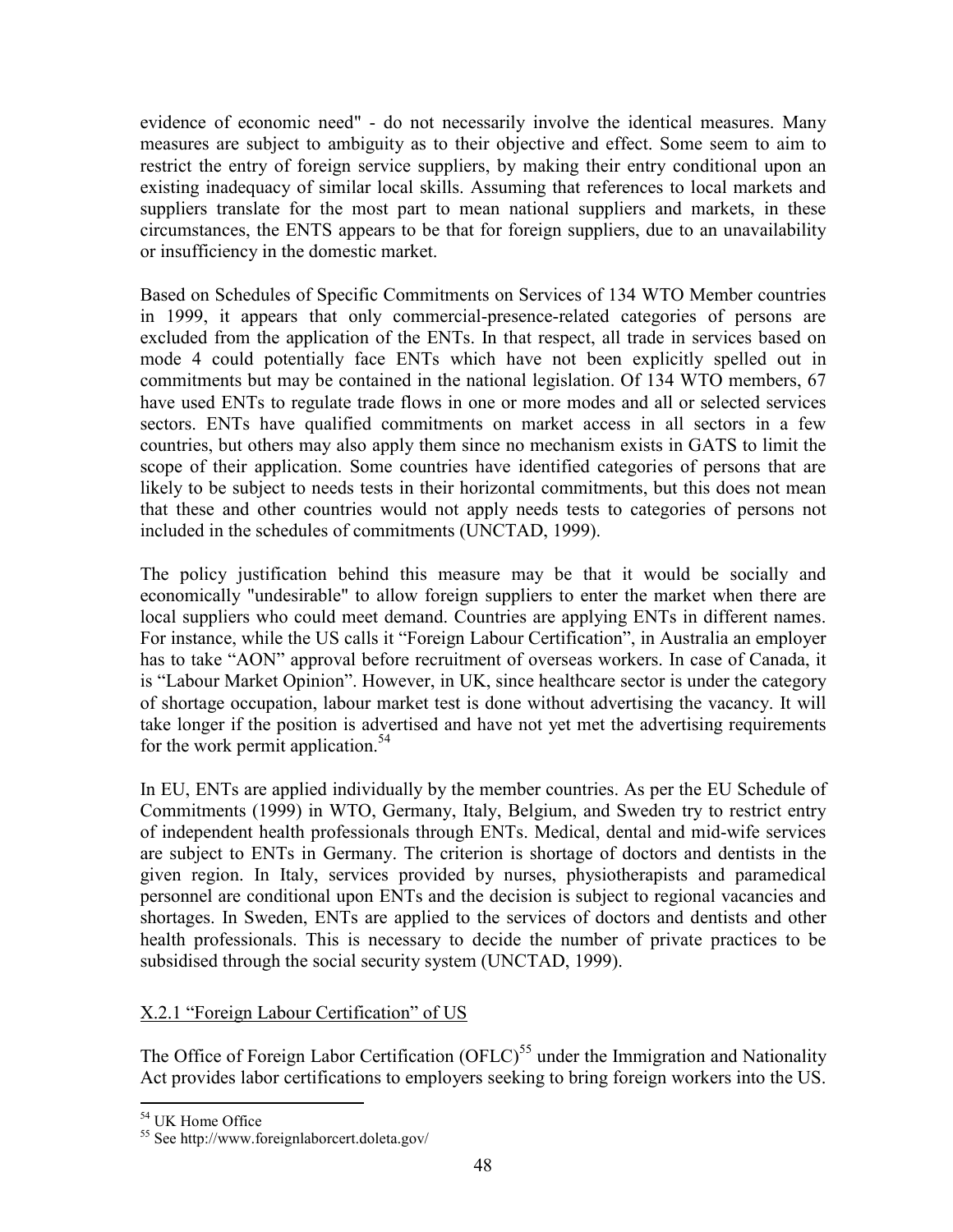evidence of economic need" - do not necessarily involve the identical measures. Many measures are subject to ambiguity as to their objective and effect. Some seem to aim to restrict the entry of foreign service suppliers, by making their entry conditional upon an existing inadequacy of similar local skills. Assuming that references to local markets and suppliers translate for the most part to mean national suppliers and markets, in these circumstances, the ENTS appears to be that for foreign suppliers, due to an unavailability or insufficiency in the domestic market.

Based on Schedules of Specific Commitments on Services of 134 WTO Member countries in 1999, it appears that only commercial-presence-related categories of persons are excluded from the application of the ENTs. In that respect, all trade in services based on mode 4 could potentially face ENTs which have not been explicitly spelled out in commitments but may be contained in the national legislation. Of 134 WTO members, 67 have used ENTs to regulate trade flows in one or more modes and all or selected services sectors. ENTs have qualified commitments on market access in all sectors in a few countries, but others may also apply them since no mechanism exists in GATS to limit the scope of their application. Some countries have identified categories of persons that are likely to be subject to needs tests in their horizontal commitments, but this does not mean that these and other countries would not apply needs tests to categories of persons not included in the schedules of commitments (UNCTAD, 1999).

The policy justification behind this measure may be that it would be socially and economically "undesirable" to allow foreign suppliers to enter the market when there are local suppliers who could meet demand. Countries are applying ENTs in different names. For instance, while the US calls it "Foreign Labour Certification", in Australia an employer has to take "AON" approval before recruitment of overseas workers. In case of Canada, it is "Labour Market Opinion". However, in UK, since healthcare sector is under the category of shortage occupation, labour market test is done without advertising the vacancy. It will take longer if the position is advertised and have not yet met the advertising requirements for the work permit application.[54]

In EU, ENTs are applied individually by the member countries. As per the EU Schedule of Commitments (1999) in WTO, Germany, Italy, Belgium, and Sweden try to restrict entry of independent health professionals through ENTs. Medical, dental and mid-wife services are subject to ENTs in Germany. The criterion is shortage of doctors and dentists in the given region. In Italy, services provided by nurses, physiotherapists and paramedical personnel are conditional upon ENTs and the decision is subject to regional vacancies and shortages. In Sweden, ENTs are applied to the services of doctors and dentists and other health professionals. This is necessary to decide the number of private practices to be subsidised through the social security system (UNCTAD, 1999).

X.2.1 "Foreign Labour Certification" of US

The Office of Foreign Labor Certification (OFLC)[55] under the Immigration and Nationality Act provides labor certifications to employers seeking to bring foreign workers into the US.

---

[54] UK Home Office

[55] See http://www.foreignlaborcert.doleta.gov/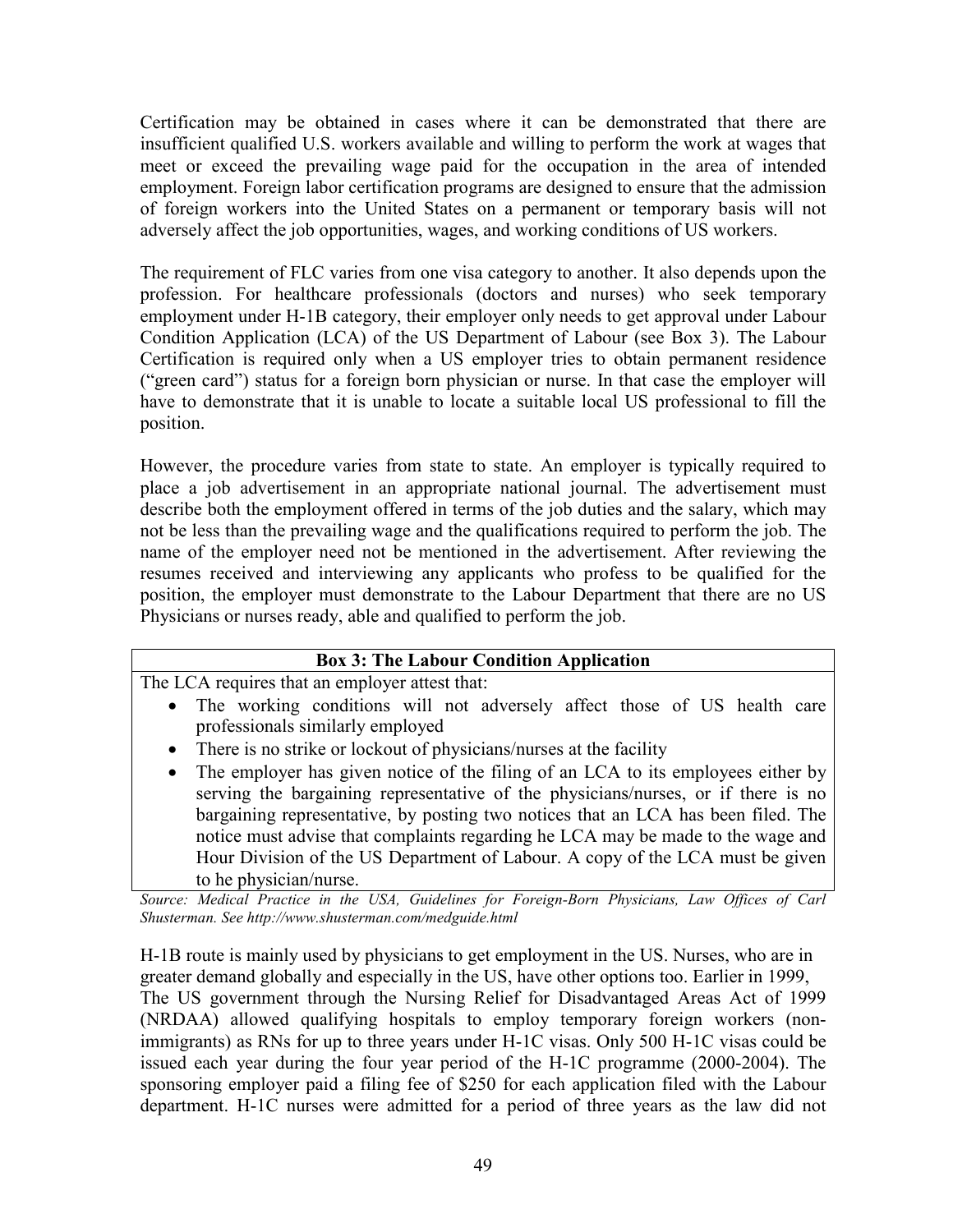Certification may be obtained in cases where it can be demonstrated that there are insufficient qualified U.S. workers available and willing to perform the work at wages that meet or exceed the prevailing wage paid for the occupation in the area of intended employment. Foreign labor certification programs are designed to ensure that the admission of foreign workers into the United States on a permanent or temporary basis will not adversely affect the job opportunities, wages, and working conditions of US workers.

The requirement of FLC varies from one visa category to another. It also depends upon the profession. For healthcare professionals (doctors and nurses) who seek temporary employment under H-1B category, their employer only needs to get approval under Labour Condition Application (LCA) of the US Department of Labour (see Box 3). The Labour Certification is required only when a US employer tries to obtain permanent residence ("green card") status for a foreign born physician or nurse. In that case the employer will have to demonstrate that it is unable to locate a suitable local US professional to fill the position.

However, the procedure varies from state to state. An employer is typically required to place a job advertisement in an appropriate national journal. The advertisement must describe both the employment offered in terms of the job duties and the salary, which may not be less than the prevailing wage and the qualifications required to perform the job. The name of the employer need not be mentioned in the advertisement. After reviewing the resumes received and interviewing any applicants who profess to be qualified for the position, the employer must demonstrate to the Labour Department that there are no US Physicians or nurses ready, able and qualified to perform the job.

**Box 3: The Labour Condition Application**

The LCA requires that an employer attest that:

- The working conditions will not adversely affect those of US health care professionals similarly employed
- There is no strike or lockout of physicians/nurses at the facility
- The employer has given notice of the filing of an LCA to its employees either by serving the bargaining representative of the physicians/nurses, or if there is no bargaining representative, by posting two notices that an LCA has been filed. The notice must advise that complaints regarding he LCA may be made to the wage and Hour Division of the US Department of Labour. A copy of the LCA must be given to he physician/nurse.

*Source: Medical Practice in the USA, Guidelines for Foreign-Born Physicians, Law Offices of Carl Shusterman. See http://www.shusterman.com/medguide.html*

H-1B route is mainly used by physicians to get employment in the US. Nurses, who are in greater demand globally and especially in the US, have other options too. Earlier in 1999, The US government through the Nursing Relief for Disadvantaged Areas Act of 1999 (NRDAA) allowed qualifying hospitals to employ temporary foreign workers (non-immigrants) as RNs for up to three years under H-1C visas. Only 500 H-1C visas could be issued each year during the four year period of the H-1C programme (2000-2004). The sponsoring employer paid a filing fee of $250 for each application filed with the Labour department. H-1C nurses were admitted for a period of three years as the law did not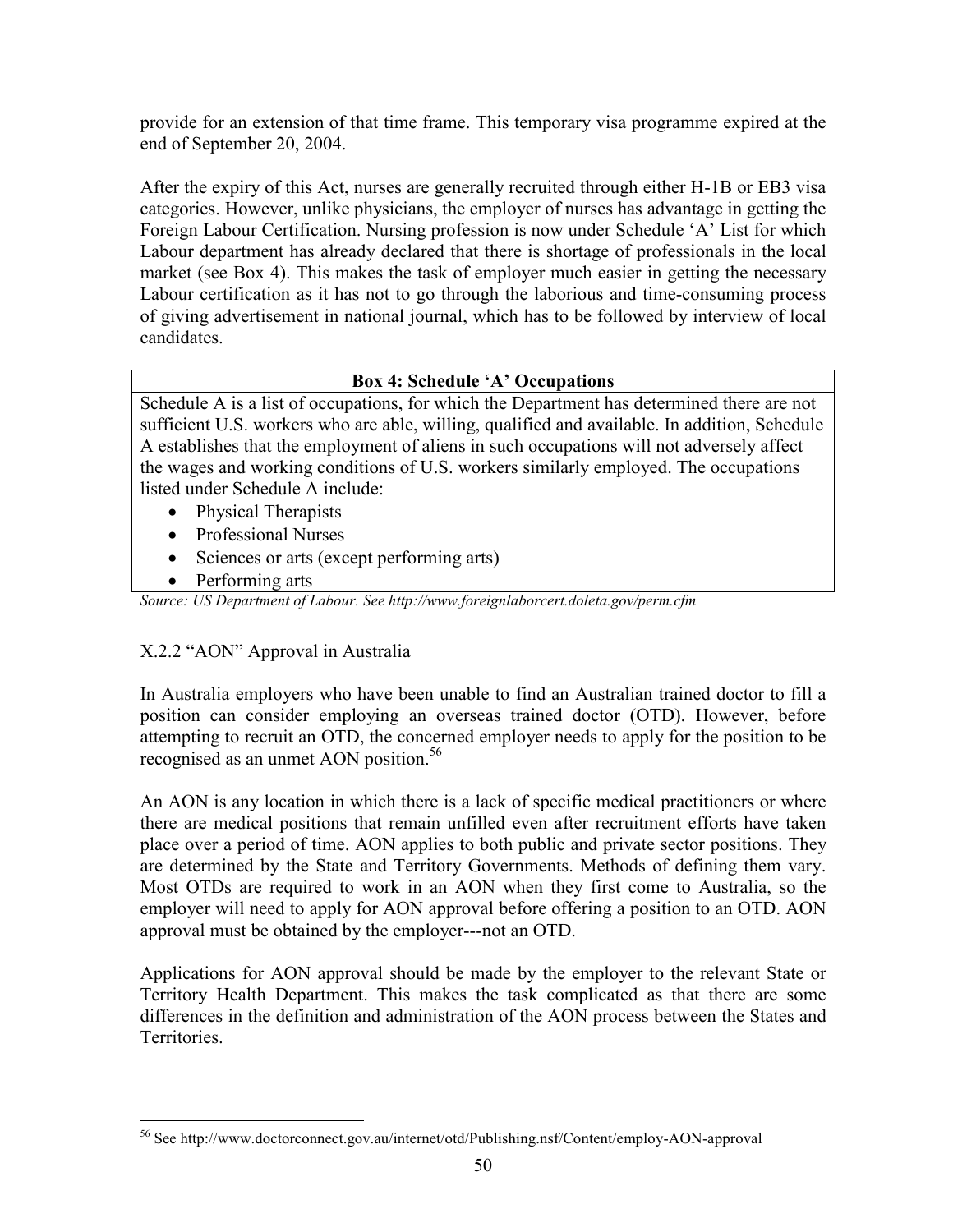provide for an extension of that time frame. This temporary visa programme expired at the end of September 20, 2004.

After the expiry of this Act, nurses are generally recruited through either H-1B or EB3 visa categories. However, unlike physicians, the employer of nurses has advantage in getting the Foreign Labour Certification. Nursing profession is now under Schedule 'A' List for which Labour department has already declared that there is shortage of professionals in the local market (see Box 4). This makes the task of employer much easier in getting the necessary Labour certification as it has not to go through the laborious and time-consuming process of giving advertisement in national journal, which has to be followed by interview of local candidates.

| **Box 4: Schedule 'A' Occupations** |
|---|
| Schedule A is a list of occupations, for which the Department has determined there are not sufficient U.S. workers who are able, willing, qualified and available. In addition, Schedule A establishes that the employment of aliens in such occupations will not adversely affect the wages and working conditions of U.S. workers similarly employed. The occupations listed under Schedule A include:<br>• Physical Therapists<br>• Professional Nurses<br>• Sciences or arts (except performing arts)<br>• Performing arts |

*Source: US Department of Labour. See http://www.foreignlaborcert.doleta.gov/perm.cfm*

### X.2.2 "AON" Approval in Australia

In Australia employers who have been unable to find an Australian trained doctor to fill a position can consider employing an overseas trained doctor (OTD). However, before attempting to recruit an OTD, the concerned employer needs to apply for the position to be recognised as an unmet AON position.[56]

An AON is any location in which there is a lack of specific medical practitioners or where there are medical positions that remain unfilled even after recruitment efforts have taken place over a period of time. AON applies to both public and private sector positions. They are determined by the State and Territory Governments. Methods of defining them vary. Most OTDs are required to work in an AON when they first come to Australia, so the employer will need to apply for AON approval before offering a position to an OTD. AON approval must be obtained by the employer---not an OTD.

Applications for AON approval should be made by the employer to the relevant State or Territory Health Department. This makes the task complicated as that there are some differences in the definition and administration of the AON process between the States and Territories.

[56] See http://www.doctorconnect.gov.au/internet/otd/Publishing.nsf/Content/employ-AON-approval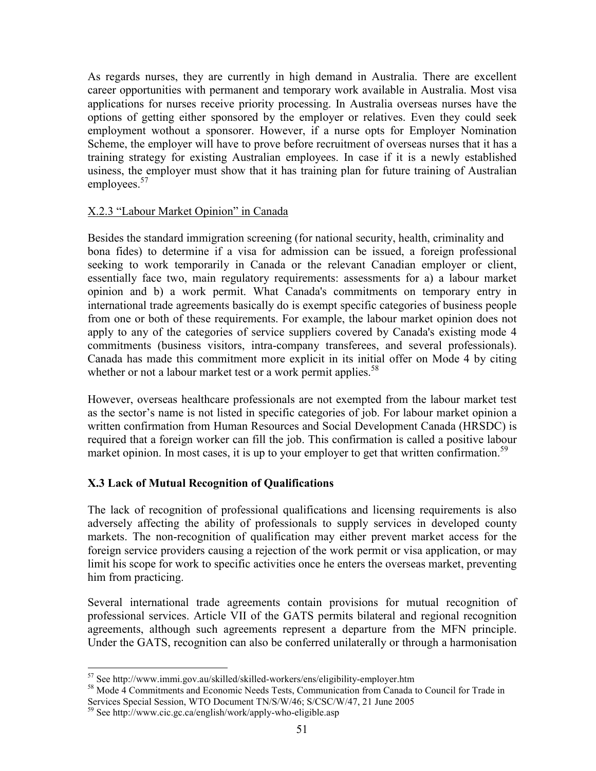As regards nurses, they are currently in high demand in Australia. There are excellent career opportunities with permanent and temporary work available in Australia. Most visa applications for nurses receive priority processing. In Australia overseas nurses have the options of getting either sponsored by the employer or relatives. Even they could seek employment wothout a sponsorer. However, if a nurse opts for Employer Nomination Scheme, the employer will have to prove before recruitment of overseas nurses that it has a training strategy for existing Australian employees. In case if it is a newly established usiness, the employer must show that it has training plan for future training of Australian employees.[57]

X.2.3 "Labour Market Opinion" in Canada

Besides the standard immigration screening (for national security, health, criminality and bona fides) to determine if a visa for admission can be issued, a foreign professional seeking to work temporarily in Canada or the relevant Canadian employer or client, essentially face two, main regulatory requirements: assessments for a) a labour market opinion and b) a work permit. What Canada's commitments on temporary entry in international trade agreements basically do is exempt specific categories of business people from one or both of these requirements. For example, the labour market opinion does not apply to any of the categories of service suppliers covered by Canada's existing mode 4 commitments (business visitors, intra-company transferees, and several professionals). Canada has made this commitment more explicit in its initial offer on Mode 4 by citing whether or not a labour market test or a work permit applies.[58]

However, overseas healthcare professionals are not exempted from the labour market test as the sector's name is not listed in specific categories of job. For labour market opinion a written confirmation from Human Resources and Social Development Canada (HRSDC) is required that a foreign worker can fill the job. This confirmation is called a positive labour market opinion. In most cases, it is up to your employer to get that written confirmation.[59]

### X.3 Lack of Mutual Recognition of Qualifications

The lack of recognition of professional qualifications and licensing requirements is also adversely affecting the ability of professionals to supply services in developed county markets. The non-recognition of qualification may either prevent market access for the foreign service providers causing a rejection of the work permit or visa application, or may limit his scope for work to specific activities once he enters the overseas market, preventing him from practicing.

Several international trade agreements contain provisions for mutual recognition of professional services. Article VII of the GATS permits bilateral and regional recognition agreements, although such agreements represent a departure from the MFN principle. Under the GATS, recognition can also be conferred unilaterally or through a harmonisation

---

[57] See http://www.immi.gov.au/skilled/skilled-workers/ens/eligibility-employer.htm

[58] Mode 4 Commitments and Economic Needs Tests, Communication from Canada to Council for Trade in Services Special Session, WTO Document TN/S/W/46; S/CSC/W/47, 21 June 2005

[59] See http://www.cic.gc.ca/english/work/apply-who-eligible.asp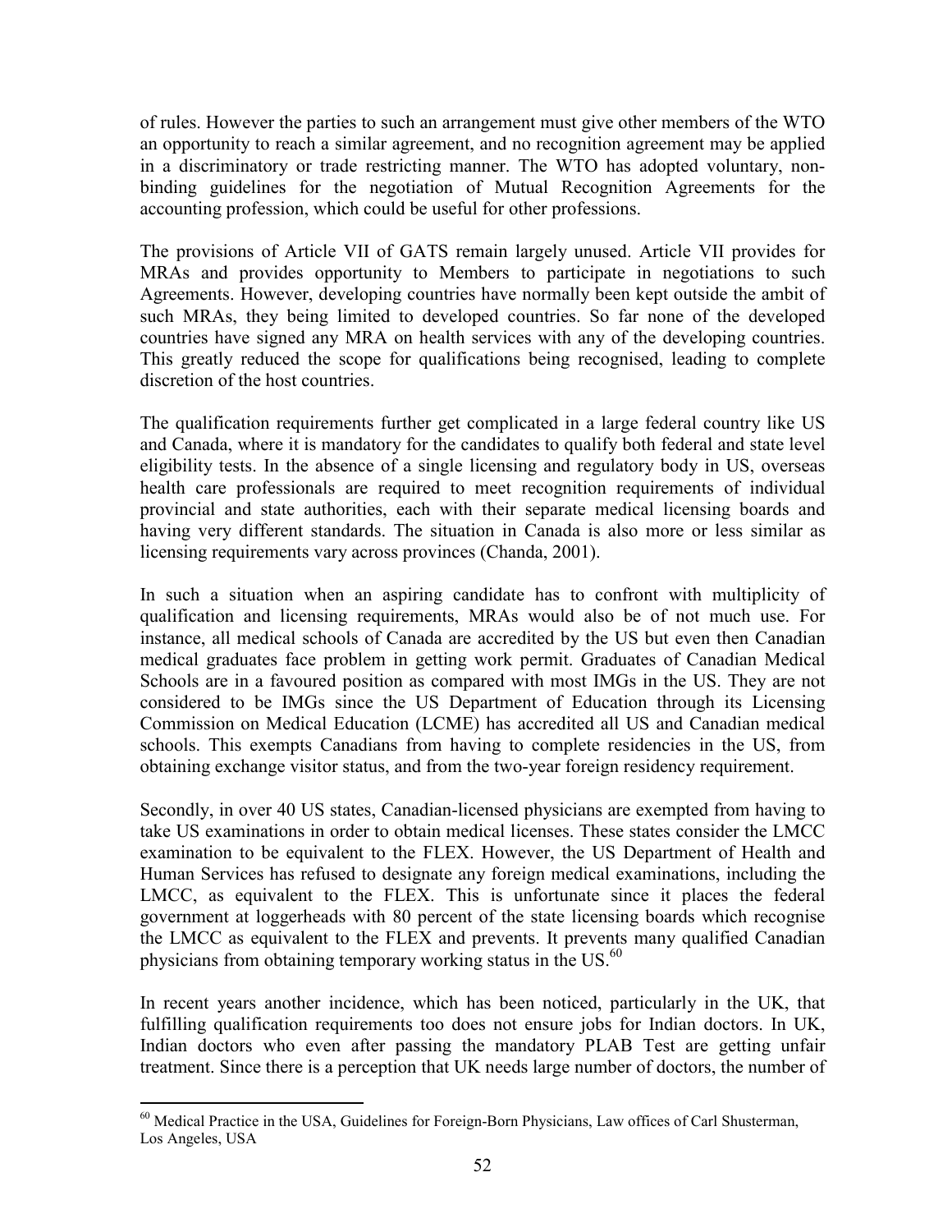of rules. However the parties to such an arrangement must give other members of the WTO an opportunity to reach a similar agreement, and no recognition agreement may be applied in a discriminatory or trade restricting manner. The WTO has adopted voluntary, non-binding guidelines for the negotiation of Mutual Recognition Agreements for the accounting profession, which could be useful for other professions.

The provisions of Article VII of GATS remain largely unused. Article VII provides for MRAs and provides opportunity to Members to participate in negotiations to such Agreements. However, developing countries have normally been kept outside the ambit of such MRAs, they being limited to developed countries. So far none of the developed countries have signed any MRA on health services with any of the developing countries. This greatly reduced the scope for qualifications being recognised, leading to complete discretion of the host countries.

The qualification requirements further get complicated in a large federal country like US and Canada, where it is mandatory for the candidates to qualify both federal and state level eligibility tests. In the absence of a single licensing and regulatory body in US, overseas health care professionals are required to meet recognition requirements of individual provincial and state authorities, each with their separate medical licensing boards and having very different standards. The situation in Canada is also more or less similar as licensing requirements vary across provinces (Chanda, 2001).

In such a situation when an aspiring candidate has to confront with multiplicity of qualification and licensing requirements, MRAs would also be of not much use. For instance, all medical schools of Canada are accredited by the US but even then Canadian medical graduates face problem in getting work permit. Graduates of Canadian Medical Schools are in a favoured position as compared with most IMGs in the US. They are not considered to be IMGs since the US Department of Education through its Licensing Commission on Medical Education (LCME) has accredited all US and Canadian medical schools. This exempts Canadians from having to complete residencies in the US, from obtaining exchange visitor status, and from the two-year foreign residency requirement.

Secondly, in over 40 US states, Canadian-licensed physicians are exempted from having to take US examinations in order to obtain medical licenses. These states consider the LMCC examination to be equivalent to the FLEX. However, the US Department of Health and Human Services has refused to designate any foreign medical examinations, including the LMCC, as equivalent to the FLEX. This is unfortunate since it places the federal government at loggerheads with 80 percent of the state licensing boards which recognise the LMCC as equivalent to the FLEX and prevents. It prevents many qualified Canadian physicians from obtaining temporary working status in the US.[60]

In recent years another incidence, which has been noticed, particularly in the UK, that fulfilling qualification requirements too does not ensure jobs for Indian doctors. In UK, Indian doctors who even after passing the mandatory PLAB Test are getting unfair treatment. Since there is a perception that UK needs large number of doctors, the number of

[60] Medical Practice in the USA, Guidelines for Foreign-Born Physicians, Law offices of Carl Shusterman, Los Angeles, USA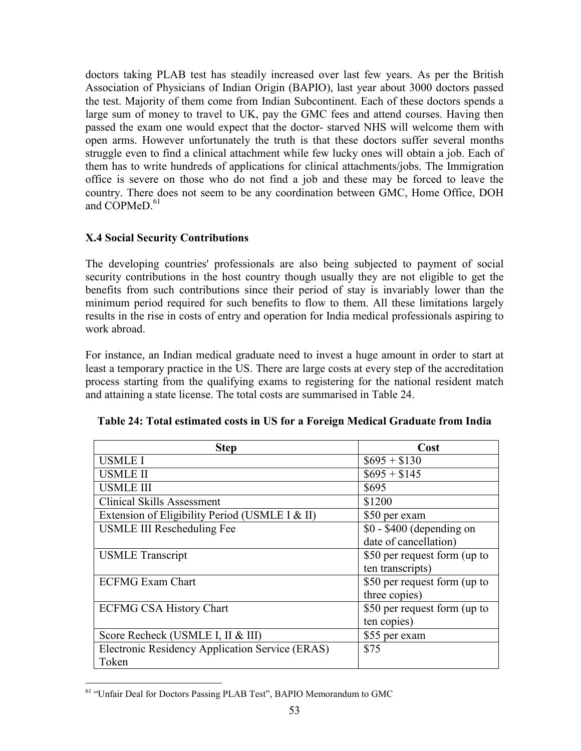doctors taking PLAB test has steadily increased over last few years. As per the British Association of Physicians of Indian Origin (BAPIO), last year about 3000 doctors passed the test. Majority of them come from Indian Subcontinent. Each of these doctors spends a large sum of money to travel to UK, pay the GMC fees and attend courses. Having then passed the exam one would expect that the doctor- starved NHS will welcome them with open arms. However unfortunately the truth is that these doctors suffer several months struggle even to find a clinical attachment while few lucky ones will obtain a job. Each of them has to write hundreds of applications for clinical attachments/jobs. The Immigration office is severe on those who do not find a job and these may be forced to leave the country. There does not seem to be any coordination between GMC, Home Office, DOH and COPMeD.[61]

### X.4 Social Security Contributions

The developing countries' professionals are also being subjected to payment of social security contributions in the host country though usually they are not eligible to get the benefits from such contributions since their period of stay is invariably lower than the minimum period required for such benefits to flow to them. All these limitations largely results in the rise in costs of entry and operation for India medical professionals aspiring to work abroad.

For instance, an Indian medical graduate need to invest a huge amount in order to start at least a temporary practice in the US. There are large costs at every step of the accreditation process starting from the qualifying exams to registering for the national resident match and attaining a state license. The total costs are summarised in Table 24.

**Table 24: Total estimated costs in US for a Foreign Medical Graduate from India**

| Step | Cost |
|---|---|
| USMLE I | $695 + $130 |
| USMLE II | $695 + $145 |
| USMLE III | $695 |
| Clinical Skills Assessment | $1200 |
| Extension of Eligibility Period (USMLE I & II) | $50 per exam |
| USMLE III Rescheduling Fee | $0 - $400 (depending on date of cancellation) |
| USMLE Transcript | $50 per request form (up to ten transcripts) |
| ECFMG Exam Chart | $50 per request form (up to three copies) |
| ECFMG CSA History Chart | $50 per request form (up to ten copies) |
| Score Recheck (USMLE I, II & III) | $55 per exam |
| Electronic Residency Application Service (ERAS) Token | $75 |

[61] "Unfair Deal for Doctors Passing PLAB Test", BAPIO Memorandum to GMC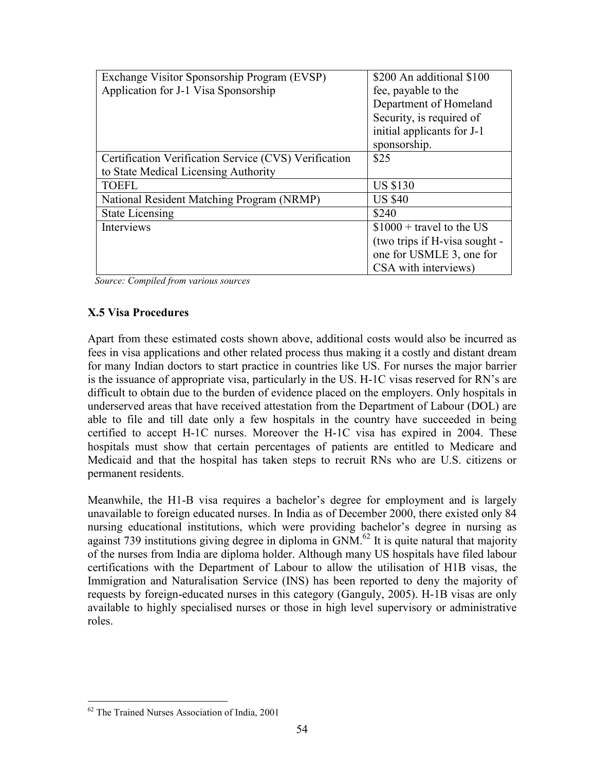| | |
|---|---|
| Exchange Visitor Sponsorship Program (EVSP) Application for J-1 Visa Sponsorship | \$200 An additional \$100 fee, payable to the Department of Homeland Security, is required of initial applicants for J-1 sponsorship. |
| Certification Verification Service (CVS) Verification to State Medical Licensing Authority | \$25 |
| TOEFL | US \$130 |
| National Resident Matching Program (NRMP) | US \$40 |
| State Licensing | \$240 |
| Interviews | \$1000 + travel to the US (two trips if H-visa sought - one for USMLE 3, one for CSA with interviews) |

*Source: Compiled from various sources*

### X.5 Visa Procedures

Apart from these estimated costs shown above, additional costs would also be incurred as fees in visa applications and other related process thus making it a costly and distant dream for many Indian doctors to start practice in countries like US. For nurses the major barrier is the issuance of appropriate visa, particularly in the US. H-1C visas reserved for RN's are difficult to obtain due to the burden of evidence placed on the employers. Only hospitals in underserved areas that have received attestation from the Department of Labour (DOL) are able to file and till date only a few hospitals in the country have succeeded in being certified to accept H-1C nurses. Moreover the H-1C visa has expired in 2004. These hospitals must show that certain percentages of patients are entitled to Medicare and Medicaid and that the hospital has taken steps to recruit RNs who are U.S. citizens or permanent residents.

Meanwhile, the H1-B visa requires a bachelor's degree for employment and is largely unavailable to foreign educated nurses. In India as of December 2000, there existed only 84 nursing educational institutions, which were providing bachelor's degree in nursing as against 739 institutions giving degree in diploma in GNM.[62] It is quite natural that majority of the nurses from India are diploma holder. Although many US hospitals have filed labour certifications with the Department of Labour to allow the utilisation of H1B visas, the Immigration and Naturalisation Service (INS) has been reported to deny the majority of requests by foreign-educated nurses in this category (Ganguly, 2005). H-1B visas are only available to highly specialised nurses or those in high level supervisory or administrative roles.

[62] The Trained Nurses Association of India, 2001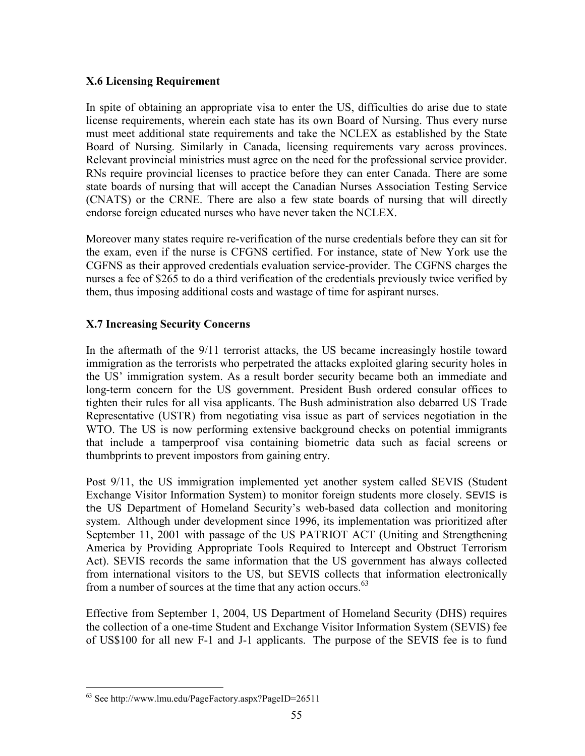### X.6 Licensing Requirement

In spite of obtaining an appropriate visa to enter the US, difficulties do arise due to state license requirements, wherein each state has its own Board of Nursing. Thus every nurse must meet additional state requirements and take the NCLEX as established by the State Board of Nursing. Similarly in Canada, licensing requirements vary across provinces. Relevant provincial ministries must agree on the need for the professional service provider. RNs require provincial licenses to practice before they can enter Canada. There are some state boards of nursing that will accept the Canadian Nurses Association Testing Service (CNATS) or the CRNE. There are also a few state boards of nursing that will directly endorse foreign educated nurses who have never taken the NCLEX.

Moreover many states require re-verification of the nurse credentials before they can sit for the exam, even if the nurse is CFGNS certified. For instance, state of New York use the CGFNS as their approved credentials evaluation service-provider. The CGFNS charges the nurses a fee of $265 to do a third verification of the credentials previously twice verified by them, thus imposing additional costs and wastage of time for aspirant nurses.

### X.7 Increasing Security Concerns

In the aftermath of the 9/11 terrorist attacks, the US became increasingly hostile toward immigration as the terrorists who perpetrated the attacks exploited glaring security holes in the US' immigration system. As a result border security became both an immediate and long-term concern for the US government. President Bush ordered consular offices to tighten their rules for all visa applicants. The Bush administration also debarred US Trade Representative (USTR) from negotiating visa issue as part of services negotiation in the WTO. The US is now performing extensive background checks on potential immigrants that include a tamperproof visa containing biometric data such as facial screens or thumbprints to prevent impostors from gaining entry.

Post 9/11, the US immigration implemented yet another system called SEVIS (Student Exchange Visitor Information System) to monitor foreign students more closely. SEVIS is the US Department of Homeland Security's web-based data collection and monitoring system. Although under development since 1996, its implementation was prioritized after September 11, 2001 with passage of the US PATRIOT ACT (Uniting and Strengthening America by Providing Appropriate Tools Required to Intercept and Obstruct Terrorism Act). SEVIS records the same information that the US government has always collected from international visitors to the US, but SEVIS collects that information electronically from a number of sources at the time that any action occurs.[63]

Effective from September 1, 2004, US Department of Homeland Security (DHS) requires the collection of a one-time Student and Exchange Visitor Information System (SEVIS) fee of US$100 for all new F-1 and J-1 applicants. The purpose of the SEVIS fee is to fund

[63] See http://www.lmu.edu/PageFactory.aspx?PageID=26511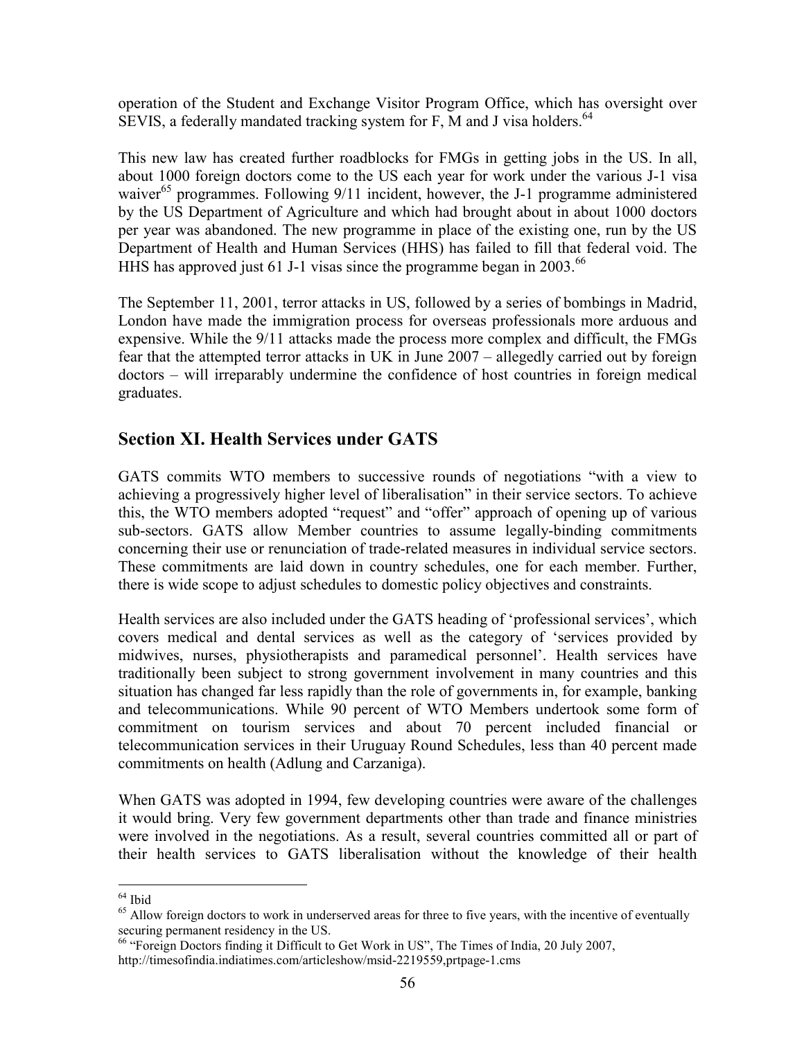operation of the Student and Exchange Visitor Program Office, which has oversight over SEVIS, a federally mandated tracking system for F, M and J visa holders.[64]

This new law has created further roadblocks for FMGs in getting jobs in the US. In all, about 1000 foreign doctors come to the US each year for work under the various J-1 visa waiver[65] programmes. Following 9/11 incident, however, the J-1 programme administered by the US Department of Agriculture and which had brought about in about 1000 doctors per year was abandoned. The new programme in place of the existing one, run by the US Department of Health and Human Services (HHS) has failed to fill that federal void. The HHS has approved just 61 J-1 visas since the programme began in 2003.[66]

The September 11, 2001, terror attacks in US, followed by a series of bombings in Madrid, London have made the immigration process for overseas professionals more arduous and expensive. While the 9/11 attacks made the process more complex and difficult, the FMGs fear that the attempted terror attacks in UK in June 2007 – allegedly carried out by foreign doctors – will irreparably undermine the confidence of host countries in foreign medical graduates.

## Section XI. Health Services under GATS

GATS commits WTO members to successive rounds of negotiations "with a view to achieving a progressively higher level of liberalisation" in their service sectors. To achieve this, the WTO members adopted "request" and "offer" approach of opening up of various sub-sectors. GATS allow Member countries to assume legally-binding commitments concerning their use or renunciation of trade-related measures in individual service sectors. These commitments are laid down in country schedules, one for each member. Further, there is wide scope to adjust schedules to domestic policy objectives and constraints.

Health services are also included under the GATS heading of 'professional services', which covers medical and dental services as well as the category of 'services provided by midwives, nurses, physiotherapists and paramedical personnel'. Health services have traditionally been subject to strong government involvement in many countries and this situation has changed far less rapidly than the role of governments in, for example, banking and telecommunications. While 90 percent of WTO Members undertook some form of commitment on tourism services and about 70 percent included financial or telecommunication services in their Uruguay Round Schedules, less than 40 percent made commitments on health (Adlung and Carzaniga).

When GATS was adopted in 1994, few developing countries were aware of the challenges it would bring. Very few government departments other than trade and finance ministries were involved in the negotiations. As a result, several countries committed all or part of their health services to GATS liberalisation without the knowledge of their health

---

[64] Ibid

[65] Allow foreign doctors to work in underserved areas for three to five years, with the incentive of eventually securing permanent residency in the US.

[66] "Foreign Doctors finding it Difficult to Get Work in US", The Times of India, 20 July 2007, http://timesofindia.indiatimes.com/articleshow/msid-2219559,prtpage-1.cms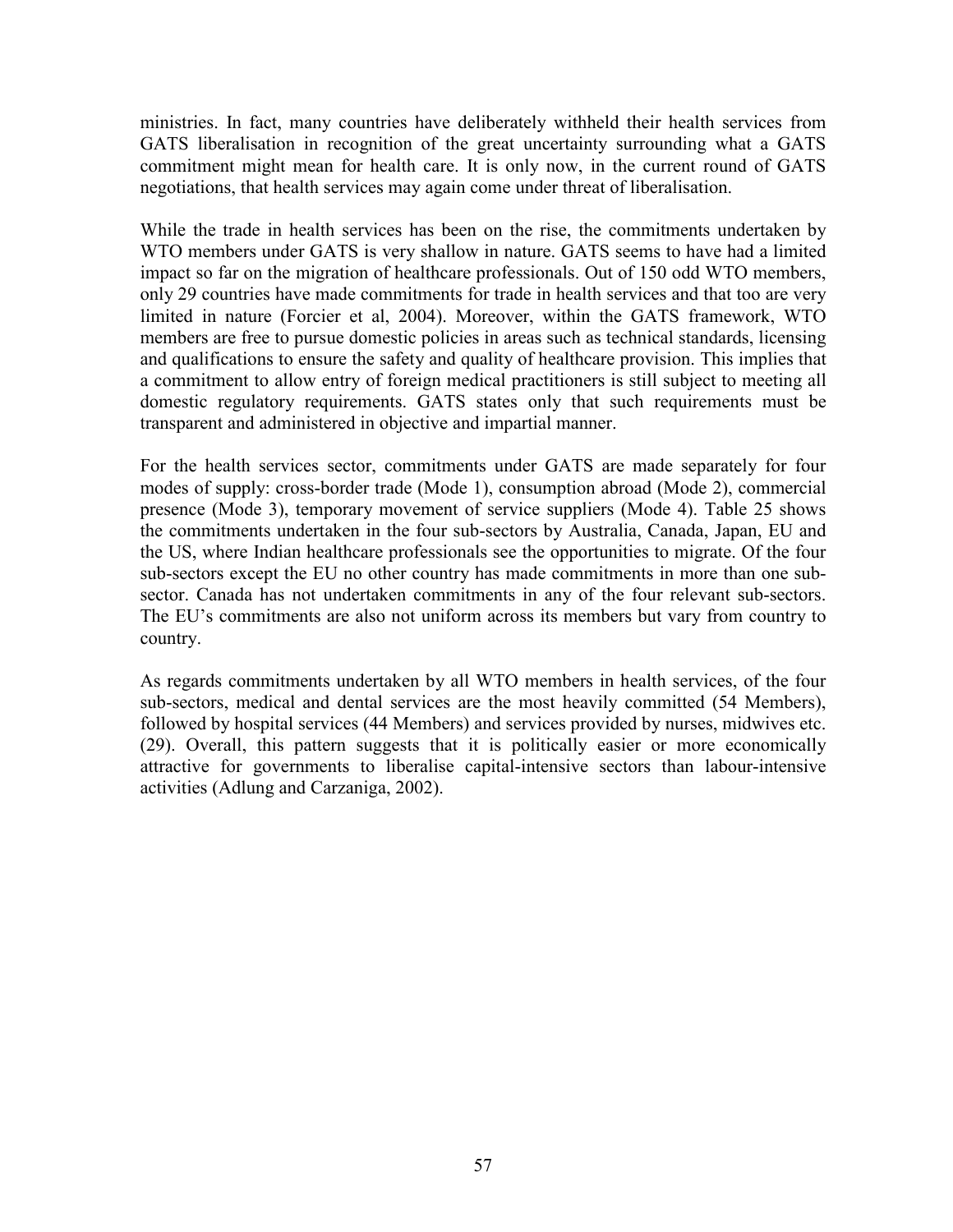ministries. In fact, many countries have deliberately withheld their health services from GATS liberalisation in recognition of the great uncertainty surrounding what a GATS commitment might mean for health care. It is only now, in the current round of GATS negotiations, that health services may again come under threat of liberalisation.

While the trade in health services has been on the rise, the commitments undertaken by WTO members under GATS is very shallow in nature. GATS seems to have had a limited impact so far on the migration of healthcare professionals. Out of 150 odd WTO members, only 29 countries have made commitments for trade in health services and that too are very limited in nature (Forcier et al, 2004). Moreover, within the GATS framework, WTO members are free to pursue domestic policies in areas such as technical standards, licensing and qualifications to ensure the safety and quality of healthcare provision. This implies that a commitment to allow entry of foreign medical practitioners is still subject to meeting all domestic regulatory requirements. GATS states only that such requirements must be transparent and administered in objective and impartial manner.

For the health services sector, commitments under GATS are made separately for four modes of supply: cross-border trade (Mode 1), consumption abroad (Mode 2), commercial presence (Mode 3), temporary movement of service suppliers (Mode 4). Table 25 shows the commitments undertaken in the four sub-sectors by Australia, Canada, Japan, EU and the US, where Indian healthcare professionals see the opportunities to migrate. Of the four sub-sectors except the EU no other country has made commitments in more than one sub-sector. Canada has not undertaken commitments in any of the four relevant sub-sectors. The EU's commitments are also not uniform across its members but vary from country to country.

As regards commitments undertaken by all WTO members in health services, of the four sub-sectors, medical and dental services are the most heavily committed (54 Members), followed by hospital services (44 Members) and services provided by nurses, midwives etc. (29). Overall, this pattern suggests that it is politically easier or more economically attractive for governments to liberalise capital-intensive sectors than labour-intensive activities (Adlung and Carzaniga, 2002).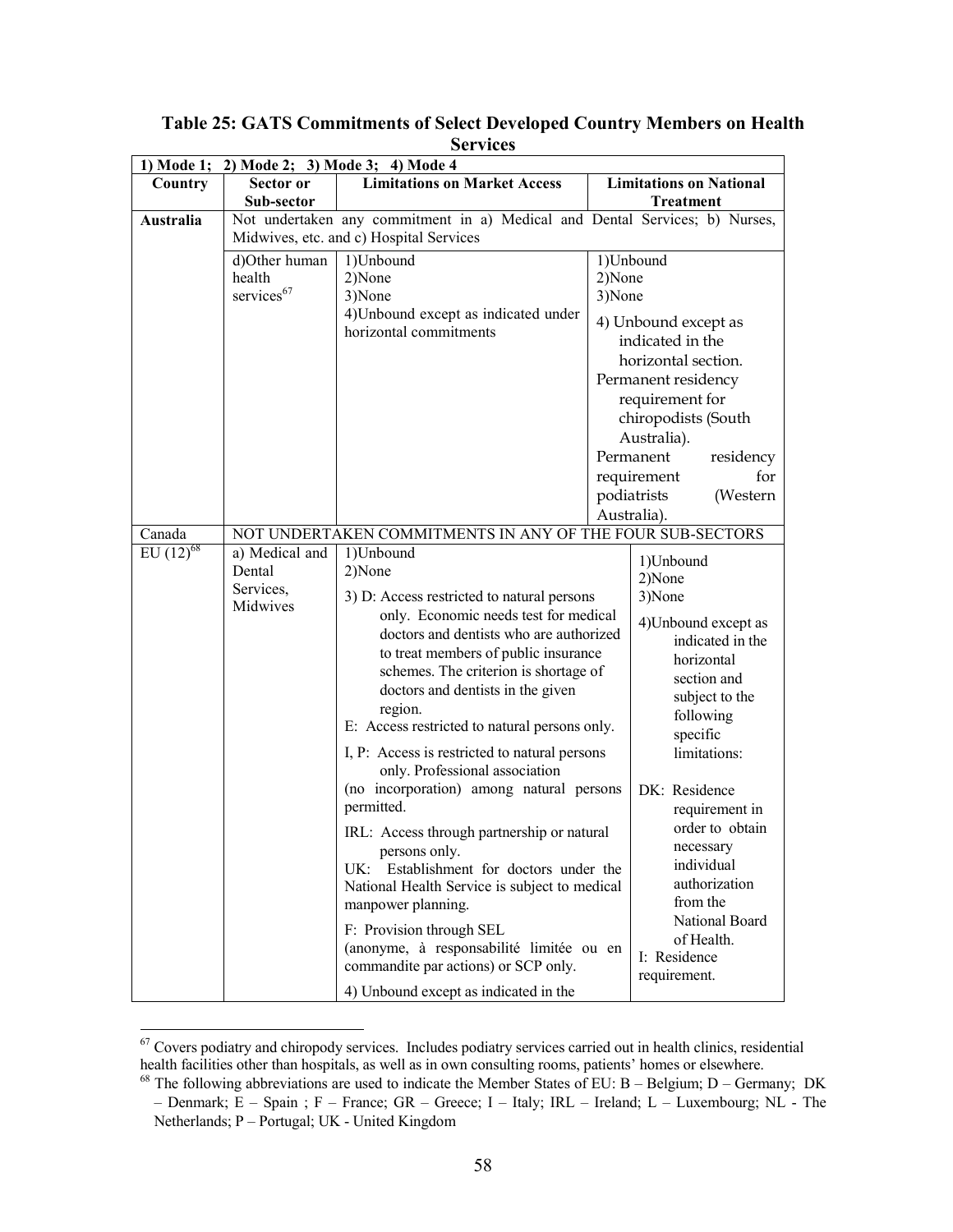**Table 25: GATS Commitments of Select Developed Country Members on Health Services**

| 1) Mode 1; 2) Mode 2; 3) Mode 3; 4) Mode 4 | | | |
|---|---|---|---|
| **Country** | **Sector or Sub-sector** | **Limitations on Market Access** | **Limitations on National Treatment** |
| **Australia** | Not undertaken any commitment in a) Medical and Dental Services; b) Nurses, Midwives, etc. and c) Hospital Services | | |
| | d)Other human health services[67] | 1)Unbound<br>2)None<br>3)None<br>4)Unbound except as indicated under horizontal commitments | 1)Unbound<br>2)None<br>3)None<br>4) Unbound except as indicated in the horizontal section.<br>Permanent residency requirement for chiropodists (South Australia).<br>Permanent residency requirement for podiatrists (Western Australia). |
| Canada | NOT UNDERTAKEN COMMITMENTS IN ANY OF THE FOUR SUB-SECTORS | | |
| EU (12)[68] | a) Medical and Dental Services, Midwives | 1)Unbound<br>2)None<br>3) D: Access restricted to natural persons only. Economic needs test for medical doctors and dentists who are authorized to treat members of public insurance schemes. The criterion is shortage of doctors and dentists in the given region.<br>E: Access restricted to natural persons only.<br>I, P: Access is restricted to natural persons only. Professional association (no incorporation) among natural persons permitted.<br>IRL: Access through partnership or natural persons only.<br>UK: Establishment for doctors under the National Health Service is subject to medical manpower planning.<br>F: Provision through SEL (anonyme, à responsabilité limitée ou en commandite par actions) or SCP only.<br>4) Unbound except as indicated in the | 1)Unbound<br>2)None<br>3)None<br>4)Unbound except as indicated in the horizontal section and subject to the following specific limitations:<br>DK: Residence requirement in order to obtain necessary individual authorization from the National Board of Health.<br>I: Residence requirement. |

[67] Covers podiatry and chiropody services. Includes podiatry services carried out in health clinics, residential health facilities other than hospitals, as well as in own consulting rooms, patients' homes or elsewhere.

[68] The following abbreviations are used to indicate the Member States of EU: B – Belgium; D – Germany; DK – Denmark; E – Spain ; F – France; GR – Greece; I – Italy; IRL – Ireland; L – Luxembourg; NL - The Netherlands; P – Portugal; UK - United Kingdom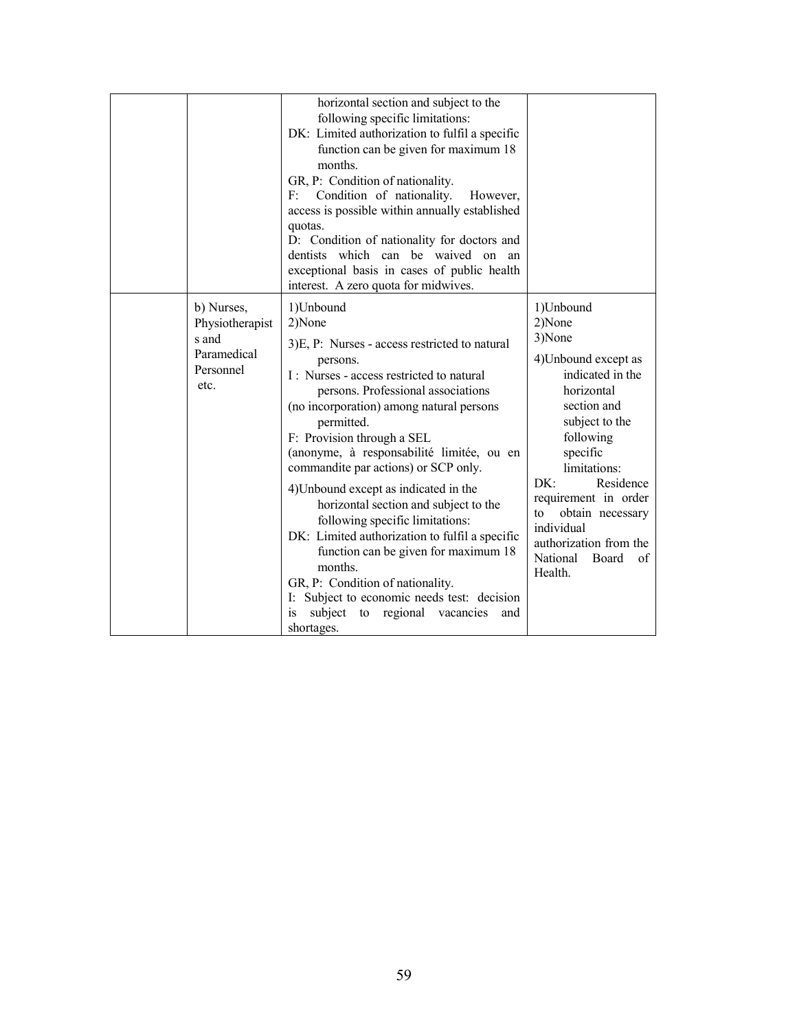| | | | |
|---|---|---|---|
| | | horizontal section and subject to the following specific limitations:<br>DK: Limited authorization to fulfil a specific function can be given for maximum 18 months.<br>GR, P: Condition of nationality.<br>F: Condition of nationality. However, access is possible within annually established quotas.<br>D: Condition of nationality for doctors and dentists which can be waived on an exceptional basis in cases of public health interest. A zero quota for midwives. | |
| | b) Nurses, Physiotherapists and Paramedical Personnel etc. | 1)Unbound<br>2)None<br>3)E, P: Nurses - access restricted to natural persons.<br>I : Nurses - access restricted to natural persons. Professional associations (no incorporation) among natural persons permitted.<br>F: Provision through a SEL (anonyme, à responsabilité limitée, ou en commandite par actions) or SCP only.<br>4)Unbound except as indicated in the horizontal section and subject to the following specific limitations:<br>DK: Limited authorization to fulfil a specific function can be given for maximum 18 months.<br>GR, P: Condition of nationality.<br>I: Subject to economic needs test: decision is subject to regional vacancies and shortages. | 1)Unbound<br>2)None<br>3)None<br>4)Unbound except as indicated in the horizontal section and subject to the following specific limitations:<br>DK: Residence requirement in order to obtain necessary individual authorization from the National Board of Health. |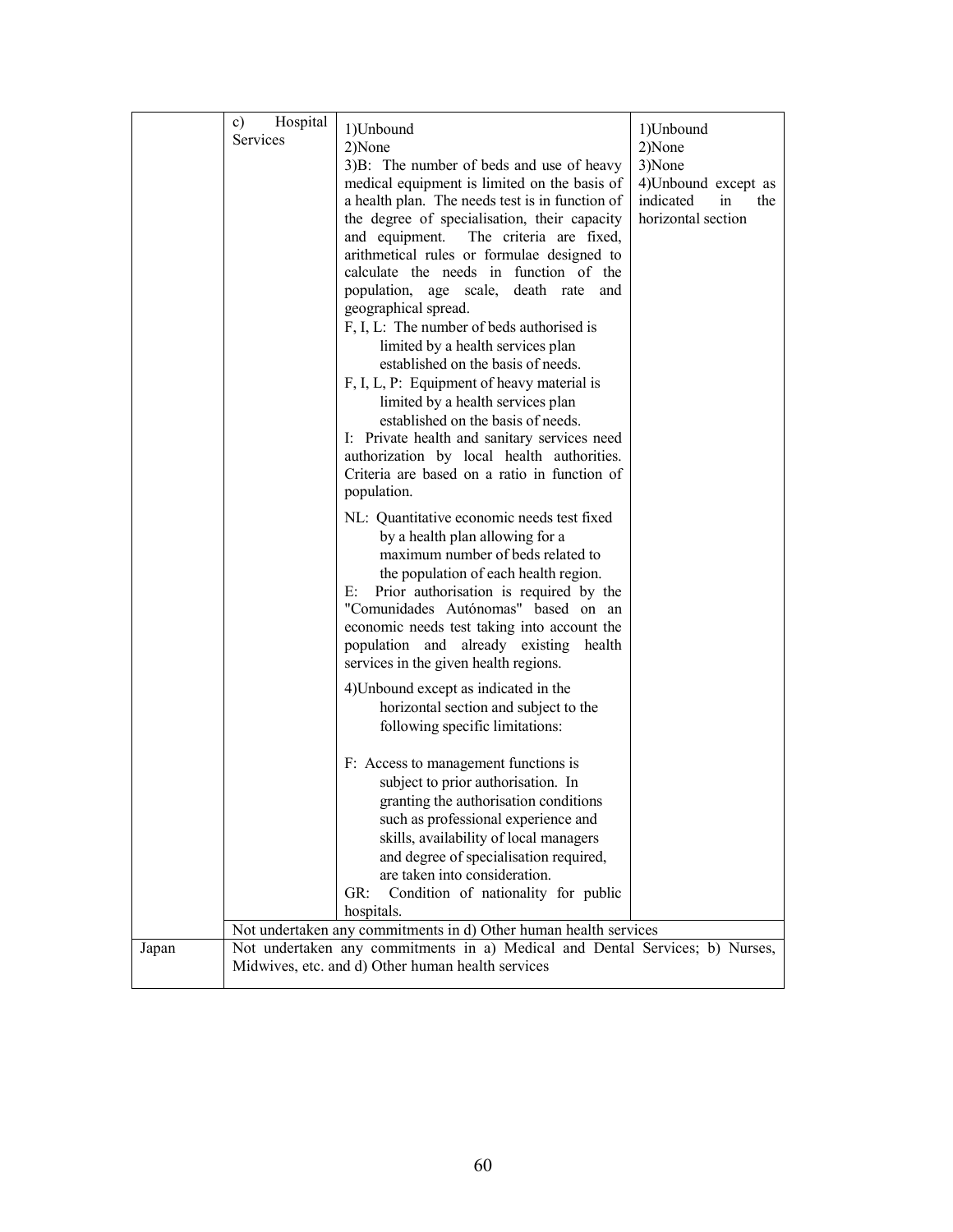| | | | |
|---|---|---|---|
| | c) Hospital Services | 1)Unbound<br>2)None<br>3)B: The number of beds and use of heavy medical equipment is limited on the basis of a health plan. The needs test is in function of the degree of specialisation, their capacity and equipment. The criteria are fixed, arithmetical rules or formulae designed to calculate the needs in function of the population, age scale, death rate and geographical spread.<br>F, I, L: The number of beds authorised is limited by a health services plan established on the basis of needs.<br>F, I, L, P: Equipment of heavy material is limited by a health services plan established on the basis of needs.<br>I: Private health and sanitary services need authorization by local health authorities. Criteria are based on a ratio in function of population.<br>NL: Quantitative economic needs test fixed by a health plan allowing for a maximum number of beds related to the population of each health region.<br>E: Prior authorisation is required by the "Comunidades Autónomas" based on an economic needs test taking into account the population and already existing health services in the given health regions.<br>4)Unbound except as indicated in the horizontal section and subject to the following specific limitations:<br>F: Access to management functions is subject to prior authorisation. In granting the authorisation conditions such as professional experience and skills, availability of local managers and degree of specialisation required, are taken into consideration.<br>GR: Condition of nationality for public hospitals. | 1)Unbound<br>2)None<br>3)None<br>4)Unbound except as indicated in the horizontal section |
| | Not undertaken any commitments in d) Other human health services | | |
| Japan | Not undertaken any commitments in a) Medical and Dental Services; b) Nurses, Midwives, etc. and d) Other human health services | | |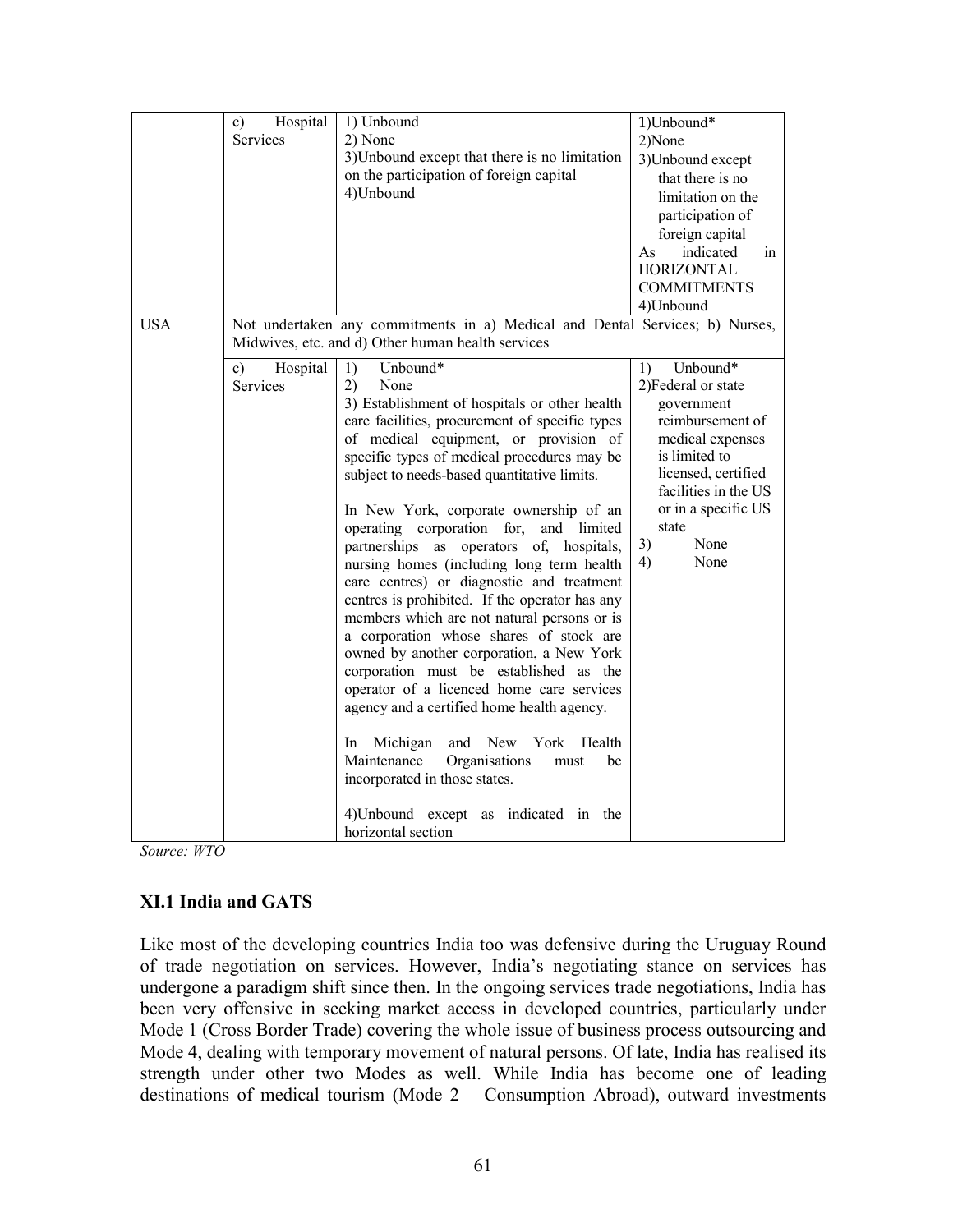| | | | |
|---|---|---|---|
| | c) Hospital Services | 1) Unbound<br>2) None<br>3)Unbound except that there is no limitation on the participation of foreign capital<br>4)Unbound | 1)Unbound*<br>2)None<br>3)Unbound except that there is no limitation on the participation of foreign capital<br>As indicated in HORIZONTAL COMMITMENTS<br>4)Unbound |
| USA | Not undertaken any commitments in a) Medical and Dental Services; b) Nurses, Midwives, etc. and d) Other human health services | | |
| | c) Hospital Services | 1) Unbound*<br>2) None<br>3) Establishment of hospitals or other health care facilities, procurement of specific types of medical equipment, or provision of specific types of medical procedures may be subject to needs-based quantitative limits.<br><br>In New York, corporate ownership of an operating corporation for, and limited partnerships as operators of, hospitals, nursing homes (including long term health care centres) or diagnostic and treatment centres is prohibited. If the operator has any members which are not natural persons or is a corporation whose shares of stock are owned by another corporation, a New York corporation must be established as the operator of a licenced home care services agency and a certified home health agency.<br><br>In Michigan and New York Health Maintenance Organisations must be incorporated in those states.<br><br>4)Unbound except as indicated in the horizontal section | 1) Unbound*<br>2)Federal or state government reimbursement of medical expenses is limited to licensed, certified facilities in the US or in a specific US state<br>3) None<br>4) None |

*Source: WTO*

### XI.1 India and GATS

Like most of the developing countries India too was defensive during the Uruguay Round of trade negotiation on services. However, India's negotiating stance on services has undergone a paradigm shift since then. In the ongoing services trade negotiations, India has been very offensive in seeking market access in developed countries, particularly under Mode 1 (Cross Border Trade) covering the whole issue of business process outsourcing and Mode 4, dealing with temporary movement of natural persons. Of late, India has realised its strength under other two Modes as well. While India has become one of leading destinations of medical tourism (Mode 2 – Consumption Abroad), outward investments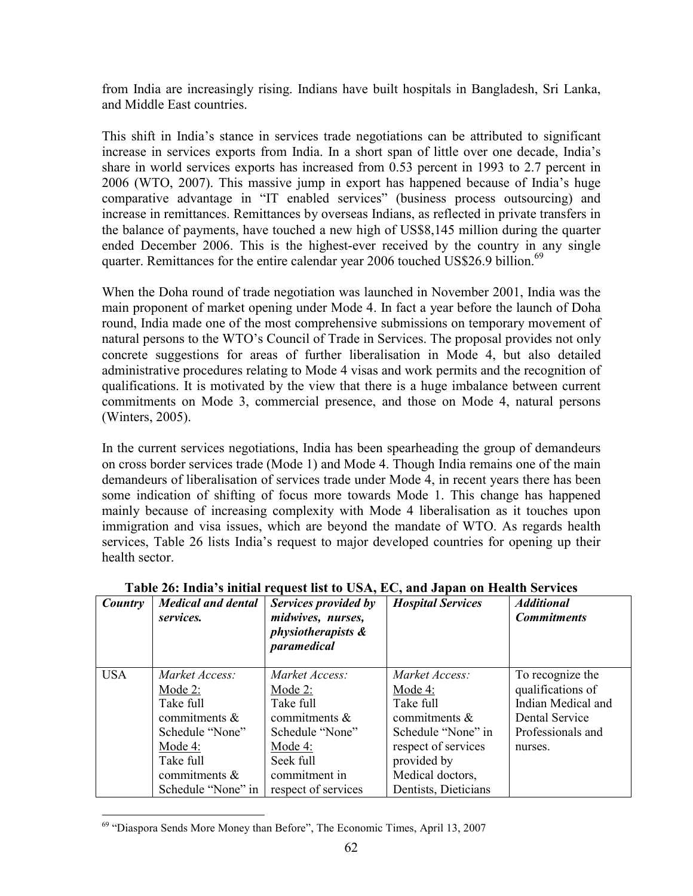from India are increasingly rising. Indians have built hospitals in Bangladesh, Sri Lanka, and Middle East countries.

This shift in India's stance in services trade negotiations can be attributed to significant increase in services exports from India. In a short span of little over one decade, India's share in world services exports has increased from 0.53 percent in 1993 to 2.7 percent in 2006 (WTO, 2007). This massive jump in export has happened because of India's huge comparative advantage in "IT enabled services" (business process outsourcing) and increase in remittances. Remittances by overseas Indians, as reflected in private transfers in the balance of payments, have touched a new high of US$8,145 million during the quarter ended December 2006. This is the highest-ever received by the country in any single quarter. Remittances for the entire calendar year 2006 touched US$26.9 billion.[69]

When the Doha round of trade negotiation was launched in November 2001, India was the main proponent of market opening under Mode 4. In fact a year before the launch of Doha round, India made one of the most comprehensive submissions on temporary movement of natural persons to the WTO's Council of Trade in Services. The proposal provides not only concrete suggestions for areas of further liberalisation in Mode 4, but also detailed administrative procedures relating to Mode 4 visas and work permits and the recognition of qualifications. It is motivated by the view that there is a huge imbalance between current commitments on Mode 3, commercial presence, and those on Mode 4, natural persons (Winters, 2005).

In the current services negotiations, India has been spearheading the group of demandeurs on cross border services trade (Mode 1) and Mode 4. Though India remains one of the main demandeurs of liberalisation of services trade under Mode 4, in recent years there has been some indication of shifting of focus more towards Mode 1. This change has happened mainly because of increasing complexity with Mode 4 liberalisation as it touches upon immigration and visa issues, which are beyond the mandate of WTO. As regards health services, Table 26 lists India's request to major developed countries for opening up their health sector.

**Table 26: India's initial request list to USA, EC, and Japan on Health Services**

| ***Country*** | ***Medical and dental services.*** | ***Services provided by midwives, nurses, physiotherapists & paramedical*** | ***Hospital Services*** | ***Additional Commitments*** |
|---|---|---|---|---|
| USA | *Market Access:* <br> Mode 2: <br> Take full commitments & Schedule "None" <br> Mode 4: <br> Take full commitments & Schedule "None" in | *Market Access:* <br> Mode 2: <br> Take full commitments & Schedule "None" <br> Mode 4: <br> Seek full commitment in respect of services | *Market Access:* <br> Mode 4: <br> Take full commitments & Schedule "None" in respect of services provided by Medical doctors, Dentists, Dieticians | To recognize the qualifications of Indian Medical and Dental Service Professionals and nurses. |

[69] "Diaspora Sends More Money than Before", The Economic Times, April 13, 2007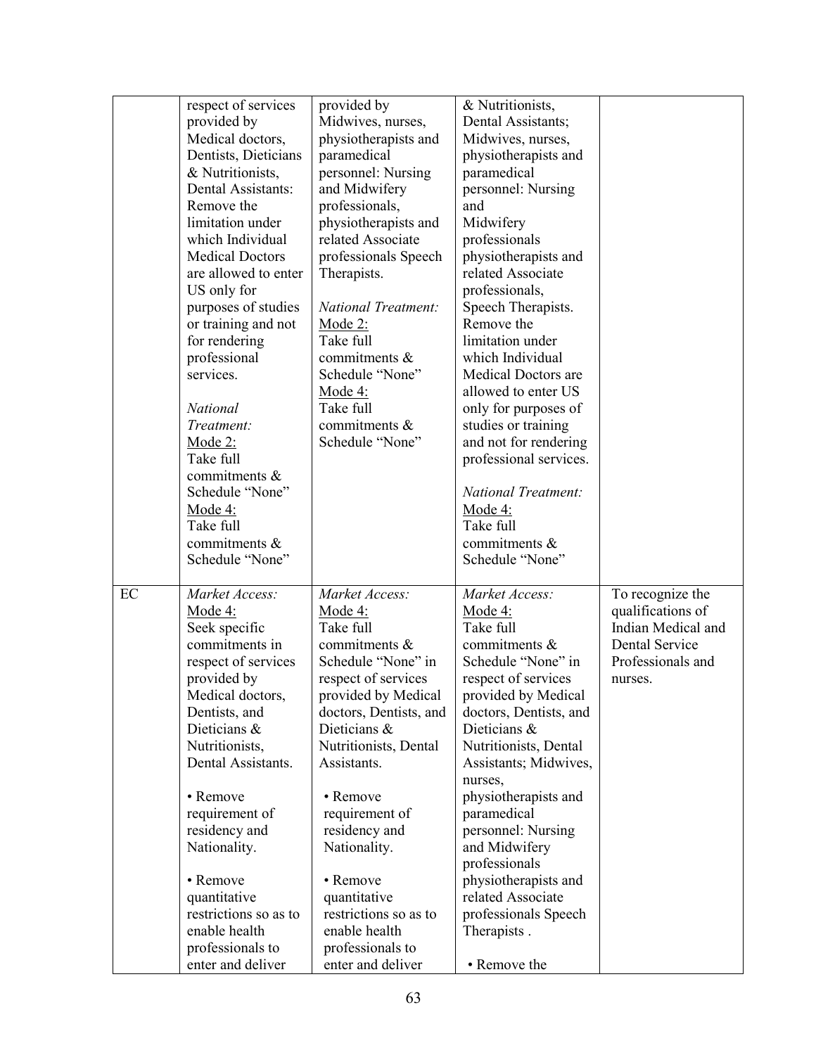| | | | | |
|---|---|---|---|---|
| | respect of services provided by Medical doctors, Dentists, Dieticians & Nutritionists, Dental Assistants: Remove the limitation under which Individual Medical Doctors are allowed to enter US only for purposes of studies or training and not for rendering professional services.<br><br>*National Treatment:*<br>Mode 2:<br>Take full commitments & Schedule "None"<br>Mode 4:<br>Take full commitments & Schedule "None" | provided by Midwives, nurses, physiotherapists and paramedical personnel: Nursing and Midwifery professionals, physiotherapists and related Associate professionals Speech Therapists.<br><br>*National Treatment:*<br>Mode 2:<br>Take full commitments & Schedule "None"<br>Mode 4:<br>Take full commitments & Schedule "None" | & Nutritionists, Dental Assistants; Midwives, nurses, physiotherapists and paramedical personnel: Nursing and Midwifery professionals physiotherapists and related Associate professionals, Speech Therapists. Remove the limitation under which Individual Medical Doctors are allowed to enter US only for purposes of studies or training and not for rendering professional services.<br><br>*National Treatment:*<br>Mode 4:<br>Take full commitments & Schedule "None" | |
| EC | *Market Access:*<br>Mode 4:<br>Seek specific commitments in respect of services provided by Medical doctors, Dentists, and Dieticians & Nutritionists, Dental Assistants.<br><br>• Remove requirement of residency and Nationality.<br><br>• Remove quantitative restrictions so as to enable health professionals to enter and deliver | *Market Access:*<br>Mode 4:<br>Take full commitments & Schedule "None" in respect of services provided by Medical doctors, Dentists, and Dieticians & Nutritionists, Dental Assistants.<br><br>• Remove requirement of residency and Nationality.<br><br>• Remove quantitative restrictions so as to enable health professionals to enter and deliver | *Market Access:*<br>Mode 4:<br>Take full commitments & Schedule "None" in respect of services provided by Medical doctors, Dentists, and Dieticians & Nutritionists, Dental Assistants; Midwives, nurses, physiotherapists and paramedical personnel: Nursing and Midwifery professionals physiotherapists and related Associate professionals Speech Therapists .<br><br>• Remove the | To recognize the qualifications of Indian Medical and Dental Service Professionals and nurses. |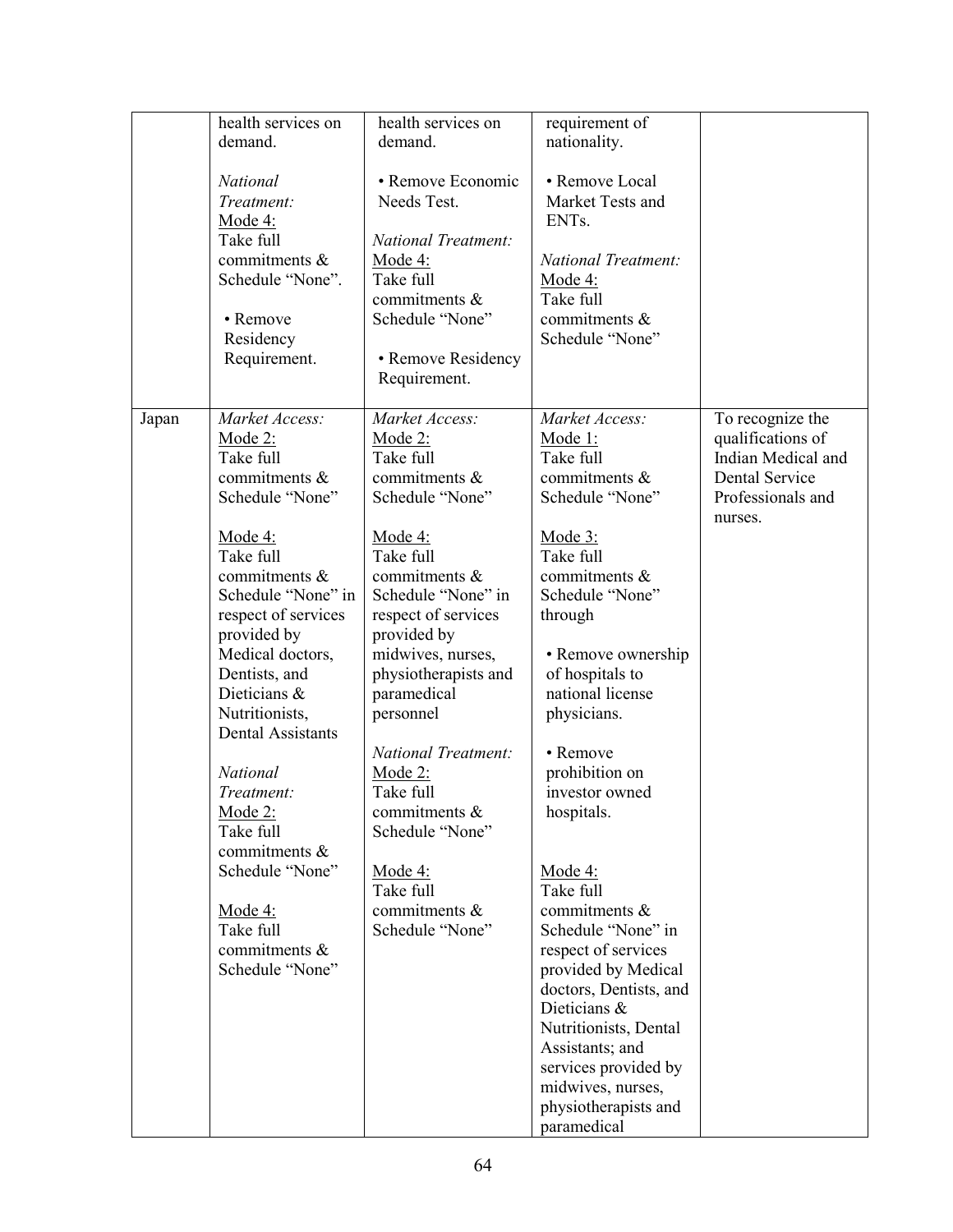| | | | | |
|---|---|---|---|---|
| | health services on demand.<br><br>*National Treatment:*<br>Mode 4:<br>Take full commitments & Schedule "None".<br><br>• Remove Residency Requirement. | health services on demand.<br><br>• Remove Economic Needs Test.<br><br>*National Treatment:*<br>Mode 4:<br>Take full commitments & Schedule "None"<br><br>• Remove Residency Requirement. | requirement of nationality.<br><br>• Remove Local Market Tests and ENTs.<br><br>*National Treatment:*<br>Mode 4:<br>Take full commitments & Schedule "None" | |
| Japan | *Market Access:*<br>Mode 2:<br>Take full commitments & Schedule "None"<br><br>Mode 4:<br>Take full commitments & Schedule "None" in respect of services provided by Medical doctors, Dentists, and Dieticians & Nutritionists, Dental Assistants<br><br>*National Treatment:*<br>Mode 2:<br>Take full commitments & Schedule "None"<br><br>Mode 4:<br>Take full commitments & Schedule "None" | *Market Access:*<br>Mode 2:<br>Take full commitments & Schedule "None"<br><br>Mode 4:<br>Take full commitments & Schedule "None" in respect of services provided by midwives, nurses, physiotherapists and paramedical personnel<br><br>*National Treatment:*<br>Mode 2:<br>Take full commitments & Schedule "None"<br><br>Mode 4:<br>Take full commitments & Schedule "None" | *Market Access:*<br>Mode 1:<br>Take full commitments & Schedule "None"<br><br>Mode 3:<br>Take full commitments & Schedule "None" through<br><br>• Remove ownership of hospitals to national license physicians.<br><br>• Remove prohibition on investor owned hospitals.<br><br>Mode 4:<br>Take full commitments & Schedule "None" in respect of services provided by Medical doctors, Dentists, and Dieticians & Nutritionists, Dental Assistants; and services provided by midwives, nurses, physiotherapists and paramedical | To recognize the qualifications of Indian Medical and Dental Service Professionals and nurses. |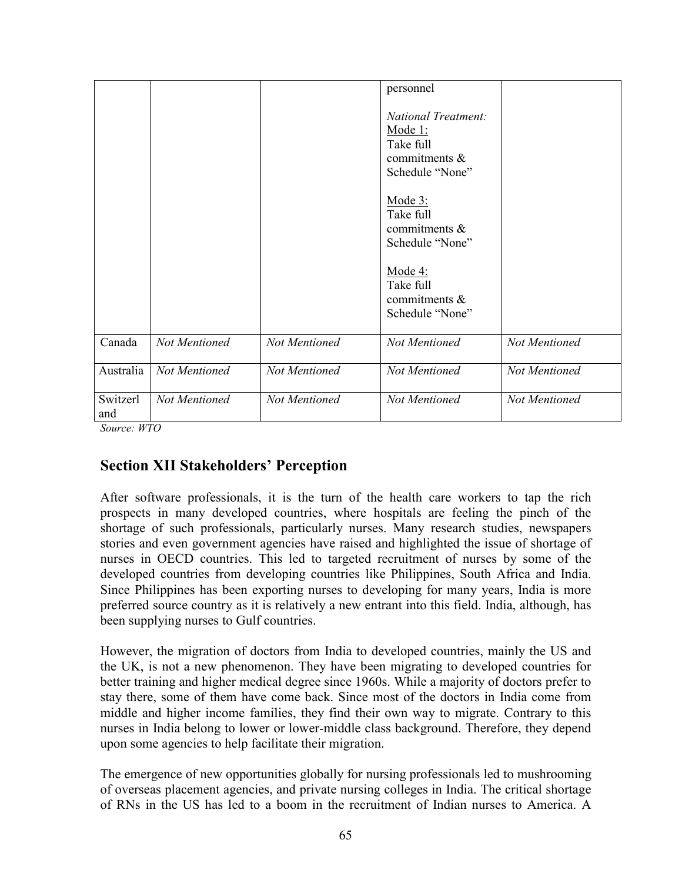| | | | personnel<br><br>*National Treatment:*<br>Mode 1:<br>Take full commitments & Schedule "None"<br><br>Mode 3:<br>Take full commitments & Schedule "None"<br><br>Mode 4:<br>Take full commitments & Schedule "None" | |
|---|---|---|---|---|
| Canada | *Not Mentioned* | *Not Mentioned* | *Not Mentioned* | *Not Mentioned* |
| Australia | *Not Mentioned* | *Not Mentioned* | *Not Mentioned* | *Not Mentioned* |
| Switzerland | *Not Mentioned* | *Not Mentioned* | *Not Mentioned* | *Not Mentioned* |

*Source: WTO*

## Section XII Stakeholders' Perception

After software professionals, it is the turn of the health care workers to tap the rich prospects in many developed countries, where hospitals are feeling the pinch of the shortage of such professionals, particularly nurses. Many research studies, newspapers stories and even government agencies have raised and highlighted the issue of shortage of nurses in OECD countries. This led to targeted recruitment of nurses by some of the developed countries from developing countries like Philippines, South Africa and India. Since Philippines has been exporting nurses to developing for many years, India is more preferred source country as it is relatively a new entrant into this field. India, although, has been supplying nurses to Gulf countries.

However, the migration of doctors from India to developed countries, mainly the US and the UK, is not a new phenomenon. They have been migrating to developed countries for better training and higher medical degree since 1960s. While a majority of doctors prefer to stay there, some of them have come back. Since most of the doctors in India come from middle and higher income families, they find their own way to migrate. Contrary to this nurses in India belong to lower or lower-middle class background. Therefore, they depend upon some agencies to help facilitate their migration.

The emergence of new opportunities globally for nursing professionals led to mushrooming of overseas placement agencies, and private nursing colleges in India. The critical shortage of RNs in the US has led to a boom in the recruitment of Indian nurses to America. A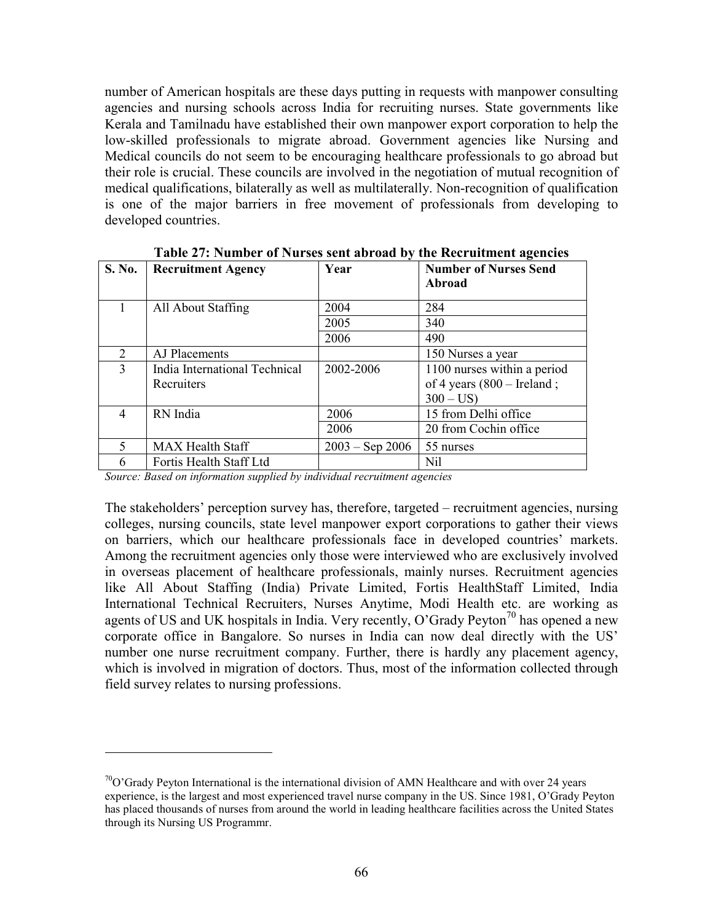number of American hospitals are these days putting in requests with manpower consulting agencies and nursing schools across India for recruiting nurses. State governments like Kerala and Tamilnadu have established their own manpower export corporation to help the low-skilled professionals to migrate abroad. Government agencies like Nursing and Medical councils do not seem to be encouraging healthcare professionals to go abroad but their role is crucial. These councils are involved in the negotiation of mutual recognition of medical qualifications, bilaterally as well as multilaterally. Non-recognition of qualification is one of the major barriers in free movement of professionals from developing to developed countries.

**Table 27: Number of Nurses sent abroad by the Recruitment agencies**

| S. No. | Recruitment Agency | Year | Number of Nurses Send Abroad |
|---|---|---|---|
| 1 | All About Staffing | 2004 | 284 |
| | | 2005 | 340 |
| | | 2006 | 490 |
| 2 | AJ Placements | | 150 Nurses a year |
| 3 | India International Technical Recruiters | 2002-2006 | 1100 nurses within a period of 4 years (800 – Ireland ; 300 – US) |
| 4 | RN India | 2006 | 15 from Delhi office |
| | | 2006 | 20 from Cochin office |
| 5 | MAX Health Staff | 2003 – Sep 2006 | 55 nurses |
| 6 | Fortis Health Staff Ltd | | Nil |

*Source: Based on information supplied by individual recruitment agencies*

The stakeholders' perception survey has, therefore, targeted – recruitment agencies, nursing colleges, nursing councils, state level manpower export corporations to gather their views on barriers, which our healthcare professionals face in developed countries' markets. Among the recruitment agencies only those were interviewed who are exclusively involved in overseas placement of healthcare professionals, mainly nurses. Recruitment agencies like All About Staffing (India) Private Limited, Fortis HealthStaff Limited, India International Technical Recruiters, Nurses Anytime, Modi Health etc. are working as agents of US and UK hospitals in India. Very recently, O'Grady Peyton[70] has opened a new corporate office in Bangalore. So nurses in India can now deal directly with the US' number one nurse recruitment company. Further, there is hardly any placement agency, which is involved in migration of doctors. Thus, most of the information collected through field survey relates to nursing professions.

[70] O'Grady Peyton International is the international division of AMN Healthcare and with over 24 years experience, is the largest and most experienced travel nurse company in the US. Since 1981, O'Grady Peyton has placed thousands of nurses from around the world in leading healthcare facilities across the United States through its Nursing US Programmr.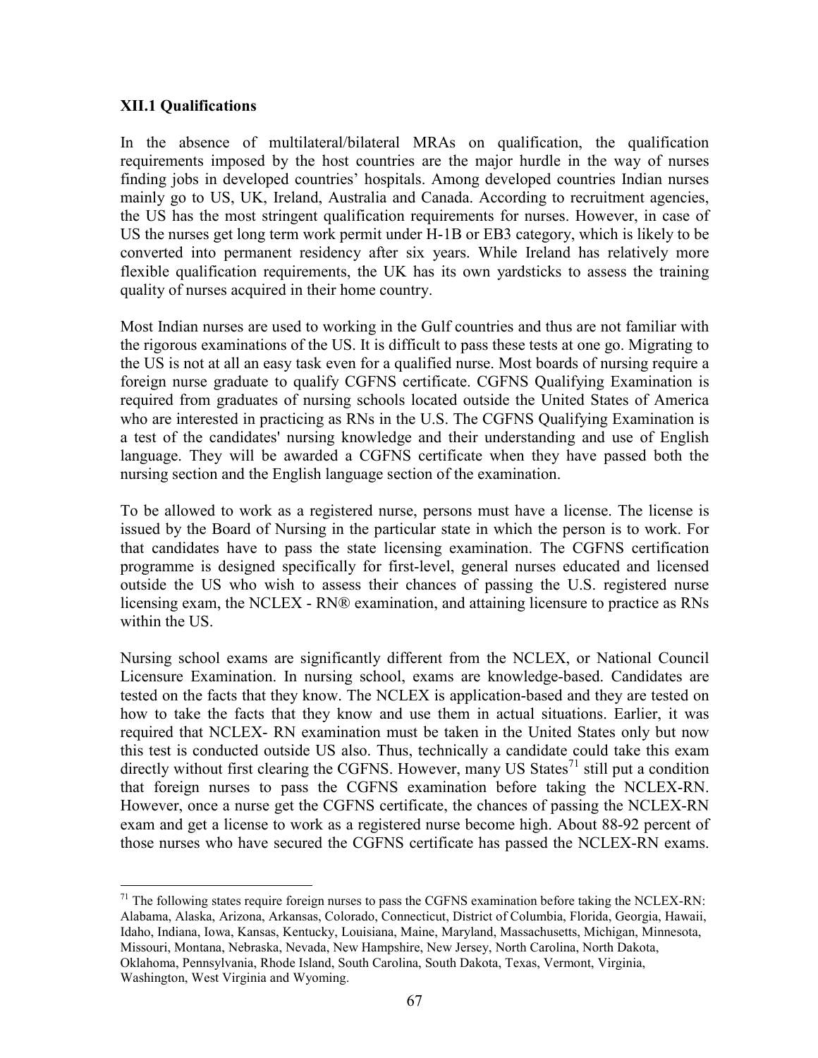### XII.1 Qualifications

In the absence of multilateral/bilateral MRAs on qualification, the qualification requirements imposed by the host countries are the major hurdle in the way of nurses finding jobs in developed countries' hospitals. Among developed countries Indian nurses mainly go to US, UK, Ireland, Australia and Canada. According to recruitment agencies, the US has the most stringent qualification requirements for nurses. However, in case of US the nurses get long term work permit under H-1B or EB3 category, which is likely to be converted into permanent residency after six years. While Ireland has relatively more flexible qualification requirements, the UK has its own yardsticks to assess the training quality of nurses acquired in their home country.

Most Indian nurses are used to working in the Gulf countries and thus are not familiar with the rigorous examinations of the US. It is difficult to pass these tests at one go. Migrating to the US is not at all an easy task even for a qualified nurse. Most boards of nursing require a foreign nurse graduate to qualify CGFNS certificate. CGFNS Qualifying Examination is required from graduates of nursing schools located outside the United States of America who are interested in practicing as RNs in the U.S. The CGFNS Qualifying Examination is a test of the candidates' nursing knowledge and their understanding and use of English language. They will be awarded a CGFNS certificate when they have passed both the nursing section and the English language section of the examination.

To be allowed to work as a registered nurse, persons must have a license. The license is issued by the Board of Nursing in the particular state in which the person is to work. For that candidates have to pass the state licensing examination. The CGFNS certification programme is designed specifically for first-level, general nurses educated and licensed outside the US who wish to assess their chances of passing the U.S. registered nurse licensing exam, the NCLEX - RN® examination, and attaining licensure to practice as RNs within the US.

Nursing school exams are significantly different from the NCLEX, or National Council Licensure Examination. In nursing school, exams are knowledge-based. Candidates are tested on the facts that they know. The NCLEX is application-based and they are tested on how to take the facts that they know and use them in actual situations. Earlier, it was required that NCLEX- RN examination must be taken in the United States only but now this test is conducted outside US also. Thus, technically a candidate could take this exam directly without first clearing the CGFNS. However, many US States[71] still put a condition that foreign nurses to pass the CGFNS examination before taking the NCLEX-RN. However, once a nurse get the CGFNS certificate, the chances of passing the NCLEX-RN exam and get a license to work as a registered nurse become high. About 88-92 percent of those nurses who have secured the CGFNS certificate has passed the NCLEX-RN exams.

[71] The following states require foreign nurses to pass the CGFNS examination before taking the NCLEX-RN: Alabama, Alaska, Arizona, Arkansas, Colorado, Connecticut, District of Columbia, Florida, Georgia, Hawaii, Idaho, Indiana, Iowa, Kansas, Kentucky, Louisiana, Maine, Maryland, Massachusetts, Michigan, Minnesota, Missouri, Montana, Nebraska, Nevada, New Hampshire, New Jersey, North Carolina, North Dakota, Oklahoma, Pennsylvania, Rhode Island, South Carolina, South Dakota, Texas, Vermont, Virginia, Washington, West Virginia and Wyoming.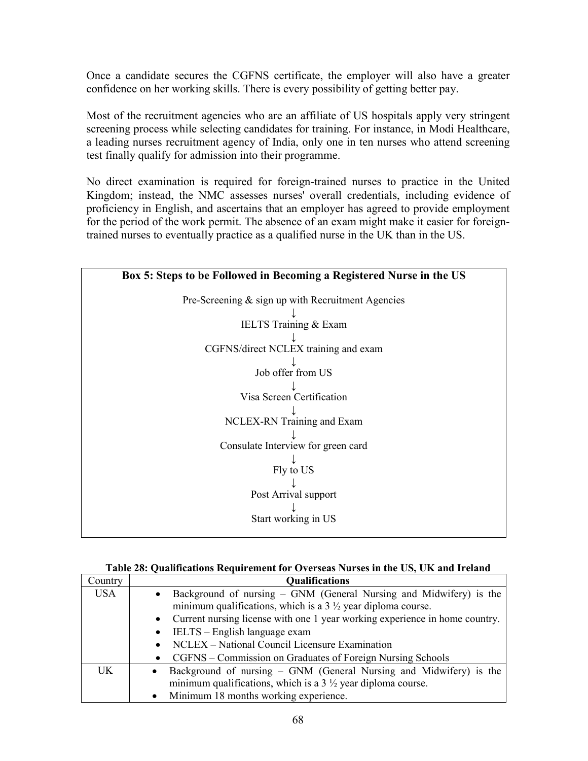Once a candidate secures the CGFNS certificate, the employer will also have a greater confidence on her working skills. There is every possibility of getting better pay.

Most of the recruitment agencies who are an affiliate of US hospitals apply very stringent screening process while selecting candidates for training. For instance, in Modi Healthcare, a leading nurses recruitment agency of India, only one in ten nurses who attend screening test finally qualify for admission into their programme.

No direct examination is required for foreign-trained nurses to practice in the United Kingdom; instead, the NMC assesses nurses' overall credentials, including evidence of proficiency in English, and ascertains that an employer has agreed to provide employment for the period of the work permit. The absence of an exam might make it easier for foreign-trained nurses to eventually practice as a qualified nurse in the UK than in the US.

**Box 5: Steps to be Followed in Becoming a Registered Nurse in the US**

Pre-Screening & sign up with Recruitment Agencies
↓
IELTS Training & Exam
↓
CGFNS/direct NCLEX training and exam
↓
Job offer from US
↓
Visa Screen Certification
↓
NCLEX-RN Training and Exam
↓
Consulate Interview for green card
↓
Fly to US
↓
Post Arrival support
↓
Start working in US

**Table 28: Qualifications Requirement for Overseas Nurses in the US, UK and Ireland**

| Country | Qualifications |
|---|---|
| USA | • Background of nursing – GNM (General Nursing and Midwifery) is the minimum qualifications, which is a 3 ½ year diploma course.<br>• Current nursing license with one 1 year working experience in home country.<br>• IELTS – English language exam<br>• NCLEX – National Council Licensure Examination<br>• CGFNS – Commission on Graduates of Foreign Nursing Schools |
| UK | • Background of nursing – GNM (General Nursing and Midwifery) is the minimum qualifications, which is a 3 ½ year diploma course.<br>• Minimum 18 months working experience. |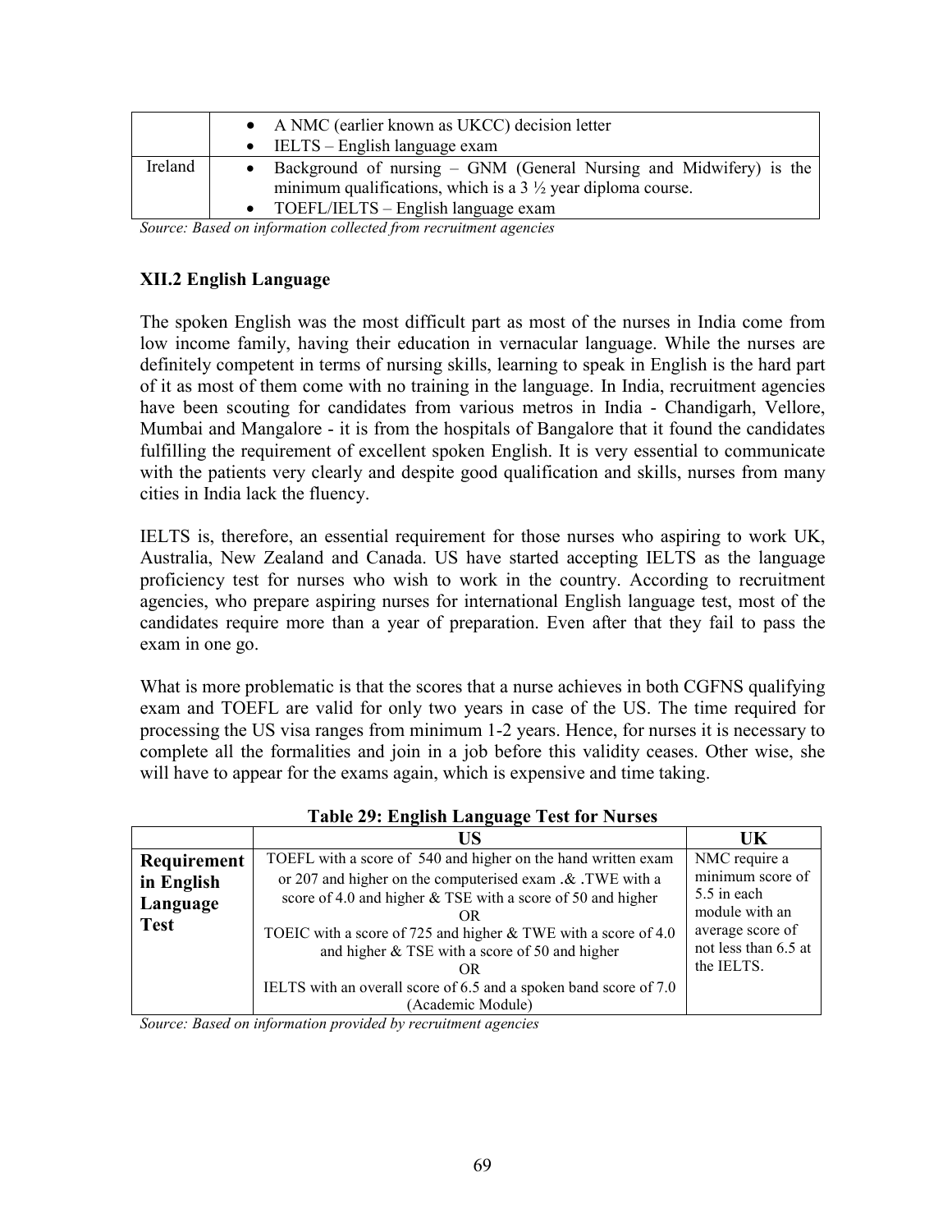| | |
|---|---|
| | • A NMC (earlier known as UKCC) decision letter<br>• IELTS – English language exam |
| Ireland | • Background of nursing – GNM (General Nursing and Midwifery) is the minimum qualifications, which is a 3 ½ year diploma course.<br>• TOEFL/IELTS – English language exam |

*Source: Based on information collected from recruitment agencies*

### XII.2 English Language

The spoken English was the most difficult part as most of the nurses in India come from low income family, having their education in vernacular language. While the nurses are definitely competent in terms of nursing skills, learning to speak in English is the hard part of it as most of them come with no training in the language. In India, recruitment agencies have been scouting for candidates from various metros in India - Chandigarh, Vellore, Mumbai and Mangalore - it is from the hospitals of Bangalore that it found the candidates fulfilling the requirement of excellent spoken English. It is very essential to communicate with the patients very clearly and despite good qualification and skills, nurses from many cities in India lack the fluency.

IELTS is, therefore, an essential requirement for those nurses who aspiring to work UK, Australia, New Zealand and Canada. US have started accepting IELTS as the language proficiency test for nurses who wish to work in the country. According to recruitment agencies, who prepare aspiring nurses for international English language test, most of the candidates require more than a year of preparation. Even after that they fail to pass the exam in one go.

What is more problematic is that the scores that a nurse achieves in both CGFNS qualifying exam and TOEFL are valid for only two years in case of the US. The time required for processing the US visa ranges from minimum 1-2 years. Hence, for nurses it is necessary to complete all the formalities and join in a job before this validity ceases. Other wise, she will have to appear for the exams again, which is expensive and time taking.

**Table 29: English Language Test for Nurses**

| | US | UK |
|---|---|---|
| **Requirement in English Language Test** | TOEFL with a score of 540 and higher on the hand written exam or 207 and higher on the computerised exam .& .TWE with a score of 4.0 and higher & TSE with a score of 50 and higher<br>OR<br>TOEIC with a score of 725 and higher & TWE with a score of 4.0 and higher & TSE with a score of 50 and higher<br>OR<br>IELTS with an overall score of 6.5 and a spoken band score of 7.0 (Academic Module) | NMC require a minimum score of 5.5 in each module with an average score of not less than 6.5 at the IELTS. |

*Source: Based on information provided by recruitment agencies*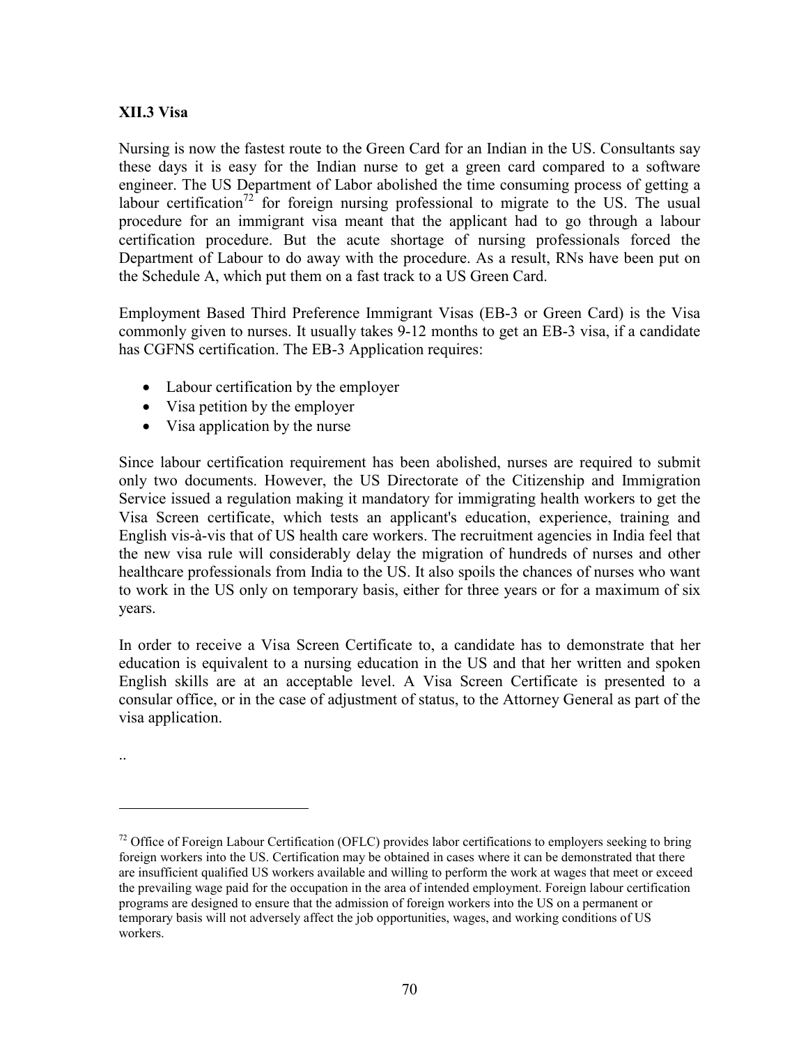### XII.3 Visa

Nursing is now the fastest route to the Green Card for an Indian in the US. Consultants say these days it is easy for the Indian nurse to get a green card compared to a software engineer. The US Department of Labor abolished the time consuming process of getting a labour certification[72] for foreign nursing professional to migrate to the US. The usual procedure for an immigrant visa meant that the applicant had to go through a labour certification procedure. But the acute shortage of nursing professionals forced the Department of Labour to do away with the procedure. As a result, RNs have been put on the Schedule A, which put them on a fast track to a US Green Card.

Employment Based Third Preference Immigrant Visas (EB-3 or Green Card) is the Visa commonly given to nurses. It usually takes 9-12 months to get an EB-3 visa, if a candidate has CGFNS certification. The EB-3 Application requires:

- Labour certification by the employer
- Visa petition by the employer
- Visa application by the nurse

Since labour certification requirement has been abolished, nurses are required to submit only two documents. However, the US Directorate of the Citizenship and Immigration Service issued a regulation making it mandatory for immigrating health workers to get the Visa Screen certificate, which tests an applicant's education, experience, training and English vis-à-vis that of US health care workers. The recruitment agencies in India feel that the new visa rule will considerably delay the migration of hundreds of nurses and other healthcare professionals from India to the US. It also spoils the chances of nurses who want to work in the US only on temporary basis, either for three years or for a maximum of six years.

In order to receive a Visa Screen Certificate to, a candidate has to demonstrate that her education is equivalent to a nursing education in the US and that her written and spoken English skills are at an acceptable level. A Visa Screen Certificate is presented to a consular office, or in the case of adjustment of status, to the Attorney General as part of the visa application.

..

---

[72] Office of Foreign Labour Certification (OFLC) provides labor certifications to employers seeking to bring foreign workers into the US. Certification may be obtained in cases where it can be demonstrated that there are insufficient qualified US workers available and willing to perform the work at wages that meet or exceed the prevailing wage paid for the occupation in the area of intended employment. Foreign labour certification programs are designed to ensure that the admission of foreign workers into the US on a permanent or temporary basis will not adversely affect the job opportunities, wages, and working conditions of US workers.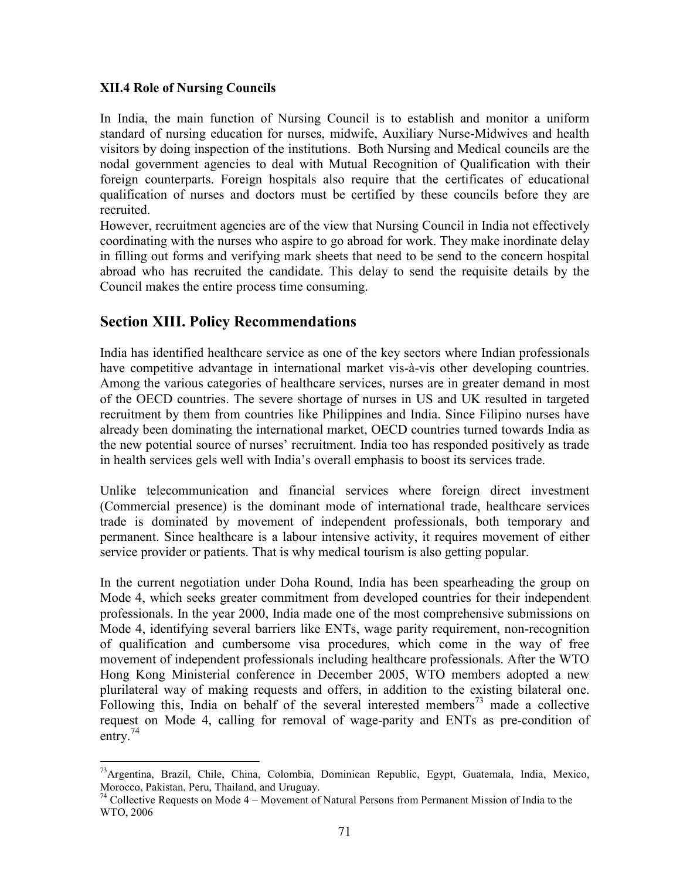### XII.4 Role of Nursing Councils

In India, the main function of Nursing Council is to establish and monitor a uniform standard of nursing education for nurses, midwife, Auxiliary Nurse-Midwives and health visitors by doing inspection of the institutions. Both Nursing and Medical councils are the nodal government agencies to deal with Mutual Recognition of Qualification with their foreign counterparts. Foreign hospitals also require that the certificates of educational qualification of nurses and doctors must be certified by these councils before they are recruited.

However, recruitment agencies are of the view that Nursing Council in India not effectively coordinating with the nurses who aspire to go abroad for work. They make inordinate delay in filling out forms and verifying mark sheets that need to be send to the concern hospital abroad who has recruited the candidate. This delay to send the requisite details by the Council makes the entire process time consuming.

## Section XIII. Policy Recommendations

India has identified healthcare service as one of the key sectors where Indian professionals have competitive advantage in international market vis-à-vis other developing countries. Among the various categories of healthcare services, nurses are in greater demand in most of the OECD countries. The severe shortage of nurses in US and UK resulted in targeted recruitment by them from countries like Philippines and India. Since Filipino nurses have already been dominating the international market, OECD countries turned towards India as the new potential source of nurses' recruitment. India too has responded positively as trade in health services gels well with India's overall emphasis to boost its services trade.

Unlike telecommunication and financial services where foreign direct investment (Commercial presence) is the dominant mode of international trade, healthcare services trade is dominated by movement of independent professionals, both temporary and permanent. Since healthcare is a labour intensive activity, it requires movement of either service provider or patients. That is why medical tourism is also getting popular.

In the current negotiation under Doha Round, India has been spearheading the group on Mode 4, which seeks greater commitment from developed countries for their independent professionals. In the year 2000, India made one of the most comprehensive submissions on Mode 4, identifying several barriers like ENTs, wage parity requirement, non-recognition of qualification and cumbersome visa procedures, which come in the way of free movement of independent professionals including healthcare professionals. After the WTO Hong Kong Ministerial conference in December 2005, WTO members adopted a new plurilateral way of making requests and offers, in addition to the existing bilateral one. Following this, India on behalf of the several interested members[73] made a collective request on Mode 4, calling for removal of wage-parity and ENTs as pre-condition of entry.[74]

---

[73] Argentina, Brazil, Chile, China, Colombia, Dominican Republic, Egypt, Guatemala, India, Mexico, Morocco, Pakistan, Peru, Thailand, and Uruguay.

[74] Collective Requests on Mode 4 – Movement of Natural Persons from Permanent Mission of India to the WTO, 2006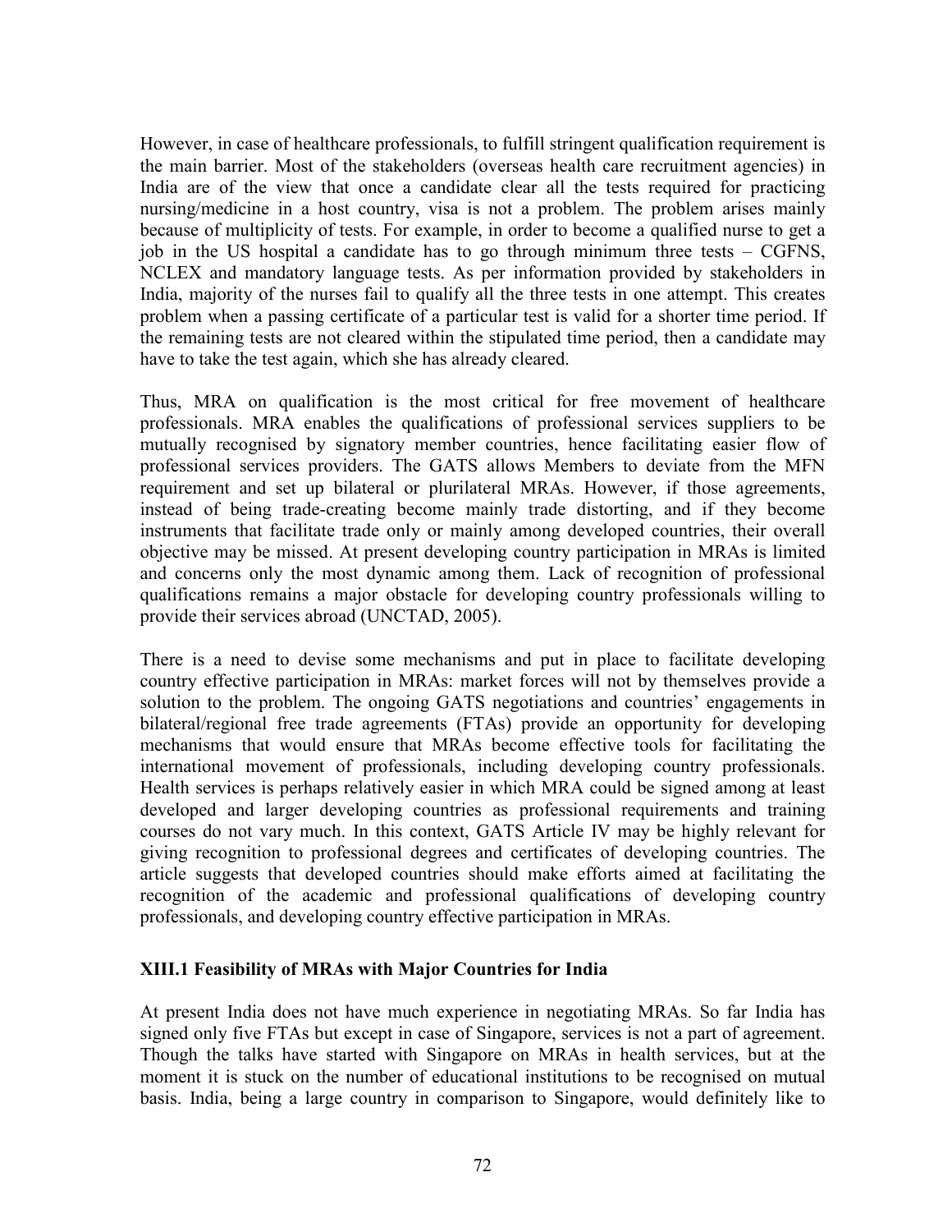However, in case of healthcare professionals, to fulfill stringent qualification requirement is the main barrier. Most of the stakeholders (overseas health care recruitment agencies) in India are of the view that once a candidate clear all the tests required for practicing nursing/medicine in a host country, visa is not a problem. The problem arises mainly because of multiplicity of tests. For example, in order to become a qualified nurse to get a job in the US hospital a candidate has to go through minimum three tests – CGFNS, NCLEX and mandatory language tests. As per information provided by stakeholders in India, majority of the nurses fail to qualify all the three tests in one attempt. This creates problem when a passing certificate of a particular test is valid for a shorter time period. If the remaining tests are not cleared within the stipulated time period, then a candidate may have to take the test again, which she has already cleared.

Thus, MRA on qualification is the most critical for free movement of healthcare professionals. MRA enables the qualifications of professional services suppliers to be mutually recognised by signatory member countries, hence facilitating easier flow of professional services providers. The GATS allows Members to deviate from the MFN requirement and set up bilateral or plurilateral MRAs. However, if those agreements, instead of being trade-creating become mainly trade distorting, and if they become instruments that facilitate trade only or mainly among developed countries, their overall objective may be missed. At present developing country participation in MRAs is limited and concerns only the most dynamic among them. Lack of recognition of professional qualifications remains a major obstacle for developing country professionals willing to provide their services abroad (UNCTAD, 2005).

There is a need to devise some mechanisms and put in place to facilitate developing country effective participation in MRAs: market forces will not by themselves provide a solution to the problem. The ongoing GATS negotiations and countries' engagements in bilateral/regional free trade agreements (FTAs) provide an opportunity for developing mechanisms that would ensure that MRAs become effective tools for facilitating the international movement of professionals, including developing country professionals. Health services is perhaps relatively easier in which MRA could be signed among at least developed and larger developing countries as professional requirements and training courses do not vary much. In this context, GATS Article IV may be highly relevant for giving recognition to professional degrees and certificates of developing countries. The article suggests that developed countries should make efforts aimed at facilitating the recognition of the academic and professional qualifications of developing country professionals, and developing country effective participation in MRAs.

### XIII.1 Feasibility of MRAs with Major Countries for India

At present India does not have much experience in negotiating MRAs. So far India has signed only five FTAs but except in case of Singapore, services is not a part of agreement. Though the talks have started with Singapore on MRAs in health services, but at the moment it is stuck on the number of educational institutions to be recognised on mutual basis. India, being a large country in comparison to Singapore, would definitely like to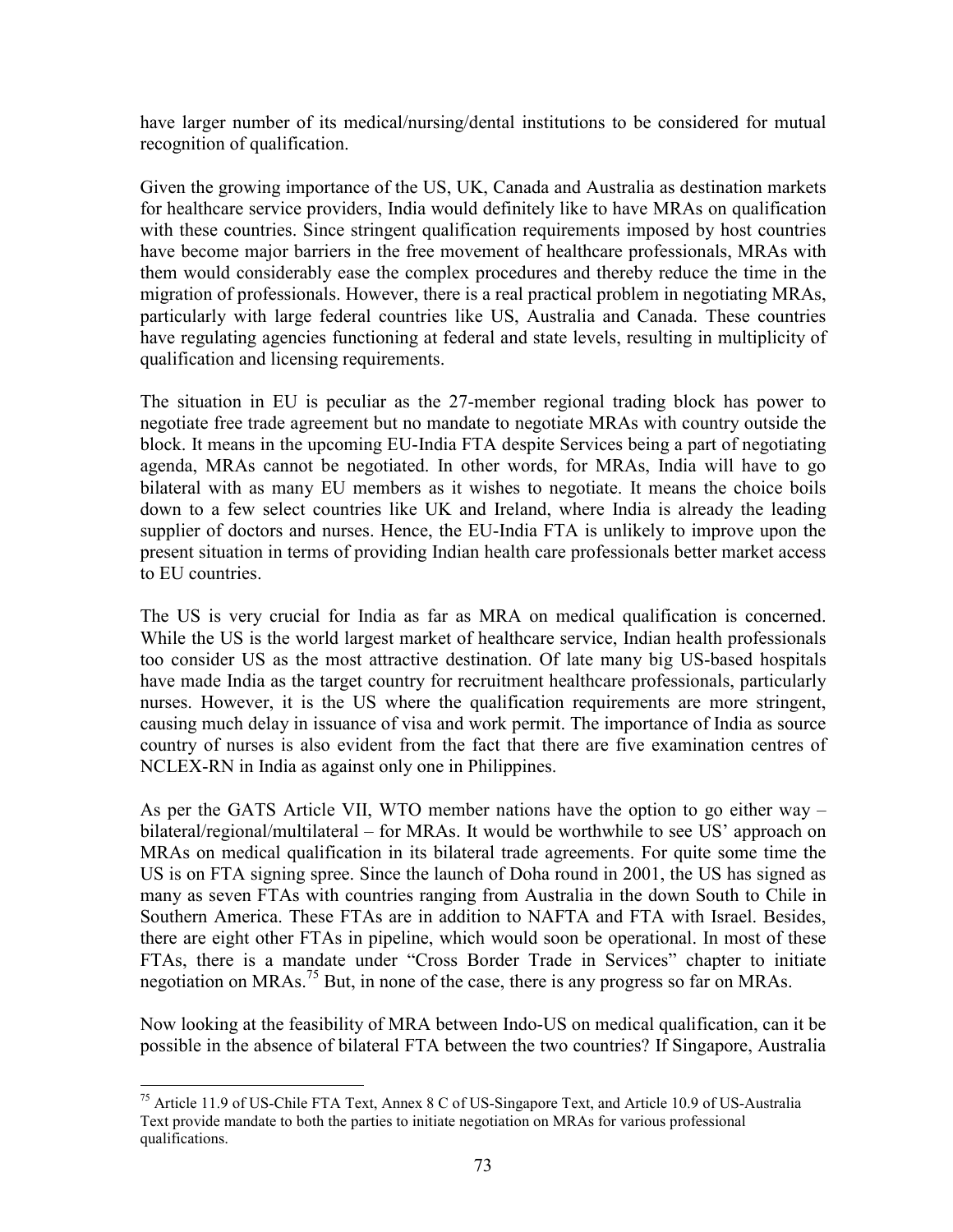have larger number of its medical/nursing/dental institutions to be considered for mutual recognition of qualification.

Given the growing importance of the US, UK, Canada and Australia as destination markets for healthcare service providers, India would definitely like to have MRAs on qualification with these countries. Since stringent qualification requirements imposed by host countries have become major barriers in the free movement of healthcare professionals, MRAs with them would considerably ease the complex procedures and thereby reduce the time in the migration of professionals. However, there is a real practical problem in negotiating MRAs, particularly with large federal countries like US, Australia and Canada. These countries have regulating agencies functioning at federal and state levels, resulting in multiplicity of qualification and licensing requirements.

The situation in EU is peculiar as the 27-member regional trading block has power to negotiate free trade agreement but no mandate to negotiate MRAs with country outside the block. It means in the upcoming EU-India FTA despite Services being a part of negotiating agenda, MRAs cannot be negotiated. In other words, for MRAs, India will have to go bilateral with as many EU members as it wishes to negotiate. It means the choice boils down to a few select countries like UK and Ireland, where India is already the leading supplier of doctors and nurses. Hence, the EU-India FTA is unlikely to improve upon the present situation in terms of providing Indian health care professionals better market access to EU countries.

The US is very crucial for India as far as MRA on medical qualification is concerned. While the US is the world largest market of healthcare service, Indian health professionals too consider US as the most attractive destination. Of late many big US-based hospitals have made India as the target country for recruitment healthcare professionals, particularly nurses. However, it is the US where the qualification requirements are more stringent, causing much delay in issuance of visa and work permit. The importance of India as source country of nurses is also evident from the fact that there are five examination centres of NCLEX-RN in India as against only one in Philippines.

As per the GATS Article VII, WTO member nations have the option to go either way – bilateral/regional/multilateral – for MRAs. It would be worthwhile to see US' approach on MRAs on medical qualification in its bilateral trade agreements. For quite some time the US is on FTA signing spree. Since the launch of Doha round in 2001, the US has signed as many as seven FTAs with countries ranging from Australia in the down South to Chile in Southern America. These FTAs are in addition to NAFTA and FTA with Israel. Besides, there are eight other FTAs in pipeline, which would soon be operational. In most of these FTAs, there is a mandate under "Cross Border Trade in Services" chapter to initiate negotiation on MRAs.[75] But, in none of the case, there is any progress so far on MRAs.

Now looking at the feasibility of MRA between Indo-US on medical qualification, can it be possible in the absence of bilateral FTA between the two countries? If Singapore, Australia

[75] Article 11.9 of US-Chile FTA Text, Annex 8 C of US-Singapore Text, and Article 10.9 of US-Australia Text provide mandate to both the parties to initiate negotiation on MRAs for various professional qualifications.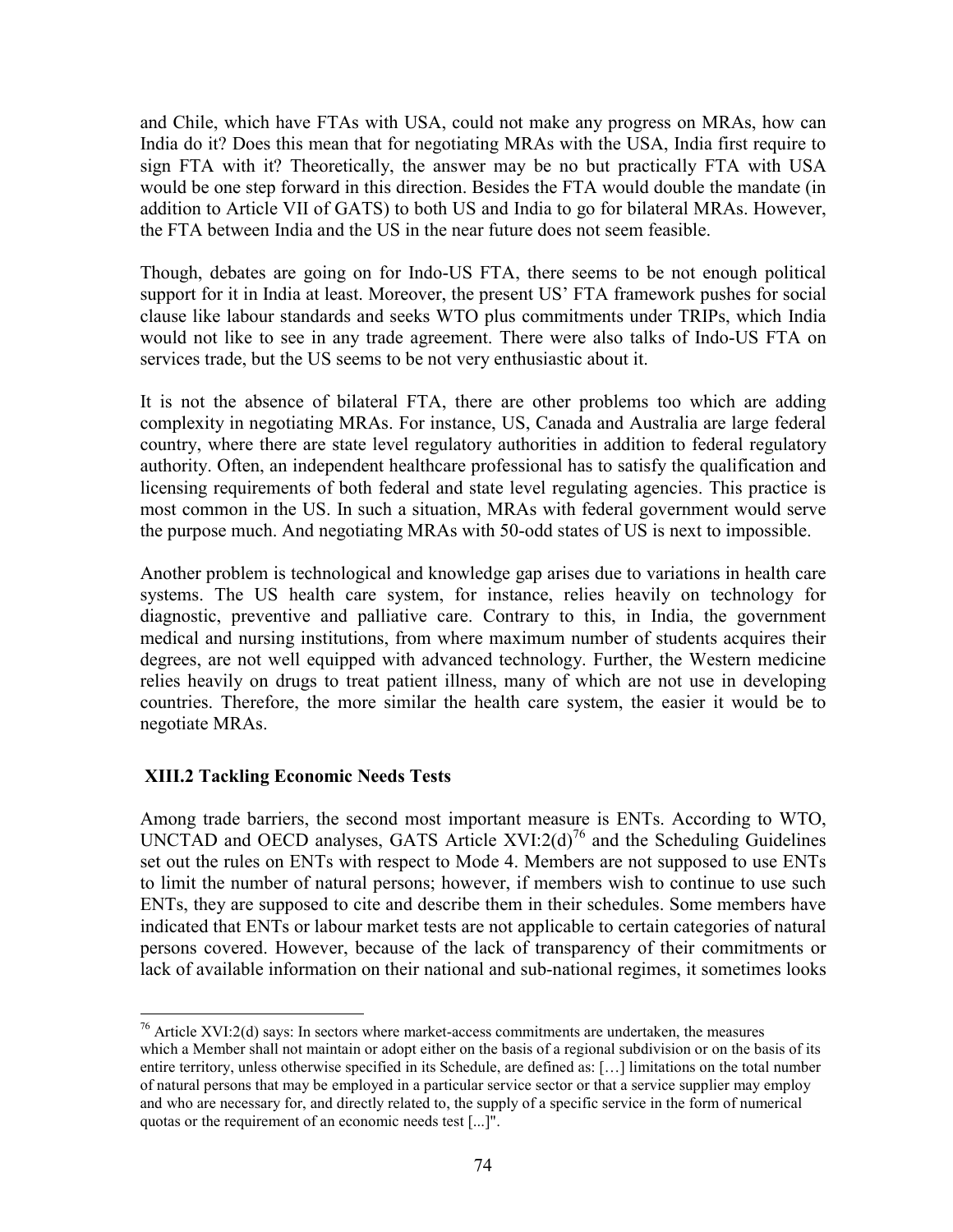and Chile, which have FTAs with USA, could not make any progress on MRAs, how can India do it? Does this mean that for negotiating MRAs with the USA, India first require to sign FTA with it? Theoretically, the answer may be no but practically FTA with USA would be one step forward in this direction. Besides the FTA would double the mandate (in addition to Article VII of GATS) to both US and India to go for bilateral MRAs. However, the FTA between India and the US in the near future does not seem feasible.

Though, debates are going on for Indo-US FTA, there seems to be not enough political support for it in India at least. Moreover, the present US' FTA framework pushes for social clause like labour standards and seeks WTO plus commitments under TRIPs, which India would not like to see in any trade agreement. There were also talks of Indo-US FTA on services trade, but the US seems to be not very enthusiastic about it.

It is not the absence of bilateral FTA, there are other problems too which are adding complexity in negotiating MRAs. For instance, US, Canada and Australia are large federal country, where there are state level regulatory authorities in addition to federal regulatory authority. Often, an independent healthcare professional has to satisfy the qualification and licensing requirements of both federal and state level regulating agencies. This practice is most common in the US. In such a situation, MRAs with federal government would serve the purpose much. And negotiating MRAs with 50-odd states of US is next to impossible.

Another problem is technological and knowledge gap arises due to variations in health care systems. The US health care system, for instance, relies heavily on technology for diagnostic, preventive and palliative care. Contrary to this, in India, the government medical and nursing institutions, from where maximum number of students acquires their degrees, are not well equipped with advanced technology. Further, the Western medicine relies heavily on drugs to treat patient illness, many of which are not use in developing countries. Therefore, the more similar the health care system, the easier it would be to negotiate MRAs.

### XIII.2 Tackling Economic Needs Tests

Among trade barriers, the second most important measure is ENTs. According to WTO, UNCTAD and OECD analyses, GATS Article XVI:2(d)[76] and the Scheduling Guidelines set out the rules on ENTs with respect to Mode 4. Members are not supposed to use ENTs to limit the number of natural persons; however, if members wish to continue to use such ENTs, they are supposed to cite and describe them in their schedules. Some members have indicated that ENTs or labour market tests are not applicable to certain categories of natural persons covered. However, because of the lack of transparency of their commitments or lack of available information on their national and sub-national regimes, it sometimes looks

---

[76] Article XVI:2(d) says: In sectors where market-access commitments are undertaken, the measures which a Member shall not maintain or adopt either on the basis of a regional subdivision or on the basis of its entire territory, unless otherwise specified in its Schedule, are defined as: […] limitations on the total number of natural persons that may be employed in a particular service sector or that a service supplier may employ and who are necessary for, and directly related to, the supply of a specific service in the form of numerical quotas or the requirement of an economic needs test [...]".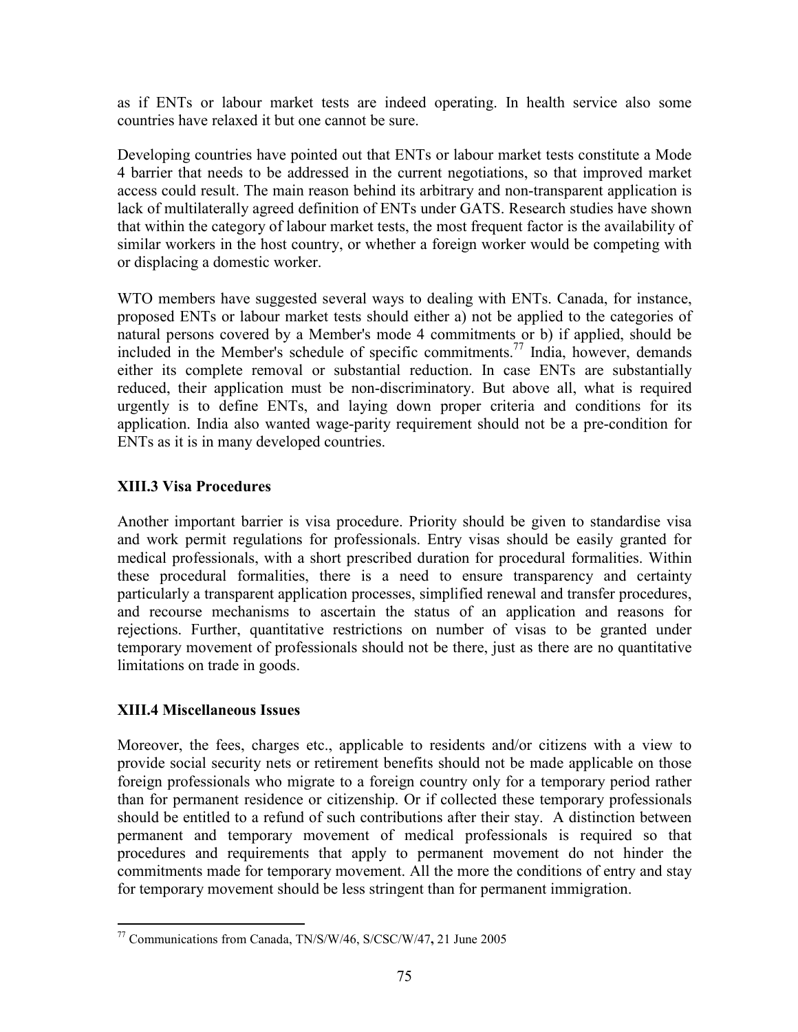as if ENTs or labour market tests are indeed operating. In health service also some countries have relaxed it but one cannot be sure.

Developing countries have pointed out that ENTs or labour market tests constitute a Mode 4 barrier that needs to be addressed in the current negotiations, so that improved market access could result. The main reason behind its arbitrary and non-transparent application is lack of multilaterally agreed definition of ENTs under GATS. Research studies have shown that within the category of labour market tests, the most frequent factor is the availability of similar workers in the host country, or whether a foreign worker would be competing with or displacing a domestic worker.

WTO members have suggested several ways to dealing with ENTs. Canada, for instance, proposed ENTs or labour market tests should either a) not be applied to the categories of natural persons covered by a Member's mode 4 commitments or b) if applied, should be included in the Member's schedule of specific commitments.[77] India, however, demands either its complete removal or substantial reduction. In case ENTs are substantially reduced, their application must be non-discriminatory. But above all, what is required urgently is to define ENTs, and laying down proper criteria and conditions for its application. India also wanted wage-parity requirement should not be a pre-condition for ENTs as it is in many developed countries.

### XIII.3 Visa Procedures

Another important barrier is visa procedure. Priority should be given to standardise visa and work permit regulations for professionals. Entry visas should be easily granted for medical professionals, with a short prescribed duration for procedural formalities. Within these procedural formalities, there is a need to ensure transparency and certainty particularly a transparent application processes, simplified renewal and transfer procedures, and recourse mechanisms to ascertain the status of an application and reasons for rejections. Further, quantitative restrictions on number of visas to be granted under temporary movement of professionals should not be there, just as there are no quantitative limitations on trade in goods.

### XIII.4 Miscellaneous Issues

Moreover, the fees, charges etc., applicable to residents and/or citizens with a view to provide social security nets or retirement benefits should not be made applicable on those foreign professionals who migrate to a foreign country only for a temporary period rather than for permanent residence or citizenship. Or if collected these temporary professionals should be entitled to a refund of such contributions after their stay. A distinction between permanent and temporary movement of medical professionals is required so that procedures and requirements that apply to permanent movement do not hinder the commitments made for temporary movement. All the more the conditions of entry and stay for temporary movement should be less stringent than for permanent immigration.

---

[77] Communications from Canada, TN/S/W/46, S/CSC/W/47, 21 June 2005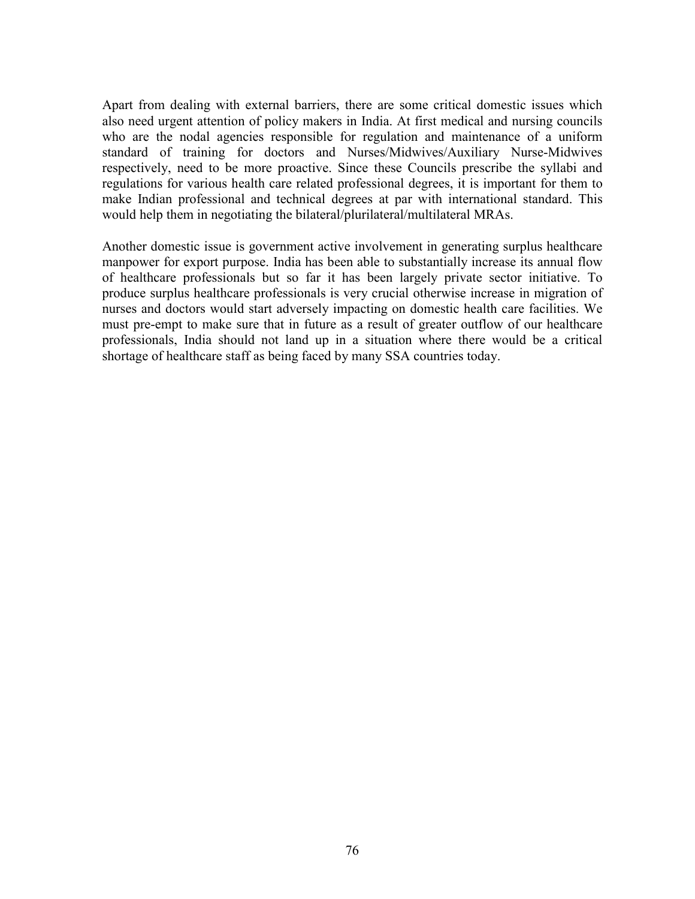Apart from dealing with external barriers, there are some critical domestic issues which also need urgent attention of policy makers in India. At first medical and nursing councils who are the nodal agencies responsible for regulation and maintenance of a uniform standard of training for doctors and Nurses/Midwives/Auxiliary Nurse-Midwives respectively, need to be more proactive. Since these Councils prescribe the syllabi and regulations for various health care related professional degrees, it is important for them to make Indian professional and technical degrees at par with international standard. This would help them in negotiating the bilateral/plurilateral/multilateral MRAs.

Another domestic issue is government active involvement in generating surplus healthcare manpower for export purpose. India has been able to substantially increase its annual flow of healthcare professionals but so far it has been largely private sector initiative. To produce surplus healthcare professionals is very crucial otherwise increase in migration of nurses and doctors would start adversely impacting on domestic health care facilities. We must pre-empt to make sure that in future as a result of greater outflow of our healthcare professionals, India should not land up in a situation where there would be a critical shortage of healthcare staff as being faced by many SSA countries today.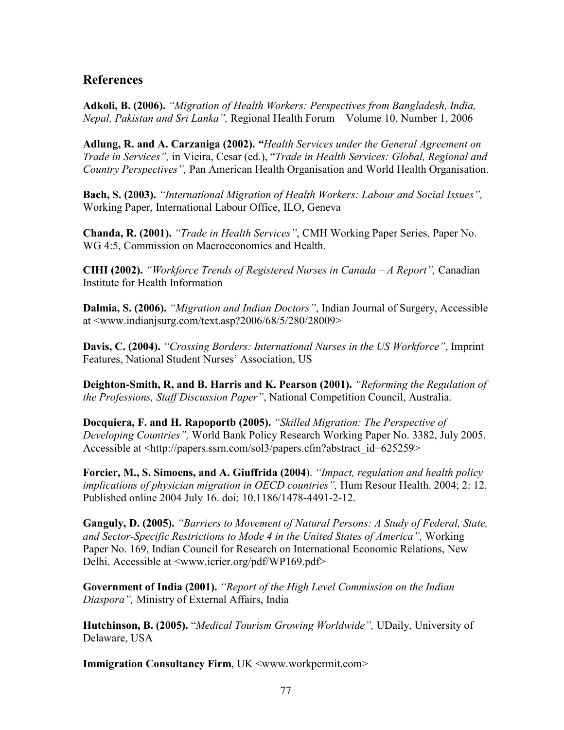## References

**Adkoli, B. (2006).** *"Migration of Health Workers: Perspectives from Bangladesh, India, Nepal, Pakistan and Sri Lanka",* Regional Health Forum – Volume 10, Number 1, 2006

**Adlung, R. and A. Carzaniga (2002).** *"Health Services under the General Agreement on Trade in Services",* in Vieira, Cesar (ed.), "*Trade in Health Services: Global, Regional and Country Perspectives",* Pan American Health Organisation and World Health Organisation.

**Bach, S. (2003).** *"International Migration of Health Workers: Labour and Social Issues",* Working Paper, International Labour Office, ILO, Geneva

**Chanda, R. (2001).** *"Trade in Health Services"*, CMH Working Paper Series, Paper No. WG 4:5, Commission on Macroeconomics and Health.

**CIHI (2002).** *"Workforce Trends of Registered Nurses in Canada – A Report",* Canadian Institute for Health Information

**Dalmia, S. (2006).** *"Migration and Indian Doctors"*, Indian Journal of Surgery, Accessible at <www.indianjsurg.com/text.asp?2006/68/5/280/28009>

**Davis, C. (2004).** *"Crossing Borders: International Nurses in the US Workforce"*, Imprint Features, National Student Nurses' Association, US

**Deighton-Smith, R, and B. Harris and K. Pearson (2001).** *"Reforming the Regulation of the Professions, Staff Discussion Paper"*, National Competition Council, Australia.

**Docquiera, F. and H. Rapoportb (2005).** *"Skilled Migration: The Perspective of Developing Countries",* World Bank Policy Research Working Paper No. 3382, July 2005. Accessible at <http://papers.ssrn.com/sol3/papers.cfm?abstract_id=625259>

**Forcier, M., S. Simoens, and A. Giuffrida (2004**). *"Impact, regulation and health policy implications of physician migration in OECD countries",* Hum Resour Health. 2004; 2: 12. Published online 2004 July 16. doi: 10.1186/1478-4491-2-12.

**Ganguly, D. (2005).** *"Barriers to Movement of Natural Persons: A Study of Federal, State, and Sector-Specific Restrictions to Mode 4 in the United States of America",* Working Paper No. 169, Indian Council for Research on International Economic Relations, New Delhi. Accessible at <www.icrier.org/pdf/WP169.pdf>

**Government of India (2001).** *"Report of the High Level Commission on the Indian Diaspora",* Ministry of External Affairs, India

**Hutchinson, B. (2005).** "*Medical Tourism Growing Worldwide",* UDaily, University of Delaware, USA

**Immigration Consultancy Firm**, UK <www.workpermit.com>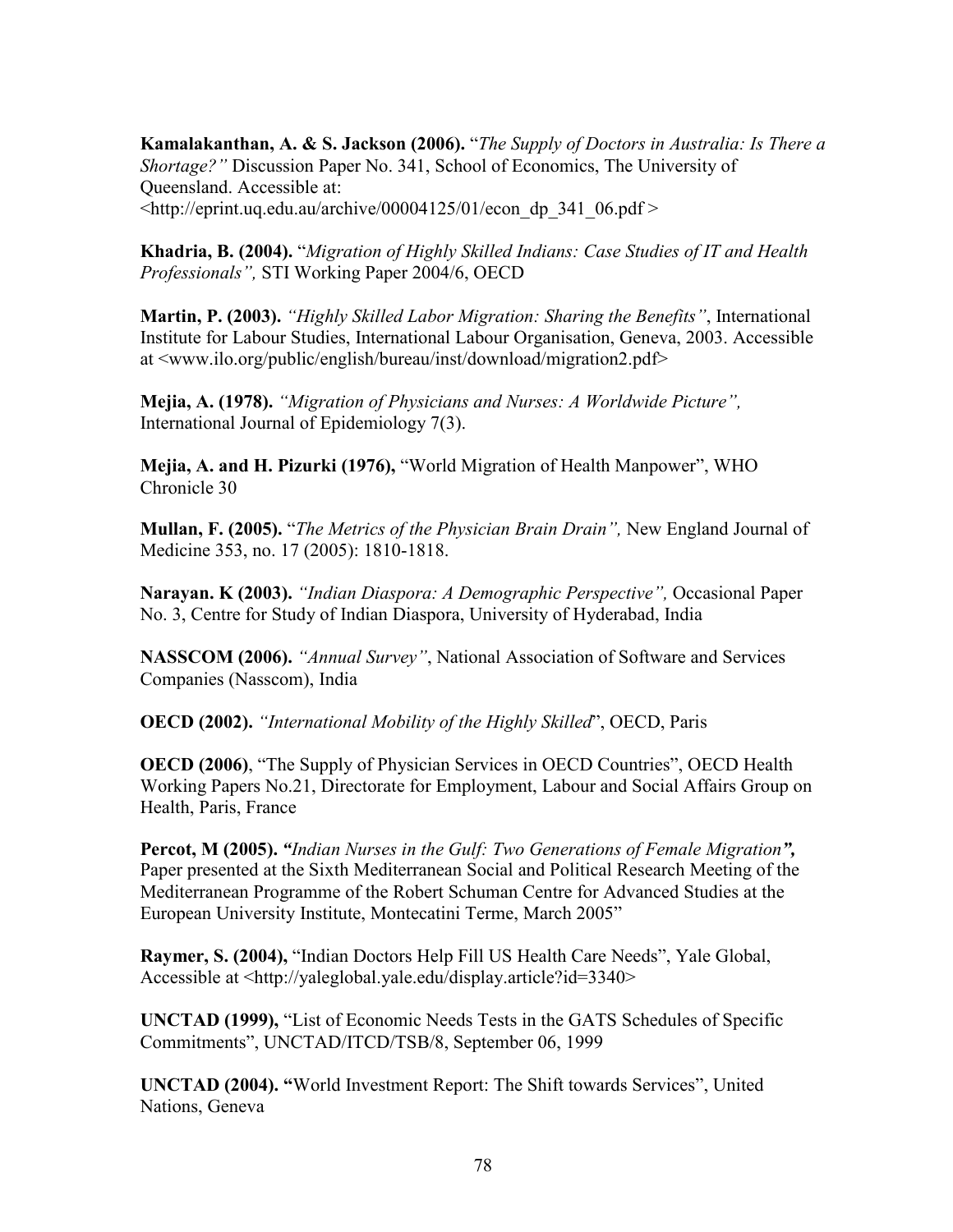**Kamalakanthan, A. & S. Jackson (2006).** "*The Supply of Doctors in Australia: Is There a Shortage?"* Discussion Paper No. 341, School of Economics, The University of Queensland. Accessible at: <http://eprint.uq.edu.au/archive/00004125/01/econ_dp_341_06.pdf >

**Khadria, B. (2004).** "*Migration of Highly Skilled Indians: Case Studies of IT and Health Professionals",* STI Working Paper 2004/6, OECD

**Martin, P. (2003).** *"Highly Skilled Labor Migration: Sharing the Benefits"*, International Institute for Labour Studies, International Labour Organisation, Geneva, 2003. Accessible at <www.ilo.org/public/english/bureau/inst/download/migration2.pdf>

**Mejia, A. (1978).** *"Migration of Physicians and Nurses: A Worldwide Picture",* International Journal of Epidemiology 7(3).

**Mejia, A. and H. Pizurki (1976),** "World Migration of Health Manpower", WHO Chronicle 30

**Mullan, F. (2005).** "*The Metrics of the Physician Brain Drain",* New England Journal of Medicine 353, no. 17 (2005): 1810-1818.

**Narayan. K (2003).** *"Indian Diaspora: A Demographic Perspective",* Occasional Paper No. 3, Centre for Study of Indian Diaspora, University of Hyderabad, India

**NASSCOM (2006).** *"Annual Survey"*, National Association of Software and Services Companies (Nasscom), India

**OECD (2002).** *"International Mobility of the Highly Skilled*", OECD, Paris

**OECD (2006)**, "The Supply of Physician Services in OECD Countries", OECD Health Working Papers No.21, Directorate for Employment, Labour and Social Affairs Group on Health, Paris, France

**Percot, M (2005).** ***"****Indian Nurses in the Gulf: Two Generations of Female Migration****",*** Paper presented at the Sixth Mediterranean Social and Political Research Meeting of the Mediterranean Programme of the Robert Schuman Centre for Advanced Studies at the European University Institute, Montecatini Terme, March 2005"

**Raymer, S. (2004),** "Indian Doctors Help Fill US Health Care Needs", Yale Global, Accessible at <http://yaleglobal.yale.edu/display.article?id=3340>

**UNCTAD (1999),** "List of Economic Needs Tests in the GATS Schedules of Specific Commitments", UNCTAD/ITCD/TSB/8, September 06, 1999

**UNCTAD (2004). "**World Investment Report: The Shift towards Services", United Nations, Geneva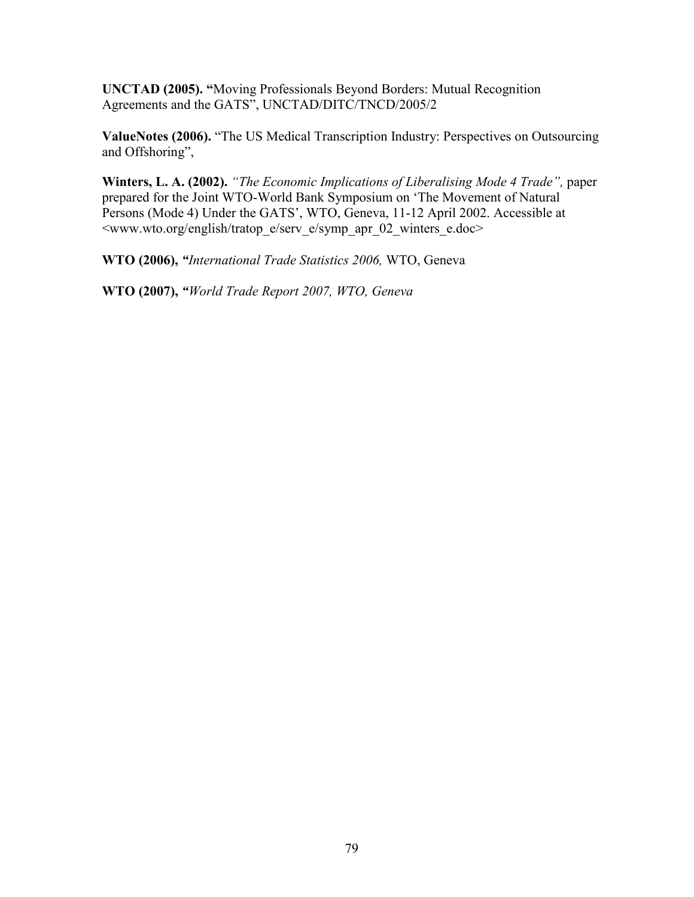**UNCTAD (2005). "**Moving Professionals Beyond Borders: Mutual Recognition Agreements and the GATS", UNCTAD/DITC/TNCD/2005/2

**ValueNotes (2006).** "The US Medical Transcription Industry: Perspectives on Outsourcing and Offshoring",

**Winters, L. A. (2002).** *"The Economic Implications of Liberalising Mode 4 Trade",* paper prepared for the Joint WTO-World Bank Symposium on 'The Movement of Natural Persons (Mode 4) Under the GATS', WTO, Geneva, 11-12 April 2002. Accessible at <www.wto.org/english/tratop_e/serv_e/symp_apr_02_winters_e.doc>

**WTO (2006), "***International Trade Statistics 2006,* WTO, Geneva

**WTO (2007), "***World Trade Report 2007, WTO, Geneva*